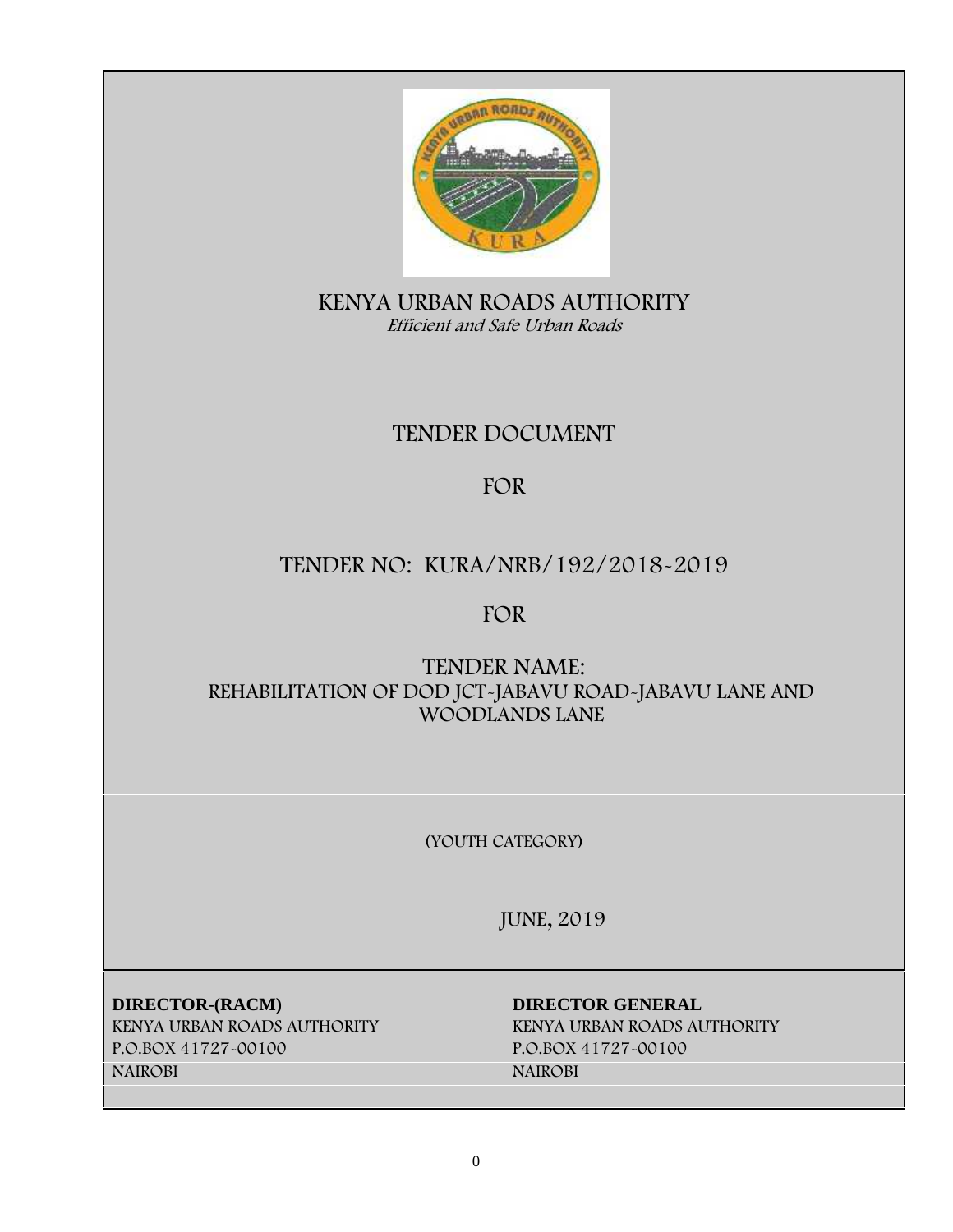# KENYA URBAN ROADS AUTHORITY

*Efficient and Safe Urban Roads*

## TENDER DOCUMENT

## FOR

## TENDER NO: KURA/NRB/192/2018-2019

## FOR

## TENDER NAME:
## REHABILITATION OF DOD JCT-JABAVU ROAD-JABAVU LANE AND WOODLANDS LANE

(YOUTH CATEGORY)

JUNE, 2019

| **DIRECTOR-(RACM)** | **DIRECTOR GENERAL** |
|---|---|
| KENYA URBAN ROADS AUTHORITY | KENYA URBAN ROADS AUTHORITY |
| P.O.BOX 41727-00100 | P.O.BOX 41727-00100 |
| NAIROBI | NAIROBI |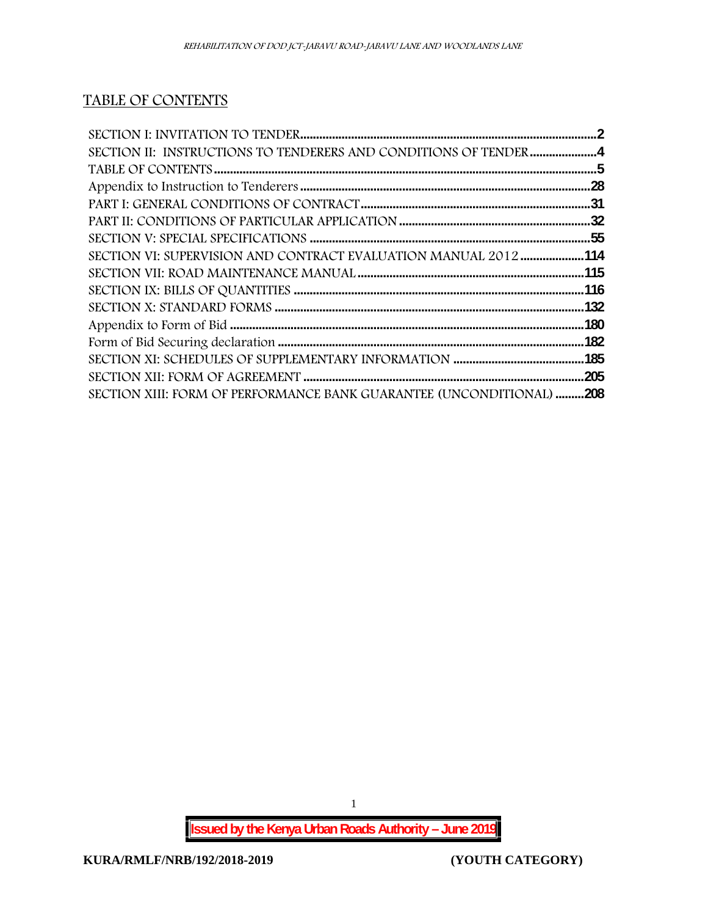## TABLE OF CONTENTS

SECTION I: INVITATION TO TENDER....2
SECTION II: INSTRUCTIONS TO TENDERERS AND CONDITIONS OF TENDER....4
TABLE OF CONTENTS....5
Appendix to Instruction to Tenderers....28
PART I: GENERAL CONDITIONS OF CONTRACT....31
PART II: CONDITIONS OF PARTICULAR APPLICATION....32
SECTION V: SPECIAL SPECIFICATIONS....55
SECTION VI: SUPERVISION AND CONTRACT EVALUATION MANUAL 2012....114
SECTION VII: ROAD MAINTENANCE MANUAL....115
SECTION IX: BILLS OF QUANTITIES....116
SECTION X: STANDARD FORMS....132
Appendix to Form of Bid....180
Form of Bid Securing declaration....182
SECTION XI: SCHEDULES OF SUPPLEMENTARY INFORMATION....185
SECTION XII: FORM OF AGREEMENT....205
SECTION XIII: FORM OF PERFORMANCE BANK GUARANTEE (UNCONDITIONAL)....208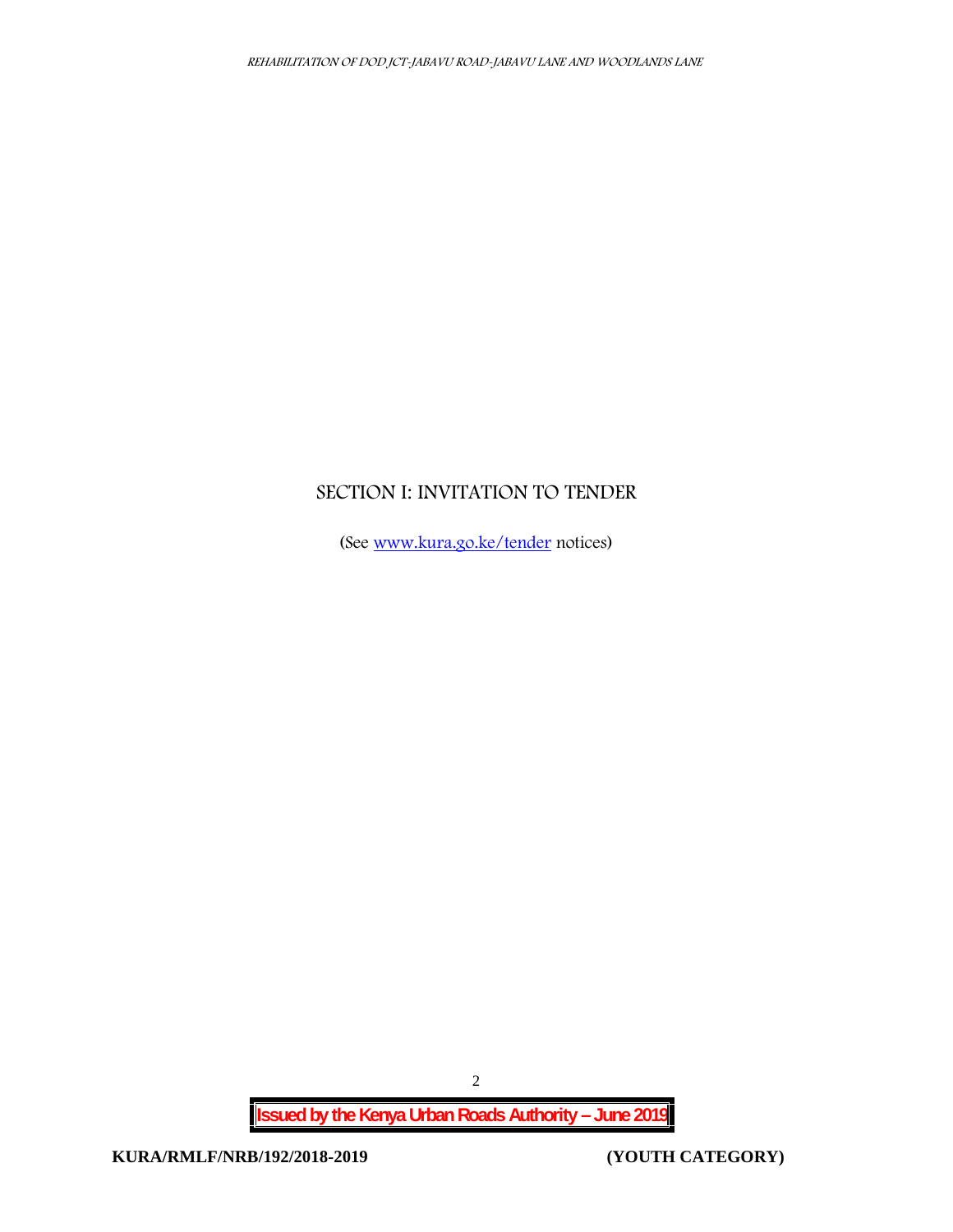# SECTION I: INVITATION TO TENDER

(See www.kura.go.ke/tender notices)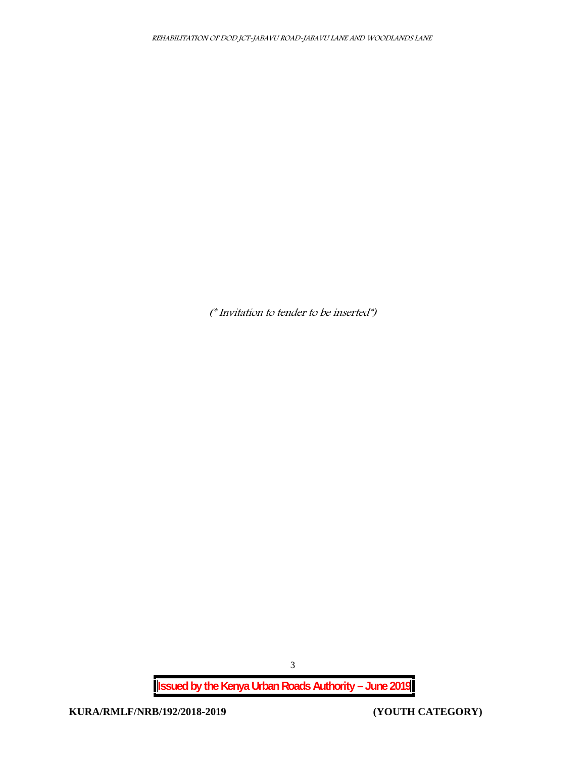*(\* Invitation to tender to be inserted\*)*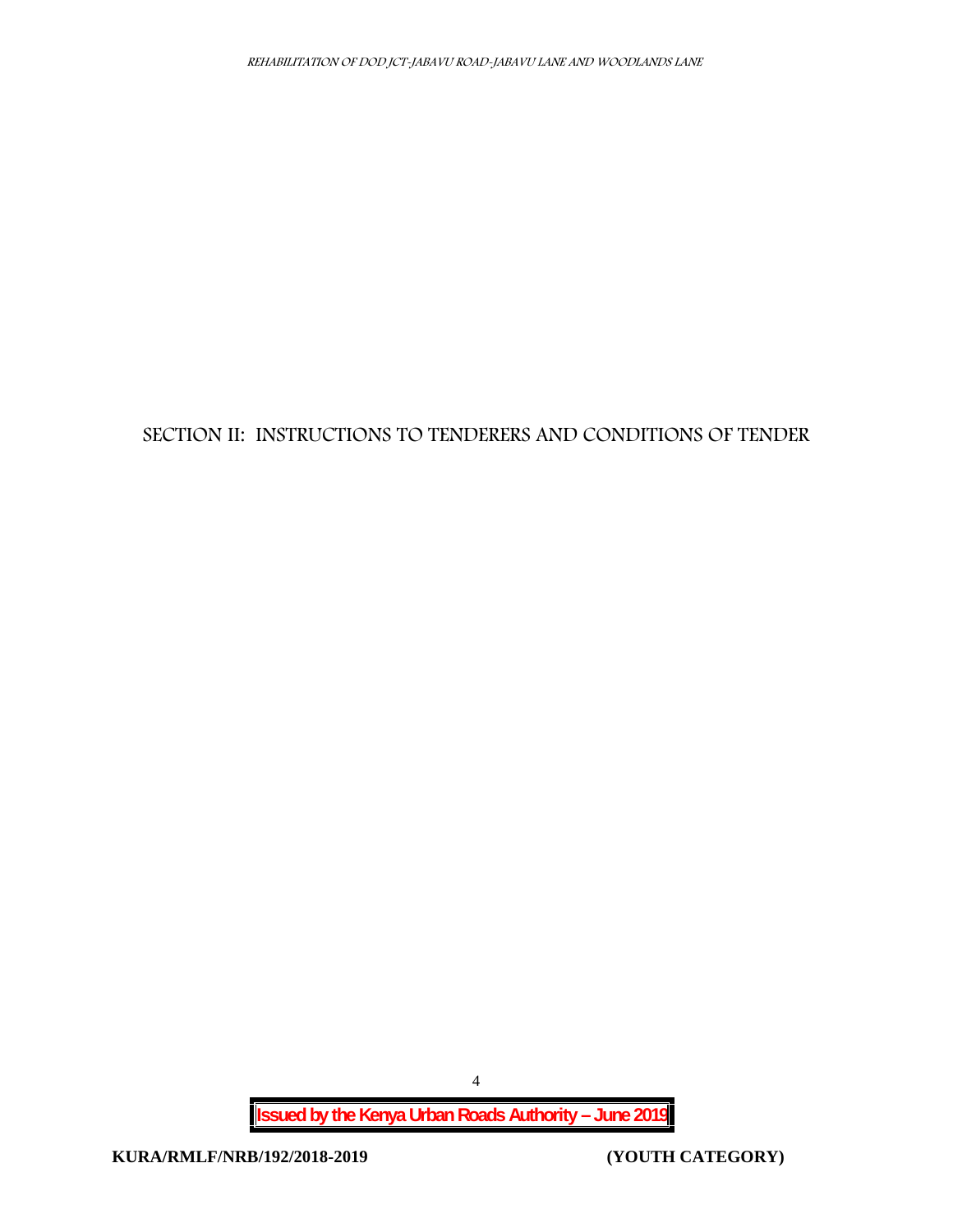# SECTION II: INSTRUCTIONS TO TENDERERS AND CONDITIONS OF TENDER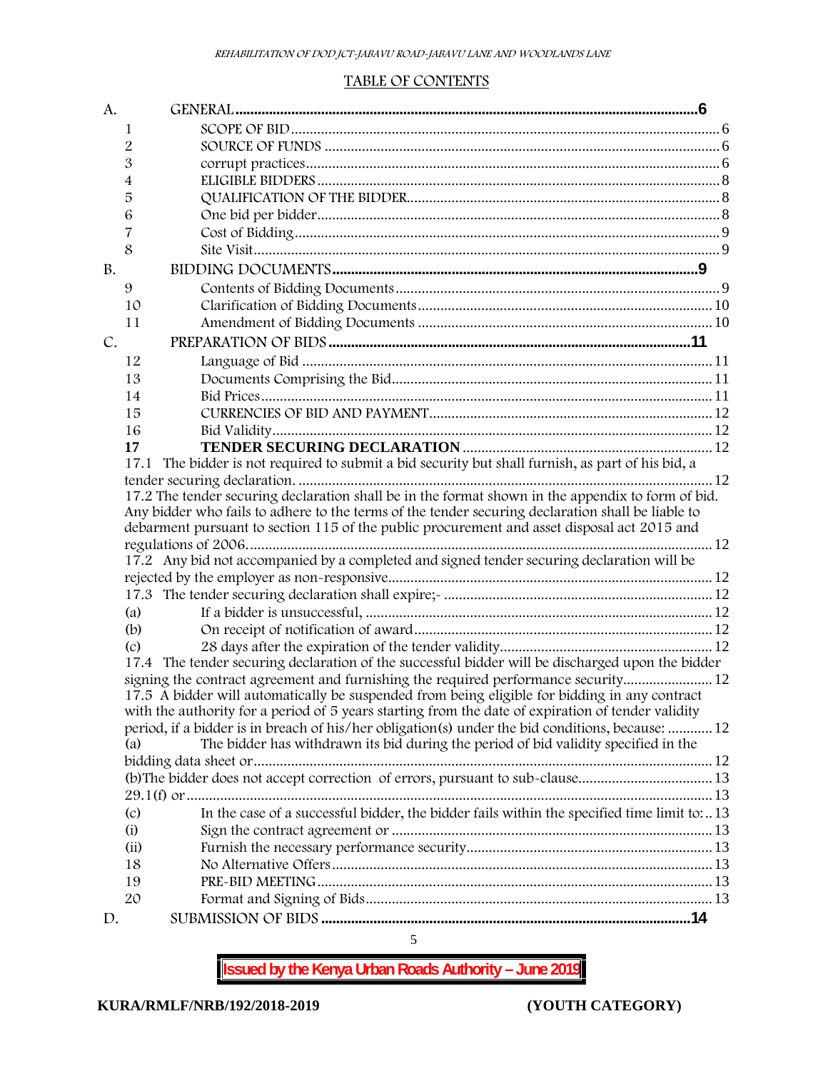## TABLE OF CONTENTS

| | | |
|---|---|---|
| A. | **GENERAL** | **6** |
| 1 | SCOPE OF BID | 6 |
| 2 | SOURCE OF FUNDS | 6 |
| 3 | corrupt practices | 6 |
| 4 | ELIGIBLE BIDDERS | 8 |
| 5 | QUALIFICATION OF THE BIDDER | 8 |
| 6 | One bid per bidder | 8 |
| 7 | Cost of Bidding | 9 |
| 8 | Site Visit | 9 |
| B. | **BIDDING DOCUMENTS** | **9** |
| 9 | Contents of Bidding Documents | 9 |
| 10 | Clarification of Bidding Documents | 10 |
| 11 | Amendment of Bidding Documents | 10 |
| C. | **PREPARATION OF BIDS** | **11** |
| 12 | Language of Bid | 11 |
| 13 | Documents Comprising the Bid | 11 |
| 14 | Bid Prices | 11 |
| 15 | CURRENCIES OF BID AND PAYMENT | 12 |
| 16 | Bid Validity | 12 |
| **17** | **TENDER SECURING DECLARATION** | 12 |
| 17.1 | The bidder is not required to submit a bid security but shall furnish, as part of his bid, a tender securing declaration. | 12 |
| | 17.2 The tender securing declaration shall be in the format shown in the appendix to form of bid. Any bidder who fails to adhere to the terms of the tender securing declaration shall be liable to debarment pursuant to section 115 of the public procurement and asset disposal act 2015 and regulations of 2006. | 12 |
| 17.2 | Any bid not accompanied by a completed and signed tender securing declaration will be rejected by the employer as non-responsive | 12 |
| 17.3 | The tender securing declaration shall expire;- | 12 |
| (a) | If a bidder is unsuccessful, | 12 |
| (b) | On receipt of notification of award | 12 |
| (c) | 28 days after the expiration of the tender validity | 12 |
| 17.4 | The tender securing declaration of the successful bidder will be discharged upon the bidder signing the contract agreement and furnishing the required performance security | 12 |
| 17.5 | A bidder will automatically be suspended from being eligible for bidding in any contract with the authority for a period of 5 years starting from the date of expiration of tender validity period, if a bidder is in breach of his/her obligation(s) under the bid conditions, because: | 12 |
| (a) | The bidder has withdrawn its bid during the period of bid validity specified in the bidding data sheet or | 12 |
| (b) | The bidder does not accept correction of errors, pursuant to sub-clause | 13 |
| | 29.1(f) or | 13 |
| (c) | In the case of a successful bidder, the bidder fails within the specified time limit to: | 13 |
| (i) | Sign the contract agreement or | 13 |
| (ii) | Furnish the necessary performance security | 13 |
| 18 | No Alternative Offers | 13 |
| 19 | PRE-BID MEETING | 13 |
| 20 | Format and Signing of Bids | 13 |
| D. | **SUBMISSION OF BIDS** | **14** |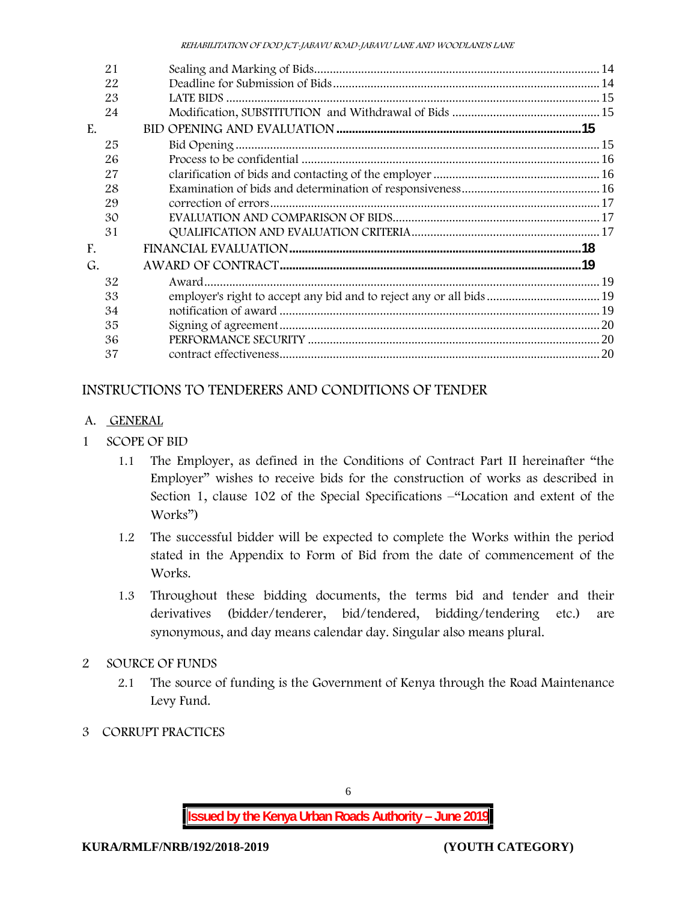| | | |
|---|---|---|
| 21 | Sealing and Marking of Bids | 14 |
| 22 | Deadline for Submission of Bids | 14 |
| 23 | LATE BIDS | 15 |
| 24 | Modification, SUBSTITUTION and Withdrawal of Bids | 15 |
| **E.** | **BID OPENING AND EVALUATION** | **15** |
| 25 | Bid Opening | 15 |
| 26 | Process to be confidential | 16 |
| 27 | clarification of bids and contacting of the employer | 16 |
| 28 | Examination of bids and determination of responsiveness | 16 |
| 29 | correction of errors | 17 |
| 30 | EVALUATION AND COMPARISON OF BIDS | 17 |
| 31 | QUALIFICATION AND EVALUATION CRITERIA | 17 |
| **F.** | **FINANCIAL EVALUATION** | **18** |
| **G.** | **AWARD OF CONTRACT** | **19** |
| 32 | Award | 19 |
| 33 | employer's right to accept any bid and to reject any or all bids | 19 |
| 34 | notification of award | 19 |
| 35 | Signing of agreement | 20 |
| 36 | PERFORMANCE SECURITY | 20 |
| 37 | contract effectiveness | 20 |

# INSTRUCTIONS TO TENDERERS AND CONDITIONS OF TENDER

## A. GENERAL

### 1 SCOPE OF BID

1.1 The Employer, as defined in the Conditions of Contract Part II hereinafter "the Employer" wishes to receive bids for the construction of works as described in Section 1, clause 102 of the Special Specifications –"Location and extent of the Works")

1.2 The successful bidder will be expected to complete the Works within the period stated in the Appendix to Form of Bid from the date of commencement of the Works.

1.3 Throughout these bidding documents, the terms bid and tender and their derivatives (bidder/tenderer, bid/tendered, bidding/tendering etc.) are synonymous, and day means calendar day. Singular also means plural.

### 2 SOURCE OF FUNDS

2.1 The source of funding is the Government of Kenya through the Road Maintenance Levy Fund.

### 3 CORRUPT PRACTICES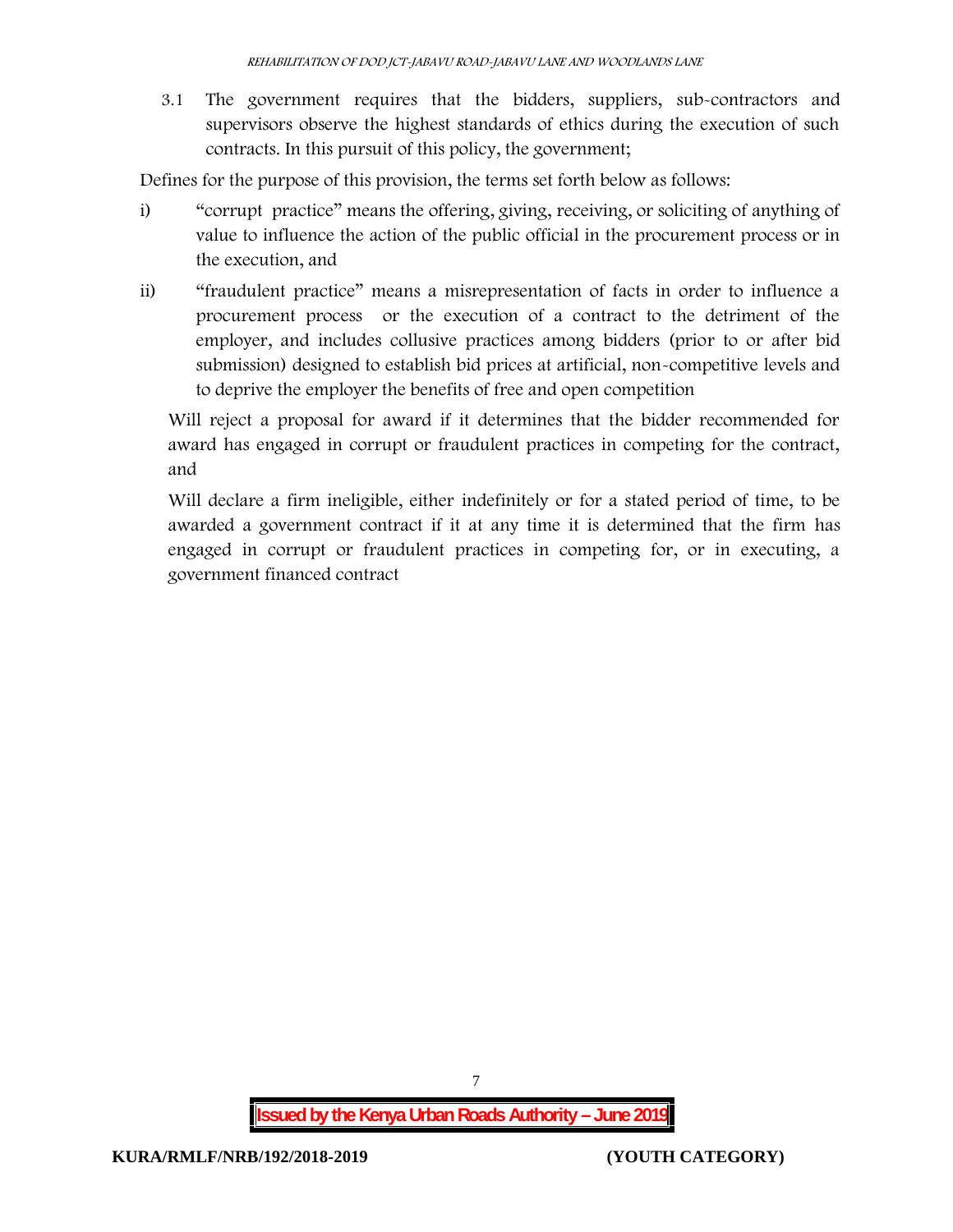3.1 The government requires that the bidders, suppliers, sub-contractors and supervisors observe the highest standards of ethics during the execution of such contracts. In this pursuit of this policy, the government;

Defines for the purpose of this provision, the terms set forth below as follows:

i) "corrupt practice" means the offering, giving, receiving, or soliciting of anything of value to influence the action of the public official in the procurement process or in the execution, and

ii) "fraudulent practice" means a misrepresentation of facts in order to influence a procurement process or the execution of a contract to the detriment of the employer, and includes collusive practices among bidders (prior to or after bid submission) designed to establish bid prices at artificial, non-competitive levels and to deprive the employer the benefits of free and open competition

Will reject a proposal for award if it determines that the bidder recommended for award has engaged in corrupt or fraudulent practices in competing for the contract, and

Will declare a firm ineligible, either indefinitely or for a stated period of time, to be awarded a government contract if it at any time it is determined that the firm has engaged in corrupt or fraudulent practices in competing for, or in executing, a government financed contract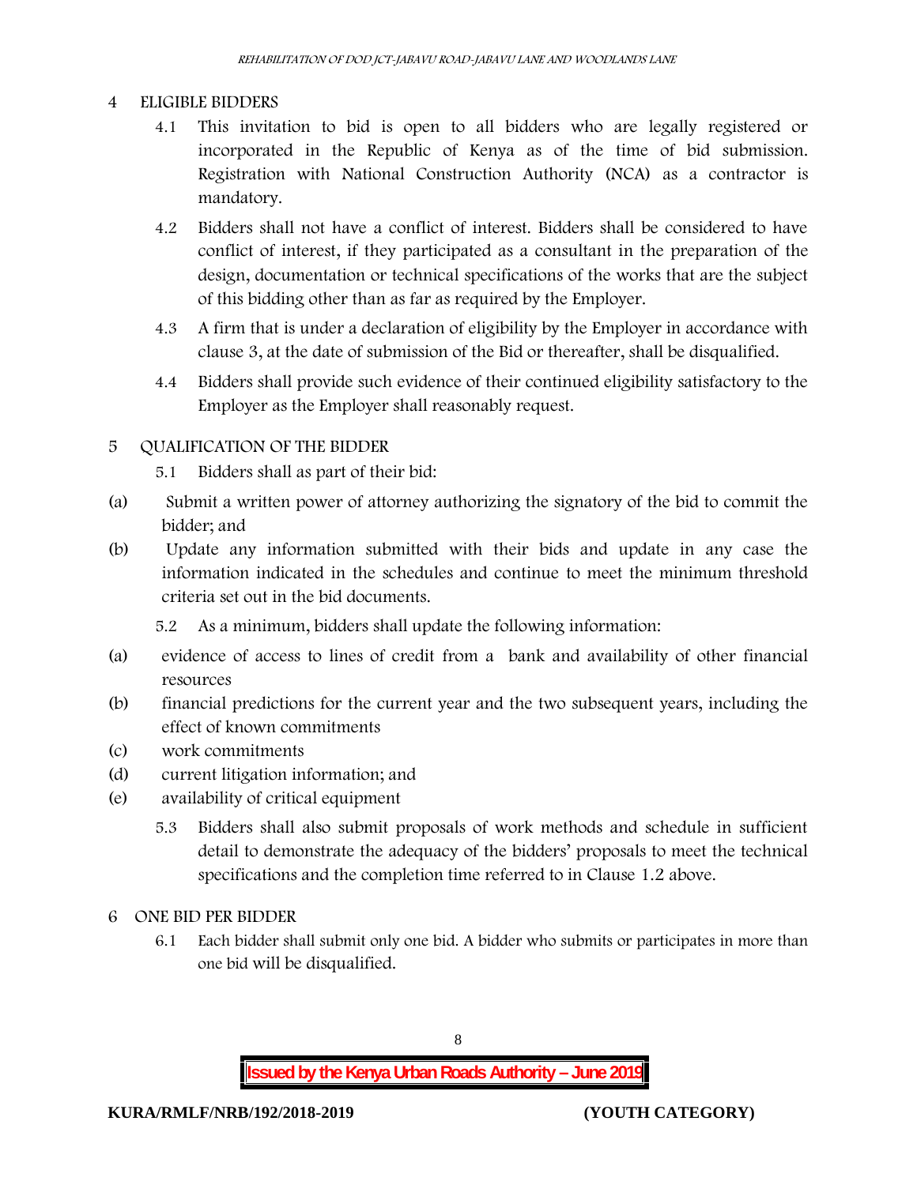## 4 ELIGIBLE BIDDERS

4.1 This invitation to bid is open to all bidders who are legally registered or incorporated in the Republic of Kenya as of the time of bid submission. Registration with National Construction Authority (NCA) as a contractor is mandatory.

4.2 Bidders shall not have a conflict of interest. Bidders shall be considered to have conflict of interest, if they participated as a consultant in the preparation of the design, documentation or technical specifications of the works that are the subject of this bidding other than as far as required by the Employer.

4.3 A firm that is under a declaration of eligibility by the Employer in accordance with clause 3, at the date of submission of the Bid or thereafter, shall be disqualified.

4.4 Bidders shall provide such evidence of their continued eligibility satisfactory to the Employer as the Employer shall reasonably request.

## 5 QUALIFICATION OF THE BIDDER

5.1 Bidders shall as part of their bid:

(a) Submit a written power of attorney authorizing the signatory of the bid to commit the bidder; and

(b) Update any information submitted with their bids and update in any case the information indicated in the schedules and continue to meet the minimum threshold criteria set out in the bid documents.

5.2 As a minimum, bidders shall update the following information:

(a) evidence of access to lines of credit from a bank and availability of other financial resources

(b) financial predictions for the current year and the two subsequent years, including the effect of known commitments

(c) work commitments

(d) current litigation information; and

(e) availability of critical equipment

5.3 Bidders shall also submit proposals of work methods and schedule in sufficient detail to demonstrate the adequacy of the bidders' proposals to meet the technical specifications and the completion time referred to in Clause 1.2 above.

## 6 ONE BID PER BIDDER

6.1 Each bidder shall submit only one bid. A bidder who submits or participates in more than one bid will be disqualified.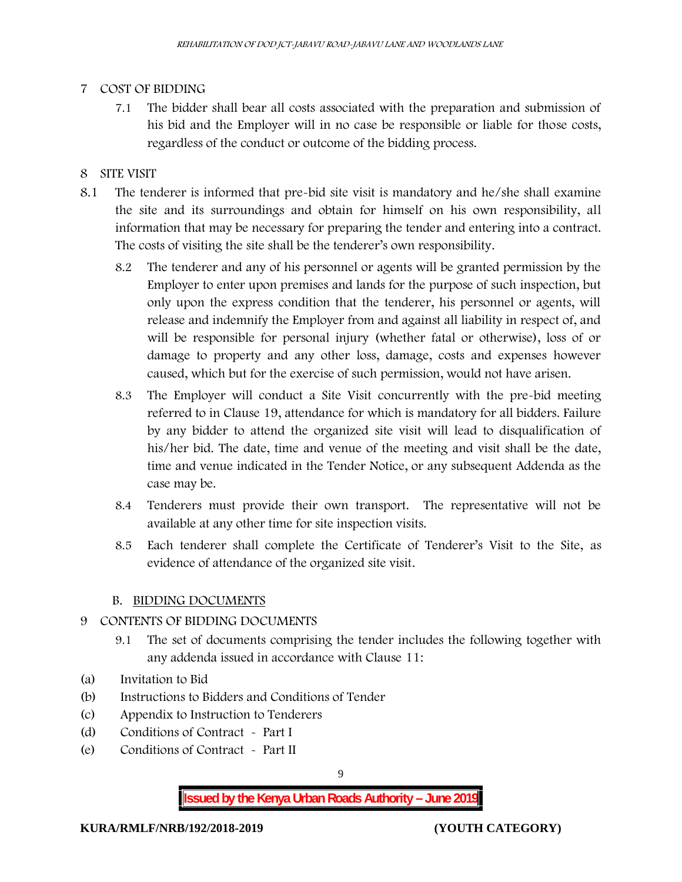## 7 COST OF BIDDING

7.1 The bidder shall bear all costs associated with the preparation and submission of his bid and the Employer will in no case be responsible or liable for those costs, regardless of the conduct or outcome of the bidding process.

## 8 SITE VISIT

8.1 The tenderer is informed that pre-bid site visit is mandatory and he/she shall examine the site and its surroundings and obtain for himself on his own responsibility, all information that may be necessary for preparing the tender and entering into a contract. The costs of visiting the site shall be the tenderer's own responsibility.

8.2 The tenderer and any of his personnel or agents will be granted permission by the Employer to enter upon premises and lands for the purpose of such inspection, but only upon the express condition that the tenderer, his personnel or agents, will release and indemnify the Employer from and against all liability in respect of, and will be responsible for personal injury (whether fatal or otherwise), loss of or damage to property and any other loss, damage, costs and expenses however caused, which but for the exercise of such permission, would not have arisen.

8.3 The Employer will conduct a Site Visit concurrently with the pre-bid meeting referred to in Clause 19, attendance for which is mandatory for all bidders. Failure by any bidder to attend the organized site visit will lead to disqualification of his/her bid. The date, time and venue of the meeting and visit shall be the date, time and venue indicated in the Tender Notice, or any subsequent Addenda as the case may be.

8.4 Tenderers must provide their own transport. The representative will not be available at any other time for site inspection visits.

8.5 Each tenderer shall complete the Certificate of Tenderer's Visit to the Site, as evidence of attendance of the organized site visit.

## B. BIDDING DOCUMENTS

## 9 CONTENTS OF BIDDING DOCUMENTS

9.1 The set of documents comprising the tender includes the following together with any addenda issued in accordance with Clause 11:

(a) Invitation to Bid
(b) Instructions to Bidders and Conditions of Tender
(c) Appendix to Instruction to Tenderers
(d) Conditions of Contract - Part I
(e) Conditions of Contract - Part II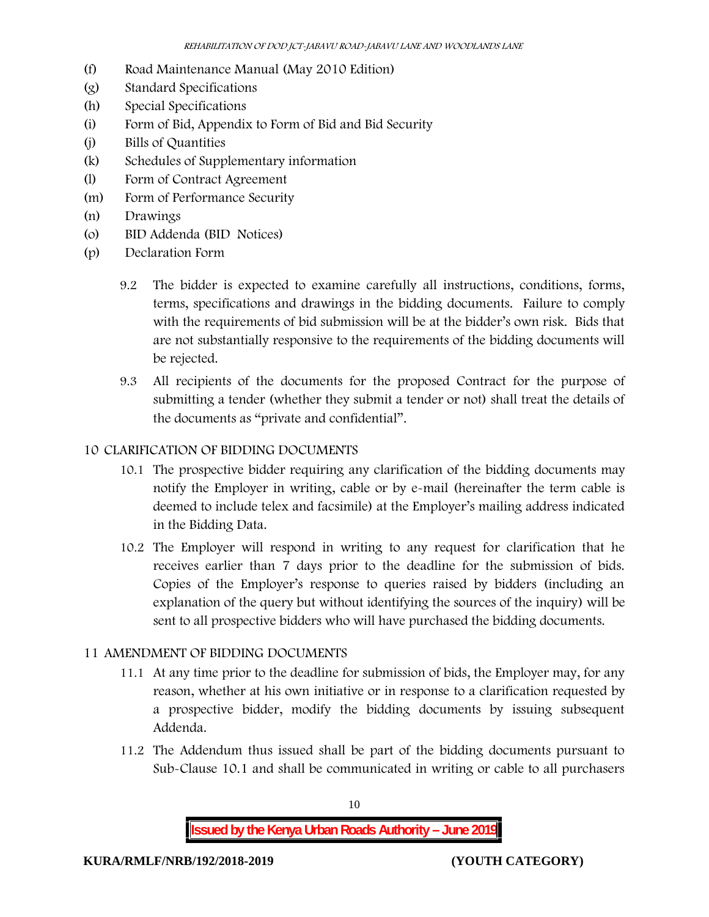- (f) Road Maintenance Manual (May 2010 Edition)
- (g) Standard Specifications
- (h) Special Specifications
- (i) Form of Bid, Appendix to Form of Bid and Bid Security
- (j) Bills of Quantities
- (k) Schedules of Supplementary information
- (l) Form of Contract Agreement
- (m) Form of Performance Security
- (n) Drawings
- (o) BID Addenda (BID Notices)
- (p) Declaration Form

9.2 The bidder is expected to examine carefully all instructions, conditions, forms, terms, specifications and drawings in the bidding documents. Failure to comply with the requirements of bid submission will be at the bidder's own risk. Bids that are not substantially responsive to the requirements of the bidding documents will be rejected.

9.3 All recipients of the documents for the proposed Contract for the purpose of submitting a tender (whether they submit a tender or not) shall treat the details of the documents as "private and confidential".

## 10 CLARIFICATION OF BIDDING DOCUMENTS

10.1 The prospective bidder requiring any clarification of the bidding documents may notify the Employer in writing, cable or by e-mail (hereinafter the term cable is deemed to include telex and facsimile) at the Employer's mailing address indicated in the Bidding Data.

10.2 The Employer will respond in writing to any request for clarification that he receives earlier than 7 days prior to the deadline for the submission of bids. Copies of the Employer's response to queries raised by bidders (including an explanation of the query but without identifying the sources of the inquiry) will be sent to all prospective bidders who will have purchased the bidding documents.

## 11 AMENDMENT OF BIDDING DOCUMENTS

11.1 At any time prior to the deadline for submission of bids, the Employer may, for any reason, whether at his own initiative or in response to a clarification requested by a prospective bidder, modify the bidding documents by issuing subsequent Addenda.

11.2 The Addendum thus issued shall be part of the bidding documents pursuant to Sub-Clause 10.1 and shall be communicated in writing or cable to all purchasers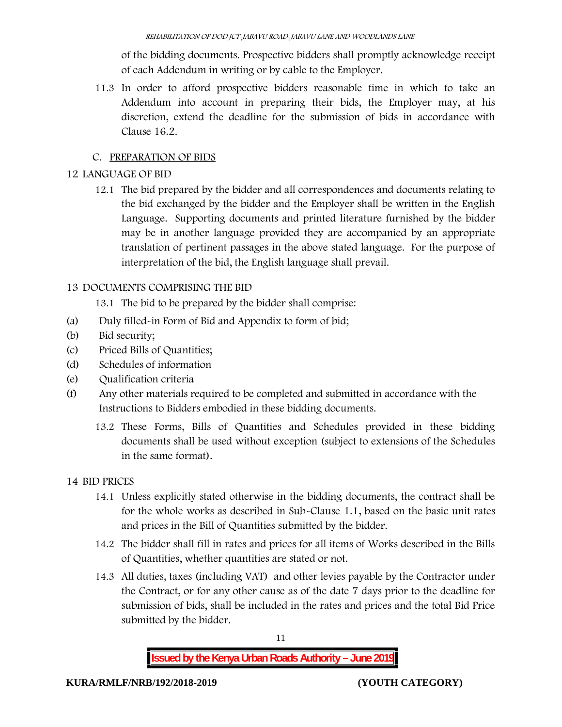of the bidding documents. Prospective bidders shall promptly acknowledge receipt of each Addendum in writing or by cable to the Employer.

11.3 In order to afford prospective bidders reasonable time in which to take an Addendum into account in preparing their bids, the Employer may, at his discretion, extend the deadline for the submission of bids in accordance with Clause 16.2.

## C. PREPARATION OF BIDS

### 12 LANGUAGE OF BID

12.1 The bid prepared by the bidder and all correspondences and documents relating to the bid exchanged by the bidder and the Employer shall be written in the English Language. Supporting documents and printed literature furnished by the bidder may be in another language provided they are accompanied by an appropriate translation of pertinent passages in the above stated language. For the purpose of interpretation of the bid, the English language shall prevail.

### 13 DOCUMENTS COMPRISING THE BID

13.1 The bid to be prepared by the bidder shall comprise:

(a) Duly filled-in Form of Bid and Appendix to form of bid;
(b) Bid security;
(c) Priced Bills of Quantities;
(d) Schedules of information
(e) Qualification criteria
(f) Any other materials required to be completed and submitted in accordance with the Instructions to Bidders embodied in these bidding documents.

13.2 These Forms, Bills of Quantities and Schedules provided in these bidding documents shall be used without exception (subject to extensions of the Schedules in the same format).

### 14 BID PRICES

14.1 Unless explicitly stated otherwise in the bidding documents, the contract shall be for the whole works as described in Sub-Clause 1.1, based on the basic unit rates and prices in the Bill of Quantities submitted by the bidder.

14.2 The bidder shall fill in rates and prices for all items of Works described in the Bills of Quantities, whether quantities are stated or not.

14.3 All duties, taxes (including VAT) and other levies payable by the Contractor under the Contract, or for any other cause as of the date 7 days prior to the deadline for submission of bids, shall be included in the rates and prices and the total Bid Price submitted by the bidder.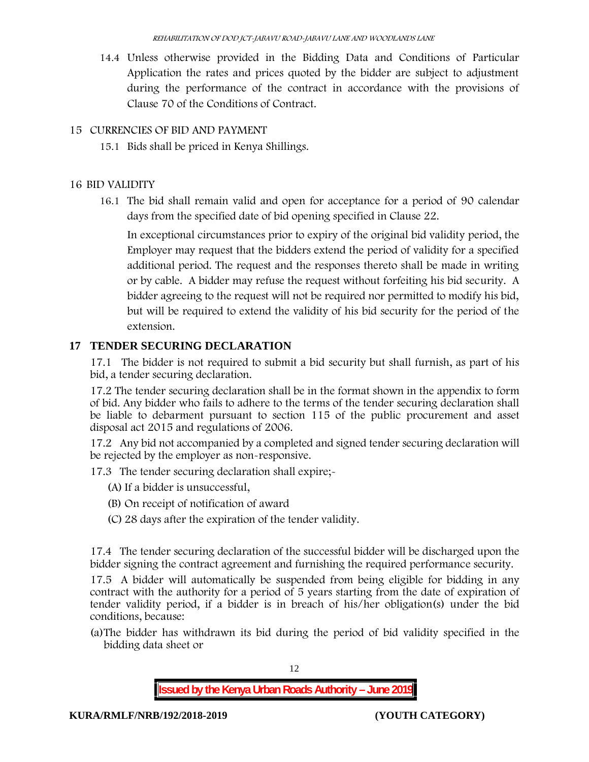14.4 Unless otherwise provided in the Bidding Data and Conditions of Particular Application the rates and prices quoted by the bidder are subject to adjustment during the performance of the contract in accordance with the provisions of Clause 70 of the Conditions of Contract.

15 CURRENCIES OF BID AND PAYMENT

15.1 Bids shall be priced in Kenya Shillings.

16 BID VALIDITY

16.1 The bid shall remain valid and open for acceptance for a period of 90 calendar days from the specified date of bid opening specified in Clause 22.

In exceptional circumstances prior to expiry of the original bid validity period, the Employer may request that the bidders extend the period of validity for a specified additional period. The request and the responses thereto shall be made in writing or by cable. A bidder may refuse the request without forfeiting his bid security. A bidder agreeing to the request will not be required nor permitted to modify his bid, but will be required to extend the validity of his bid security for the period of the extension.

## 17 TENDER SECURING DECLARATION

17.1 The bidder is not required to submit a bid security but shall furnish, as part of his bid, a tender securing declaration.

17.2 The tender securing declaration shall be in the format shown in the appendix to form of bid. Any bidder who fails to adhere to the terms of the tender securing declaration shall be liable to debarment pursuant to section 115 of the public procurement and asset disposal act 2015 and regulations of 2006.

17.2 Any bid not accompanied by a completed and signed tender securing declaration will be rejected by the employer as non-responsive.

17.3 The tender securing declaration shall expire;-

(A) If a bidder is unsuccessful,

(B) On receipt of notification of award

(C) 28 days after the expiration of the tender validity.

17.4 The tender securing declaration of the successful bidder will be discharged upon the bidder signing the contract agreement and furnishing the required performance security.

17.5 A bidder will automatically be suspended from being eligible for bidding in any contract with the authority for a period of 5 years starting from the date of expiration of tender validity period, if a bidder is in breach of his/her obligation(s) under the bid conditions, because:

(a) The bidder has withdrawn its bid during the period of bid validity specified in the bidding data sheet or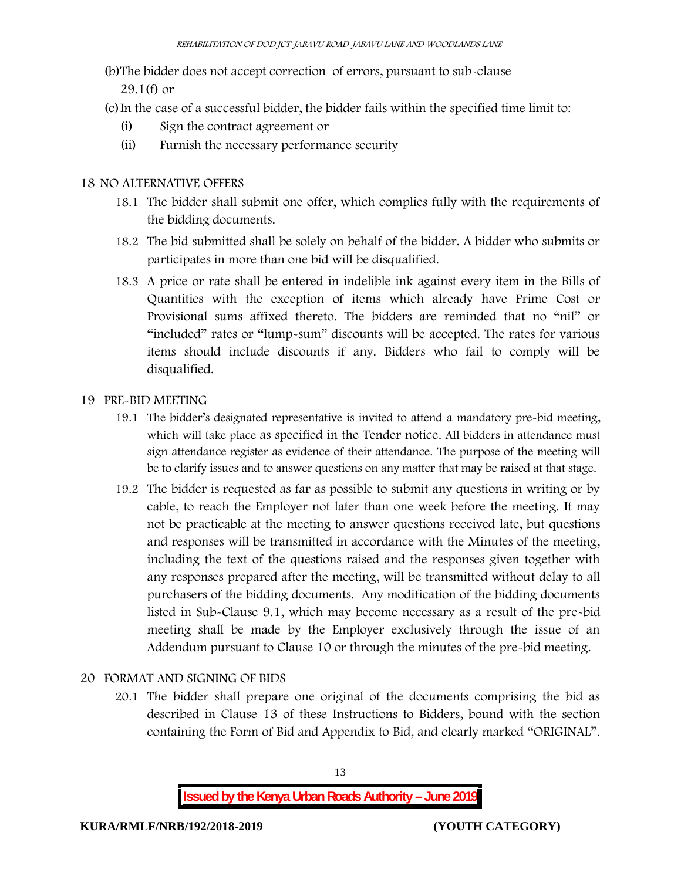(b) The bidder does not accept correction of errors, pursuant to sub-clause 29.1(f) or

(c) In the case of a successful bidder, the bidder fails within the specified time limit to:

   (i) Sign the contract agreement or

   (ii) Furnish the necessary performance security

## 18 NO ALTERNATIVE OFFERS

18.1 The bidder shall submit one offer, which complies fully with the requirements of the bidding documents.

18.2 The bid submitted shall be solely on behalf of the bidder. A bidder who submits or participates in more than one bid will be disqualified.

18.3 A price or rate shall be entered in indelible ink against every item in the Bills of Quantities with the exception of items which already have Prime Cost or Provisional sums affixed thereto. The bidders are reminded that no "nil" or "included" rates or "lump-sum" discounts will be accepted. The rates for various items should include discounts if any. Bidders who fail to comply will be disqualified.

## 19 PRE-BID MEETING

19.1 The bidder's designated representative is invited to attend a mandatory pre-bid meeting, which will take place as specified in the Tender notice. All bidders in attendance must sign attendance register as evidence of their attendance. The purpose of the meeting will be to clarify issues and to answer questions on any matter that may be raised at that stage.

19.2 The bidder is requested as far as possible to submit any questions in writing or by cable, to reach the Employer not later than one week before the meeting. It may not be practicable at the meeting to answer questions received late, but questions and responses will be transmitted in accordance with the Minutes of the meeting, including the text of the questions raised and the responses given together with any responses prepared after the meeting, will be transmitted without delay to all purchasers of the bidding documents. Any modification of the bidding documents listed in Sub-Clause 9.1, which may become necessary as a result of the pre-bid meeting shall be made by the Employer exclusively through the issue of an Addendum pursuant to Clause 10 or through the minutes of the pre-bid meeting.

## 20 FORMAT AND SIGNING OF BIDS

20.1 The bidder shall prepare one original of the documents comprising the bid as described in Clause 13 of these Instructions to Bidders, bound with the section containing the Form of Bid and Appendix to Bid, and clearly marked "ORIGINAL".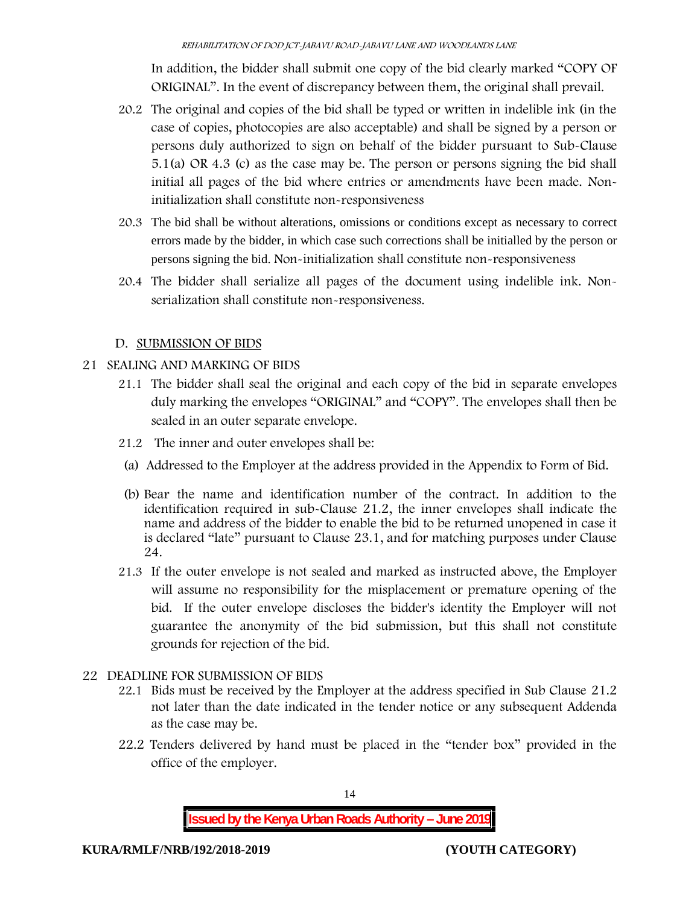In addition, the bidder shall submit one copy of the bid clearly marked "COPY OF ORIGINAL". In the event of discrepancy between them, the original shall prevail.

20.2 The original and copies of the bid shall be typed or written in indelible ink (in the case of copies, photocopies are also acceptable) and shall be signed by a person or persons duly authorized to sign on behalf of the bidder pursuant to Sub-Clause 5.1(a) OR 4.3 (c) as the case may be. The person or persons signing the bid shall initial all pages of the bid where entries or amendments have been made. Non-initialization shall constitute non-responsiveness

20.3 The bid shall be without alterations, omissions or conditions except as necessary to correct errors made by the bidder, in which case such corrections shall be initialled by the person or persons signing the bid. Non-initialization shall constitute non-responsiveness

20.4 The bidder shall serialize all pages of the document using indelible ink. Non-serialization shall constitute non-responsiveness.

## D. SUBMISSION OF BIDS

### 21 SEALING AND MARKING OF BIDS

21.1 The bidder shall seal the original and each copy of the bid in separate envelopes duly marking the envelopes "ORIGINAL" and "COPY". The envelopes shall then be sealed in an outer separate envelope.

21.2 The inner and outer envelopes shall be:

(a) Addressed to the Employer at the address provided in the Appendix to Form of Bid.

(b) Bear the name and identification number of the contract. In addition to the identification required in sub-Clause 21.2, the inner envelopes shall indicate the name and address of the bidder to enable the bid to be returned unopened in case it is declared "late" pursuant to Clause 23.1, and for matching purposes under Clause 24.

21.3 If the outer envelope is not sealed and marked as instructed above, the Employer will assume no responsibility for the misplacement or premature opening of the bid. If the outer envelope discloses the bidder's identity the Employer will not guarantee the anonymity of the bid submission, but this shall not constitute grounds for rejection of the bid.

### 22 DEADLINE FOR SUBMISSION OF BIDS

22.1 Bids must be received by the Employer at the address specified in Sub Clause 21.2 not later than the date indicated in the tender notice or any subsequent Addenda as the case may be.

22.2 Tenders delivered by hand must be placed in the "tender box" provided in the office of the employer.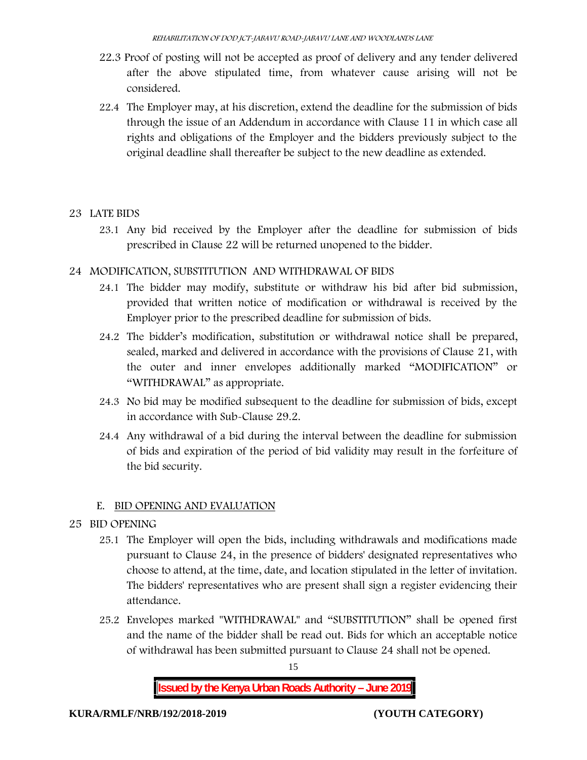22.3 Proof of posting will not be accepted as proof of delivery and any tender delivered after the above stipulated time, from whatever cause arising will not be considered.

22.4 The Employer may, at his discretion, extend the deadline for the submission of bids through the issue of an Addendum in accordance with Clause 11 in which case all rights and obligations of the Employer and the bidders previously subject to the original deadline shall thereafter be subject to the new deadline as extended.

## 23 LATE BIDS

23.1 Any bid received by the Employer after the deadline for submission of bids prescribed in Clause 22 will be returned unopened to the bidder.

## 24 MODIFICATION, SUBSTITUTION AND WITHDRAWAL OF BIDS

24.1 The bidder may modify, substitute or withdraw his bid after bid submission, provided that written notice of modification or withdrawal is received by the Employer prior to the prescribed deadline for submission of bids.

24.2 The bidder's modification, substitution or withdrawal notice shall be prepared, sealed, marked and delivered in accordance with the provisions of Clause 21, with the outer and inner envelopes additionally marked "MODIFICATION" or "WITHDRAWAL" as appropriate.

24.3 No bid may be modified subsequent to the deadline for submission of bids, except in accordance with Sub-Clause 29.2.

24.4 Any withdrawal of a bid during the interval between the deadline for submission of bids and expiration of the period of bid validity may result in the forfeiture of the bid security.

# E. BID OPENING AND EVALUATION

## 25 BID OPENING

25.1 The Employer will open the bids, including withdrawals and modifications made pursuant to Clause 24, in the presence of bidders' designated representatives who choose to attend, at the time, date, and location stipulated in the letter of invitation. The bidders' representatives who are present shall sign a register evidencing their attendance.

25.2 Envelopes marked "WITHDRAWAL" and "SUBSTITUTION" shall be opened first and the name of the bidder shall be read out. Bids for which an acceptable notice of withdrawal has been submitted pursuant to Clause 24 shall not be opened.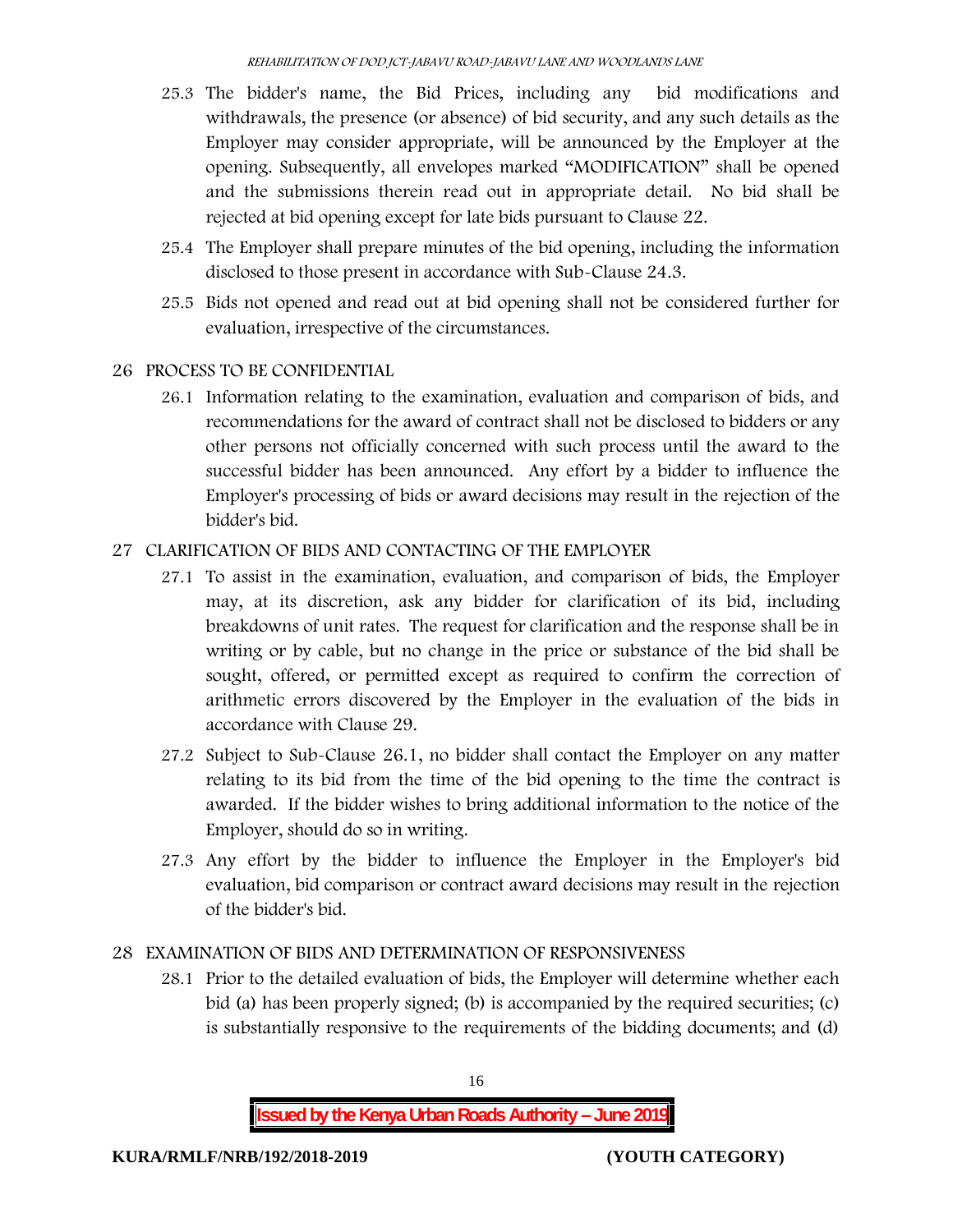25.3 The bidder's name, the Bid Prices, including any bid modifications and withdrawals, the presence (or absence) of bid security, and any such details as the Employer may consider appropriate, will be announced by the Employer at the opening. Subsequently, all envelopes marked "MODIFICATION" shall be opened and the submissions therein read out in appropriate detail. No bid shall be rejected at bid opening except for late bids pursuant to Clause 22.

25.4 The Employer shall prepare minutes of the bid opening, including the information disclosed to those present in accordance with Sub-Clause 24.3.

25.5 Bids not opened and read out at bid opening shall not be considered further for evaluation, irrespective of the circumstances.

## 26 PROCESS TO BE CONFIDENTIAL

26.1 Information relating to the examination, evaluation and comparison of bids, and recommendations for the award of contract shall not be disclosed to bidders or any other persons not officially concerned with such process until the award to the successful bidder has been announced. Any effort by a bidder to influence the Employer's processing of bids or award decisions may result in the rejection of the bidder's bid.

## 27 CLARIFICATION OF BIDS AND CONTACTING OF THE EMPLOYER

27.1 To assist in the examination, evaluation, and comparison of bids, the Employer may, at its discretion, ask any bidder for clarification of its bid, including breakdowns of unit rates. The request for clarification and the response shall be in writing or by cable, but no change in the price or substance of the bid shall be sought, offered, or permitted except as required to confirm the correction of arithmetic errors discovered by the Employer in the evaluation of the bids in accordance with Clause 29.

27.2 Subject to Sub-Clause 26.1, no bidder shall contact the Employer on any matter relating to its bid from the time of the bid opening to the time the contract is awarded. If the bidder wishes to bring additional information to the notice of the Employer, should do so in writing.

27.3 Any effort by the bidder to influence the Employer in the Employer's bid evaluation, bid comparison or contract award decisions may result in the rejection of the bidder's bid.

## 28 EXAMINATION OF BIDS AND DETERMINATION OF RESPONSIVENESS

28.1 Prior to the detailed evaluation of bids, the Employer will determine whether each bid (a) has been properly signed; (b) is accompanied by the required securities; (c) is substantially responsive to the requirements of the bidding documents; and (d)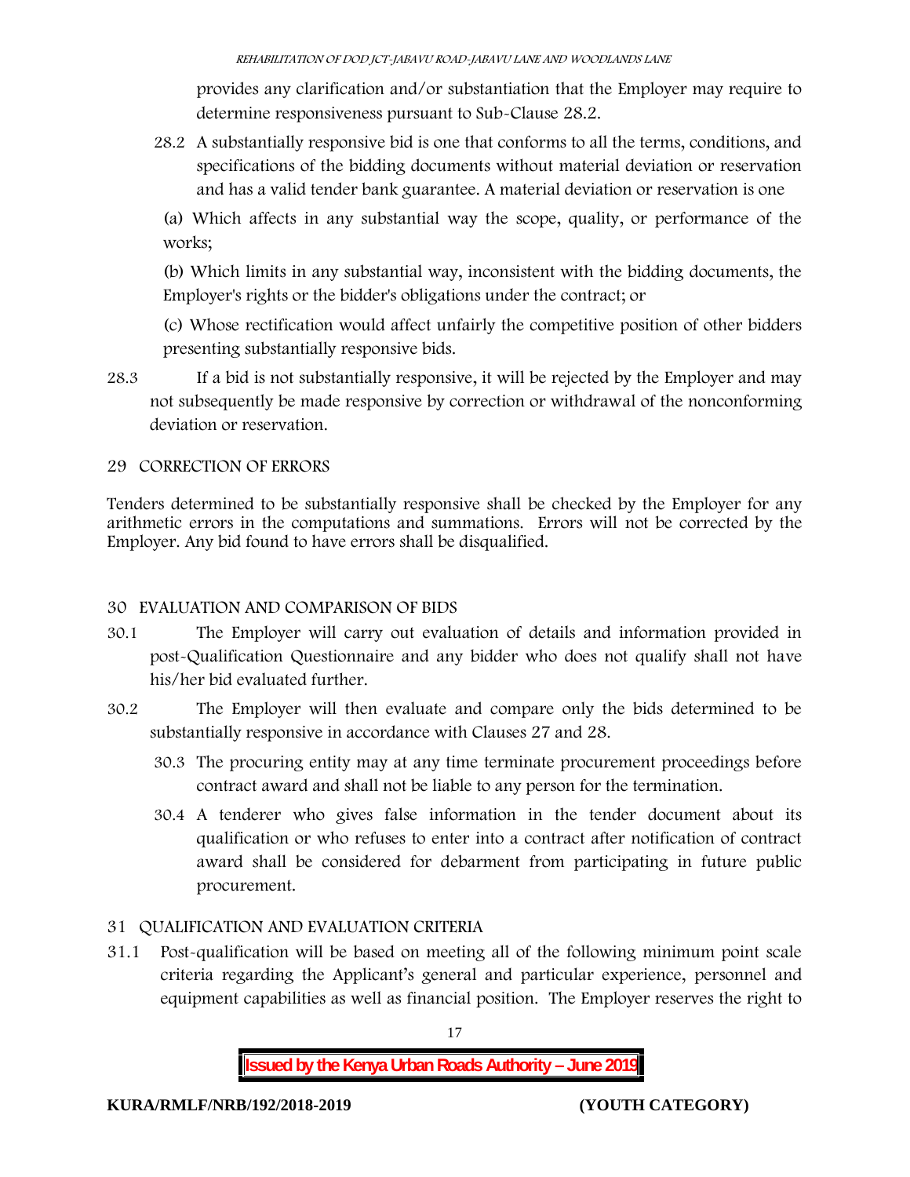provides any clarification and/or substantiation that the Employer may require to determine responsiveness pursuant to Sub-Clause 28.2.

28.2 A substantially responsive bid is one that conforms to all the terms, conditions, and specifications of the bidding documents without material deviation or reservation and has a valid tender bank guarantee. A material deviation or reservation is one

(a) Which affects in any substantial way the scope, quality, or performance of the works;

(b) Which limits in any substantial way, inconsistent with the bidding documents, the Employer's rights or the bidder's obligations under the contract; or

(c) Whose rectification would affect unfairly the competitive position of other bidders presenting substantially responsive bids.

28.3 If a bid is not substantially responsive, it will be rejected by the Employer and may not subsequently be made responsive by correction or withdrawal of the nonconforming deviation or reservation.

## 29 CORRECTION OF ERRORS

Tenders determined to be substantially responsive shall be checked by the Employer for any arithmetic errors in the computations and summations. Errors will not be corrected by the Employer. Any bid found to have errors shall be disqualified.

## 30 EVALUATION AND COMPARISON OF BIDS

30.1 The Employer will carry out evaluation of details and information provided in post-Qualification Questionnaire and any bidder who does not qualify shall not have his/her bid evaluated further.

30.2 The Employer will then evaluate and compare only the bids determined to be substantially responsive in accordance with Clauses 27 and 28.

30.3 The procuring entity may at any time terminate procurement proceedings before contract award and shall not be liable to any person for the termination.

30.4 A tenderer who gives false information in the tender document about its qualification or who refuses to enter into a contract after notification of contract award shall be considered for debarment from participating in future public procurement.

## 31 QUALIFICATION AND EVALUATION CRITERIA

31.1 Post-qualification will be based on meeting all of the following minimum point scale criteria regarding the Applicant's general and particular experience, personnel and equipment capabilities as well as financial position. The Employer reserves the right to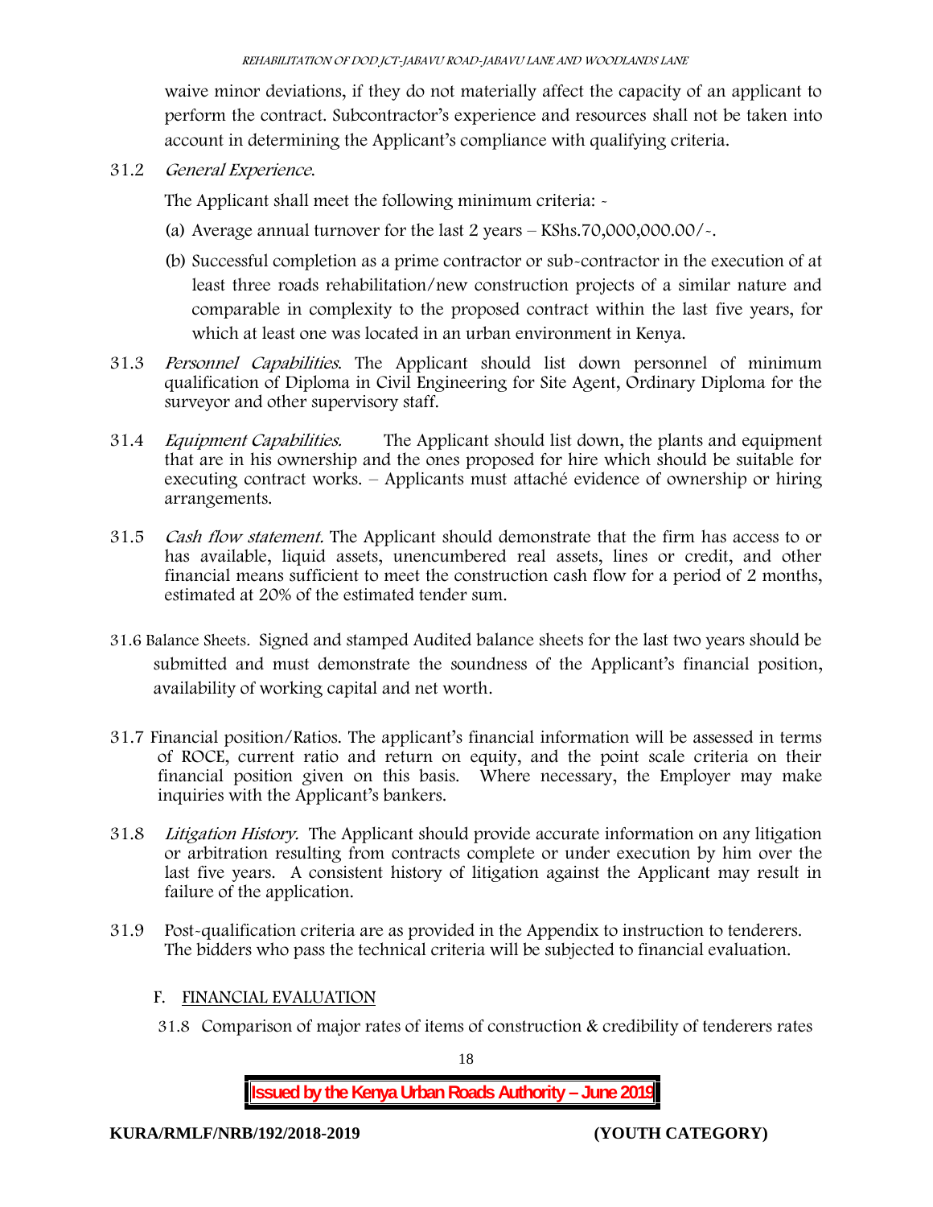waive minor deviations, if they do not materially affect the capacity of an applicant to perform the contract. Subcontractor's experience and resources shall not be taken into account in determining the Applicant's compliance with qualifying criteria.

31.2 *General Experience*.

The Applicant shall meet the following minimum criteria: -

(a) Average annual turnover for the last 2 years – KShs.70,000,000.00/-.

(b) Successful completion as a prime contractor or sub-contractor in the execution of at least three roads rehabilitation/new construction projects of a similar nature and comparable in complexity to the proposed contract within the last five years, for which at least one was located in an urban environment in Kenya.

31.3 *Personnel Capabilities*. The Applicant should list down personnel of minimum qualification of Diploma in Civil Engineering for Site Agent, Ordinary Diploma for the surveyor and other supervisory staff.

31.4 *Equipment Capabilities.* The Applicant should list down, the plants and equipment that are in his ownership and the ones proposed for hire which should be suitable for executing contract works. – Applicants must attaché evidence of ownership or hiring arrangements.

31.5 *Cash flow statement.* The Applicant should demonstrate that the firm has access to or has available, liquid assets, unencumbered real assets, lines or credit, and other financial means sufficient to meet the construction cash flow for a period of 2 months, estimated at 20% of the estimated tender sum.

31.6 Balance Sheets. Signed and stamped Audited balance sheets for the last two years should be submitted and must demonstrate the soundness of the Applicant's financial position, availability of working capital and net worth.

31.7 Financial position/Ratios. The applicant's financial information will be assessed in terms of ROCE, current ratio and return on equity, and the point scale criteria on their financial position given on this basis. Where necessary, the Employer may make inquiries with the Applicant's bankers.

31.8 *Litigation History.* The Applicant should provide accurate information on any litigation or arbitration resulting from contracts complete or under execution by him over the last five years. A consistent history of litigation against the Applicant may result in failure of the application.

31.9 Post-qualification criteria are as provided in the Appendix to instruction to tenderers. The bidders who pass the technical criteria will be subjected to financial evaluation.

## F. FINANCIAL EVALUATION

31.8 Comparison of major rates of items of construction & credibility of tenderers rates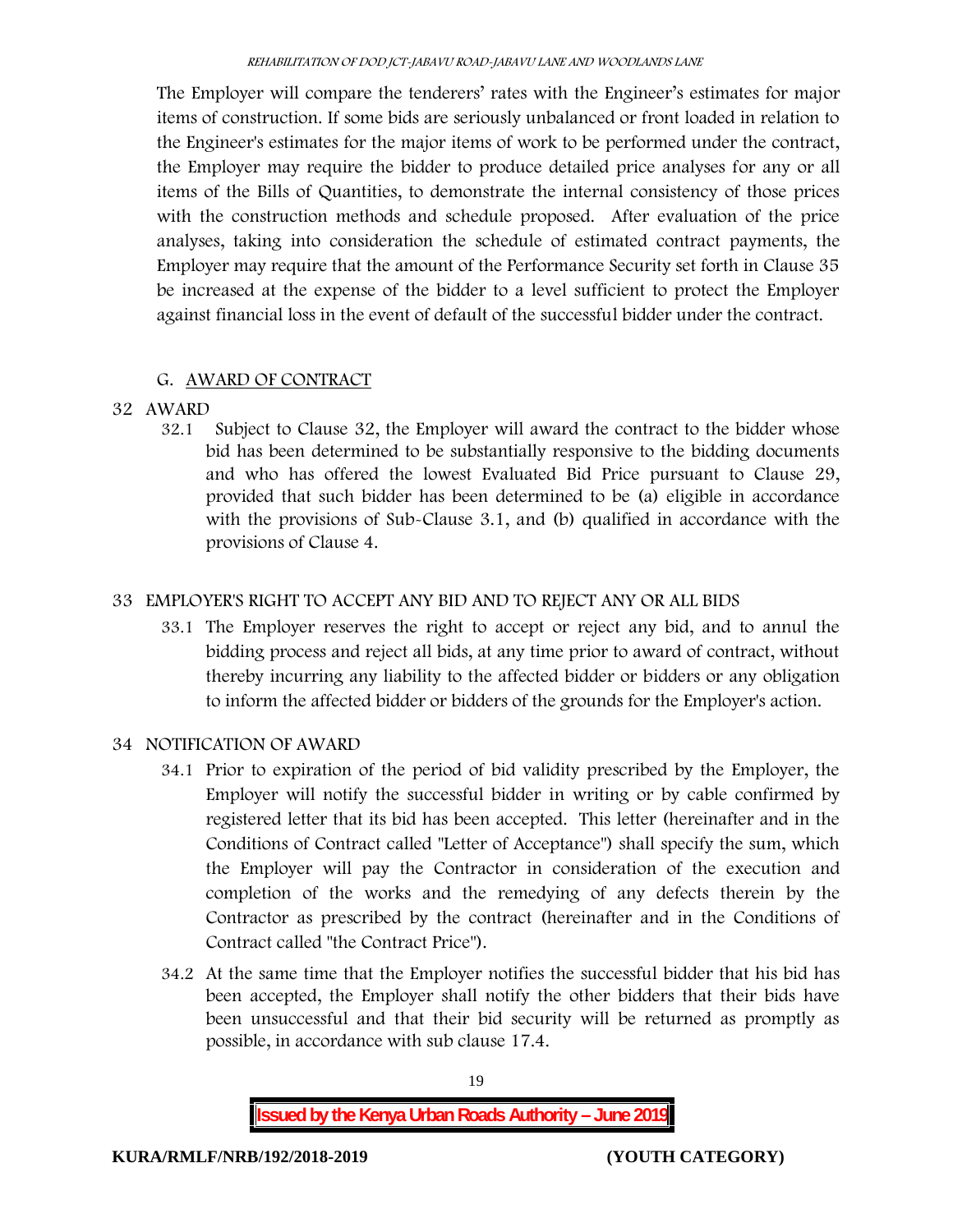The Employer will compare the tenderers' rates with the Engineer's estimates for major items of construction. If some bids are seriously unbalanced or front loaded in relation to the Engineer's estimates for the major items of work to be performed under the contract, the Employer may require the bidder to produce detailed price analyses for any or all items of the Bills of Quantities, to demonstrate the internal consistency of those prices with the construction methods and schedule proposed. After evaluation of the price analyses, taking into consideration the schedule of estimated contract payments, the Employer may require that the amount of the Performance Security set forth in Clause 35 be increased at the expense of the bidder to a level sufficient to protect the Employer against financial loss in the event of default of the successful bidder under the contract.

## G. AWARD OF CONTRACT

### 32 AWARD

32.1 Subject to Clause 32, the Employer will award the contract to the bidder whose bid has been determined to be substantially responsive to the bidding documents and who has offered the lowest Evaluated Bid Price pursuant to Clause 29, provided that such bidder has been determined to be (a) eligible in accordance with the provisions of Sub-Clause 3.1, and (b) qualified in accordance with the provisions of Clause 4.

### 33 EMPLOYER'S RIGHT TO ACCEPT ANY BID AND TO REJECT ANY OR ALL BIDS

33.1 The Employer reserves the right to accept or reject any bid, and to annul the bidding process and reject all bids, at any time prior to award of contract, without thereby incurring any liability to the affected bidder or bidders or any obligation to inform the affected bidder or bidders of the grounds for the Employer's action.

### 34 NOTIFICATION OF AWARD

34.1 Prior to expiration of the period of bid validity prescribed by the Employer, the Employer will notify the successful bidder in writing or by cable confirmed by registered letter that its bid has been accepted. This letter (hereinafter and in the Conditions of Contract called "Letter of Acceptance") shall specify the sum, which the Employer will pay the Contractor in consideration of the execution and completion of the works and the remedying of any defects therein by the Contractor as prescribed by the contract (hereinafter and in the Conditions of Contract called "the Contract Price").

34.2 At the same time that the Employer notifies the successful bidder that his bid has been accepted, the Employer shall notify the other bidders that their bids have been unsuccessful and that their bid security will be returned as promptly as possible, in accordance with sub clause 17.4.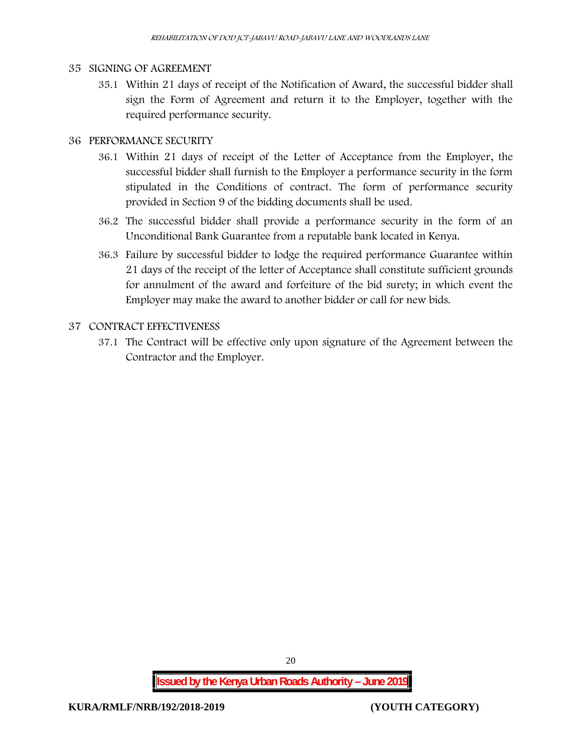## 35 SIGNING OF AGREEMENT

35.1 Within 21 days of receipt of the Notification of Award, the successful bidder shall sign the Form of Agreement and return it to the Employer, together with the required performance security.

## 36 PERFORMANCE SECURITY

36.1 Within 21 days of receipt of the Letter of Acceptance from the Employer, the successful bidder shall furnish to the Employer a performance security in the form stipulated in the Conditions of contract. The form of performance security provided in Section 9 of the bidding documents shall be used.

36.2 The successful bidder shall provide a performance security in the form of an Unconditional Bank Guarantee from a reputable bank located in Kenya.

36.3 Failure by successful bidder to lodge the required performance Guarantee within 21 days of the receipt of the letter of Acceptance shall constitute sufficient grounds for annulment of the award and forfeiture of the bid surety; in which event the Employer may make the award to another bidder or call for new bids.

## 37 CONTRACT EFFECTIVENESS

37.1 The Contract will be effective only upon signature of the Agreement between the Contractor and the Employer.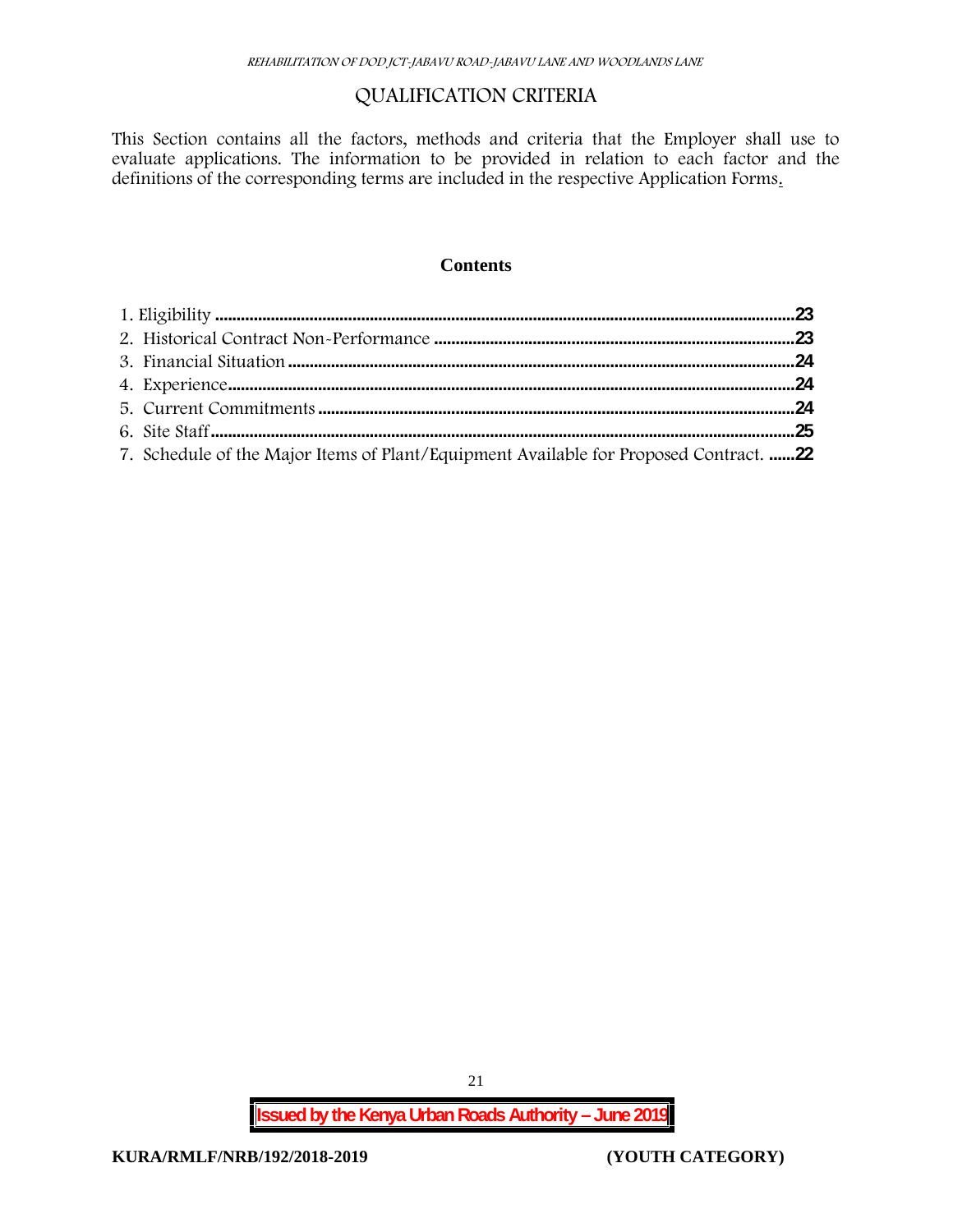# QUALIFICATION CRITERIA

This Section contains all the factors, methods and criteria that the Employer shall use to evaluate applications. The information to be provided in relation to each factor and the definitions of the corresponding terms are included in the respective Application Forms.

**Contents**

1. Eligibility ......................................................................................................................... **23**
2. Historical Contract Non-Performance ................................................................................. **23**
3. Financial Situation ........................................................................................................... **24**
4. Experience......................................................................................................................... **24**
5. Current Commitments ....................................................................................................... **24**
6. Site Staff............................................................................................................................ **25**
7. Schedule of the Major Items of Plant/Equipment Available for Proposed Contract. ......**22**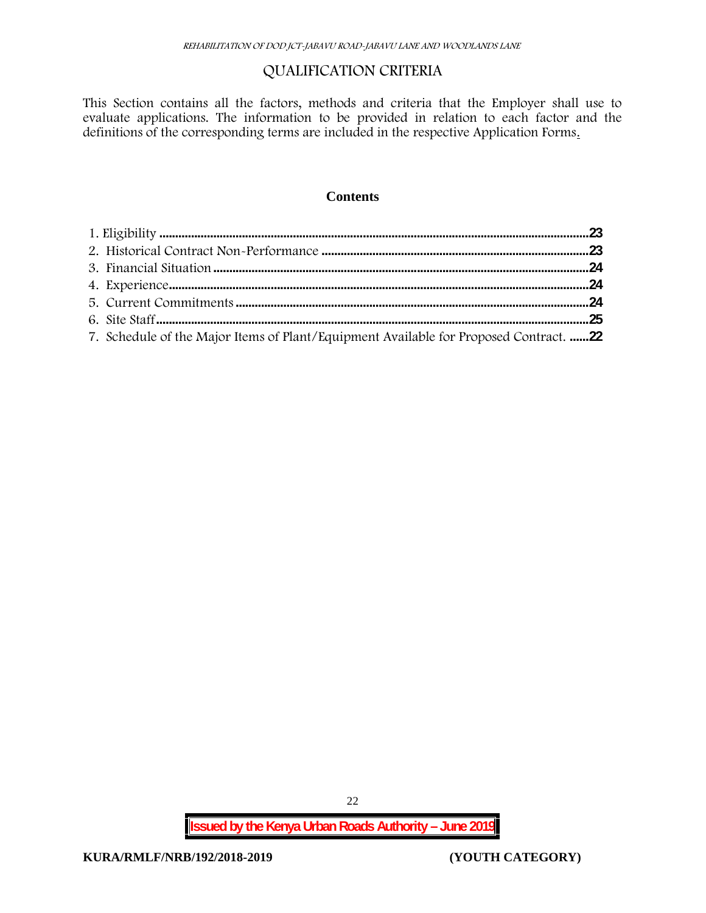# QUALIFICATION CRITERIA

This Section contains all the factors, methods and criteria that the Employer shall use to evaluate applications. The information to be provided in relation to each factor and the definitions of the corresponding terms are included in the respective Application Forms.

**Contents**

1. Eligibility ........................................................................................................................23
2. Historical Contract Non-Performance ...................................................................23
3. Financial Situation .......................................................................................................24
4. Experience.....................................................................................................................24
5. Current Commitments ...............................................................................................24
6. Site Staff.........................................................................................................................25
7. Schedule of the Major Items of Plant/Equipment Available for Proposed Contract. ......22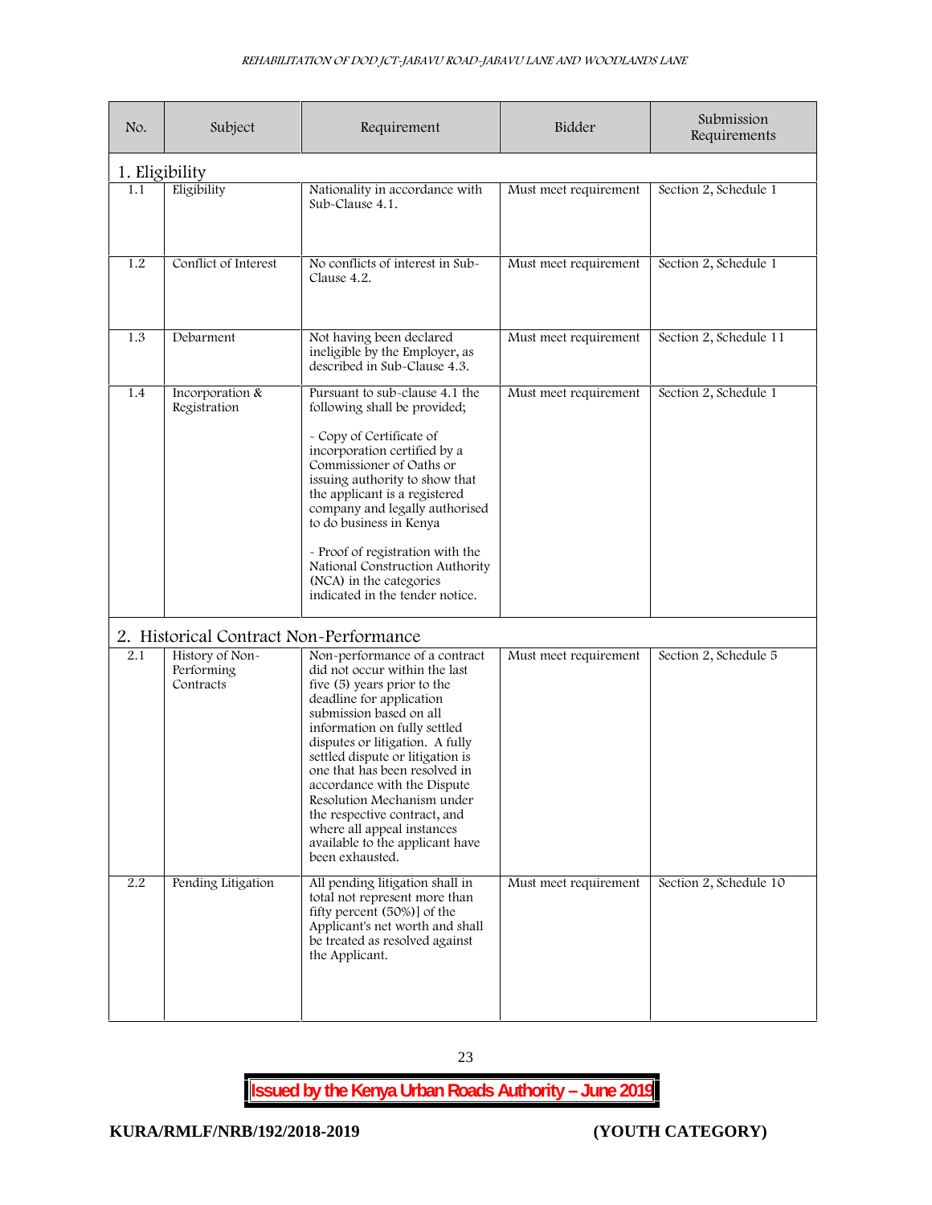| No. | Subject | Requirement | Bidder | Submission Requirements |
|---|---|---|---|---|
| **1. Eligibility** | | | | |
| 1.1 | Eligibility | Nationality in accordance with Sub-Clause 4.1. | Must meet requirement | Section 2, Schedule 1 |
| 1.2 | Conflict of Interest | No conflicts of interest in Sub-Clause 4.2. | Must meet requirement | Section 2, Schedule 1 |
| 1.3 | Debarment | Not having been declared ineligible by the Employer, as described in Sub-Clause 4.3. | Must meet requirement | Section 2, Schedule 11 |
| 1.4 | Incorporation & Registration | Pursuant to sub-clause 4.1 the following shall be provided;<br><br>- Copy of Certificate of incorporation certified by a Commissioner of Oaths or issuing authority to show that the applicant is a registered company and legally authorised to do business in Kenya<br><br>- Proof of registration with the National Construction Authority (NCA) in the categories indicated in the tender notice. | Must meet requirement | Section 2, Schedule 1 |
| **2. Historical Contract Non-Performance** | | | | |
| 2.1 | History of Non-Performing Contracts | Non-performance of a contract did not occur within the last five (5) years prior to the deadline for application submission based on all information on fully settled disputes or litigation. A fully settled dispute or litigation is one that has been resolved in accordance with the Dispute Resolution Mechanism under the respective contract, and where all appeal instances available to the applicant have been exhausted. | Must meet requirement | Section 2, Schedule 5 |
| 2.2 | Pending Litigation | All pending litigation shall in total not represent more than fifty percent (50%)] of the Applicant's net worth and shall be treated as resolved against the Applicant. | Must meet requirement | Section 2, Schedule 10 |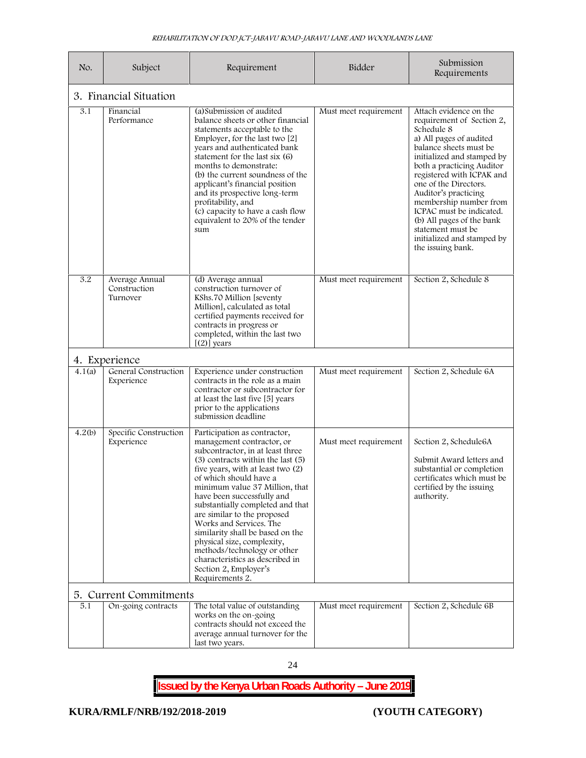| No. | Subject | Requirement | Bidder | Submission Requirements |
|---|---|---|---|---|
| **3. Financial Situation** | | | | |
| 3.1 | Financial Performance | (a)Submission of audited balance sheets or other financial statements acceptable to the Employer, for the last two [2] years and authenticated bank statement for the last six (6) months to demonstrate: (b) the current soundness of the applicant's financial position and its prospective long-term profitability, and (c) capacity to have a cash flow equivalent to 20% of the tender sum | Must meet requirement | Attach evidence on the requirement of Section 2, Schedule 8 a) All pages of audited balance sheets must be initialized and stamped by both a practicing Auditor registered with ICPAK and one of the Directors. Auditor's practicing membership number from ICPAC must be indicated. (b) All pages of the bank statement must be initialized and stamped by the issuing bank. |
| 3.2 | Average Annual Construction Turnover | (d) Average annual construction turnover of KShs.70 Million [seventy Million], calculated as total certified payments received for contracts in progress or completed, within the last two [(2)] years | Must meet requirement | Section 2, Schedule 8 |
| **4. Experience** | | | | |
| 4.1(a) | General Construction Experience | Experience under construction contracts in the role as a main contractor or subcontractor for at least the last five [5] years prior to the applications submission deadline | Must meet requirement | Section 2, Schedule 6A |
| 4.2(b) | Specific Construction Experience | Participation as contractor, management contractor, or subcontractor, in at least three (3) contracts within the last (5) five years, with at least two (2) of which should have a minimum value 37 Million, that have been successfully and substantially completed and that are similar to the proposed Works and Services. The similarity shall be based on the physical size, complexity, methods/technology or other characteristics as described in Section 2, Employer's Requirements 2. | Must meet requirement | Section 2, Schedule6A<br><br>Submit Award letters and substantial or completion certificates which must be certified by the issuing authority. |
| **5. Current Commitments** | | | | |
| 5.1 | On-going contracts | The total value of outstanding works on the on-going contracts should not exceed the average annual turnover for the last two years. | Must meet requirement | Section 2, Schedule 6B |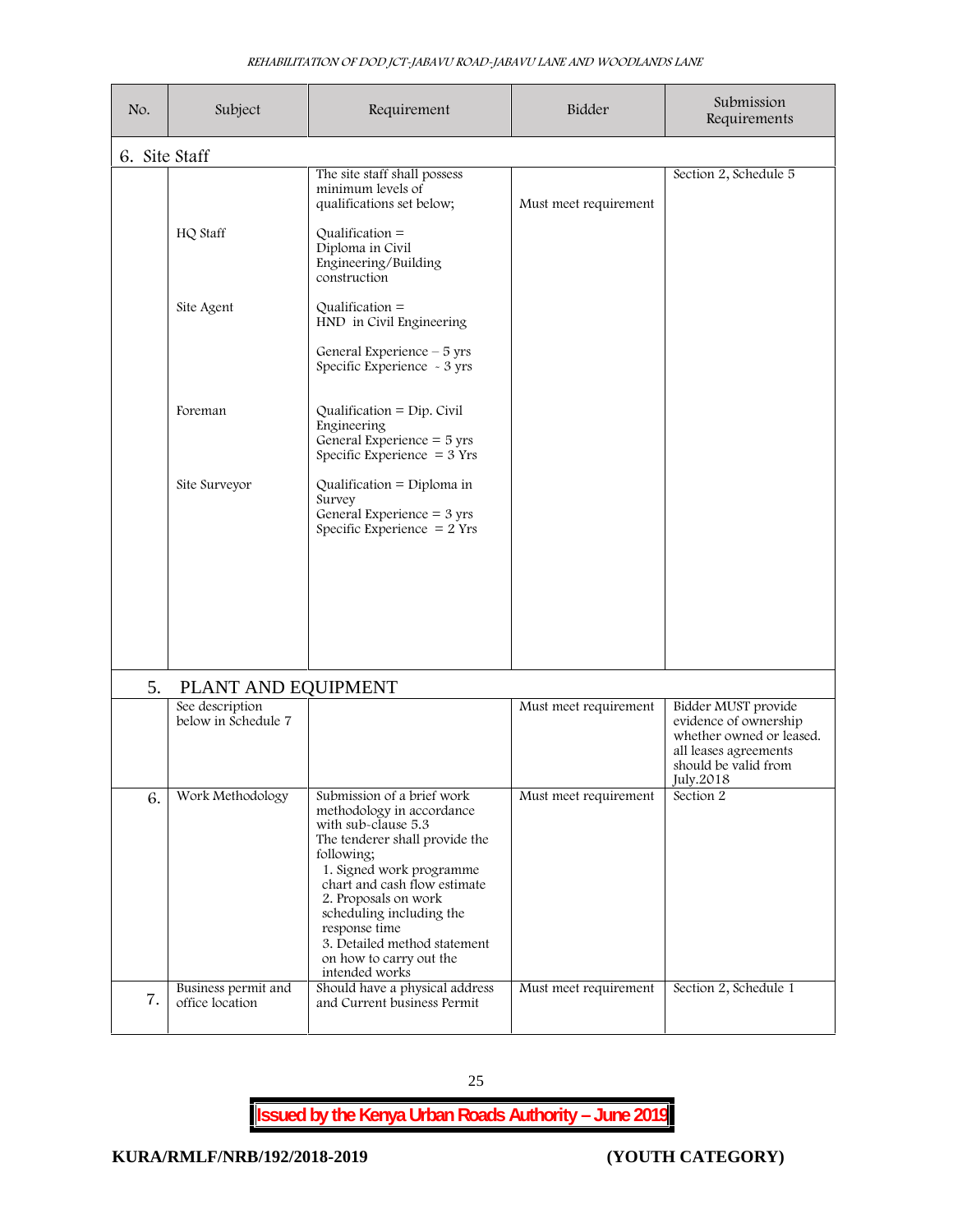| No. | Subject | Requirement | Bidder | Submission Requirements |
|---|---|---|---|---|
| 6. Site Staff | | | | |
| | | The site staff shall possess minimum levels of qualifications set below; | Must meet requirement | Section 2, Schedule 5 |
| | HQ Staff | Qualification = Diploma in Civil Engineering/Building construction | | |
| | Site Agent | Qualification = HND in Civil Engineering<br><br>General Experience – 5 yrs<br>Specific Experience - 3 yrs | | |
| | Foreman | Qualification = Dip. Civil Engineering<br>General Experience = 5 yrs<br>Specific Experience = 3 Yrs | | |
| | Site Surveyor | Qualification = Diploma in Survey<br>General Experience = 3 yrs<br>Specific Experience = 2 Yrs | | |
| 5. PLANT AND EQUIPMENT | | | | |
| | See description below in Schedule 7 | | Must meet requirement | Bidder MUST provide evidence of ownership whether owned or leased. all leases agreements should be valid from July.2018 |
| 6. | Work Methodology | Submission of a brief work methodology in accordance with sub-clause 5.3<br>The tenderer shall provide the following;<br>1. Signed work programme chart and cash flow estimate<br>2. Proposals on work scheduling including the response time<br>3. Detailed method statement on how to carry out the intended works | Must meet requirement | Section 2 |
| 7. | Business permit and office location | Should have a physical address and Current business Permit | Must meet requirement | Section 2, Schedule 1 |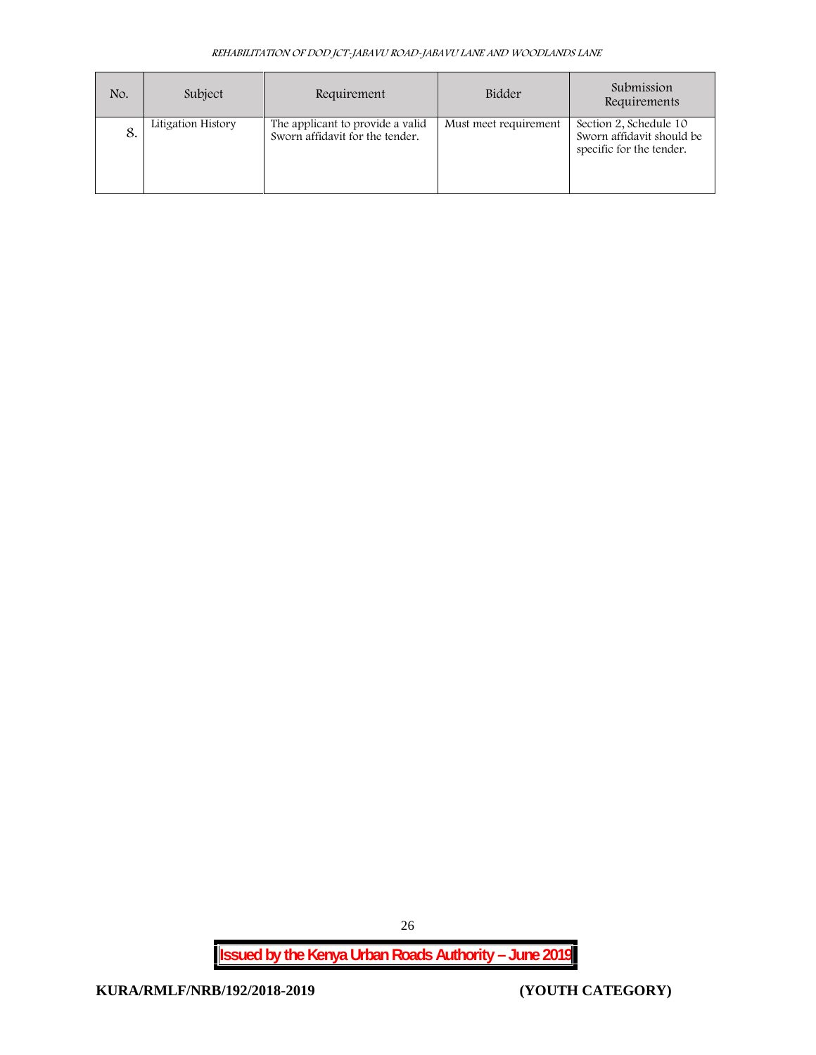| No. | Subject | Requirement | Bidder | Submission Requirements |
|---|---|---|---|---|
| 8. | Litigation History | The applicant to provide a valid Sworn affidavit for the tender. | Must meet requirement | Section 2, Schedule 10 Sworn affidavit should be specific for the tender. |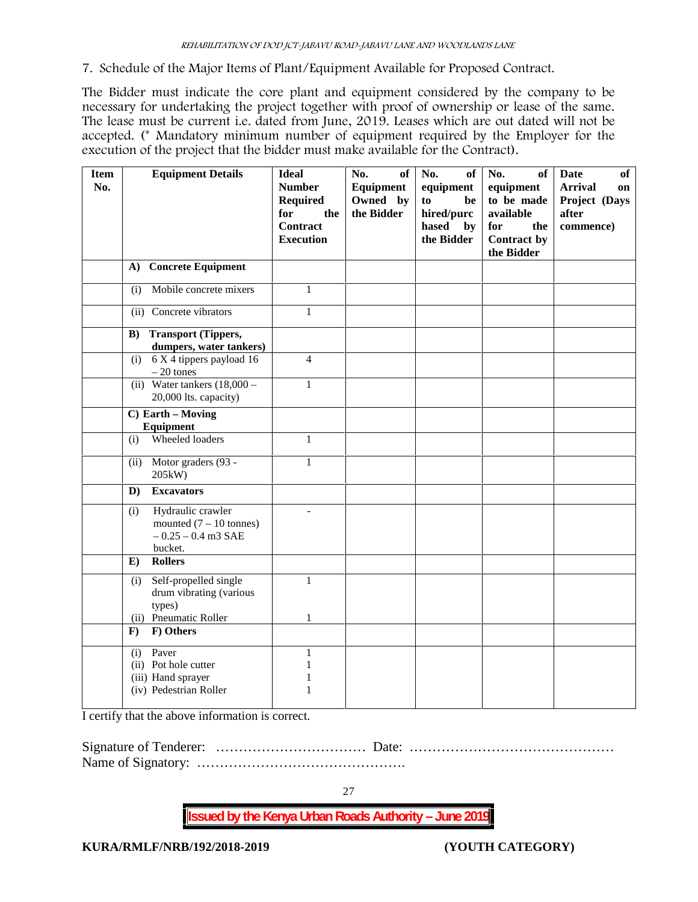7. Schedule of the Major Items of Plant/Equipment Available for Proposed Contract.

The Bidder must indicate the core plant and equipment considered by the company to be necessary for undertaking the project together with proof of ownership or lease of the same. The lease must be current i.e. dated from June, 2019. Leases which are out dated will not be accepted. (* Mandatory minimum number of equipment required by the Employer for the execution of the project that the bidder must make available for the Contract).

| Item No. | Equipment Details | Ideal Number Required for the Contract Execution | No. of Equipment Owned by the Bidder | No. of equipment to be hired/purchased by the Bidder | No. of equipment to be made available for the Contract by the Bidder | Date of Arrival on Project (Days after commence) |
|---|---|---|---|---|---|---|
| | **A) Concrete Equipment** | | | | | |
| | (i) Mobile concrete mixers | 1 | | | | |
| | (ii) Concrete vibrators | 1 | | | | |
| | **B) Transport (Tippers, dumpers, water tankers)** | | | | | |
| | (i) 6 X 4 tippers payload 16 – 20 tones | 4 | | | | |
| | (ii) Water tankers (18,000 – 20,000 lts. capacity) | 1 | | | | |
| | **C) Earth – Moving Equipment** | | | | | |
| | (i) Wheeled loaders | 1 | | | | |
| | (ii) Motor graders (93 - 205kW) | 1 | | | | |
| | **D) Excavators** | | | | | |
| | (i) Hydraulic crawler mounted (7 – 10 tonnes) – 0.25 – 0.4 m3 SAE bucket. | - | | | | |
| | **E) Rollers** | | | | | |
| | (i) Self-propelled single drum vibrating (various types)<br>(ii) Pneumatic Roller | 1<br><br>1 | | | | |
| | **F) F) Others** | | | | | |
| | (i) Paver<br>(ii) Pot hole cutter<br>(iii) Hand sprayer<br>(iv) Pedestrian Roller | 1<br>1<br>1<br>1 | | | | |

I certify that the above information is correct.

Signature of Tenderer: …………………………… Date: ………………………………………
Name of Signatory: ……………………………………….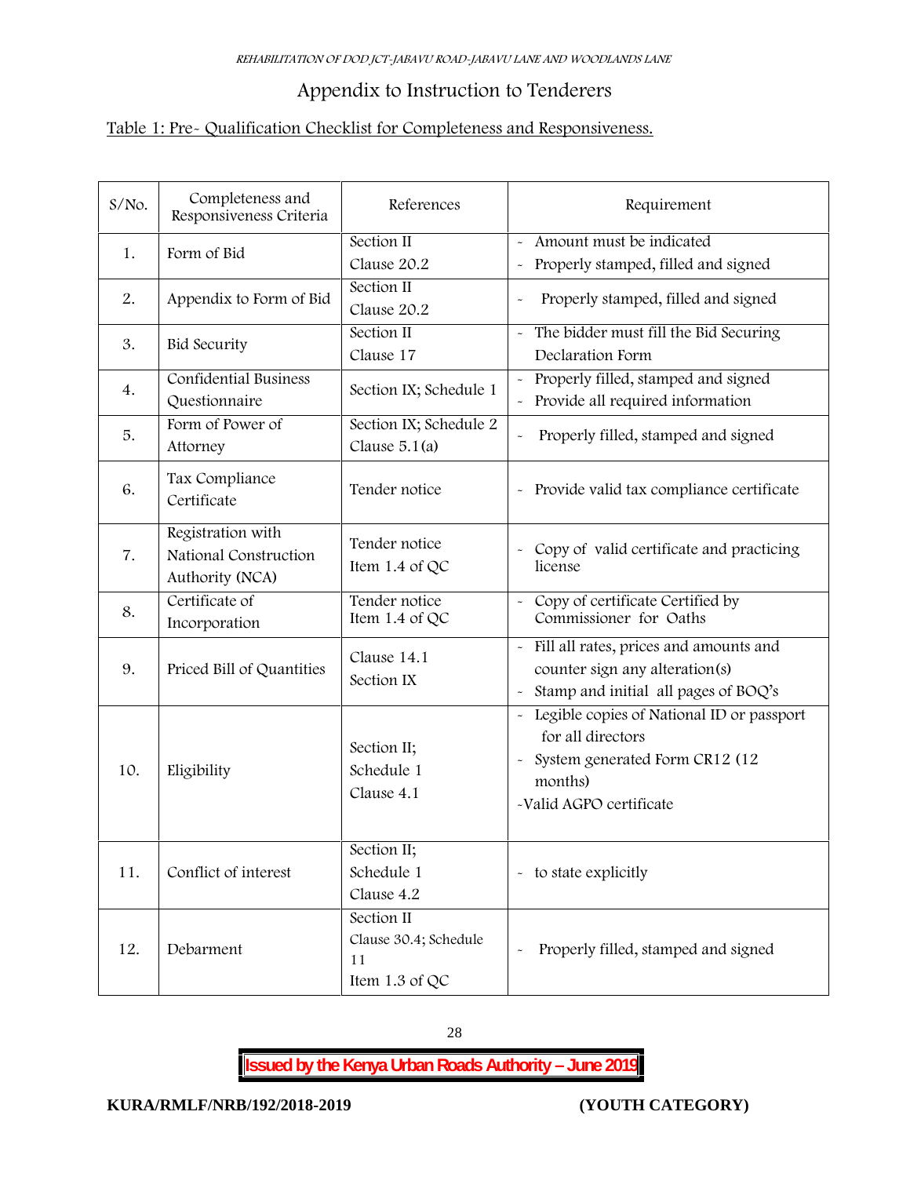## Appendix to Instruction to Tenderers

Table 1: Pre- Qualification Checklist for Completeness and Responsiveness.

| S/No. | Completeness and Responsiveness Criteria | References | Requirement |
|---|---|---|---|
| 1. | Form of Bid | Section II Clause 20.2 | - Amount must be indicated<br>- Properly stamped, filled and signed |
| 2. | Appendix to Form of Bid | Section II Clause 20.2 | - Properly stamped, filled and signed |
| 3. | Bid Security | Section II Clause 17 | - The bidder must fill the Bid Securing Declaration Form |
| 4. | Confidential Business Questionnaire | Section IX; Schedule 1 | - Properly filled, stamped and signed<br>- Provide all required information |
| 5. | Form of Power of Attorney | Section IX; Schedule 2 Clause 5.1(a) | - Properly filled, stamped and signed |
| 6. | Tax Compliance Certificate | Tender notice | - Provide valid tax compliance certificate |
| 7. | Registration with National Construction Authority (NCA) | Tender notice Item 1.4 of QC | - Copy of valid certificate and practicing license |
| 8. | Certificate of Incorporation | Tender notice Item 1.4 of QC | - Copy of certificate Certified by Commissioner for Oaths |
| 9. | Priced Bill of Quantities | Clause 14.1 Section IX | - Fill all rates, prices and amounts and counter sign any alteration(s)<br>- Stamp and initial all pages of BOQ's |
| 10. | Eligibility | Section II; Schedule 1 Clause 4.1 | - Legible copies of National ID or passport for all directors<br>- System generated Form CR12 (12 months)<br>-Valid AGPO certificate |
| 11. | Conflict of interest | Section II; Schedule 1 Clause 4.2 | - to state explicitly |
| 12. | Debarment | Section II Clause 30.4; Schedule 11 Item 1.3 of QC | - Properly filled, stamped and signed |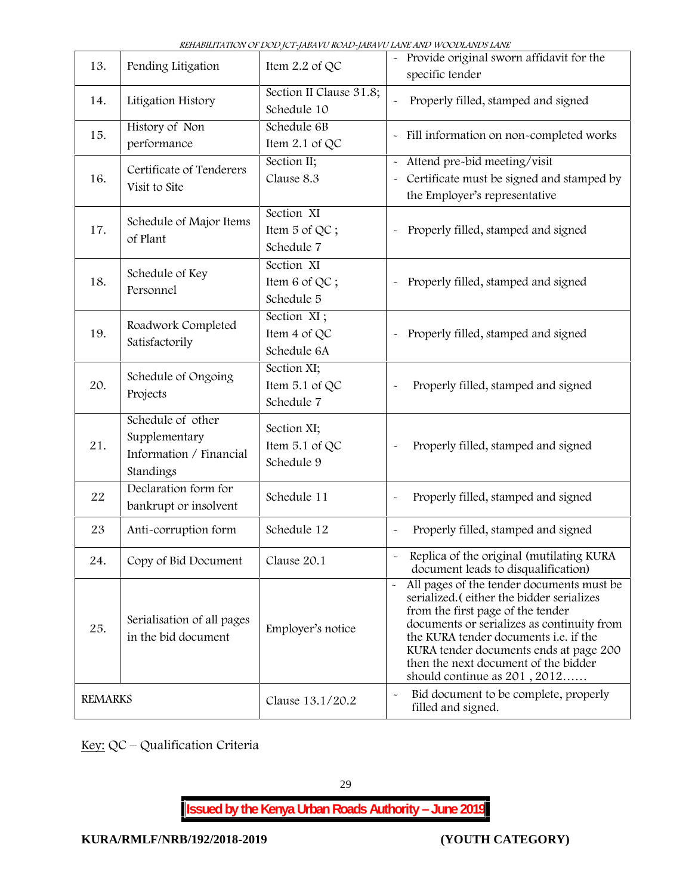| 13. | Pending Litigation | Item 2.2 of QC | - Provide original sworn affidavit for the specific tender |
|---|---|---|---|
| 14. | Litigation History | Section II Clause 31.8; Schedule 10 | - Properly filled, stamped and signed |
| 15. | History of Non performance | Schedule 6B Item 2.1 of QC | - Fill information on non-completed works |
| 16. | Certificate of Tenderers Visit to Site | Section II; Clause 8.3 | - Attend pre-bid meeting/visit<br>- Certificate must be signed and stamped by the Employer's representative |
| 17. | Schedule of Major Items of Plant | Section XI Item 5 of QC ; Schedule 7 | - Properly filled, stamped and signed |
| 18. | Schedule of Key Personnel | Section XI Item 6 of QC ; Schedule 5 | - Properly filled, stamped and signed |
| 19. | Roadwork Completed Satisfactorily | Section XI ; Item 4 of QC Schedule 6A | - Properly filled, stamped and signed |
| 20. | Schedule of Ongoing Projects | Section XI; Item 5.1 of QC Schedule 7 | - Properly filled, stamped and signed |
| 21. | Schedule of other Supplementary Information / Financial Standings | Section XI; Item 5.1 of QC Schedule 9 | - Properly filled, stamped and signed |
| 22 | Declaration form for bankrupt or insolvent | Schedule 11 | - Properly filled, stamped and signed |
| 23 | Anti-corruption form | Schedule 12 | - Properly filled, stamped and signed |
| 24. | Copy of Bid Document | Clause 20.1 | - Replica of the original (mutilating KURA document leads to disqualification) |
| 25. | Serialisation of all pages in the bid document | Employer's notice | - All pages of the tender documents must be serialized.( either the bidder serializes from the first page of the tender documents or serializes as continuity from the KURA tender documents i.e. if the KURA tender documents ends at page 200 then the next document of the bidder should continue as 201 , 2012…… |
| REMARKS | | Clause 13.1/20.2 | - Bid document to be complete, properly filled and signed. |

Key: QC – Qualification Criteria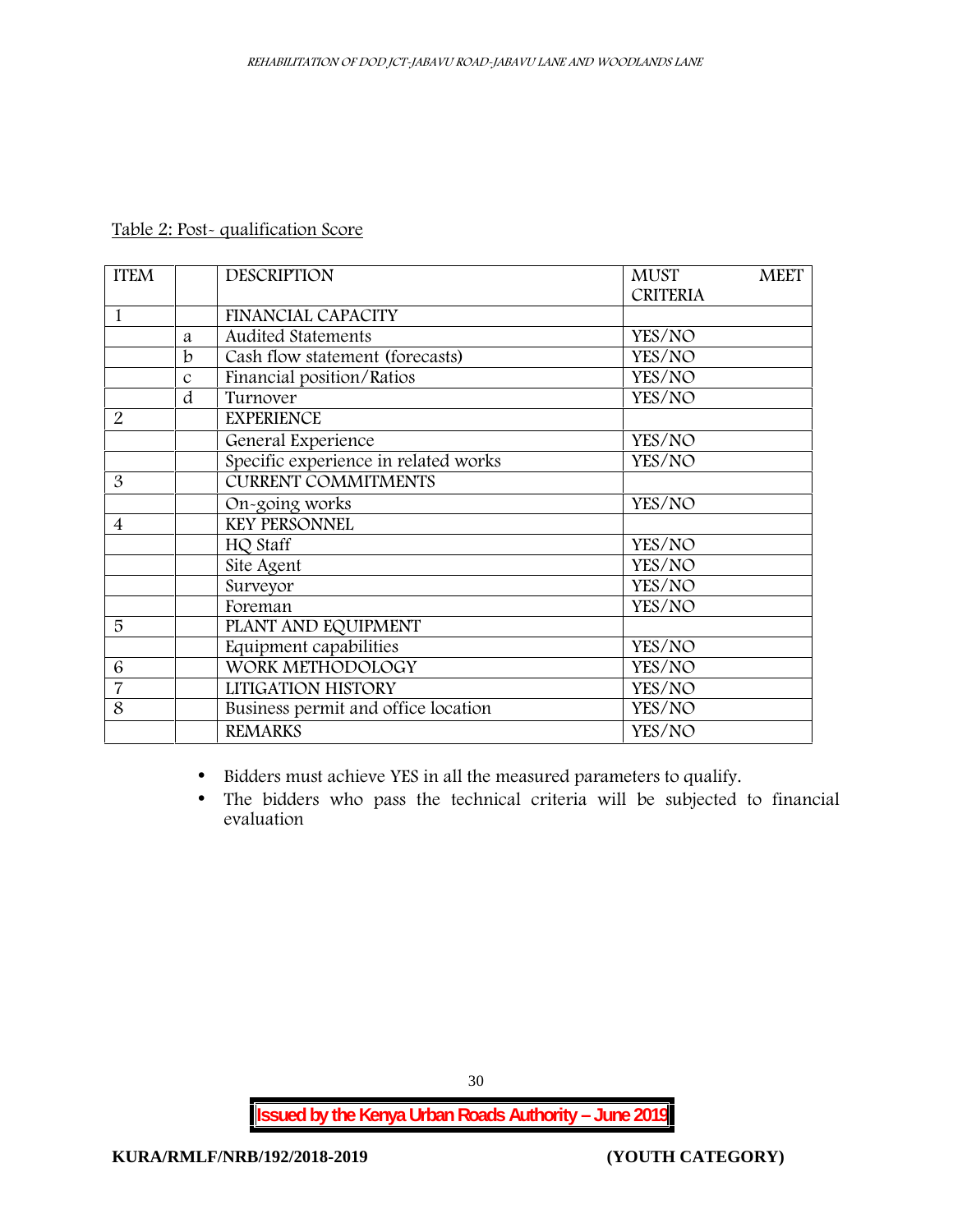Table 2: Post- qualification Score

| ITEM | | DESCRIPTION | MUST MEET CRITERIA |
|---|---|---|---|
| 1 | | FINANCIAL CAPACITY | |
| | a | Audited Statements | YES/NO |
| | b | Cash flow statement (forecasts) | YES/NO |
| | c | Financial position/Ratios | YES/NO |
| | d | Turnover | YES/NO |
| 2 | | EXPERIENCE | |
| | | General Experience | YES/NO |
| | | Specific experience in related works | YES/NO |
| 3 | | CURRENT COMMITMENTS | |
| | | On-going works | YES/NO |
| 4 | | KEY PERSONNEL | |
| | | HQ Staff | YES/NO |
| | | Site Agent | YES/NO |
| | | Surveyor | YES/NO |
| | | Foreman | YES/NO |
| 5 | | PLANT AND EQUIPMENT | |
| | | Equipment capabilities | YES/NO |
| 6 | | WORK METHODOLOGY | YES/NO |
| 7 | | LITIGATION HISTORY | YES/NO |
| 8 | | Business permit and office location | YES/NO |
| | | REMARKS | YES/NO |

- Bidders must achieve YES in all the measured parameters to qualify.
- The bidders who pass the technical criteria will be subjected to financial evaluation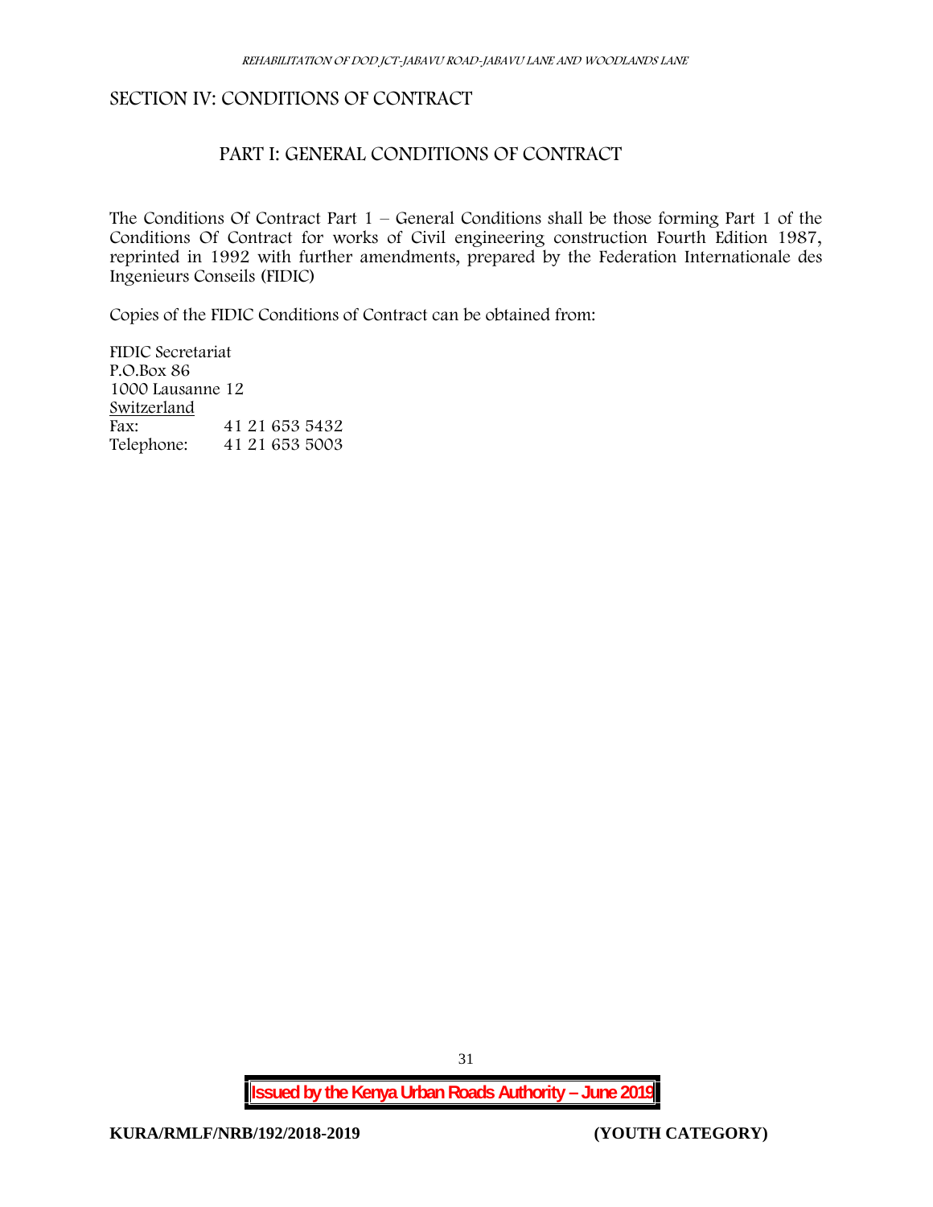# SECTION IV: CONDITIONS OF CONTRACT

## PART I: GENERAL CONDITIONS OF CONTRACT

The Conditions Of Contract Part 1 – General Conditions shall be those forming Part 1 of the Conditions Of Contract for works of Civil engineering construction Fourth Edition 1987, reprinted in 1992 with further amendments, prepared by the Federation Internationale des Ingenieurs Conseils (FIDIC)

Copies of the FIDIC Conditions of Contract can be obtained from:

FIDIC Secretariat
P.O.Box 86
1000 Lausanne 12
Switzerland
Fax: 41 21 653 5432
Telephone: 41 21 653 5003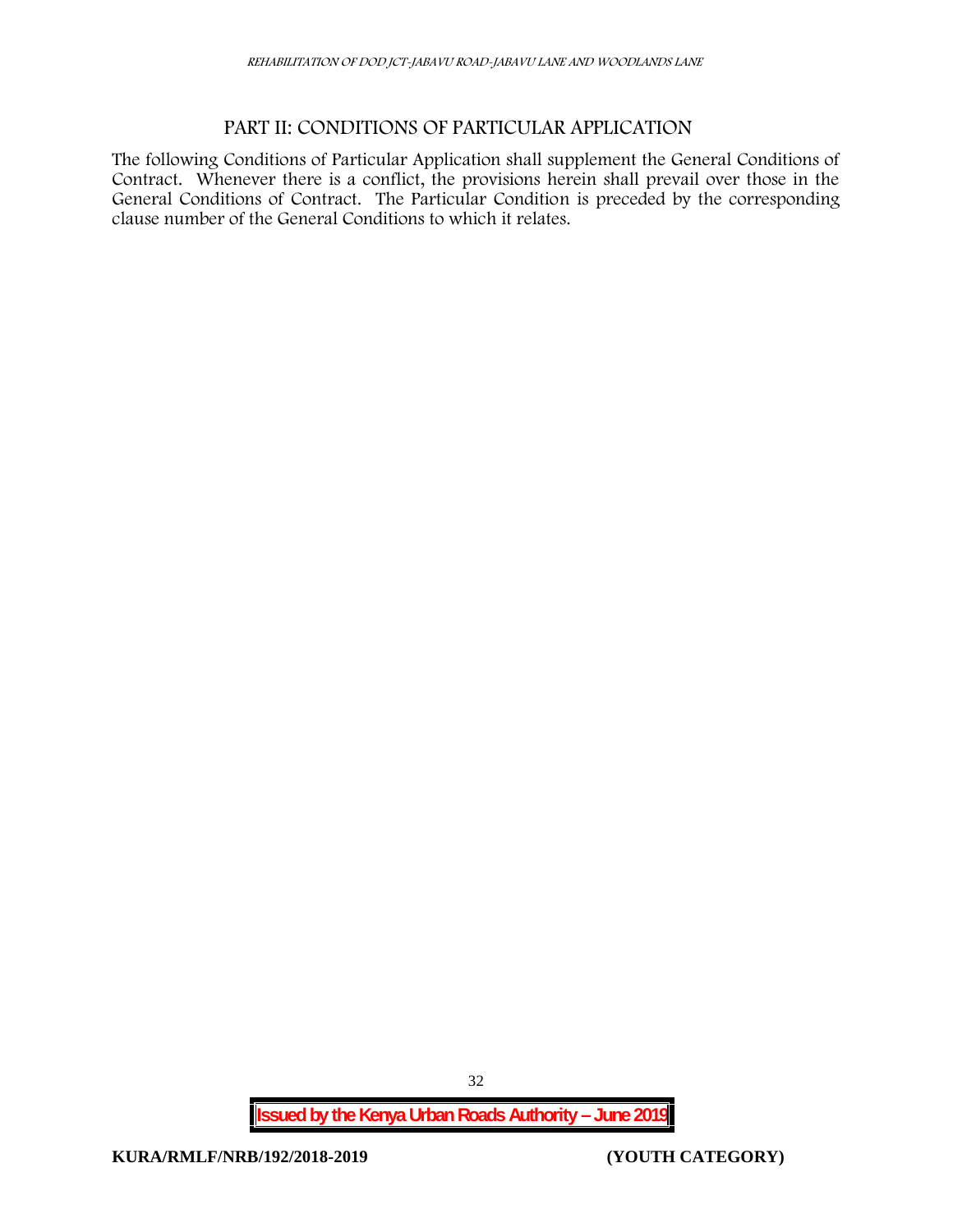# PART II: CONDITIONS OF PARTICULAR APPLICATION

The following Conditions of Particular Application shall supplement the General Conditions of Contract. Whenever there is a conflict, the provisions herein shall prevail over those in the General Conditions of Contract. The Particular Condition is preceded by the corresponding clause number of the General Conditions to which it relates.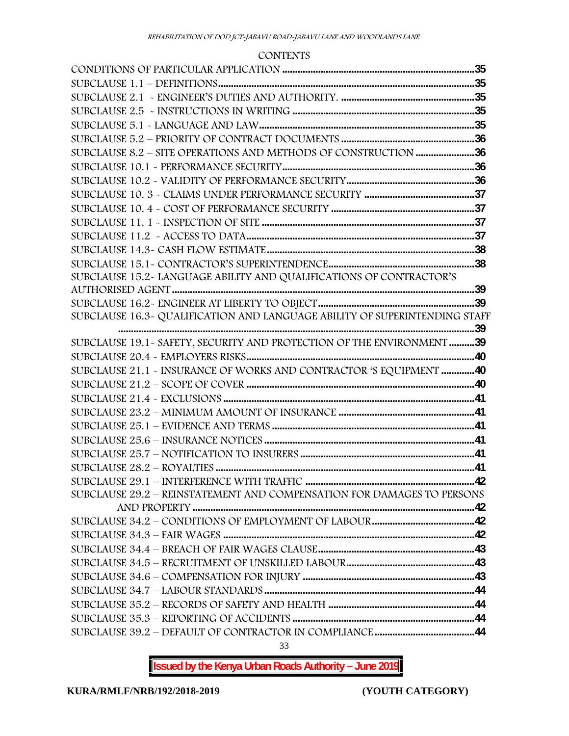CONTENTS

| | |
|---|---|
| CONDITIONS OF PARTICULAR APPLICATION | 35 |
| SUBCLAUSE 1.1 – DEFINITIONS | 35 |
| SUBCLAUSE 2.1 - ENGINEER'S DUTIES AND AUTHORITY. | 35 |
| SUBCLAUSE 2.5 - INSTRUCTIONS IN WRITING | 35 |
| SUBCLAUSE 5.1 - LANGUAGE AND LAW | 35 |
| SUBCLAUSE 5.2 – PRIORITY OF CONTRACT DOCUMENTS | 36 |
| SUBCLAUSE 8.2 – SITE OPERATIONS AND METHODS OF CONSTRUCTION | 36 |
| SUBCLAUSE 10.1 - PERFORMANCE SECURITY | 36 |
| SUBCLAUSE 10.2 - VALIDITY OF PERFORMANCE SECURITY | 36 |
| SUBCLAUSE 10. 3 - CLAIMS UNDER PERFORMANCE SECURITY | 37 |
| SUBCLAUSE 10. 4 - COST OF PERFORMANCE SECURITY | 37 |
| SUBCLAUSE 11. 1 - INSPECTION OF SITE | 37 |
| SUBCLAUSE 11.2 - ACCESS TO DATA | 37 |
| SUBCLAUSE 14.3- CASH FLOW ESTIMATE | 38 |
| SUBCLAUSE 15.1- CONTRACTOR'S SUPERINTENDENCE | 38 |
| SUBCLAUSE 15.2- LANGUAGE ABILITY AND QUALIFICATIONS OF CONTRACTOR'S AUTHORISED AGENT | 39 |
| SUBCLAUSE 16.2- ENGINEER AT LIBERTY TO OBJECT | 39 |
| SUBCLAUSE 16.3- QUALIFICATION AND LANGUAGE ABILITY OF SUPERINTENDING STAFF | 39 |
| SUBCLAUSE 19.1- SAFETY, SECURITY AND PROTECTION OF THE ENVIRONMENT | 39 |
| SUBCLAUSE 20.4 - EMPLOYERS RISKS | 40 |
| SUBCLAUSE 21.1 - INSURANCE OF WORKS AND CONTRACTOR 'S EQUIPMENT | 40 |
| SUBCLAUSE 21.2 – SCOPE OF COVER | 40 |
| SUBCLAUSE 21.4 - EXCLUSIONS | 41 |
| SUBCLAUSE 23.2 – MINIMUM AMOUNT OF INSURANCE | 41 |
| SUBCLAUSE 25.1 – EVIDENCE AND TERMS | 41 |
| SUBCLAUSE 25.6 – INSURANCE NOTICES | 41 |
| SUBCLAUSE 25.7 – NOTIFICATION TO INSURERS | 41 |
| SUBCLAUSE 28.2 – ROYALTIES | 41 |
| SUBCLAUSE 29.1 – INTERFERENCE WITH TRAFFIC | 42 |
| SUBCLAUSE 29.2 – REINSTATEMENT AND COMPENSATION FOR DAMAGES TO PERSONS AND PROPERTY | 42 |
| SUBCLAUSE 34.2 – CONDITIONS OF EMPLOYMENT OF LABOUR | 42 |
| SUBCLAUSE 34.3 – FAIR WAGES | 42 |
| SUBCLAUSE 34.4 – BREACH OF FAIR WAGES CLAUSE | 43 |
| SUBCLAUSE 34.5 – RECRUITMENT OF UNSKILLED LABOUR | 43 |
| SUBCLAUSE 34.6 – COMPENSATION FOR INJURY | 43 |
| SUBCLAUSE 34.7 – LABOUR STANDARDS | 44 |
| SUBCLAUSE 35.2 – RECORDS OF SAFETY AND HEALTH | 44 |
| SUBCLAUSE 35.3 – REPORTING OF ACCIDENTS | 44 |
| SUBCLAUSE 39.2 – DEFAULT OF CONTRACTOR IN COMPLIANCE | 44 |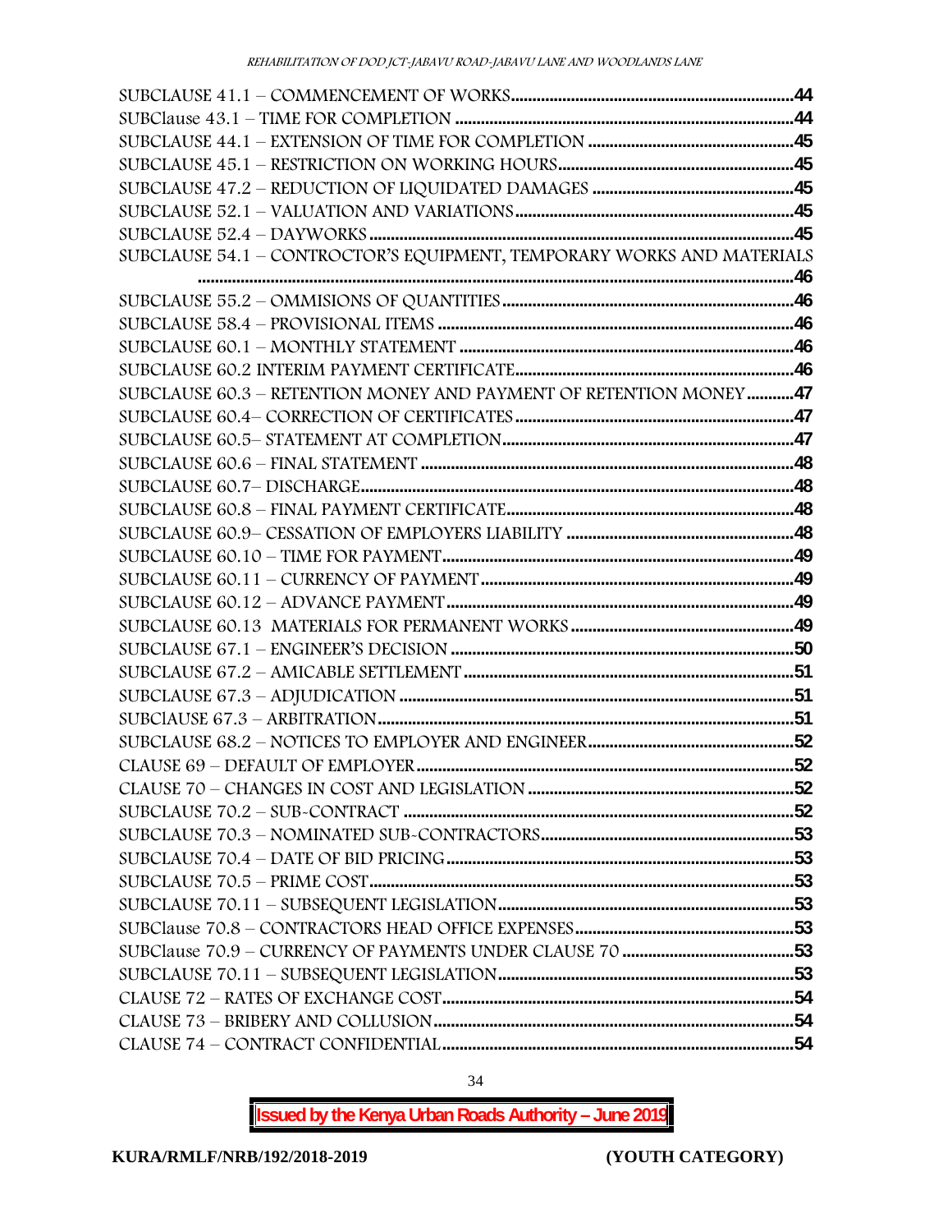SUBCLAUSE 41.1 – COMMENCEMENT OF WORKS....................................................................44
SUBClause 43.1 – TIME FOR COMPLETION ....................................................................44
SUBCLAUSE 44.1 – EXTENSION OF TIME FOR COMPLETION ....................................................45
SUBCLAUSE 45.1 – RESTRICTION ON WORKING HOURS..........................................................45
SUBCLAUSE 47.2 – REDUCTION OF LIQUIDATED DAMAGES ......................................................45
SUBCLAUSE 52.1 – VALUATION AND VARIATIONS...................................................................45
SUBCLAUSE 52.4 – DAYWORKS ..........................................................................................45
SUBCLAUSE 54.1 – CONTROCTOR'S EQUIPMENT, TEMPORARY WORKS AND MATERIALS ...........................................................................................................................................46
SUBCLAUSE 55.2 – OMMISIONS OF QUANTITIES ....................................................................46
SUBCLAUSE 58.4 – PROVISIONAL ITEMS ...............................................................................46
SUBCLAUSE 60.1 – MONTHLY STATEMENT ..............................................................................46
SUBCLAUSE 60.2 INTERIM PAYMENT CERTIFICATE....................................................................46
SUBCLAUSE 60.3 – RETENTION MONEY AND PAYMENT OF RETENTION MONEY...........47
SUBCLAUSE 60.4– CORRECTION OF CERTIFICATES ..................................................................47
SUBCLAUSE 60.5– STATEMENT AT COMPLETION.....................................................................47
SUBCLAUSE 60.6 – FINAL STATEMENT ...................................................................................48
SUBCLAUSE 60.7– DISCHARGE.............................................................................................48
SUBCLAUSE 60.8 – FINAL PAYMENT CERTIFICATE....................................................................48
SUBCLAUSE 60.9– CESSATION OF EMPLOYERS LIABILITY .......................................................48
SUBCLAUSE 60.10 – TIME FOR PAYMENT..................................................................................49
SUBCLAUSE 60.11 – CURRENCY OF PAYMENT ...........................................................................49
SUBCLAUSE 60.12 – ADVANCE PAYMENT.................................................................................49
SUBCLAUSE 60.13 MATERIALS FOR PERMANENT WORKS ......................................................49
SUBCLAUSE 67.1 – ENGINEER'S DECISION .................................................................................50
SUBCLAUSE 67.2 – AMICABLE SETTLEMENT...............................................................................51
SUBCLAUSE 67.3 – ADJUDICATION ...........................................................................................51
SUBCIAUSE 67.3 – ARBITRATION..............................................................................................51
SUBCLAUSE 68.2 – NOTICES TO EMPLOYER AND ENGINEER......................................................52
CLAUSE 69 – DEFAULT OF EMPLOYER.......................................................................................52
CLAUSE 70 – CHANGES IN COST AND LEGISLATION ...............................................................52
SUBCLAUSE 70.2 – SUB-CONTRACT ..........................................................................................52
SUBCLAUSE 70.3 – NOMINATED SUB-CONTRACTORS.................................................................53
SUBCLAUSE 70.4 – DATE OF BID PRICING.................................................................................53
SUBCLAUSE 70.5 – PRIME COST.................................................................................................53
SUBCLAUSE 70.11 – SUBSEQUENT LEGISLATION......................................................................53
SUBClause 70.8 – CONTRACTORS HEAD OFFICE EXPENSES.......................................................53
SUBClause 70.9 – CURRENCY OF PAYMENTS UNDER CLAUSE 70 ..........................................53
SUBCLAUSE 70.11 – SUBSEQUENT LEGISLATION.....................................................................53
CLAUSE 72 – RATES OF EXCHANGE COST..................................................................................54
CLAUSE 73 – BRIBERY AND COLLUSION....................................................................................54
CLAUSE 74 – CONTRACT CONFIDENTIAL...................................................................................54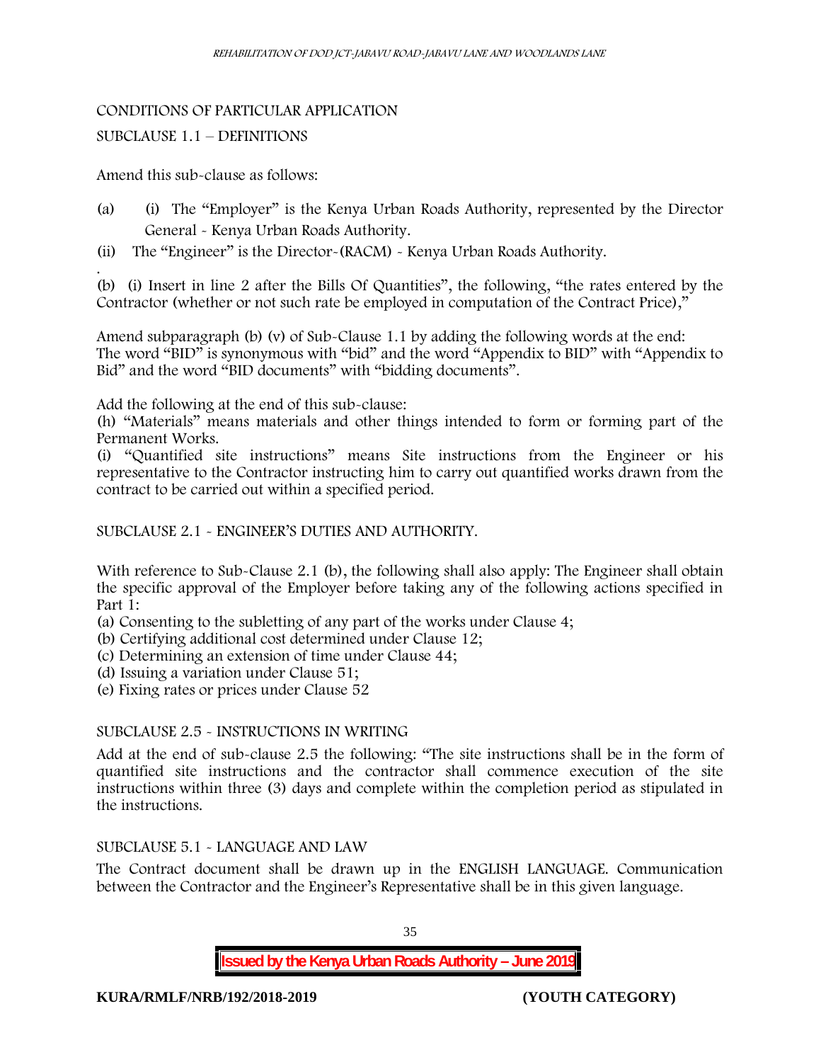CONDITIONS OF PARTICULAR APPLICATION

SUBCLAUSE 1.1 – DEFINITIONS

Amend this sub-clause as follows:

(a) (i) The "Employer" is the Kenya Urban Roads Authority, represented by the Director General - Kenya Urban Roads Authority.

(ii) The "Engineer" is the Director-(RACM) - Kenya Urban Roads Authority.

(b) (i) Insert in line 2 after the Bills Of Quantities", the following, "the rates entered by the Contractor (whether or not such rate be employed in computation of the Contract Price),"

Amend subparagraph (b) (v) of Sub-Clause 1.1 by adding the following words at the end: The word "BID" is synonymous with "bid" and the word "Appendix to BID" with "Appendix to Bid" and the word "BID documents" with "bidding documents".

Add the following at the end of this sub-clause:
(h) "Materials" means materials and other things intended to form or forming part of the Permanent Works.
(i) "Quantified site instructions" means Site instructions from the Engineer or his representative to the Contractor instructing him to carry out quantified works drawn from the contract to be carried out within a specified period.

SUBCLAUSE 2.1 - ENGINEER'S DUTIES AND AUTHORITY.

With reference to Sub-Clause 2.1 (b), the following shall also apply: The Engineer shall obtain the specific approval of the Employer before taking any of the following actions specified in Part 1:
(a) Consenting to the subletting of any part of the works under Clause 4;
(b) Certifying additional cost determined under Clause 12;
(c) Determining an extension of time under Clause 44;
(d) Issuing a variation under Clause 51;
(e) Fixing rates or prices under Clause 52

SUBCLAUSE 2.5 - INSTRUCTIONS IN WRITING

Add at the end of sub-clause 2.5 the following: "The site instructions shall be in the form of quantified site instructions and the contractor shall commence execution of the site instructions within three (3) days and complete within the completion period as stipulated in the instructions.

SUBCLAUSE 5.1 - LANGUAGE AND LAW

The Contract document shall be drawn up in the ENGLISH LANGUAGE. Communication between the Contractor and the Engineer's Representative shall be in this given language.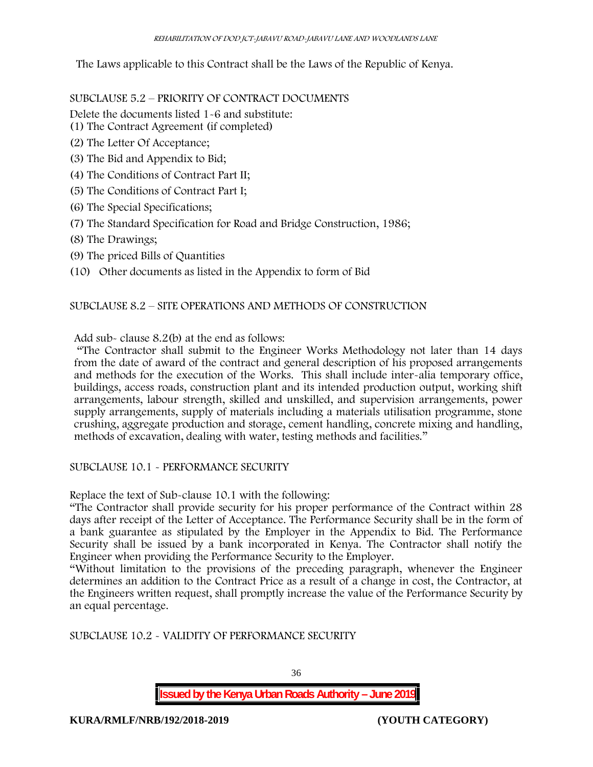The Laws applicable to this Contract shall be the Laws of the Republic of Kenya.

SUBCLAUSE 5.2 – PRIORITY OF CONTRACT DOCUMENTS

Delete the documents listed 1-6 and substitute:

(1) The Contract Agreement (if completed)

(2) The Letter Of Acceptance;

(3) The Bid and Appendix to Bid;

(4) The Conditions of Contract Part II;

(5) The Conditions of Contract Part I;

(6) The Special Specifications;

(7) The Standard Specification for Road and Bridge Construction, 1986;

(8) The Drawings;

(9) The priced Bills of Quantities

(10) Other documents as listed in the Appendix to form of Bid

SUBCLAUSE 8.2 – SITE OPERATIONS AND METHODS OF CONSTRUCTION

Add sub- clause 8.2(b) at the end as follows:

"The Contractor shall submit to the Engineer Works Methodology not later than 14 days from the date of award of the contract and general description of his proposed arrangements and methods for the execution of the Works. This shall include inter-alia temporary office, buildings, access roads, construction plant and its intended production output, working shift arrangements, labour strength, skilled and unskilled, and supervision arrangements, power supply arrangements, supply of materials including a materials utilisation programme, stone crushing, aggregate production and storage, cement handling, concrete mixing and handling, methods of excavation, dealing with water, testing methods and facilities."

SUBCLAUSE 10.1 - PERFORMANCE SECURITY

Replace the text of Sub-clause 10.1 with the following:

"The Contractor shall provide security for his proper performance of the Contract within 28 days after receipt of the Letter of Acceptance. The Performance Security shall be in the form of a bank guarantee as stipulated by the Employer in the Appendix to Bid. The Performance Security shall be issued by a bank incorporated in Kenya. The Contractor shall notify the Engineer when providing the Performance Security to the Employer.

"Without limitation to the provisions of the preceding paragraph, whenever the Engineer determines an addition to the Contract Price as a result of a change in cost, the Contractor, at the Engineers written request, shall promptly increase the value of the Performance Security by an equal percentage.

SUBCLAUSE 10.2 - VALIDITY OF PERFORMANCE SECURITY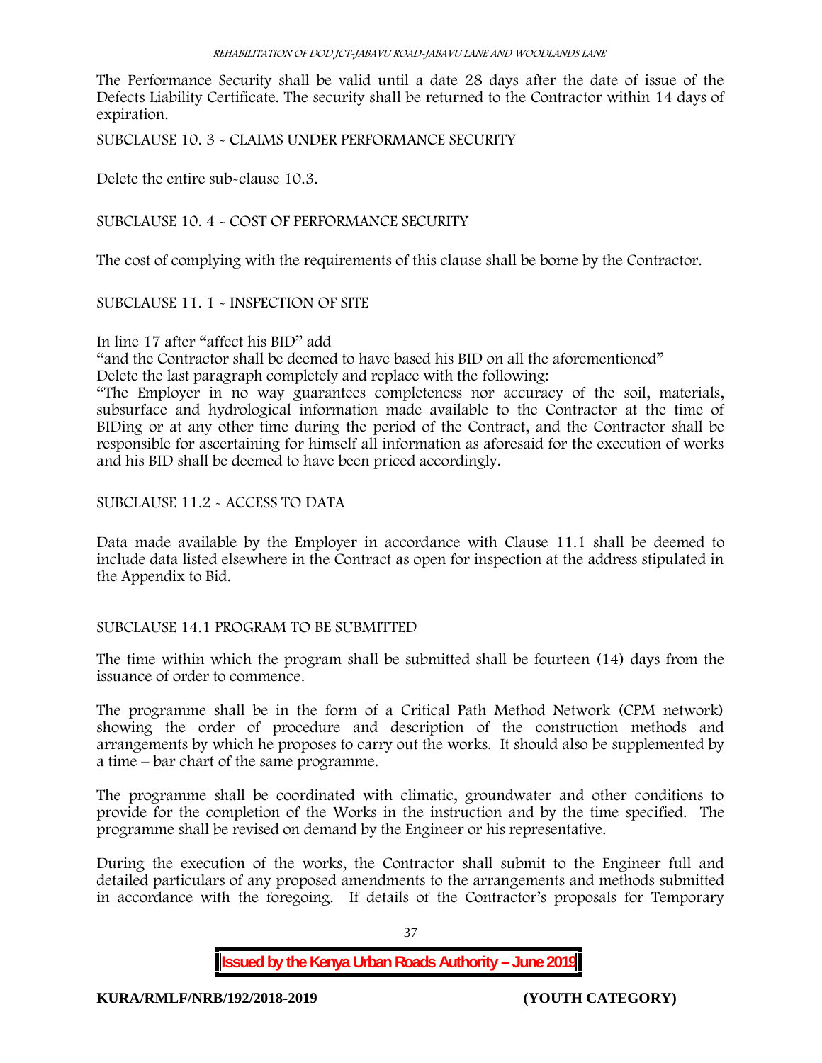The Performance Security shall be valid until a date 28 days after the date of issue of the Defects Liability Certificate. The security shall be returned to the Contractor within 14 days of expiration.

SUBCLAUSE 10. 3 - CLAIMS UNDER PERFORMANCE SECURITY

Delete the entire sub-clause 10.3.

SUBCLAUSE 10. 4 - COST OF PERFORMANCE SECURITY

The cost of complying with the requirements of this clause shall be borne by the Contractor.

SUBCLAUSE 11. 1 - INSPECTION OF SITE

In line 17 after "affect his BID" add

"and the Contractor shall be deemed to have based his BID on all the aforementioned"

Delete the last paragraph completely and replace with the following:

"The Employer in no way guarantees completeness nor accuracy of the soil, materials, subsurface and hydrological information made available to the Contractor at the time of BIDing or at any other time during the period of the Contract, and the Contractor shall be responsible for ascertaining for himself all information as aforesaid for the execution of works and his BID shall be deemed to have been priced accordingly.

SUBCLAUSE 11.2 - ACCESS TO DATA

Data made available by the Employer in accordance with Clause 11.1 shall be deemed to include data listed elsewhere in the Contract as open for inspection at the address stipulated in the Appendix to Bid.

SUBCLAUSE 14.1 PROGRAM TO BE SUBMITTED

The time within which the program shall be submitted shall be fourteen (14) days from the issuance of order to commence.

The programme shall be in the form of a Critical Path Method Network (CPM network) showing the order of procedure and description of the construction methods and arrangements by which he proposes to carry out the works. It should also be supplemented by a time – bar chart of the same programme.

The programme shall be coordinated with climatic, groundwater and other conditions to provide for the completion of the Works in the instruction and by the time specified. The programme shall be revised on demand by the Engineer or his representative.

During the execution of the works, the Contractor shall submit to the Engineer full and detailed particulars of any proposed amendments to the arrangements and methods submitted in accordance with the foregoing. If details of the Contractor's proposals for Temporary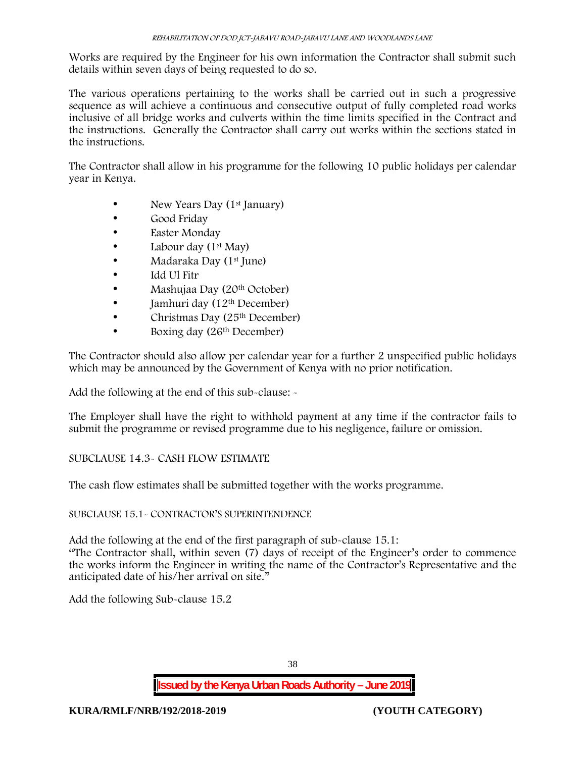Works are required by the Engineer for his own information the Contractor shall submit such details within seven days of being requested to do so.

The various operations pertaining to the works shall be carried out in such a progressive sequence as will achieve a continuous and consecutive output of fully completed road works inclusive of all bridge works and culverts within the time limits specified in the Contract and the instructions. Generally the Contractor shall carry out works within the sections stated in the instructions.

The Contractor shall allow in his programme for the following 10 public holidays per calendar year in Kenya.

- New Years Day (1st January)
- Good Friday
- Easter Monday
- Labour day (1st May)
- Madaraka Day (1st June)
- Idd Ul Fitr
- Mashujaa Day (20th October)
- Jamhuri day (12th December)
- Christmas Day (25th December)
- Boxing day (26th December)

The Contractor should also allow per calendar year for a further 2 unspecified public holidays which may be announced by the Government of Kenya with no prior notification.

Add the following at the end of this sub-clause: -

The Employer shall have the right to withhold payment at any time if the contractor fails to submit the programme or revised programme due to his negligence, failure or omission.

SUBCLAUSE 14.3- CASH FLOW ESTIMATE

The cash flow estimates shall be submitted together with the works programme.

SUBCLAUSE 15.1- CONTRACTOR'S SUPERINTENDENCE

Add the following at the end of the first paragraph of sub-clause 15.1:
"The Contractor shall, within seven (7) days of receipt of the Engineer's order to commence the works inform the Engineer in writing the name of the Contractor's Representative and the anticipated date of his/her arrival on site."

Add the following Sub-clause 15.2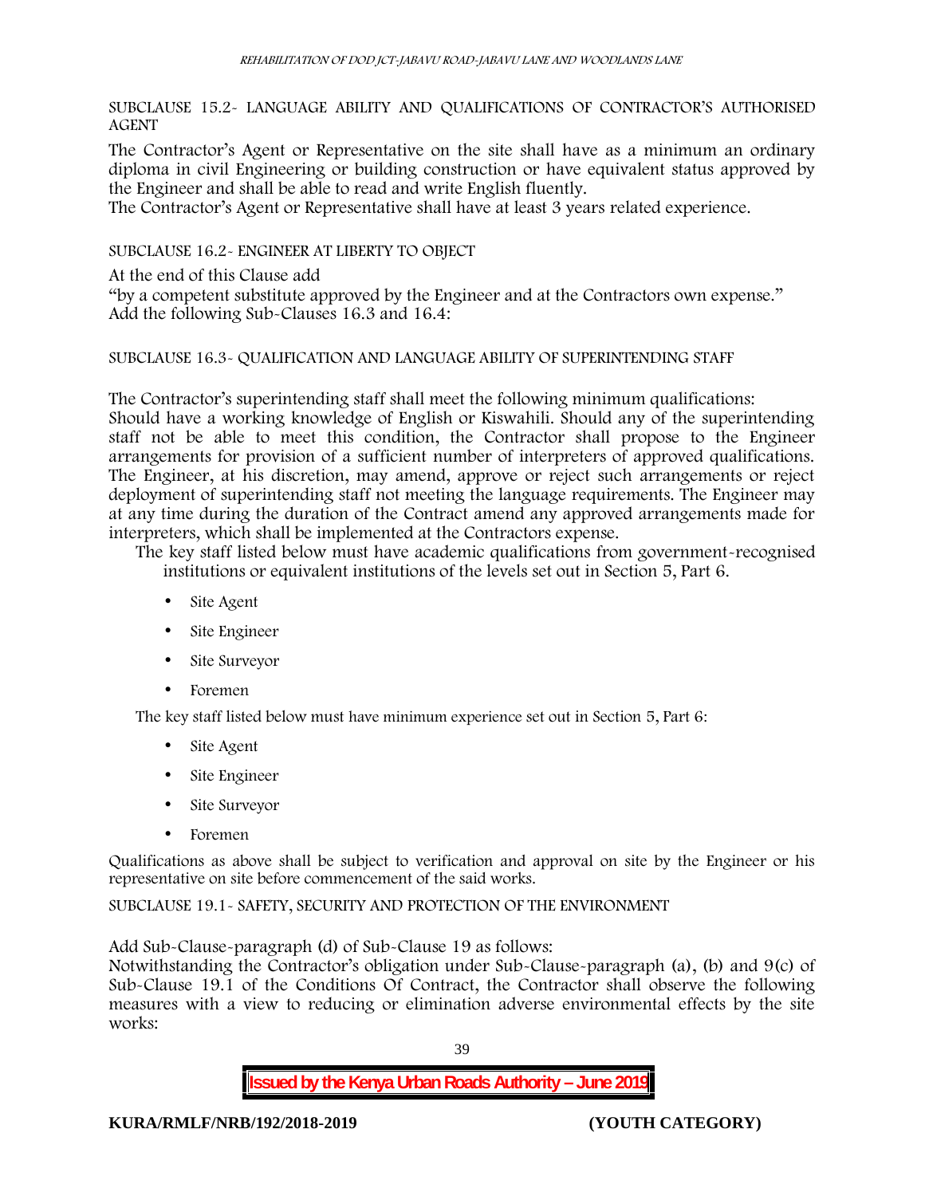SUBCLAUSE 15.2- LANGUAGE ABILITY AND QUALIFICATIONS OF CONTRACTOR'S AUTHORISED AGENT

The Contractor's Agent or Representative on the site shall have as a minimum an ordinary diploma in civil Engineering or building construction or have equivalent status approved by the Engineer and shall be able to read and write English fluently.
The Contractor's Agent or Representative shall have at least 3 years related experience.

SUBCLAUSE 16.2- ENGINEER AT LIBERTY TO OBJECT

At the end of this Clause add
"by a competent substitute approved by the Engineer and at the Contractors own expense."
Add the following Sub-Clauses 16.3 and 16.4:

SUBCLAUSE 16.3- QUALIFICATION AND LANGUAGE ABILITY OF SUPERINTENDING STAFF

The Contractor's superintending staff shall meet the following minimum qualifications:
Should have a working knowledge of English or Kiswahili. Should any of the superintending staff not be able to meet this condition, the Contractor shall propose to the Engineer arrangements for provision of a sufficient number of interpreters of approved qualifications. The Engineer, at his discretion, may amend, approve or reject such arrangements or reject deployment of superintending staff not meeting the language requirements. The Engineer may at any time during the duration of the Contract amend any approved arrangements made for interpreters, which shall be implemented at the Contractors expense.

The key staff listed below must have academic qualifications from government-recognised institutions or equivalent institutions of the levels set out in Section 5, Part 6.

- Site Agent
- Site Engineer
- Site Surveyor
- Foremen

The key staff listed below must have minimum experience set out in Section 5, Part 6:

- Site Agent
- Site Engineer
- Site Surveyor
- Foremen

Qualifications as above shall be subject to verification and approval on site by the Engineer or his representative on site before commencement of the said works.

SUBCLAUSE 19.1- SAFETY, SECURITY AND PROTECTION OF THE ENVIRONMENT

Add Sub-Clause-paragraph (d) of Sub-Clause 19 as follows:
Notwithstanding the Contractor's obligation under Sub-Clause-paragraph (a), (b) and 9(c) of Sub-Clause 19.1 of the Conditions Of Contract, the Contractor shall observe the following measures with a view to reducing or elimination adverse environmental effects by the site works: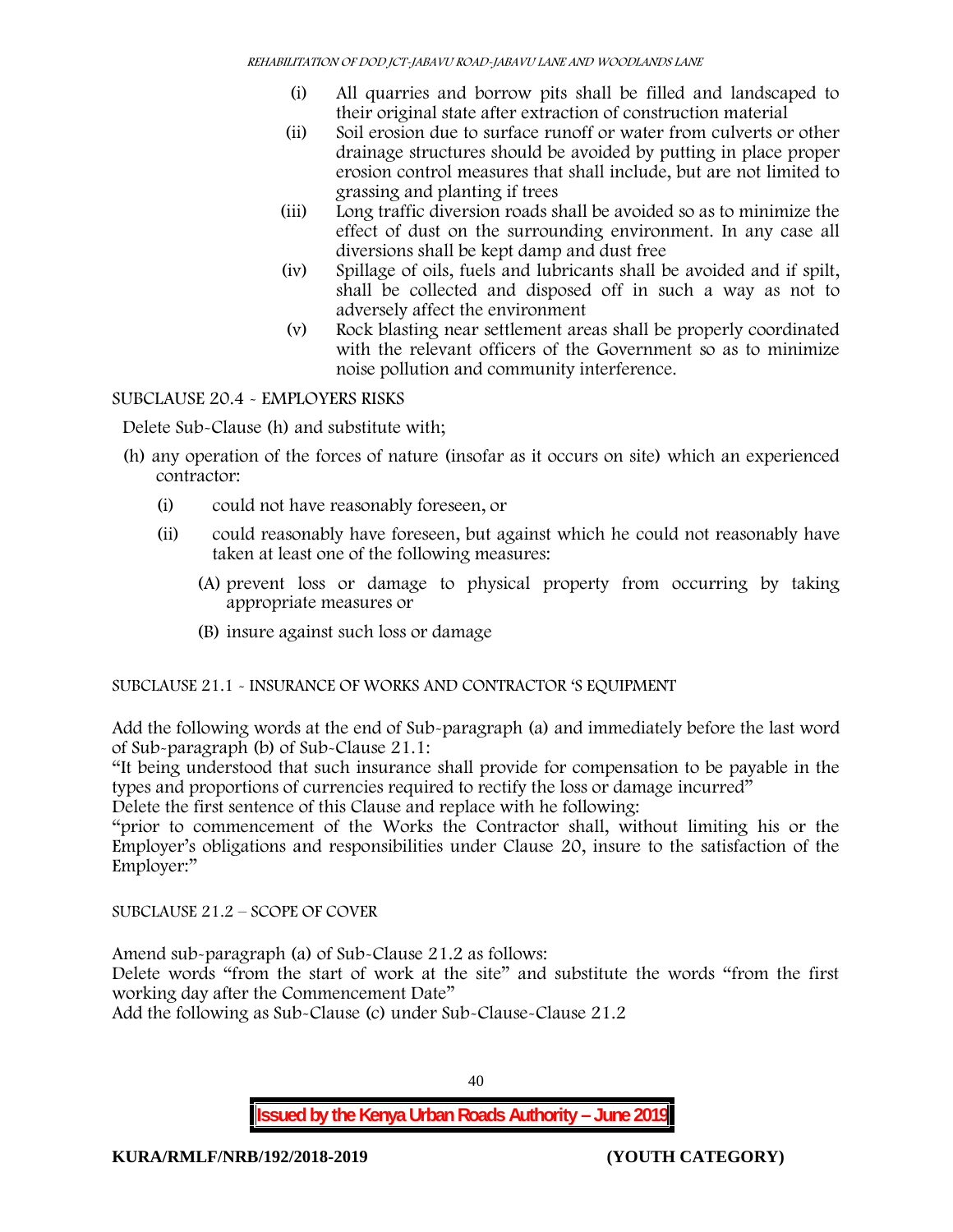(i) All quarries and borrow pits shall be filled and landscaped to their original state after extraction of construction material
(ii) Soil erosion due to surface runoff or water from culverts or other drainage structures should be avoided by putting in place proper erosion control measures that shall include, but are not limited to grassing and planting if trees
(iii) Long traffic diversion roads shall be avoided so as to minimize the effect of dust on the surrounding environment. In any case all diversions shall be kept damp and dust free
(iv) Spillage of oils, fuels and lubricants shall be avoided and if spilt, shall be collected and disposed off in such a way as not to adversely affect the environment
(v) Rock blasting near settlement areas shall be properly coordinated with the relevant officers of the Government so as to minimize noise pollution and community interference.

SUBCLAUSE 20.4 - EMPLOYERS RISKS

Delete Sub-Clause (h) and substitute with;

(h) any operation of the forces of nature (insofar as it occurs on site) which an experienced contractor:

(i) could not have reasonably foreseen, or

(ii) could reasonably have foreseen, but against which he could not reasonably have taken at least one of the following measures:

(A) prevent loss or damage to physical property from occurring by taking appropriate measures or

(B) insure against such loss or damage

SUBCLAUSE 21.1 - INSURANCE OF WORKS AND CONTRACTOR 'S EQUIPMENT

Add the following words at the end of Sub-paragraph (a) and immediately before the last word of Sub-paragraph (b) of Sub-Clause 21.1:

"It being understood that such insurance shall provide for compensation to be payable in the types and proportions of currencies required to rectify the loss or damage incurred"

Delete the first sentence of this Clause and replace with he following:

"prior to commencement of the Works the Contractor shall, without limiting his or the Employer's obligations and responsibilities under Clause 20, insure to the satisfaction of the Employer:"

SUBCLAUSE 21.2 – SCOPE OF COVER

Amend sub-paragraph (a) of Sub-Clause 21.2 as follows:

Delete words "from the start of work at the site" and substitute the words "from the first working day after the Commencement Date"

Add the following as Sub-Clause (c) under Sub-Clause-Clause 21.2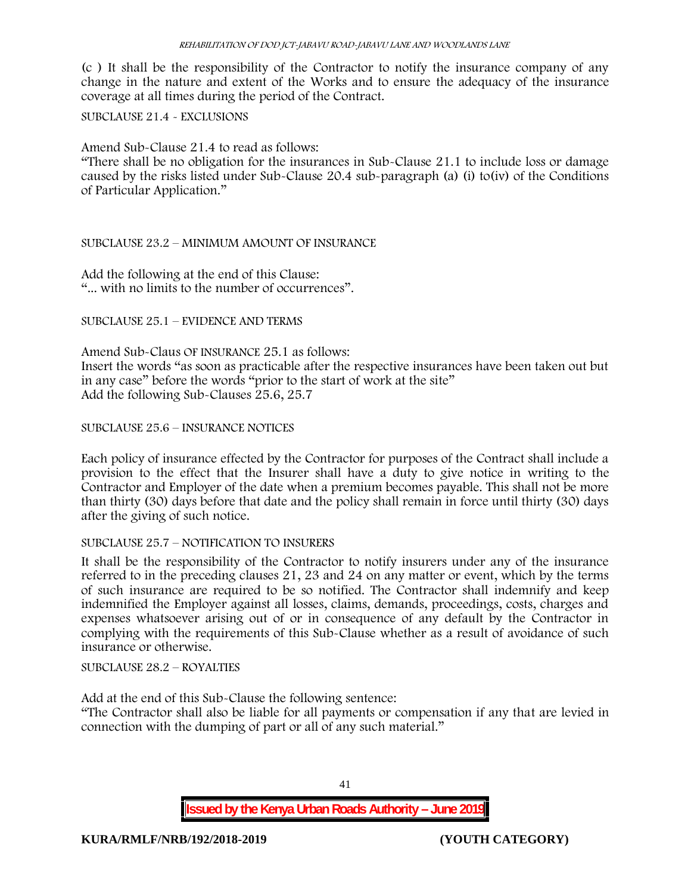(c ) It shall be the responsibility of the Contractor to notify the insurance company of any change in the nature and extent of the Works and to ensure the adequacy of the insurance coverage at all times during the period of the Contract.

SUBCLAUSE 21.4 - EXCLUSIONS

Amend Sub-Clause 21.4 to read as follows:
"There shall be no obligation for the insurances in Sub-Clause 21.1 to include loss or damage caused by the risks listed under Sub-Clause 20.4 sub-paragraph (a) (i) to(iv) of the Conditions of Particular Application."

SUBCLAUSE 23.2 – MINIMUM AMOUNT OF INSURANCE

Add the following at the end of this Clause:
"... with no limits to the number of occurrences".

SUBCLAUSE 25.1 – EVIDENCE AND TERMS

Amend Sub-Claus OF INSURANCE 25.1 as follows:
Insert the words "as soon as practicable after the respective insurances have been taken out but in any case" before the words "prior to the start of work at the site"
Add the following Sub-Clauses 25.6, 25.7

SUBCLAUSE 25.6 – INSURANCE NOTICES

Each policy of insurance effected by the Contractor for purposes of the Contract shall include a provision to the effect that the Insurer shall have a duty to give notice in writing to the Contractor and Employer of the date when a premium becomes payable. This shall not be more than thirty (30) days before that date and the policy shall remain in force until thirty (30) days after the giving of such notice.

SUBCLAUSE 25.7 – NOTIFICATION TO INSURERS

It shall be the responsibility of the Contractor to notify insurers under any of the insurance referred to in the preceding clauses 21, 23 and 24 on any matter or event, which by the terms of such insurance are required to be so notified. The Contractor shall indemnify and keep indemnified the Employer against all losses, claims, demands, proceedings, costs, charges and expenses whatsoever arising out of or in consequence of any default by the Contractor in complying with the requirements of this Sub-Clause whether as a result of avoidance of such insurance or otherwise.

SUBCLAUSE 28.2 – ROYALTIES

Add at the end of this Sub-Clause the following sentence:
"The Contractor shall also be liable for all payments or compensation if any that are levied in connection with the dumping of part or all of any such material."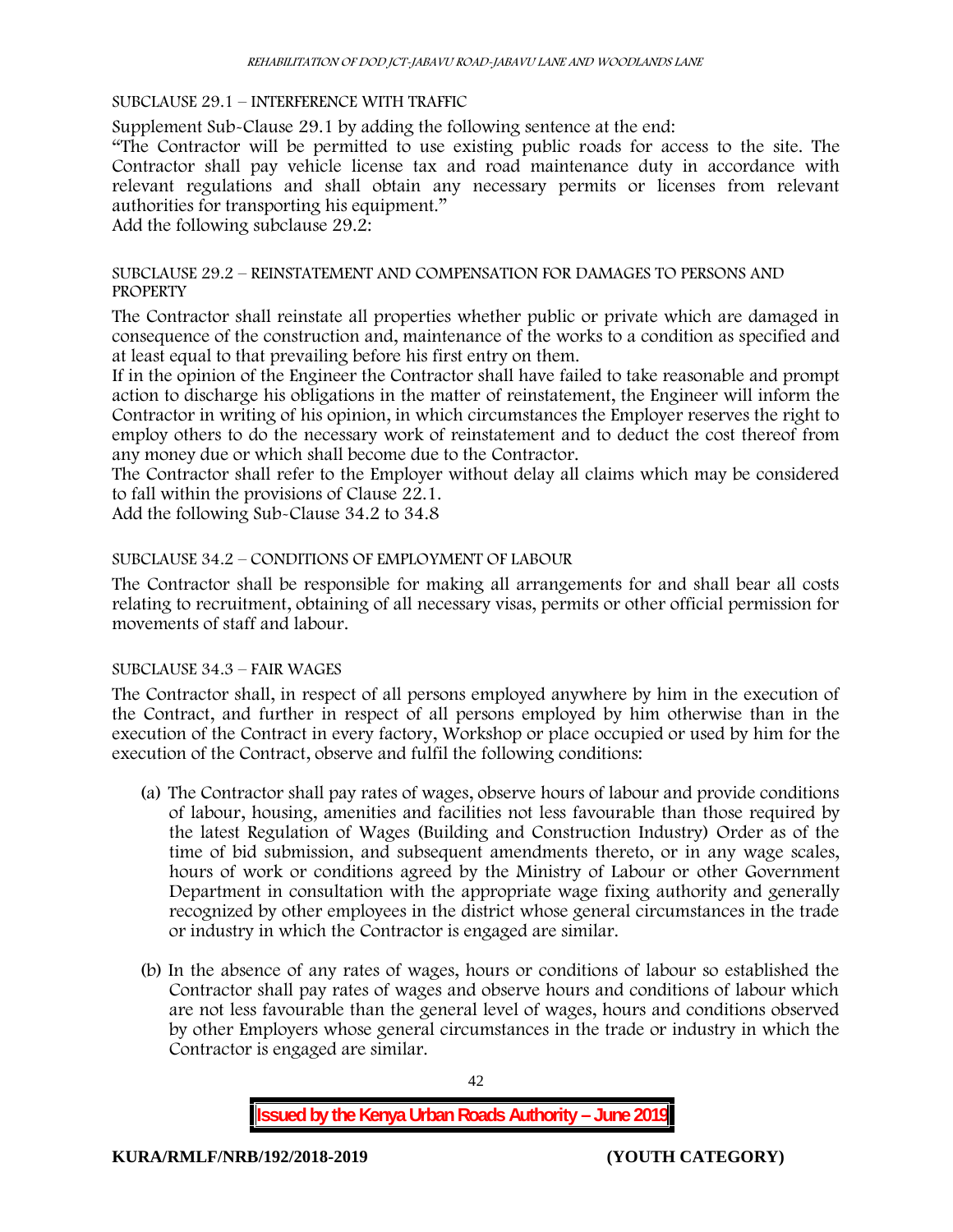SUBCLAUSE 29.1 – INTERFERENCE WITH TRAFFIC

Supplement Sub-Clause 29.1 by adding the following sentence at the end:

"The Contractor will be permitted to use existing public roads for access to the site. The Contractor shall pay vehicle license tax and road maintenance duty in accordance with relevant regulations and shall obtain any necessary permits or licenses from relevant authorities for transporting his equipment."

Add the following subclause 29.2:

SUBCLAUSE 29.2 – REINSTATEMENT AND COMPENSATION FOR DAMAGES TO PERSONS AND PROPERTY

The Contractor shall reinstate all properties whether public or private which are damaged in consequence of the construction and, maintenance of the works to a condition as specified and at least equal to that prevailing before his first entry on them.

If in the opinion of the Engineer the Contractor shall have failed to take reasonable and prompt action to discharge his obligations in the matter of reinstatement, the Engineer will inform the Contractor in writing of his opinion, in which circumstances the Employer reserves the right to employ others to do the necessary work of reinstatement and to deduct the cost thereof from any money due or which shall become due to the Contractor.

The Contractor shall refer to the Employer without delay all claims which may be considered to fall within the provisions of Clause 22.1.

Add the following Sub-Clause 34.2 to 34.8

SUBCLAUSE 34.2 – CONDITIONS OF EMPLOYMENT OF LABOUR

The Contractor shall be responsible for making all arrangements for and shall bear all costs relating to recruitment, obtaining of all necessary visas, permits or other official permission for movements of staff and labour.

SUBCLAUSE 34.3 – FAIR WAGES

The Contractor shall, in respect of all persons employed anywhere by him in the execution of the Contract, and further in respect of all persons employed by him otherwise than in the execution of the Contract in every factory, Workshop or place occupied or used by him for the execution of the Contract, observe and fulfil the following conditions:

(a) The Contractor shall pay rates of wages, observe hours of labour and provide conditions of labour, housing, amenities and facilities not less favourable than those required by the latest Regulation of Wages (Building and Construction Industry) Order as of the time of bid submission, and subsequent amendments thereto, or in any wage scales, hours of work or conditions agreed by the Ministry of Labour or other Government Department in consultation with the appropriate wage fixing authority and generally recognized by other employees in the district whose general circumstances in the trade or industry in which the Contractor is engaged are similar.

(b) In the absence of any rates of wages, hours or conditions of labour so established the Contractor shall pay rates of wages and observe hours and conditions of labour which are not less favourable than the general level of wages, hours and conditions observed by other Employers whose general circumstances in the trade or industry in which the Contractor is engaged are similar.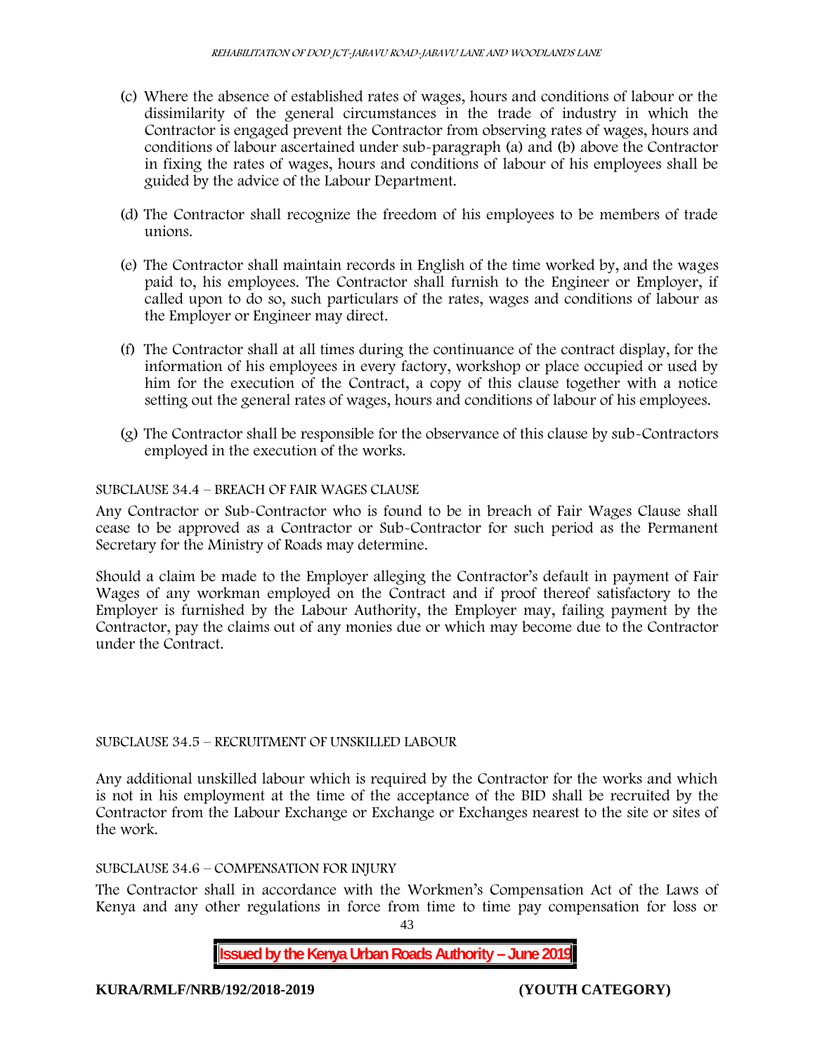(c) Where the absence of established rates of wages, hours and conditions of labour or the dissimilarity of the general circumstances in the trade of industry in which the Contractor is engaged prevent the Contractor from observing rates of wages, hours and conditions of labour ascertained under sub-paragraph (a) and (b) above the Contractor in fixing the rates of wages, hours and conditions of labour of his employees shall be guided by the advice of the Labour Department.

(d) The Contractor shall recognize the freedom of his employees to be members of trade unions.

(e) The Contractor shall maintain records in English of the time worked by, and the wages paid to, his employees. The Contractor shall furnish to the Engineer or Employer, if called upon to do so, such particulars of the rates, wages and conditions of labour as the Employer or Engineer may direct.

(f) The Contractor shall at all times during the continuance of the contract display, for the information of his employees in every factory, workshop or place occupied or used by him for the execution of the Contract, a copy of this clause together with a notice setting out the general rates of wages, hours and conditions of labour of his employees.

(g) The Contractor shall be responsible for the observance of this clause by sub-Contractors employed in the execution of the works.

SUBCLAUSE 34.4 – BREACH OF FAIR WAGES CLAUSE

Any Contractor or Sub-Contractor who is found to be in breach of Fair Wages Clause shall cease to be approved as a Contractor or Sub-Contractor for such period as the Permanent Secretary for the Ministry of Roads may determine.

Should a claim be made to the Employer alleging the Contractor's default in payment of Fair Wages of any workman employed on the Contract and if proof thereof satisfactory to the Employer is furnished by the Labour Authority, the Employer may, failing payment by the Contractor, pay the claims out of any monies due or which may become due to the Contractor under the Contract.

SUBCLAUSE 34.5 – RECRUITMENT OF UNSKILLED LABOUR

Any additional unskilled labour which is required by the Contractor for the works and which is not in his employment at the time of the acceptance of the BID shall be recruited by the Contractor from the Labour Exchange or Exchange or Exchanges nearest to the site or sites of the work.

SUBCLAUSE 34.6 – COMPENSATION FOR INJURY

The Contractor shall in accordance with the Workmen's Compensation Act of the Laws of Kenya and any other regulations in force from time to time pay compensation for loss or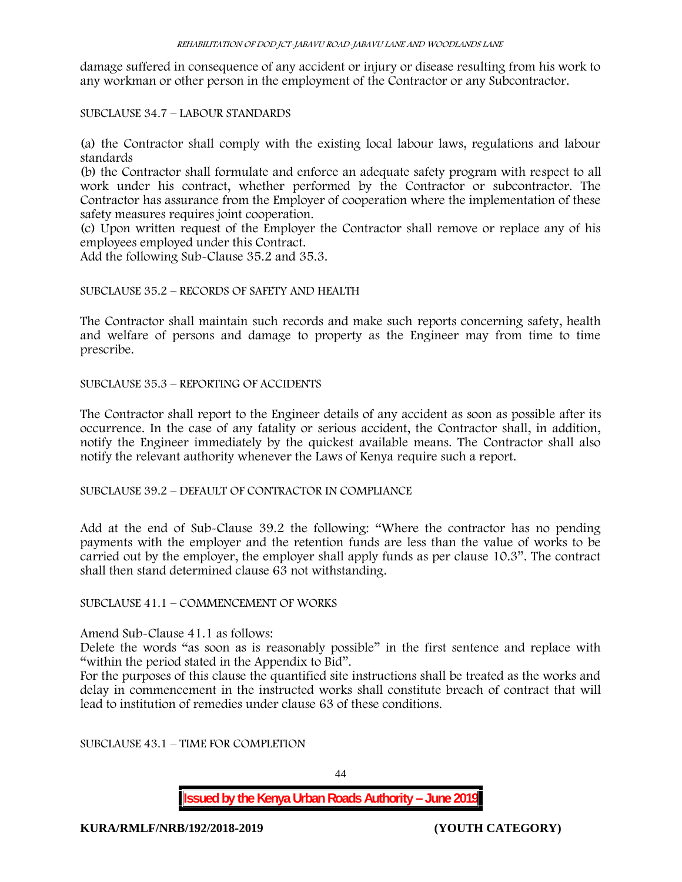damage suffered in consequence of any accident or injury or disease resulting from his work to any workman or other person in the employment of the Contractor or any Subcontractor.

SUBCLAUSE 34.7 – LABOUR STANDARDS

(a) the Contractor shall comply with the existing local labour laws, regulations and labour standards

(b) the Contractor shall formulate and enforce an adequate safety program with respect to all work under his contract, whether performed by the Contractor or subcontractor. The Contractor has assurance from the Employer of cooperation where the implementation of these safety measures requires joint cooperation.

(c) Upon written request of the Employer the Contractor shall remove or replace any of his employees employed under this Contract.

Add the following Sub-Clause 35.2 and 35.3.

SUBCLAUSE 35.2 – RECORDS OF SAFETY AND HEALTH

The Contractor shall maintain such records and make such reports concerning safety, health and welfare of persons and damage to property as the Engineer may from time to time prescribe.

SUBCLAUSE 35.3 – REPORTING OF ACCIDENTS

The Contractor shall report to the Engineer details of any accident as soon as possible after its occurrence. In the case of any fatality or serious accident, the Contractor shall, in addition, notify the Engineer immediately by the quickest available means. The Contractor shall also notify the relevant authority whenever the Laws of Kenya require such a report.

SUBCLAUSE 39.2 – DEFAULT OF CONTRACTOR IN COMPLIANCE

Add at the end of Sub-Clause 39.2 the following: "Where the contractor has no pending payments with the employer and the retention funds are less than the value of works to be carried out by the employer, the employer shall apply funds as per clause 10.3". The contract shall then stand determined clause 63 not withstanding.

SUBCLAUSE 41.1 – COMMENCEMENT OF WORKS

Amend Sub-Clause 41.1 as follows:

Delete the words "as soon as is reasonably possible" in the first sentence and replace with "within the period stated in the Appendix to Bid".

For the purposes of this clause the quantified site instructions shall be treated as the works and delay in commencement in the instructed works shall constitute breach of contract that will lead to institution of remedies under clause 63 of these conditions.

SUBCLAUSE 43.1 – TIME FOR COMPLETION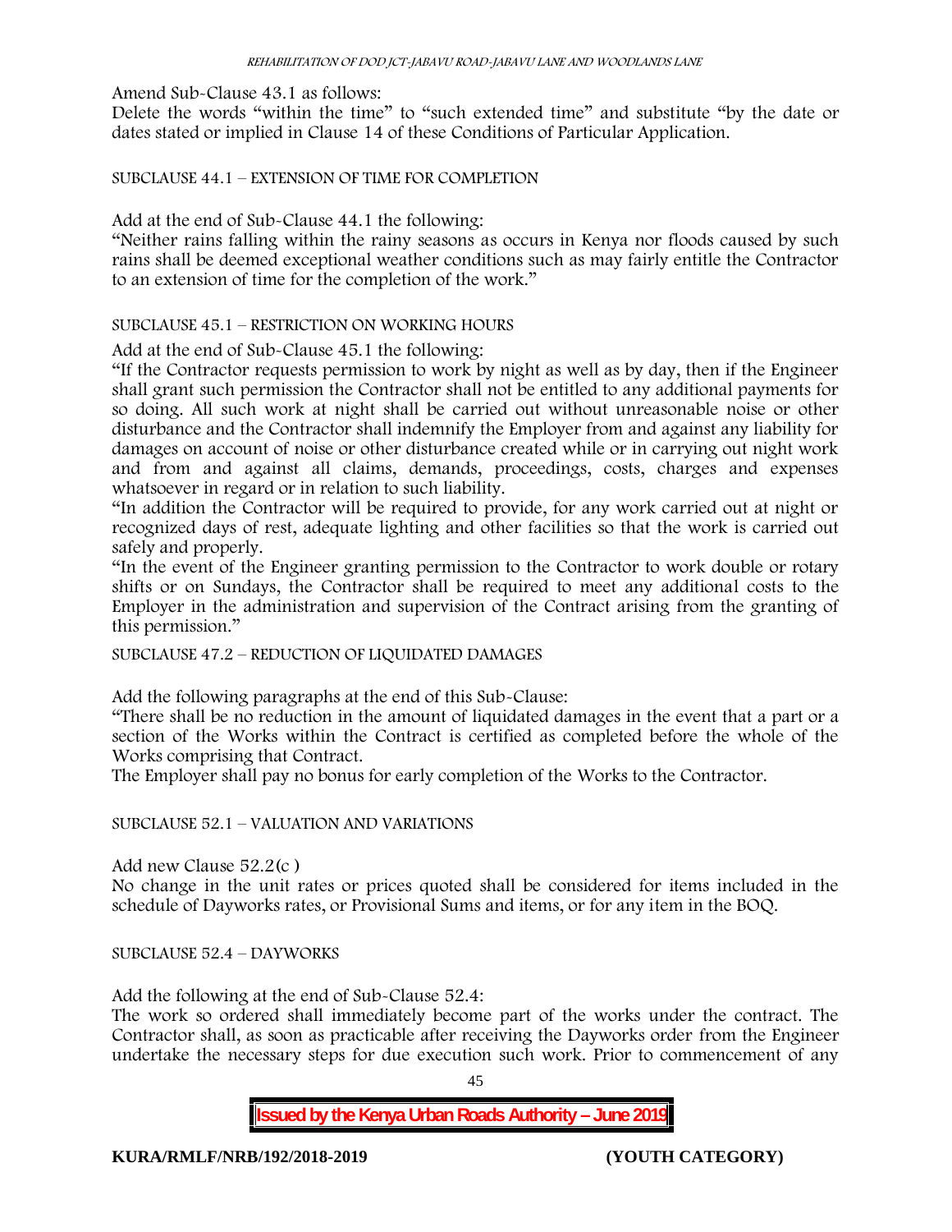Amend Sub-Clause 43.1 as follows:
Delete the words "within the time" to "such extended time" and substitute "by the date or dates stated or implied in Clause 14 of these Conditions of Particular Application.

SUBCLAUSE 44.1 – EXTENSION OF TIME FOR COMPLETION

Add at the end of Sub-Clause 44.1 the following:
"Neither rains falling within the rainy seasons as occurs in Kenya nor floods caused by such rains shall be deemed exceptional weather conditions such as may fairly entitle the Contractor to an extension of time for the completion of the work."

SUBCLAUSE 45.1 – RESTRICTION ON WORKING HOURS

Add at the end of Sub-Clause 45.1 the following:
"If the Contractor requests permission to work by night as well as by day, then if the Engineer shall grant such permission the Contractor shall not be entitled to any additional payments for so doing. All such work at night shall be carried out without unreasonable noise or other disturbance and the Contractor shall indemnify the Employer from and against any liability for damages on account of noise or other disturbance created while or in carrying out night work and from and against all claims, demands, proceedings, costs, charges and expenses whatsoever in regard or in relation to such liability.
"In addition the Contractor will be required to provide, for any work carried out at night or recognized days of rest, adequate lighting and other facilities so that the work is carried out safely and properly.
"In the event of the Engineer granting permission to the Contractor to work double or rotary shifts or on Sundays, the Contractor shall be required to meet any additional costs to the Employer in the administration and supervision of the Contract arising from the granting of this permission."

SUBCLAUSE 47.2 – REDUCTION OF LIQUIDATED DAMAGES

Add the following paragraphs at the end of this Sub-Clause:
"There shall be no reduction in the amount of liquidated damages in the event that a part or a section of the Works within the Contract is certified as completed before the whole of the Works comprising that Contract.
The Employer shall pay no bonus for early completion of the Works to the Contractor.

SUBCLAUSE 52.1 – VALUATION AND VARIATIONS

Add new Clause 52.2(c )
No change in the unit rates or prices quoted shall be considered for items included in the schedule of Dayworks rates, or Provisional Sums and items, or for any item in the BOQ.

SUBCLAUSE 52.4 – DAYWORKS

Add the following at the end of Sub-Clause 52.4:
The work so ordered shall immediately become part of the works under the contract. The Contractor shall, as soon as practicable after receiving the Dayworks order from the Engineer undertake the necessary steps for due execution such work. Prior to commencement of any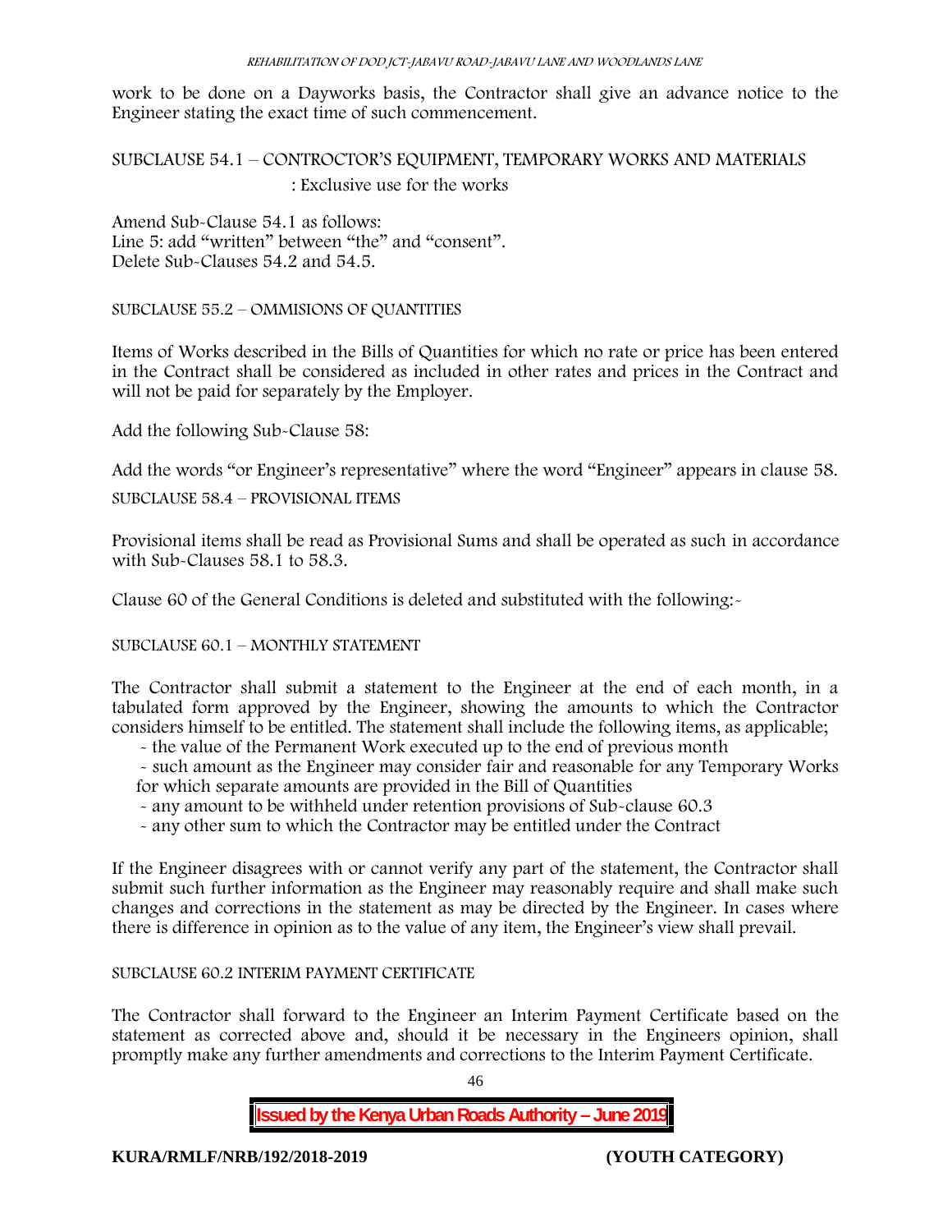work to be done on a Dayworks basis, the Contractor shall give an advance notice to the Engineer stating the exact time of such commencement.

SUBCLAUSE 54.1 – CONTRCTOR'S EQUIPMENT, TEMPORARY WORKS AND MATERIALS : Exclusive use for the works

Amend Sub-Clause 54.1 as follows:
Line 5: add "written" between "the" and "consent".
Delete Sub-Clauses 54.2 and 54.5.

SUBCLAUSE 55.2 – OMMISIONS OF QUANTITIES

Items of Works described in the Bills of Quantities for which no rate or price has been entered in the Contract shall be considered as included in other rates and prices in the Contract and will not be paid for separately by the Employer.

Add the following Sub-Clause 58:

Add the words "or Engineer's representative" where the word "Engineer" appears in clause 58.

SUBCLAUSE 58.4 – PROVISIONAL ITEMS

Provisional items shall be read as Provisional Sums and shall be operated as such in accordance with Sub-Clauses 58.1 to 58.3.

Clause 60 of the General Conditions is deleted and substituted with the following:-

SUBCLAUSE 60.1 – MONTHLY STATEMENT

The Contractor shall submit a statement to the Engineer at the end of each month, in a tabulated form approved by the Engineer, showing the amounts to which the Contractor considers himself to be entitled. The statement shall include the following items, as applicable;

- the value of the Permanent Work executed up to the end of previous month
- such amount as the Engineer may consider fair and reasonable for any Temporary Works for which separate amounts are provided in the Bill of Quantities
- any amount to be withheld under retention provisions of Sub-clause 60.3
- any other sum to which the Contractor may be entitled under the Contract

If the Engineer disagrees with or cannot verify any part of the statement, the Contractor shall submit such further information as the Engineer may reasonably require and shall make such changes and corrections in the statement as may be directed by the Engineer. In cases where there is difference in opinion as to the value of any item, the Engineer's view shall prevail.

SUBCLAUSE 60.2 INTERIM PAYMENT CERTIFICATE

The Contractor shall forward to the Engineer an Interim Payment Certificate based on the statement as corrected above and, should it be necessary in the Engineers opinion, shall promptly make any further amendments and corrections to the Interim Payment Certificate.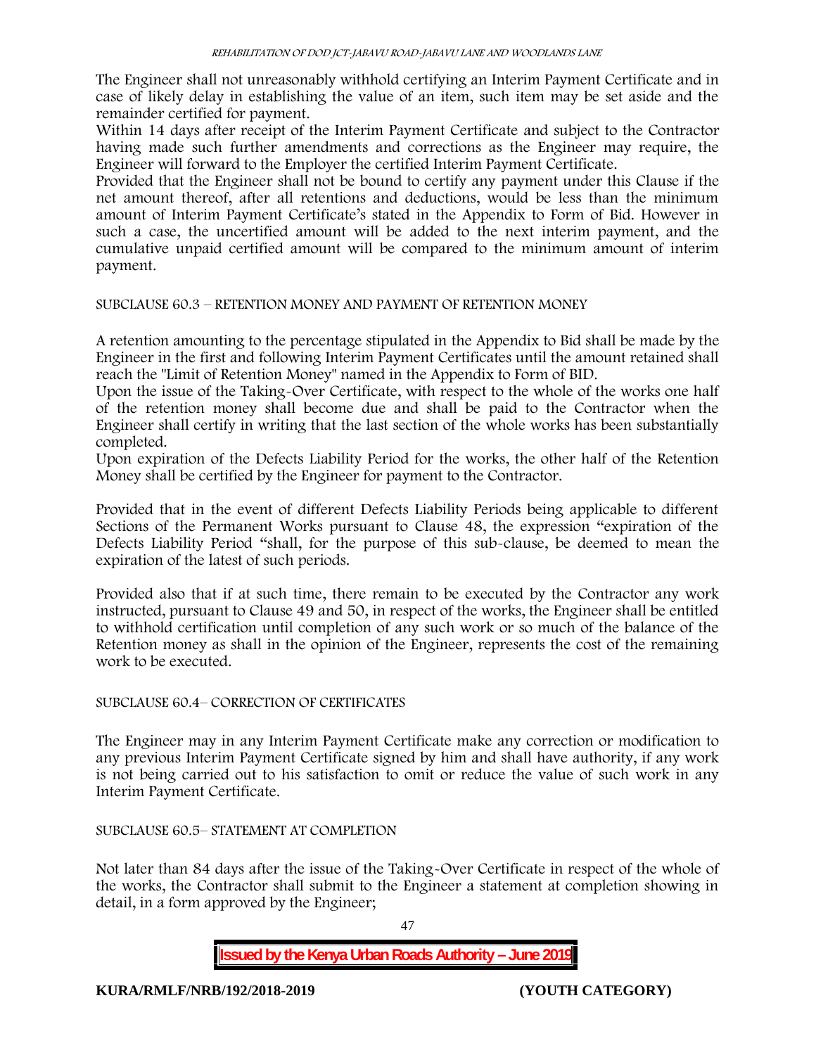The Engineer shall not unreasonably withhold certifying an Interim Payment Certificate and in case of likely delay in establishing the value of an item, such item may be set aside and the remainder certified for payment.

Within 14 days after receipt of the Interim Payment Certificate and subject to the Contractor having made such further amendments and corrections as the Engineer may require, the Engineer will forward to the Employer the certified Interim Payment Certificate.

Provided that the Engineer shall not be bound to certify any payment under this Clause if the net amount thereof, after all retentions and deductions, would be less than the minimum amount of Interim Payment Certificate's stated in the Appendix to Form of Bid. However in such a case, the uncertified amount will be added to the next interim payment, and the cumulative unpaid certified amount will be compared to the minimum amount of interim payment.

SUBCLAUSE 60.3 – RETENTION MONEY AND PAYMENT OF RETENTION MONEY

A retention amounting to the percentage stipulated in the Appendix to Bid shall be made by the Engineer in the first and following Interim Payment Certificates until the amount retained shall reach the "Limit of Retention Money" named in the Appendix to Form of BID.

Upon the issue of the Taking-Over Certificate, with respect to the whole of the works one half of the retention money shall become due and shall be paid to the Contractor when the Engineer shall certify in writing that the last section of the whole works has been substantially completed.

Upon expiration of the Defects Liability Period for the works, the other half of the Retention Money shall be certified by the Engineer for payment to the Contractor.

Provided that in the event of different Defects Liability Periods being applicable to different Sections of the Permanent Works pursuant to Clause 48, the expression "expiration of the Defects Liability Period "shall, for the purpose of this sub-clause, be deemed to mean the expiration of the latest of such periods.

Provided also that if at such time, there remain to be executed by the Contractor any work instructed, pursuant to Clause 49 and 50, in respect of the works, the Engineer shall be entitled to withhold certification until completion of any such work or so much of the balance of the Retention money as shall in the opinion of the Engineer, represents the cost of the remaining work to be executed.

SUBCLAUSE 60.4– CORRECTION OF CERTIFICATES

The Engineer may in any Interim Payment Certificate make any correction or modification to any previous Interim Payment Certificate signed by him and shall have authority, if any work is not being carried out to his satisfaction to omit or reduce the value of such work in any Interim Payment Certificate.

SUBCLAUSE 60.5– STATEMENT AT COMPLETION

Not later than 84 days after the issue of the Taking-Over Certificate in respect of the whole of the works, the Contractor shall submit to the Engineer a statement at completion showing in detail, in a form approved by the Engineer;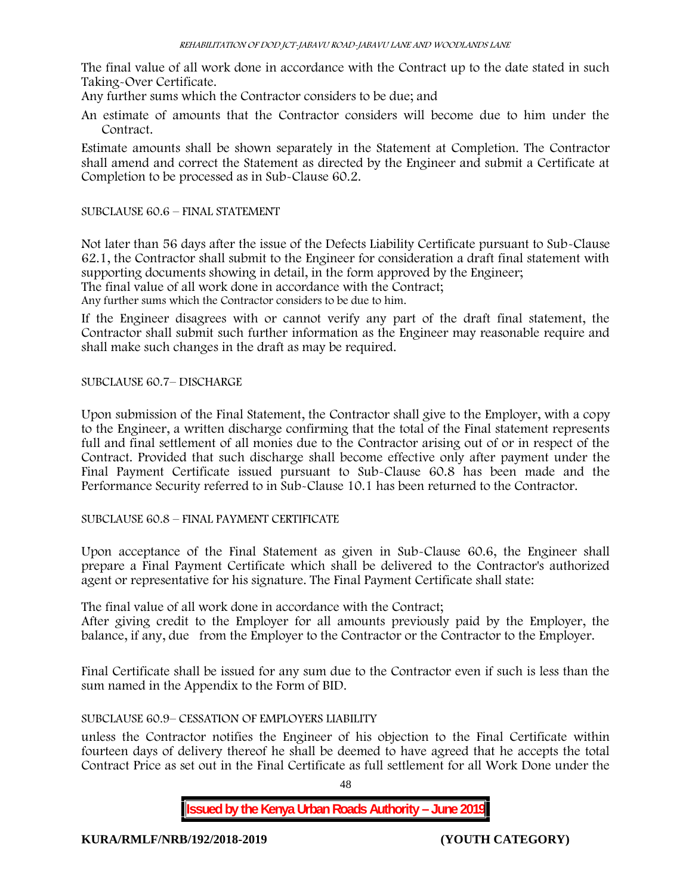The final value of all work done in accordance with the Contract up to the date stated in such Taking-Over Certificate.

Any further sums which the Contractor considers to be due; and

An estimate of amounts that the Contractor considers will become due to him under the Contract.

Estimate amounts shall be shown separately in the Statement at Completion. The Contractor shall amend and correct the Statement as directed by the Engineer and submit a Certificate at Completion to be processed as in Sub-Clause 60.2.

SUBCLAUSE 60.6 – FINAL STATEMENT

Not later than 56 days after the issue of the Defects Liability Certificate pursuant to Sub-Clause 62.1, the Contractor shall submit to the Engineer for consideration a draft final statement with supporting documents showing in detail, in the form approved by the Engineer;

The final value of all work done in accordance with the Contract;

Any further sums which the Contractor considers to be due to him.

If the Engineer disagrees with or cannot verify any part of the draft final statement, the Contractor shall submit such further information as the Engineer may reasonable require and shall make such changes in the draft as may be required.

SUBCLAUSE 60.7– DISCHARGE

Upon submission of the Final Statement, the Contractor shall give to the Employer, with a copy to the Engineer, a written discharge confirming that the total of the Final statement represents full and final settlement of all monies due to the Contractor arising out of or in respect of the Contract. Provided that such discharge shall become effective only after payment under the Final Payment Certificate issued pursuant to Sub-Clause 60.8 has been made and the Performance Security referred to in Sub-Clause 10.1 has been returned to the Contractor.

SUBCLAUSE 60.8 – FINAL PAYMENT CERTIFICATE

Upon acceptance of the Final Statement as given in Sub-Clause 60.6, the Engineer shall prepare a Final Payment Certificate which shall be delivered to the Contractor's authorized agent or representative for his signature. The Final Payment Certificate shall state:

The final value of all work done in accordance with the Contract;

After giving credit to the Employer for all amounts previously paid by the Employer, the balance, if any, due from the Employer to the Contractor or the Contractor to the Employer.

Final Certificate shall be issued for any sum due to the Contractor even if such is less than the sum named in the Appendix to the Form of BID.

SUBCLAUSE 60.9– CESSATION OF EMPLOYERS LIABILITY

unless the Contractor notifies the Engineer of his objection to the Final Certificate within fourteen days of delivery thereof he shall be deemed to have agreed that he accepts the total Contract Price as set out in the Final Certificate as full settlement for all Work Done under the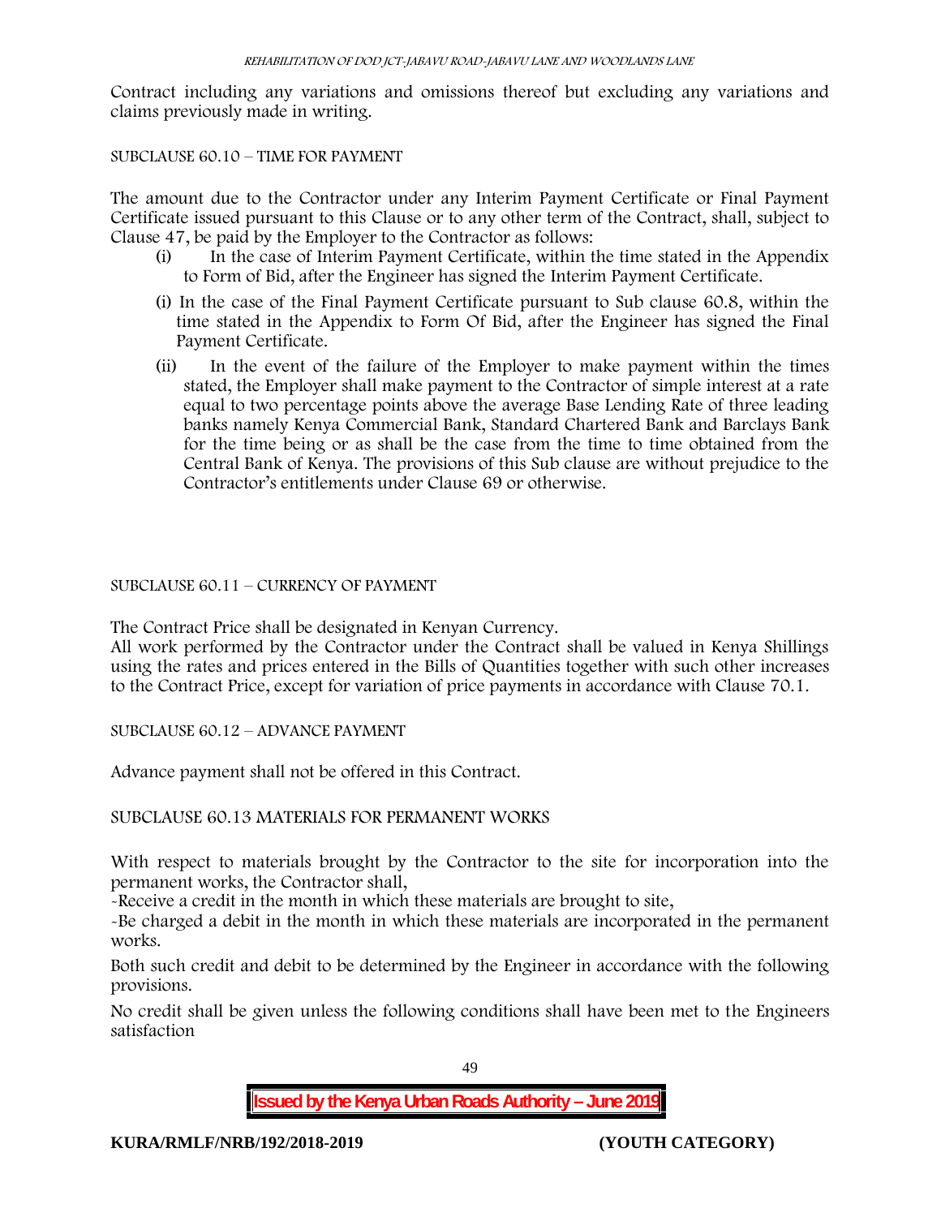Contract including any variations and omissions thereof but excluding any variations and claims previously made in writing.

SUBCLAUSE 60.10 – TIME FOR PAYMENT

The amount due to the Contractor under any Interim Payment Certificate or Final Payment Certificate issued pursuant to this Clause or to any other term of the Contract, shall, subject to Clause 47, be paid by the Employer to the Contractor as follows:

(i) In the case of Interim Payment Certificate, within the time stated in the Appendix to Form of Bid, after the Engineer has signed the Interim Payment Certificate.

(i) In the case of the Final Payment Certificate pursuant to Sub clause 60.8, within the time stated in the Appendix to Form Of Bid, after the Engineer has signed the Final Payment Certificate.

(ii) In the event of the failure of the Employer to make payment within the times stated, the Employer shall make payment to the Contractor of simple interest at a rate equal to two percentage points above the average Base Lending Rate of three leading banks namely Kenya Commercial Bank, Standard Chartered Bank and Barclays Bank for the time being or as shall be the case from the time to time obtained from the Central Bank of Kenya. The provisions of this Sub clause are without prejudice to the Contractor's entitlements under Clause 69 or otherwise.

SUBCLAUSE 60.11 – CURRENCY OF PAYMENT

The Contract Price shall be designated in Kenyan Currency.
All work performed by the Contractor under the Contract shall be valued in Kenya Shillings using the rates and prices entered in the Bills of Quantities together with such other increases to the Contract Price, except for variation of price payments in accordance with Clause 70.1.

SUBCLAUSE 60.12 – ADVANCE PAYMENT

Advance payment shall not be offered in this Contract.

SUBCLAUSE 60.13 MATERIALS FOR PERMANENT WORKS

With respect to materials brought by the Contractor to the site for incorporation into the permanent works, the Contractor shall,

-Receive a credit in the month in which these materials are brought to site,

-Be charged a debit in the month in which these materials are incorporated in the permanent works.

Both such credit and debit to be determined by the Engineer in accordance with the following provisions.

No credit shall be given unless the following conditions shall have been met to the Engineers satisfaction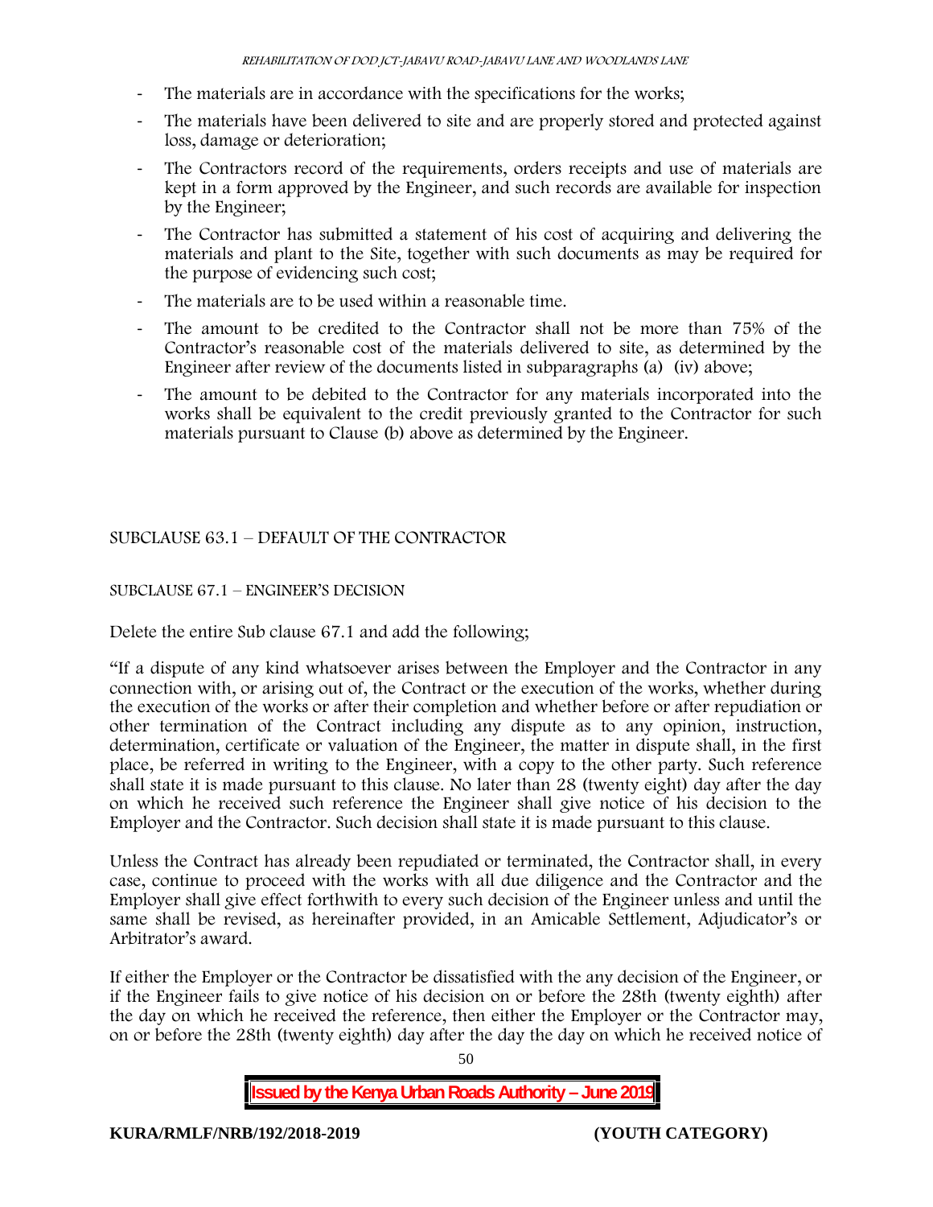- The materials are in accordance with the specifications for the works;
- The materials have been delivered to site and are properly stored and protected against loss, damage or deterioration;
- The Contractors record of the requirements, orders receipts and use of materials are kept in a form approved by the Engineer, and such records are available for inspection by the Engineer;
- The Contractor has submitted a statement of his cost of acquiring and delivering the materials and plant to the Site, together with such documents as may be required for the purpose of evidencing such cost;
- The materials are to be used within a reasonable time.
- The amount to be credited to the Contractor shall not be more than 75% of the Contractor's reasonable cost of the materials delivered to site, as determined by the Engineer after review of the documents listed in subparagraphs (a) (iv) above;
- The amount to be debited to the Contractor for any materials incorporated into the works shall be equivalent to the credit previously granted to the Contractor for such materials pursuant to Clause (b) above as determined by the Engineer.

SUBCLAUSE 63.1 – DEFAULT OF THE CONTRACTOR

SUBCLAUSE 67.1 – ENGINEER'S DECISION

Delete the entire Sub clause 67.1 and add the following;

"If a dispute of any kind whatsoever arises between the Employer and the Contractor in any connection with, or arising out of, the Contract or the execution of the works, whether during the execution of the works or after their completion and whether before or after repudiation or other termination of the Contract including any dispute as to any opinion, instruction, determination, certificate or valuation of the Engineer, the matter in dispute shall, in the first place, be referred in writing to the Engineer, with a copy to the other party. Such reference shall state it is made pursuant to this clause. No later than 28 (twenty eight) day after the day on which he received such reference the Engineer shall give notice of his decision to the Employer and the Contractor. Such decision shall state it is made pursuant to this clause.

Unless the Contract has already been repudiated or terminated, the Contractor shall, in every case, continue to proceed with the works with all due diligence and the Contractor and the Employer shall give effect forthwith to every such decision of the Engineer unless and until the same shall be revised, as hereinafter provided, in an Amicable Settlement, Adjudicator's or Arbitrator's award.

If either the Employer or the Contractor be dissatisfied with the any decision of the Engineer, or if the Engineer fails to give notice of his decision on or before the 28th (twenty eighth) after the day on which he received the reference, then either the Employer or the Contractor may, on or before the 28th (twenty eighth) day after the day the day on which he received notice of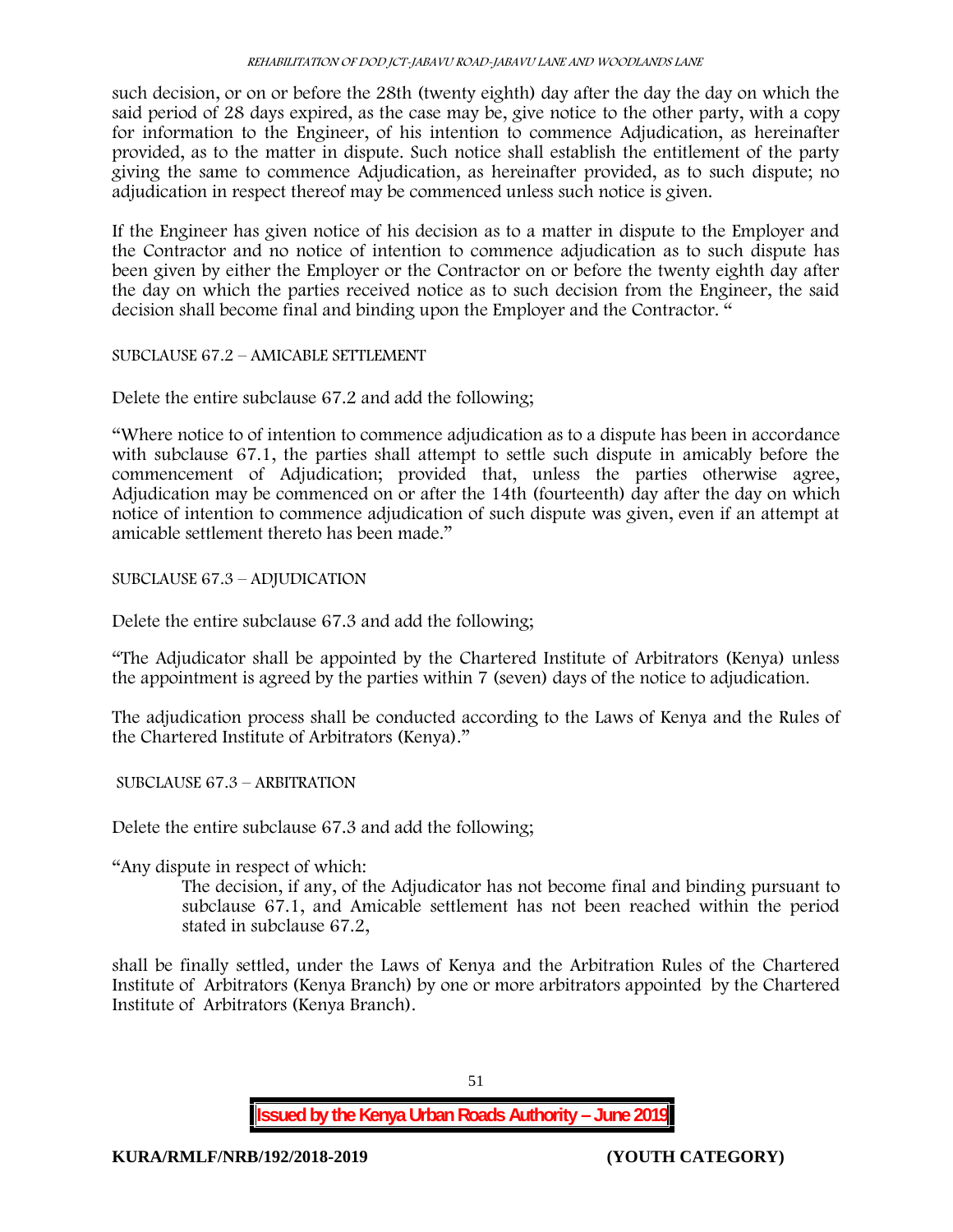such decision, or on or before the 28th (twenty eighth) day after the day the day on which the said period of 28 days expired, as the case may be, give notice to the other party, with a copy for information to the Engineer, of his intention to commence Adjudication, as hereinafter provided, as to the matter in dispute. Such notice shall establish the entitlement of the party giving the same to commence Adjudication, as hereinafter provided, as to such dispute; no adjudication in respect thereof may be commenced unless such notice is given.

If the Engineer has given notice of his decision as to a matter in dispute to the Employer and the Contractor and no notice of intention to commence adjudication as to such dispute has been given by either the Employer or the Contractor on or before the twenty eighth day after the day on which the parties received notice as to such decision from the Engineer, the said decision shall become final and binding upon the Employer and the Contractor. "

SUBCLAUSE 67.2 – AMICABLE SETTLEMENT

Delete the entire subclause 67.2 and add the following;

"Where notice to of intention to commence adjudication as to a dispute has been in accordance with subclause 67.1, the parties shall attempt to settle such dispute in amicably before the commencement of Adjudication; provided that, unless the parties otherwise agree, Adjudication may be commenced on or after the 14th (fourteenth) day after the day on which notice of intention to commence adjudication of such dispute was given, even if an attempt at amicable settlement thereto has been made."

SUBCLAUSE 67.3 – ADJUDICATION

Delete the entire subclause 67.3 and add the following;

"The Adjudicator shall be appointed by the Chartered Institute of Arbitrators (Kenya) unless the appointment is agreed by the parties within 7 (seven) days of the notice to adjudication.

The adjudication process shall be conducted according to the Laws of Kenya and the Rules of the Chartered Institute of Arbitrators (Kenya)."

SUBCLAUSE 67.3 – ARBITRATION

Delete the entire subclause 67.3 and add the following;

"Any dispute in respect of which:

> The decision, if any, of the Adjudicator has not become final and binding pursuant to subclause 67.1, and Amicable settlement has not been reached within the period stated in subclause 67.2,

shall be finally settled, under the Laws of Kenya and the Arbitration Rules of the Chartered Institute of Arbitrators (Kenya Branch) by one or more arbitrators appointed by the Chartered Institute of Arbitrators (Kenya Branch).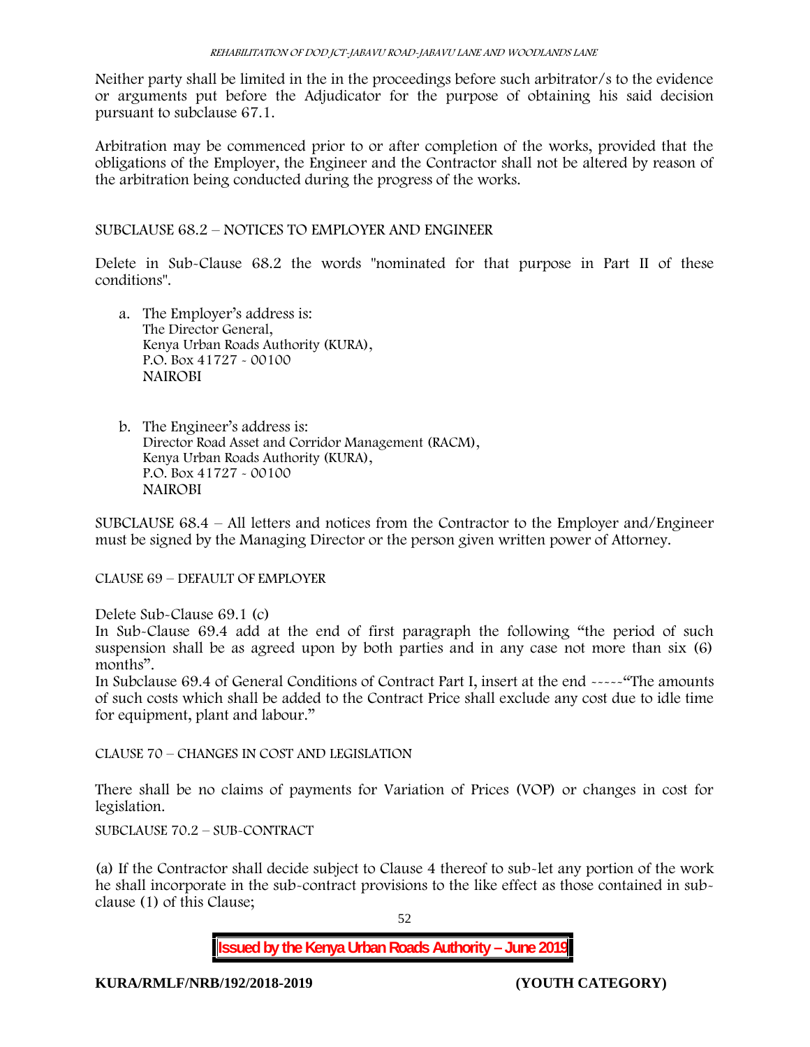Neither party shall be limited in the in the proceedings before such arbitrator/s to the evidence or arguments put before the Adjudicator for the purpose of obtaining his said decision pursuant to subclause 67.1.

Arbitration may be commenced prior to or after completion of the works, provided that the obligations of the Employer, the Engineer and the Contractor shall not be altered by reason of the arbitration being conducted during the progress of the works.

SUBCLAUSE 68.2 – NOTICES TO EMPLOYER AND ENGINEER

Delete in Sub-Clause 68.2 the words "nominated for that purpose in Part II of these conditions".

a. The Employer's address is:
   The Director General,
   Kenya Urban Roads Authority (KURA),
   P.O. Box 41727 - 00100
   NAIROBI

b. The Engineer's address is:
   Director Road Asset and Corridor Management (RACM),
   Kenya Urban Roads Authority (KURA),
   P.O. Box 41727 - 00100
   NAIROBI

SUBCLAUSE 68.4 – All letters and notices from the Contractor to the Employer and/Engineer must be signed by the Managing Director or the person given written power of Attorney.

CLAUSE 69 – DEFAULT OF EMPLOYER

Delete Sub-Clause 69.1 (c)
In Sub-Clause 69.4 add at the end of first paragraph the following "the period of such suspension shall be as agreed upon by both parties and in any case not more than six (6) months".
In Subclause 69.4 of General Conditions of Contract Part I, insert at the end -----"The amounts of such costs which shall be added to the Contract Price shall exclude any cost due to idle time for equipment, plant and labour."

CLAUSE 70 – CHANGES IN COST AND LEGISLATION

There shall be no claims of payments for Variation of Prices (VOP) or changes in cost for legislation.

SUBCLAUSE 70.2 – SUB-CONTRACT

(a) If the Contractor shall decide subject to Clause 4 thereof to sub-let any portion of the work he shall incorporate in the sub-contract provisions to the like effect as those contained in sub-clause (1) of this Clause;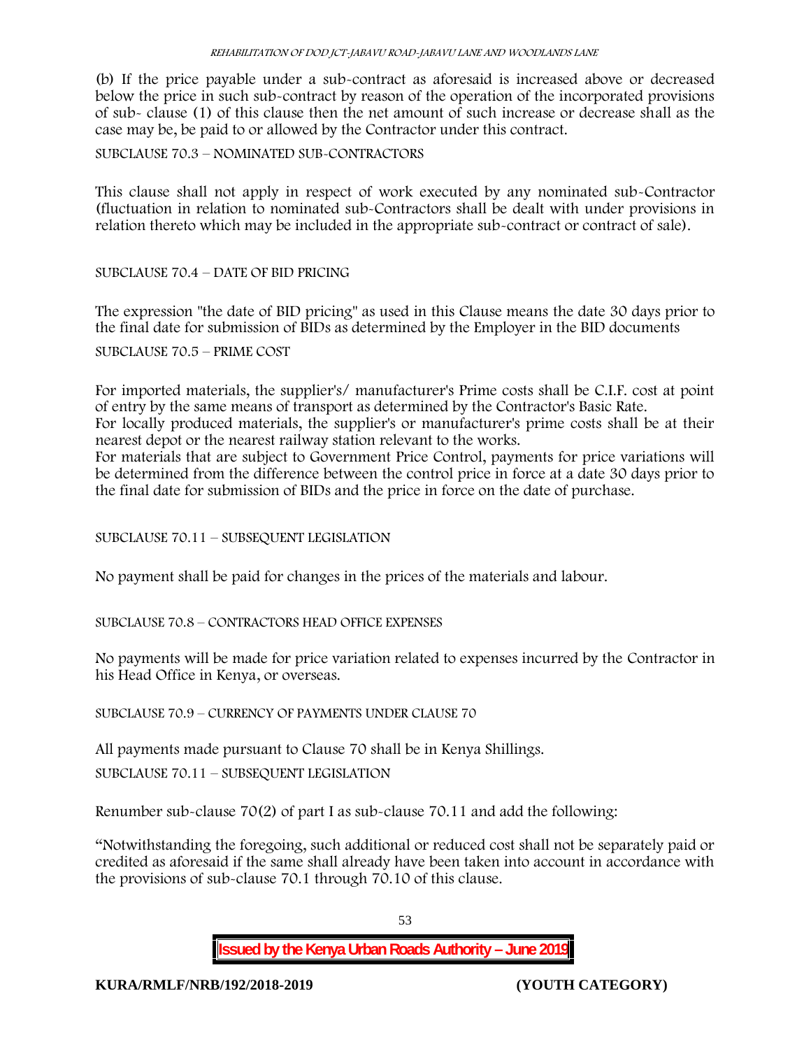(b) If the price payable under a sub-contract as aforesaid is increased above or decreased below the price in such sub-contract by reason of the operation of the incorporated provisions of sub- clause (1) of this clause then the net amount of such increase or decrease shall as the case may be, be paid to or allowed by the Contractor under this contract.

SUBCLAUSE 70.3 – NOMINATED SUB-CONTRACTORS

This clause shall not apply in respect of work executed by any nominated sub-Contractor (fluctuation in relation to nominated sub-Contractors shall be dealt with under provisions in relation thereto which may be included in the appropriate sub-contract or contract of sale).

SUBCLAUSE 70.4 – DATE OF BID PRICING

The expression "the date of BID pricing" as used in this Clause means the date 30 days prior to the final date for submission of BIDs as determined by the Employer in the BID documents

SUBCLAUSE 70.5 – PRIME COST

For imported materials, the supplier's/ manufacturer's Prime costs shall be C.I.F. cost at point of entry by the same means of transport as determined by the Contractor's Basic Rate.
For locally produced materials, the supplier's or manufacturer's prime costs shall be at their nearest depot or the nearest railway station relevant to the works.
For materials that are subject to Government Price Control, payments for price variations will be determined from the difference between the control price in force at a date 30 days prior to the final date for submission of BIDs and the price in force on the date of purchase.

SUBCLAUSE 70.11 – SUBSEQUENT LEGISLATION

No payment shall be paid for changes in the prices of the materials and labour.

SUBCLAUSE 70.8 – CONTRACTORS HEAD OFFICE EXPENSES

No payments will be made for price variation related to expenses incurred by the Contractor in his Head Office in Kenya, or overseas.

SUBCLAUSE 70.9 – CURRENCY OF PAYMENTS UNDER CLAUSE 70

All payments made pursuant to Clause 70 shall be in Kenya Shillings.

SUBCLAUSE 70.11 – SUBSEQUENT LEGISLATION

Renumber sub-clause 70(2) of part I as sub-clause 70.11 and add the following:

"Notwithstanding the foregoing, such additional or reduced cost shall not be separately paid or credited as aforesaid if the same shall already have been taken into account in accordance with the provisions of sub-clause 70.1 through 70.10 of this clause.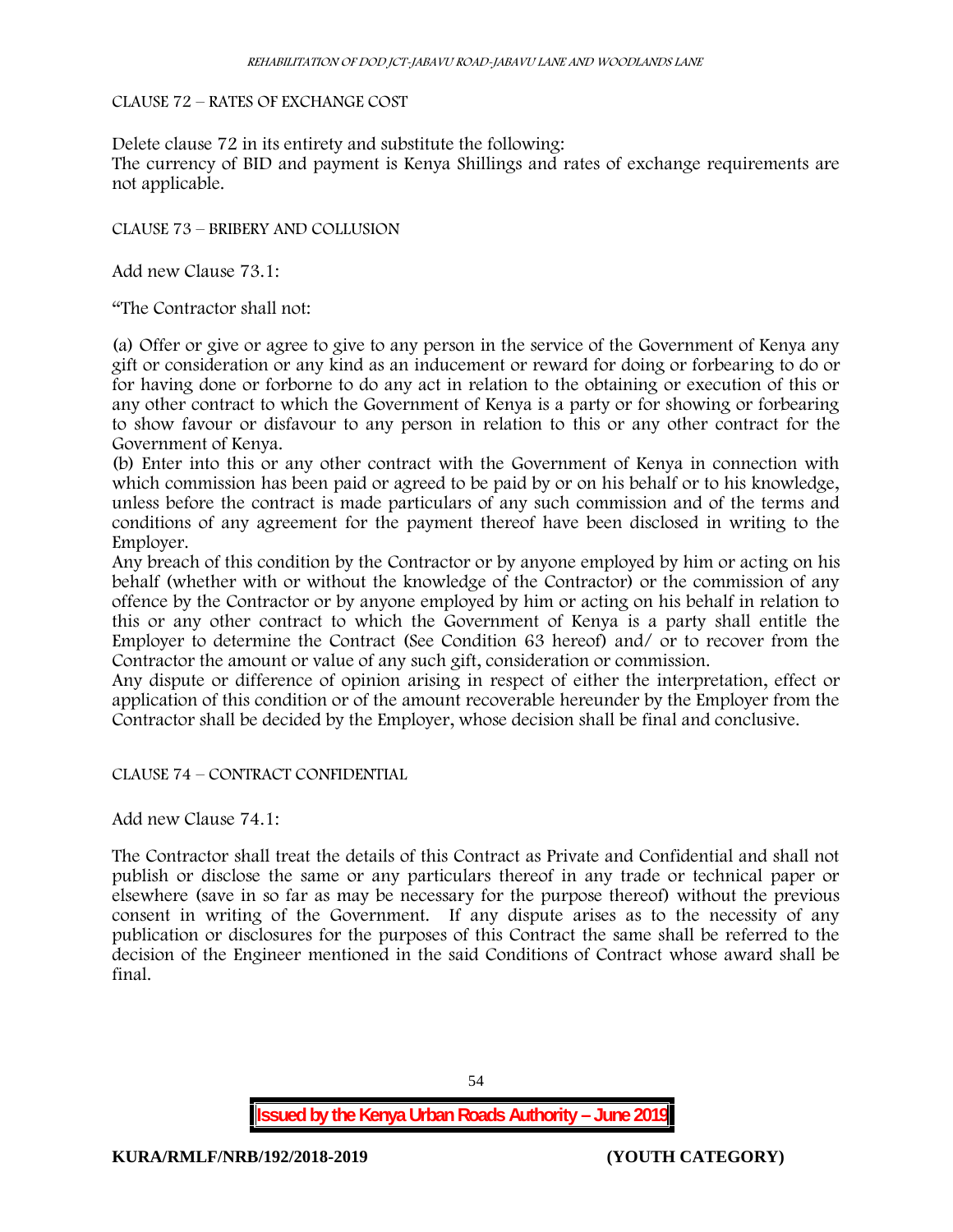CLAUSE 72 – RATES OF EXCHANGE COST

Delete clause 72 in its entirety and substitute the following:
The currency of BID and payment is Kenya Shillings and rates of exchange requirements are not applicable.

CLAUSE 73 – BRIBERY AND COLLUSION

Add new Clause 73.1:

"The Contractor shall not:

(a) Offer or give or agree to give to any person in the service of the Government of Kenya any gift or consideration or any kind as an inducement or reward for doing or forbearing to do or for having done or forborne to do any act in relation to the obtaining or execution of this or any other contract to which the Government of Kenya is a party or for showing or forbearing to show favour or disfavour to any person in relation to this or any other contract for the Government of Kenya.
(b) Enter into this or any other contract with the Government of Kenya in connection with which commission has been paid or agreed to be paid by or on his behalf or to his knowledge, unless before the contract is made particulars of any such commission and of the terms and conditions of any agreement for the payment thereof have been disclosed in writing to the Employer.
Any breach of this condition by the Contractor or by anyone employed by him or acting on his behalf (whether with or without the knowledge of the Contractor) or the commission of any offence by the Contractor or by anyone employed by him or acting on his behalf in relation to this or any other contract to which the Government of Kenya is a party shall entitle the Employer to determine the Contract (See Condition 63 hereof) and/ or to recover from the Contractor the amount or value of any such gift, consideration or commission.
Any dispute or difference of opinion arising in respect of either the interpretation, effect or application of this condition or of the amount recoverable hereunder by the Employer from the Contractor shall be decided by the Employer, whose decision shall be final and conclusive.

CLAUSE 74 – CONTRACT CONFIDENTIAL

Add new Clause 74.1:

The Contractor shall treat the details of this Contract as Private and Confidential and shall not publish or disclose the same or any particulars thereof in any trade or technical paper or elsewhere (save in so far as may be necessary for the purpose thereof) without the previous consent in writing of the Government. If any dispute arises as to the necessity of any publication or disclosures for the purposes of this Contract the same shall be referred to the decision of the Engineer mentioned in the said Conditions of Contract whose award shall be final.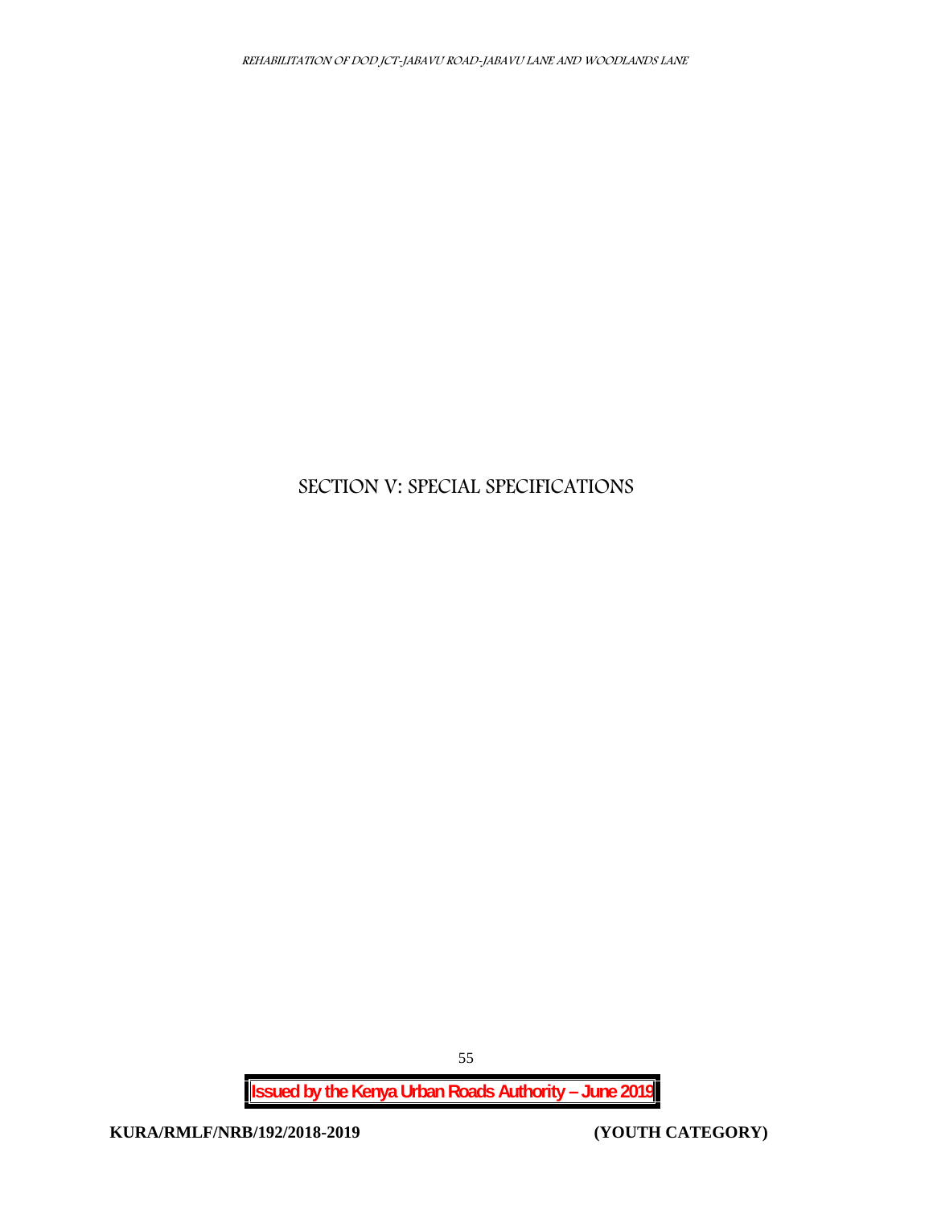# SECTION V: SPECIAL SPECIFICATIONS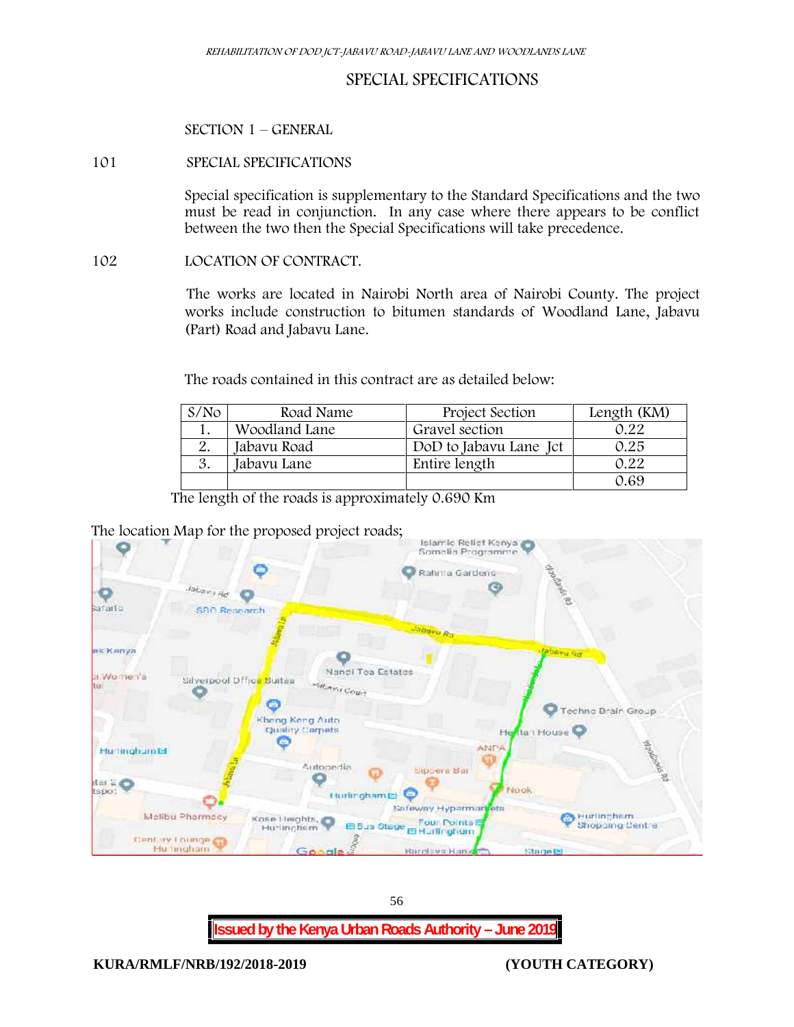## SPECIAL SPECIFICATIONS

### SECTION 1 – GENERAL

**101 SPECIAL SPECIFICATIONS**

Special specification is supplementary to the Standard Specifications and the two must be read in conjunction. In any case where there appears to be conflict between the two then the Special Specifications will take precedence.

**102 LOCATION OF CONTRACT.**

The works are located in Nairobi North area of Nairobi County. The project works include construction to bitumen standards of Woodland Lane, Jabavu (Part) Road and Jabavu Lane.

The roads contained in this contract are as detailed below:

| S/No | Road Name | Project Section | Length (KM) |
|---|---|---|---|
| 1. | Woodland Lane | Gravel section | 0.22 |
| 2. | Jabavu Road | DoD to Jabavu Lane Jct | 0.25 |
| 3. | Jabavu Lane | Entire length | 0.22 |
| | | | 0.69 |

The length of the roads is approximately 0.690 Km

The location Map for the proposed project roads;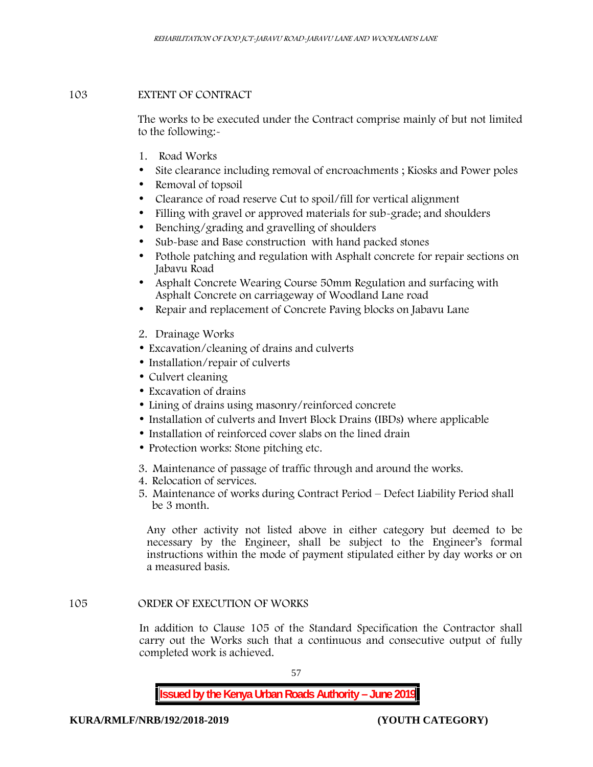## 103 EXTENT OF CONTRACT

The works to be executed under the Contract comprise mainly of but not limited to the following:-

1. Road Works

- Site clearance including removal of encroachments ; Kiosks and Power poles
- Removal of topsoil
- Clearance of road reserve Cut to spoil/fill for vertical alignment
- Filling with gravel or approved materials for sub-grade; and shoulders
- Benching/grading and gravelling of shoulders
- Sub-base and Base construction with hand packed stones
- Pothole patching and regulation with Asphalt concrete for repair sections on Jabavu Road
- Asphalt Concrete Wearing Course 50mm Regulation and surfacing with Asphalt Concrete on carriageway of Woodland Lane road
- Repair and replacement of Concrete Paving blocks on Jabavu Lane

2. Drainage Works

- Excavation/cleaning of drains and culverts
- Installation/repair of culverts
- Culvert cleaning
- Excavation of drains
- Lining of drains using masonry/reinforced concrete
- Installation of culverts and Invert Block Drains (IBDs) where applicable
- Installation of reinforced cover slabs on the lined drain
- Protection works: Stone pitching etc.

3. Maintenance of passage of traffic through and around the works.
4. Relocation of services.
5. Maintenance of works during Contract Period – Defect Liability Period shall be 3 month.

Any other activity not listed above in either category but deemed to be necessary by the Engineer, shall be subject to the Engineer's formal instructions within the mode of payment stipulated either by day works or on a measured basis.

## 105 ORDER OF EXECUTION OF WORKS

In addition to Clause 105 of the Standard Specification the Contractor shall carry out the Works such that a continuous and consecutive output of fully completed work is achieved.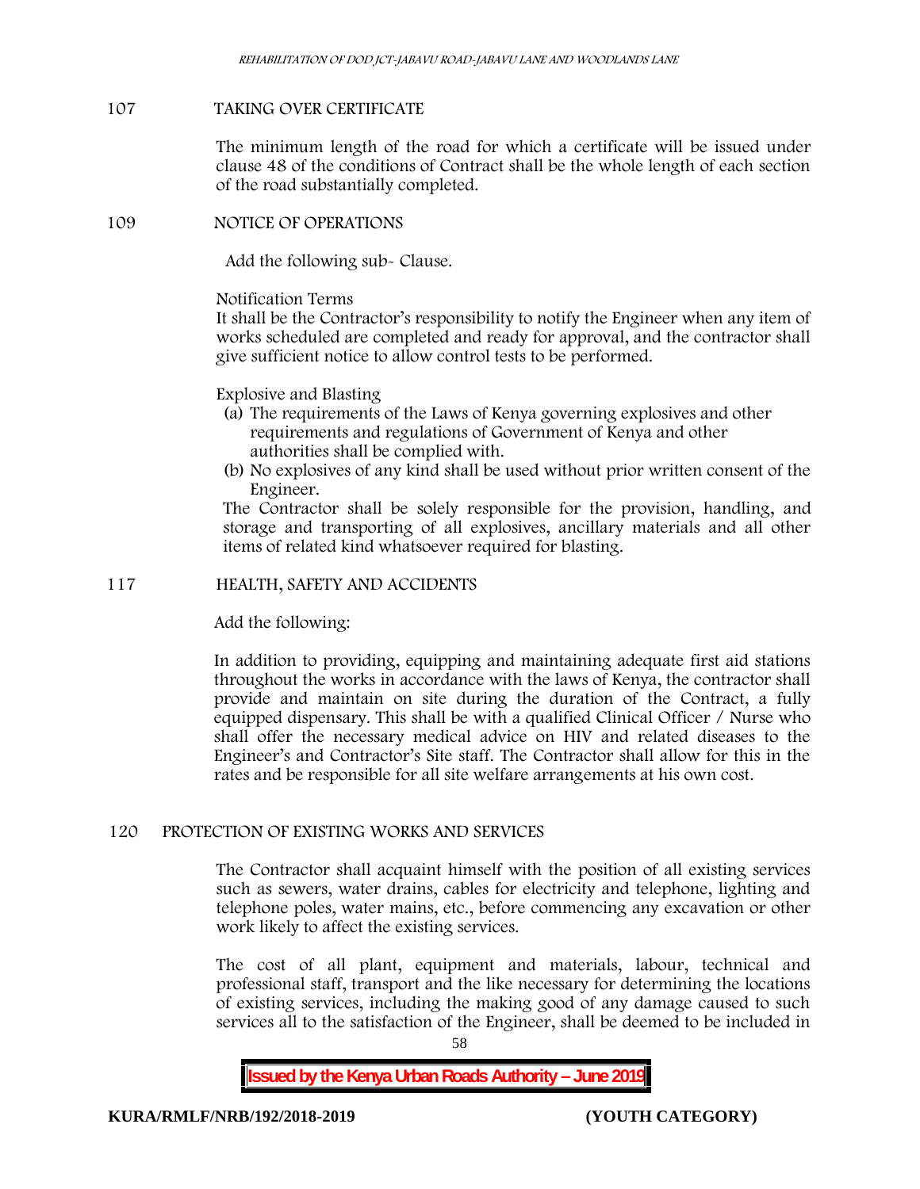## 107 TAKING OVER CERTIFICATE

The minimum length of the road for which a certificate will be issued under clause 48 of the conditions of Contract shall be the whole length of each section of the road substantially completed.

## 109 NOTICE OF OPERATIONS

Add the following sub- Clause.

Notification Terms

It shall be the Contractor's responsibility to notify the Engineer when any item of works scheduled are completed and ready for approval, and the contractor shall give sufficient notice to allow control tests to be performed.

Explosive and Blasting

(a) The requirements of the Laws of Kenya governing explosives and other requirements and regulations of Government of Kenya and other authorities shall be complied with.

(b) No explosives of any kind shall be used without prior written consent of the Engineer.

The Contractor shall be solely responsible for the provision, handling, and storage and transporting of all explosives, ancillary materials and all other items of related kind whatsoever required for blasting.

## 117 HEALTH, SAFETY AND ACCIDENTS

Add the following:

In addition to providing, equipping and maintaining adequate first aid stations throughout the works in accordance with the laws of Kenya, the contractor shall provide and maintain on site during the duration of the Contract, a fully equipped dispensary. This shall be with a qualified Clinical Officer / Nurse who shall offer the necessary medical advice on HIV and related diseases to the Engineer's and Contractor's Site staff. The Contractor shall allow for this in the rates and be responsible for all site welfare arrangements at his own cost.

## 120 PROTECTION OF EXISTING WORKS AND SERVICES

The Contractor shall acquaint himself with the position of all existing services such as sewers, water drains, cables for electricity and telephone, lighting and telephone poles, water mains, etc., before commencing any excavation or other work likely to affect the existing services.

The cost of all plant, equipment and materials, labour, technical and professional staff, transport and the like necessary for determining the locations of existing services, including the making good of any damage caused to such services all to the satisfaction of the Engineer, shall be deemed to be included in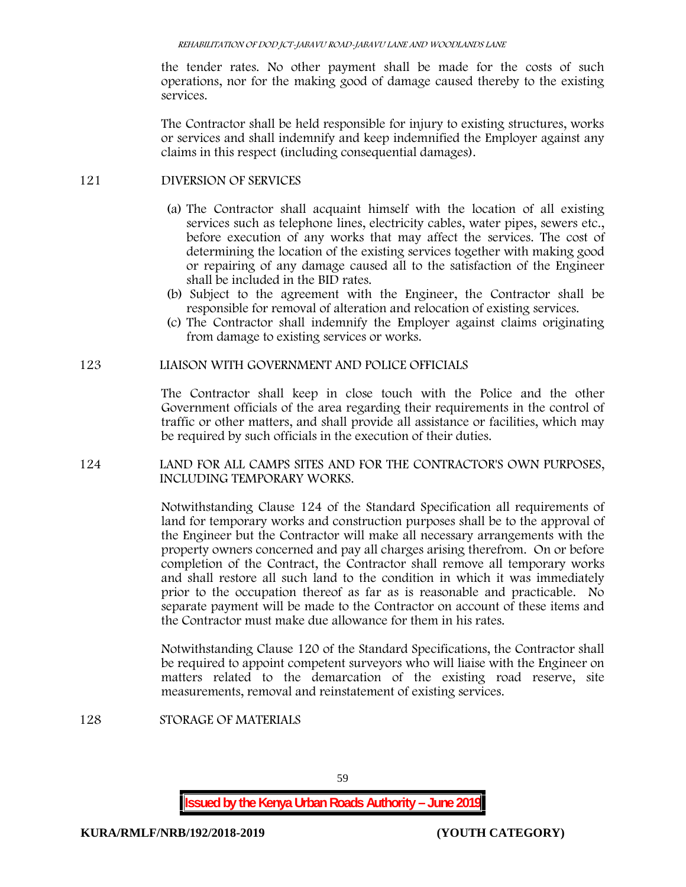the tender rates. No other payment shall be made for the costs of such operations, nor for the making good of damage caused thereby to the existing services.

The Contractor shall be held responsible for injury to existing structures, works or services and shall indemnify and keep indemnified the Employer against any claims in this respect (including consequential damages).

## 121 DIVERSION OF SERVICES

(a) The Contractor shall acquaint himself with the location of all existing services such as telephone lines, electricity cables, water pipes, sewers etc., before execution of any works that may affect the services. The cost of determining the location of the existing services together with making good or repairing of any damage caused all to the satisfaction of the Engineer shall be included in the BID rates.

(b) Subject to the agreement with the Engineer, the Contractor shall be responsible for removal of alteration and relocation of existing services.

(c) The Contractor shall indemnify the Employer against claims originating from damage to existing services or works.

## 123 LIAISON WITH GOVERNMENT AND POLICE OFFICIALS

The Contractor shall keep in close touch with the Police and the other Government officials of the area regarding their requirements in the control of traffic or other matters, and shall provide all assistance or facilities, which may be required by such officials in the execution of their duties.

## 124 LAND FOR ALL CAMPS SITES AND FOR THE CONTRACTOR'S OWN PURPOSES, INCLUDING TEMPORARY WORKS.

Notwithstanding Clause 124 of the Standard Specification all requirements of land for temporary works and construction purposes shall be to the approval of the Engineer but the Contractor will make all necessary arrangements with the property owners concerned and pay all charges arising therefrom. On or before completion of the Contract, the Contractor shall remove all temporary works and shall restore all such land to the condition in which it was immediately prior to the occupation thereof as far as is reasonable and practicable. No separate payment will be made to the Contractor on account of these items and the Contractor must make due allowance for them in his rates.

Notwithstanding Clause 120 of the Standard Specifications, the Contractor shall be required to appoint competent surveyors who will liaise with the Engineer on matters related to the demarcation of the existing road reserve, site measurements, removal and reinstatement of existing services.

## 128 STORAGE OF MATERIALS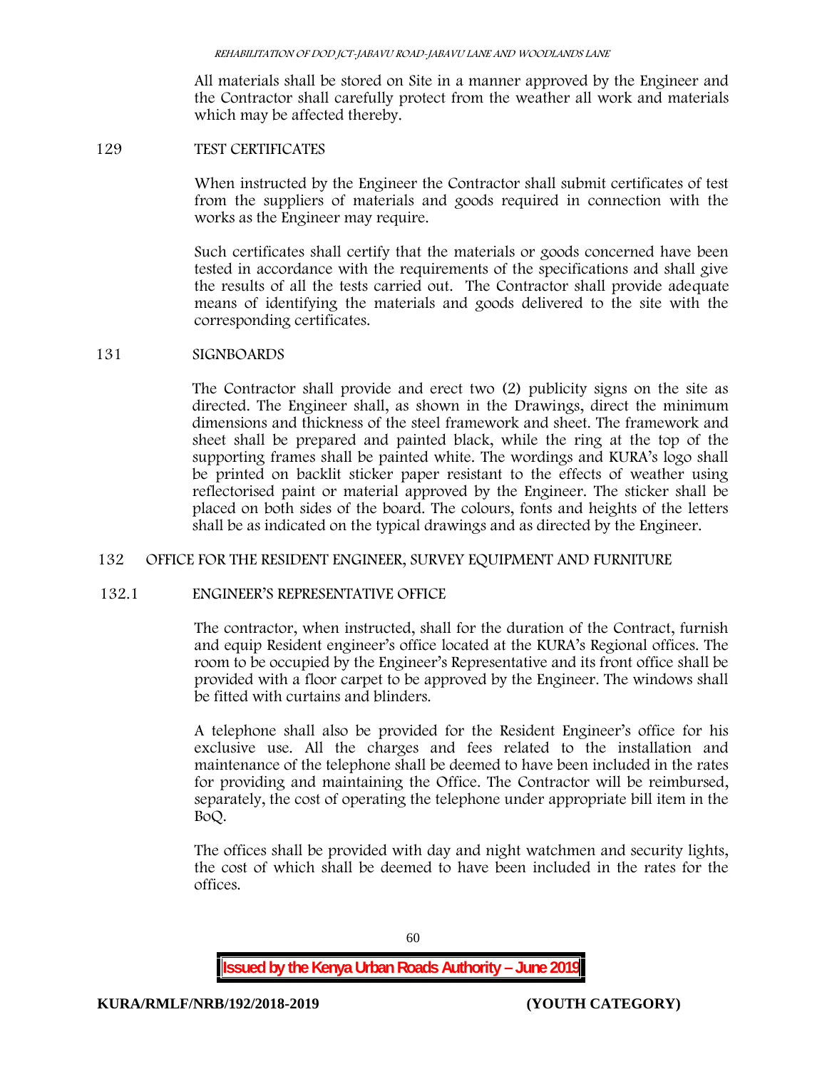All materials shall be stored on Site in a manner approved by the Engineer and the Contractor shall carefully protect from the weather all work and materials which may be affected thereby.

## 129 TEST CERTIFICATES

When instructed by the Engineer the Contractor shall submit certificates of test from the suppliers of materials and goods required in connection with the works as the Engineer may require.

Such certificates shall certify that the materials or goods concerned have been tested in accordance with the requirements of the specifications and shall give the results of all the tests carried out. The Contractor shall provide adequate means of identifying the materials and goods delivered to the site with the corresponding certificates.

## 131 SIGNBOARDS

The Contractor shall provide and erect two (2) publicity signs on the site as directed. The Engineer shall, as shown in the Drawings, direct the minimum dimensions and thickness of the steel framework and sheet. The framework and sheet shall be prepared and painted black, while the ring at the top of the supporting frames shall be painted white. The wordings and KURA's logo shall be printed on backlit sticker paper resistant to the effects of weather using reflectorised paint or material approved by the Engineer. The sticker shall be placed on both sides of the board. The colours, fonts and heights of the letters shall be as indicated on the typical drawings and as directed by the Engineer.

## 132 OFFICE FOR THE RESIDENT ENGINEER, SURVEY EQUIPMENT AND FURNITURE

### 132.1 ENGINEER'S REPRESENTATIVE OFFICE

The contractor, when instructed, shall for the duration of the Contract, furnish and equip Resident engineer's office located at the KURA's Regional offices. The room to be occupied by the Engineer's Representative and its front office shall be provided with a floor carpet to be approved by the Engineer. The windows shall be fitted with curtains and blinders.

A telephone shall also be provided for the Resident Engineer's office for his exclusive use. All the charges and fees related to the installation and maintenance of the telephone shall be deemed to have been included in the rates for providing and maintaining the Office. The Contractor will be reimbursed, separately, the cost of operating the telephone under appropriate bill item in the BoQ.

The offices shall be provided with day and night watchmen and security lights, the cost of which shall be deemed to have been included in the rates for the offices.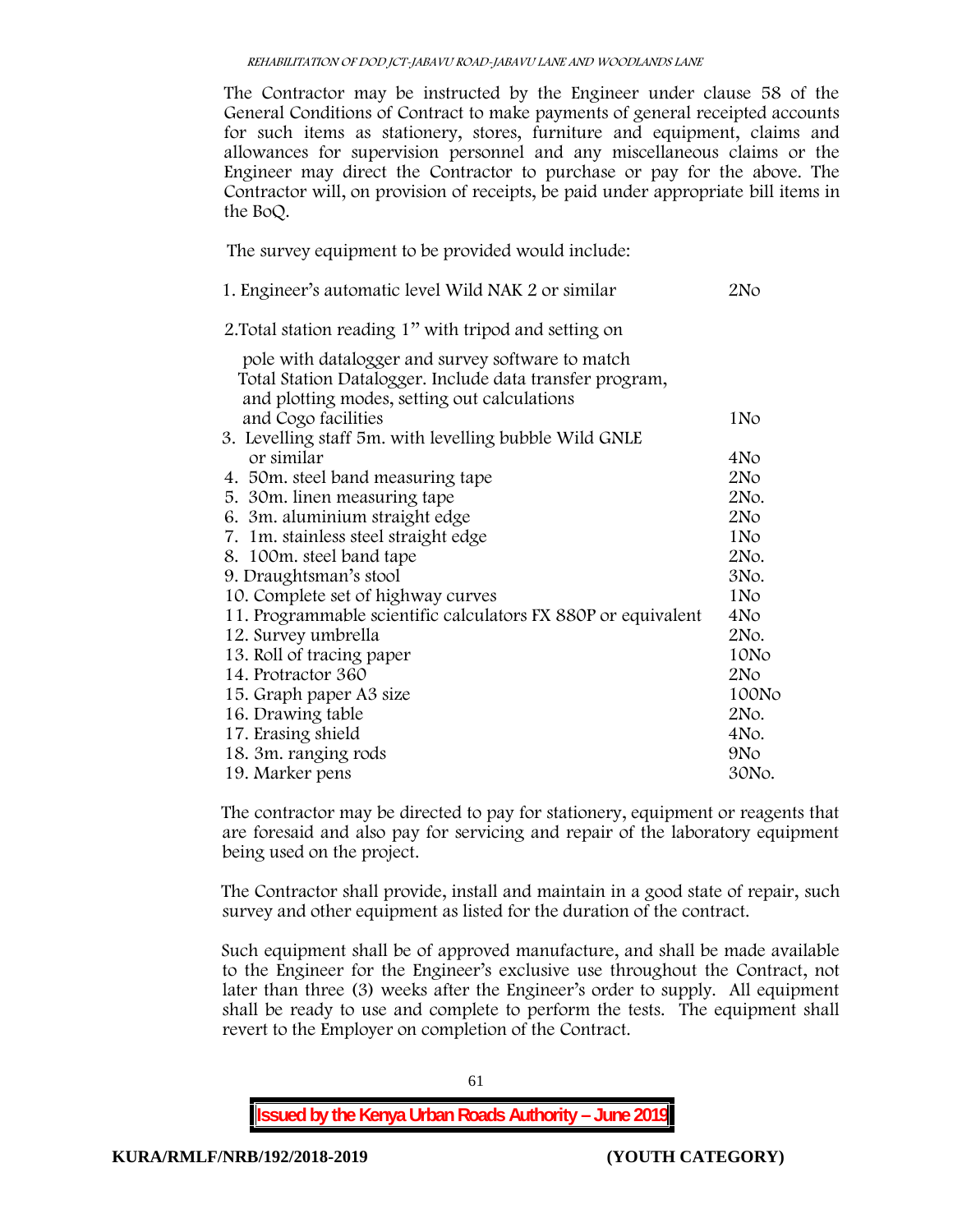The Contractor may be instructed by the Engineer under clause 58 of the General Conditions of Contract to make payments of general receipted accounts for such items as stationery, stores, furniture and equipment, claims and allowances for supervision personnel and any miscellaneous claims or the Engineer may direct the Contractor to purchase or pay for the above. The Contractor will, on provision of receipts, be paid under appropriate bill items in the BoQ.

The survey equipment to be provided would include:

| Item | Quantity |
|---|---|
| 1. Engineer's automatic level Wild NAK 2 or similar | 2No |
| 2. Total station reading 1" with tripod and setting on pole with datalogger and survey software to match Total Station Datalogger. Include data transfer program, and plotting modes, setting out calculations and Cogo facilities | 1No |
| 3. Levelling staff 5m. with levelling bubble Wild GNLE or similar | 4No |
| 4. 50m. steel band measuring tape | 2No |
| 5. 30m. linen measuring tape | 2No. |
| 6. 3m. aluminium straight edge | 2No |
| 7. 1m. stainless steel straight edge | 1No |
| 8. 100m. steel band tape | 2No. |
| 9. Draughtsman's stool | 3No. |
| 10. Complete set of highway curves | 1No |
| 11. Programmable scientific calculators FX 880P or equivalent | 4No |
| 12. Survey umbrella | 2No. |
| 13. Roll of tracing paper | 10No |
| 14. Protractor 360 | 2No |
| 15. Graph paper A3 size | 100No |
| 16. Drawing table | 2No. |
| 17. Erasing shield | 4No. |
| 18. 3m. ranging rods | 9No |
| 19. Marker pens | 30No. |

The contractor may be directed to pay for stationery, equipment or reagents that are foresaid and also pay for servicing and repair of the laboratory equipment being used on the project.

The Contractor shall provide, install and maintain in a good state of repair, such survey and other equipment as listed for the duration of the contract.

Such equipment shall be of approved manufacture, and shall be made available to the Engineer for the Engineer's exclusive use throughout the Contract, not later than three (3) weeks after the Engineer's order to supply. All equipment shall be ready to use and complete to perform the tests. The equipment shall revert to the Employer on completion of the Contract.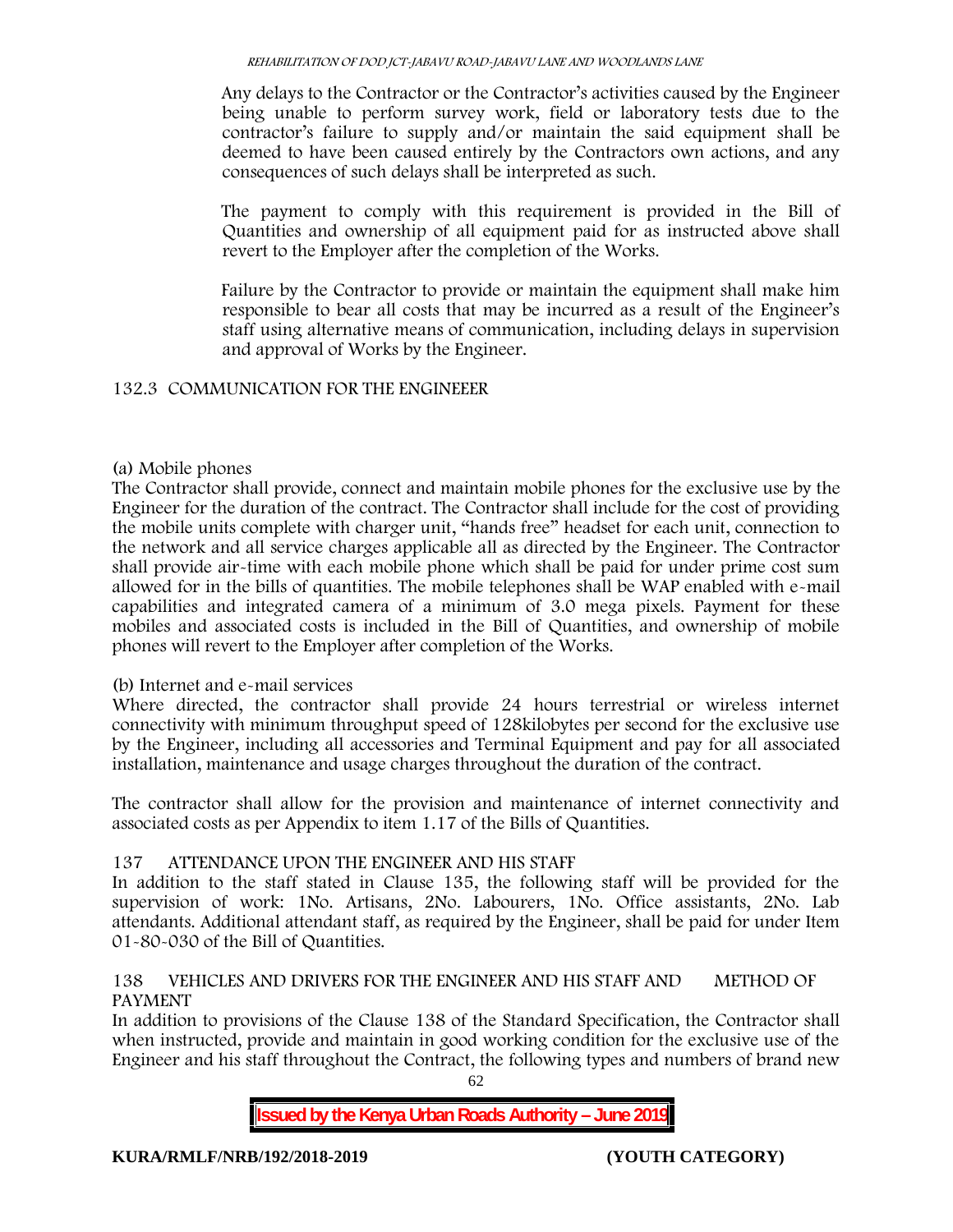Any delays to the Contractor or the Contractor's activities caused by the Engineer being unable to perform survey work, field or laboratory tests due to the contractor's failure to supply and/or maintain the said equipment shall be deemed to have been caused entirely by the Contractors own actions, and any consequences of such delays shall be interpreted as such.

The payment to comply with this requirement is provided in the Bill of Quantities and ownership of all equipment paid for as instructed above shall revert to the Employer after the completion of the Works.

Failure by the Contractor to provide or maintain the equipment shall make him responsible to bear all costs that may be incurred as a result of the Engineer's staff using alternative means of communication, including delays in supervision and approval of Works by the Engineer.

### 132.3 COMMUNICATION FOR THE ENGINEEER

(a) Mobile phones

The Contractor shall provide, connect and maintain mobile phones for the exclusive use by the Engineer for the duration of the contract. The Contractor shall include for the cost of providing the mobile units complete with charger unit, "hands free" headset for each unit, connection to the network and all service charges applicable all as directed by the Engineer. The Contractor shall provide air-time with each mobile phone which shall be paid for under prime cost sum allowed for in the bills of quantities. The mobile telephones shall be WAP enabled with e-mail capabilities and integrated camera of a minimum of 3.0 mega pixels. Payment for these mobiles and associated costs is included in the Bill of Quantities, and ownership of mobile phones will revert to the Employer after completion of the Works.

(b) Internet and e-mail services

Where directed, the contractor shall provide 24 hours terrestrial or wireless internet connectivity with minimum throughput speed of 128kilobytes per second for the exclusive use by the Engineer, including all accessories and Terminal Equipment and pay for all associated installation, maintenance and usage charges throughout the duration of the contract.

The contractor shall allow for the provision and maintenance of internet connectivity and associated costs as per Appendix to item 1.17 of the Bills of Quantities.

### 137 ATTENDANCE UPON THE ENGINEER AND HIS STAFF

In addition to the staff stated in Clause 135, the following staff will be provided for the supervision of work: 1No. Artisans, 2No. Labourers, 1No. Office assistants, 2No. Lab attendants. Additional attendant staff, as required by the Engineer, shall be paid for under Item 01-80-030 of the Bill of Quantities.

### 138 VEHICLES AND DRIVERS FOR THE ENGINEER AND HIS STAFF AND METHOD OF PAYMENT

In addition to provisions of the Clause 138 of the Standard Specification, the Contractor shall when instructed, provide and maintain in good working condition for the exclusive use of the Engineer and his staff throughout the Contract, the following types and numbers of brand new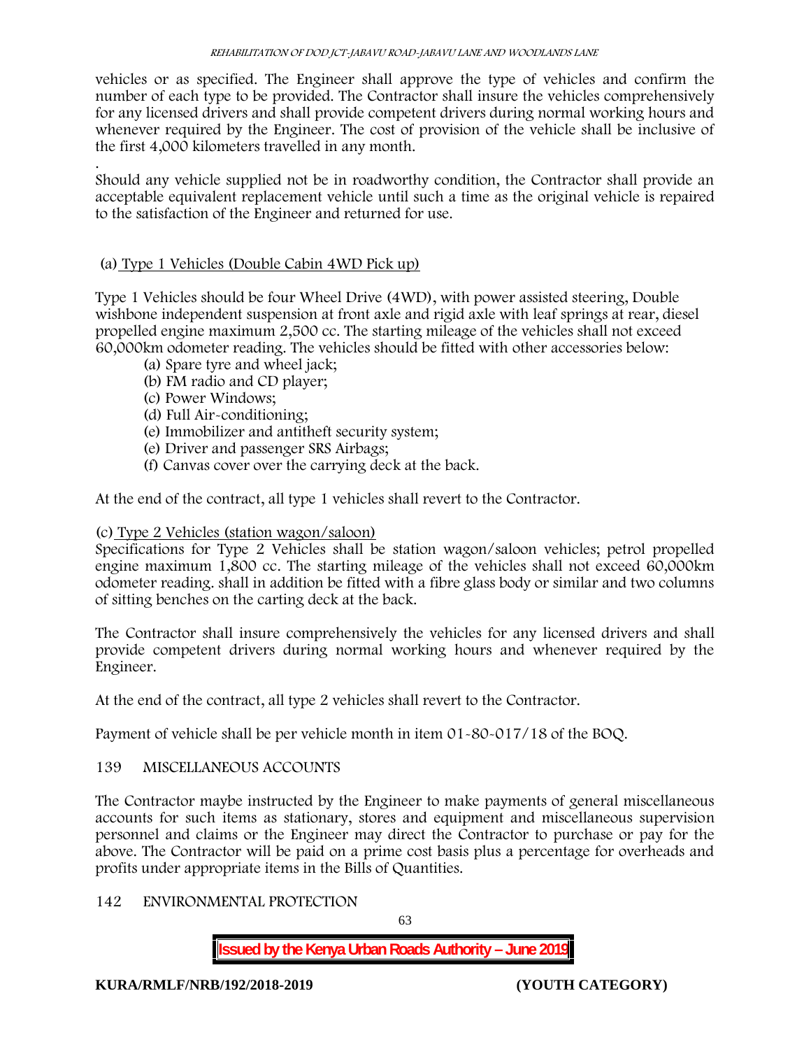vehicles or as specified. The Engineer shall approve the type of vehicles and confirm the number of each type to be provided. The Contractor shall insure the vehicles comprehensively for any licensed drivers and shall provide competent drivers during normal working hours and whenever required by the Engineer. The cost of provision of the vehicle shall be inclusive of the first 4,000 kilometers travelled in any month.

.
Should any vehicle supplied not be in roadworthy condition, the Contractor shall provide an acceptable equivalent replacement vehicle until such a time as the original vehicle is repaired to the satisfaction of the Engineer and returned for use.

(a) Type 1 Vehicles (Double Cabin 4WD Pick up)

Type 1 Vehicles should be four Wheel Drive (4WD), with power assisted steering, Double wishbone independent suspension at front axle and rigid axle with leaf springs at rear, diesel propelled engine maximum 2,500 cc. The starting mileage of the vehicles shall not exceed 60,000km odometer reading. The vehicles should be fitted with other accessories below:

(a) Spare tyre and wheel jack;
(b) FM radio and CD player;
(c) Power Windows;
(d) Full Air-conditioning;
(e) Immobilizer and antitheft security system;
(e) Driver and passenger SRS Airbags;
(f) Canvas cover over the carrying deck at the back.

At the end of the contract, all type 1 vehicles shall revert to the Contractor.

(c) Type 2 Vehicles (station wagon/saloon)

Specifications for Type 2 Vehicles shall be station wagon/saloon vehicles; petrol propelled engine maximum 1,800 cc. The starting mileage of the vehicles shall not exceed 60,000km odometer reading. shall in addition be fitted with a fibre glass body or similar and two columns of sitting benches on the carting deck at the back.

The Contractor shall insure comprehensively the vehicles for any licensed drivers and shall provide competent drivers during normal working hours and whenever required by the Engineer.

At the end of the contract, all type 2 vehicles shall revert to the Contractor.

Payment of vehicle shall be per vehicle month in item 01-80-017/18 of the BOQ.

## 139 MISCELLANEOUS ACCOUNTS

The Contractor maybe instructed by the Engineer to make payments of general miscellaneous accounts for such items as stationary, stores and equipment and miscellaneous supervision personnel and claims or the Engineer may direct the Contractor to purchase or pay for the above. The Contractor will be paid on a prime cost basis plus a percentage for overheads and profits under appropriate items in the Bills of Quantities.

## 142 ENVIRONMENTAL PROTECTION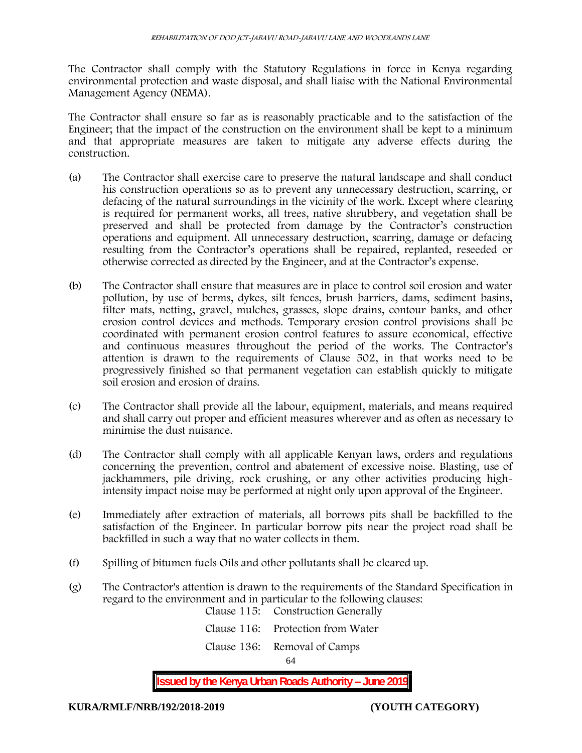The Contractor shall comply with the Statutory Regulations in force in Kenya regarding environmental protection and waste disposal, and shall liaise with the National Environmental Management Agency (NEMA).

The Contractor shall ensure so far as is reasonably practicable and to the satisfaction of the Engineer; that the impact of the construction on the environment shall be kept to a minimum and that appropriate measures are taken to mitigate any adverse effects during the construction.

(a) The Contractor shall exercise care to preserve the natural landscape and shall conduct his construction operations so as to prevent any unnecessary destruction, scarring, or defacing of the natural surroundings in the vicinity of the work. Except where clearing is required for permanent works, all trees, native shrubbery, and vegetation shall be preserved and shall be protected from damage by the Contractor's construction operations and equipment. All unnecessary destruction, scarring, damage or defacing resulting from the Contractor's operations shall be repaired, replanted, reseeded or otherwise corrected as directed by the Engineer, and at the Contractor's expense.

(b) The Contractor shall ensure that measures are in place to control soil erosion and water pollution, by use of berms, dykes, silt fences, brush barriers, dams, sediment basins, filter mats, netting, gravel, mulches, grasses, slope drains, contour banks, and other erosion control devices and methods. Temporary erosion control provisions shall be coordinated with permanent erosion control features to assure economical, effective and continuous measures throughout the period of the works. The Contractor's attention is drawn to the requirements of Clause 502, in that works need to be progressively finished so that permanent vegetation can establish quickly to mitigate soil erosion and erosion of drains.

(c) The Contractor shall provide all the labour, equipment, materials, and means required and shall carry out proper and efficient measures wherever and as often as necessary to minimise the dust nuisance.

(d) The Contractor shall comply with all applicable Kenyan laws, orders and regulations concerning the prevention, control and abatement of excessive noise. Blasting, use of jackhammers, pile driving, rock crushing, or any other activities producing high-intensity impact noise may be performed at night only upon approval of the Engineer.

(e) Immediately after extraction of materials, all borrows pits shall be backfilled to the satisfaction of the Engineer. In particular borrow pits near the project road shall be backfilled in such a way that no water collects in them.

(f) Spilling of bitumen fuels Oils and other pollutants shall be cleared up.

(g) The Contractor's attention is drawn to the requirements of the Standard Specification in regard to the environment and in particular to the following clauses:

Clause 115: Construction Generally

Clause 116: Protection from Water

Clause 136: Removal of Camps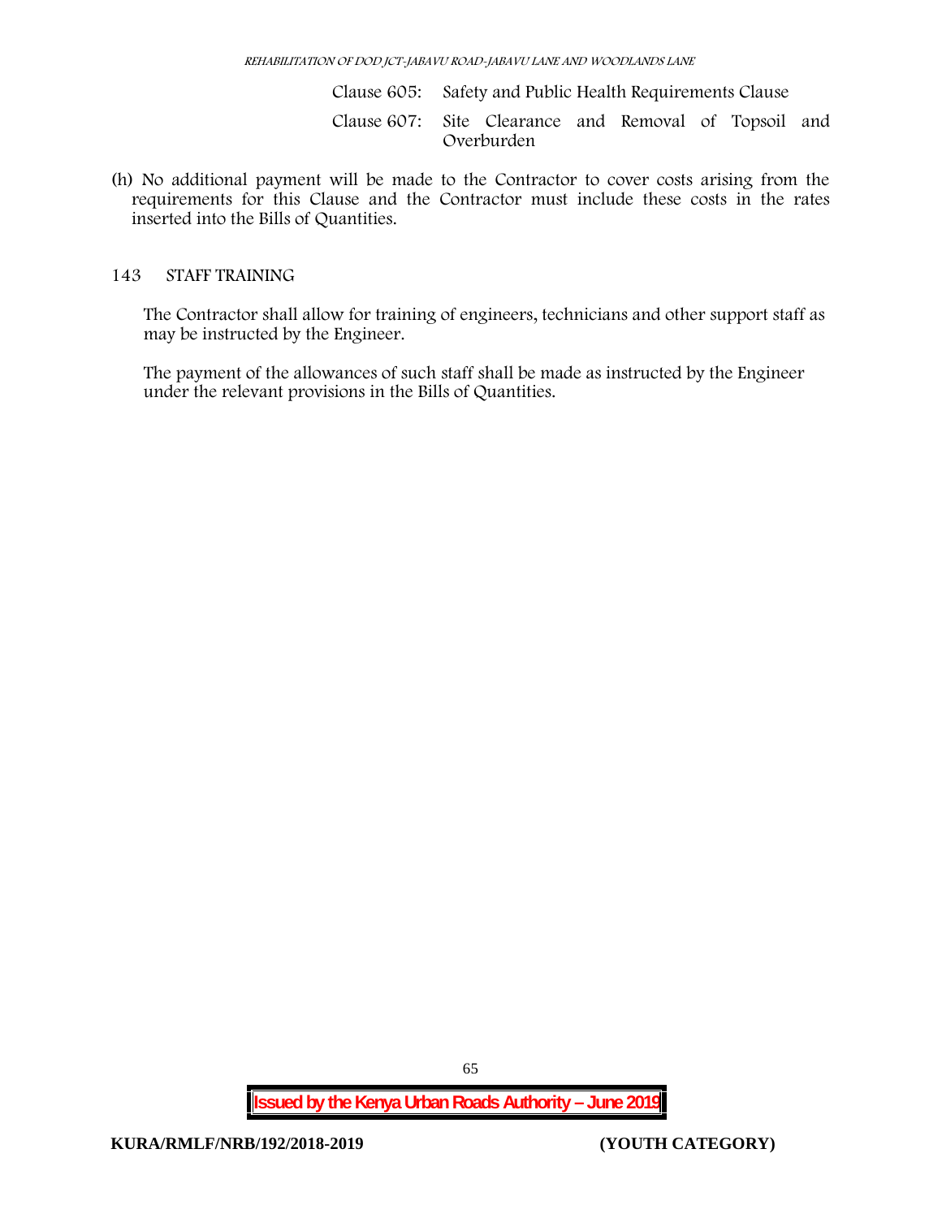Clause 605: Safety and Public Health Requirements Clause

Clause 607: Site Clearance and Removal of Topsoil and Overburden

(h) No additional payment will be made to the Contractor to cover costs arising from the requirements for this Clause and the Contractor must include these costs in the rates inserted into the Bills of Quantities.

## 143 STAFF TRAINING

The Contractor shall allow for training of engineers, technicians and other support staff as may be instructed by the Engineer.

The payment of the allowances of such staff shall be made as instructed by the Engineer under the relevant provisions in the Bills of Quantities.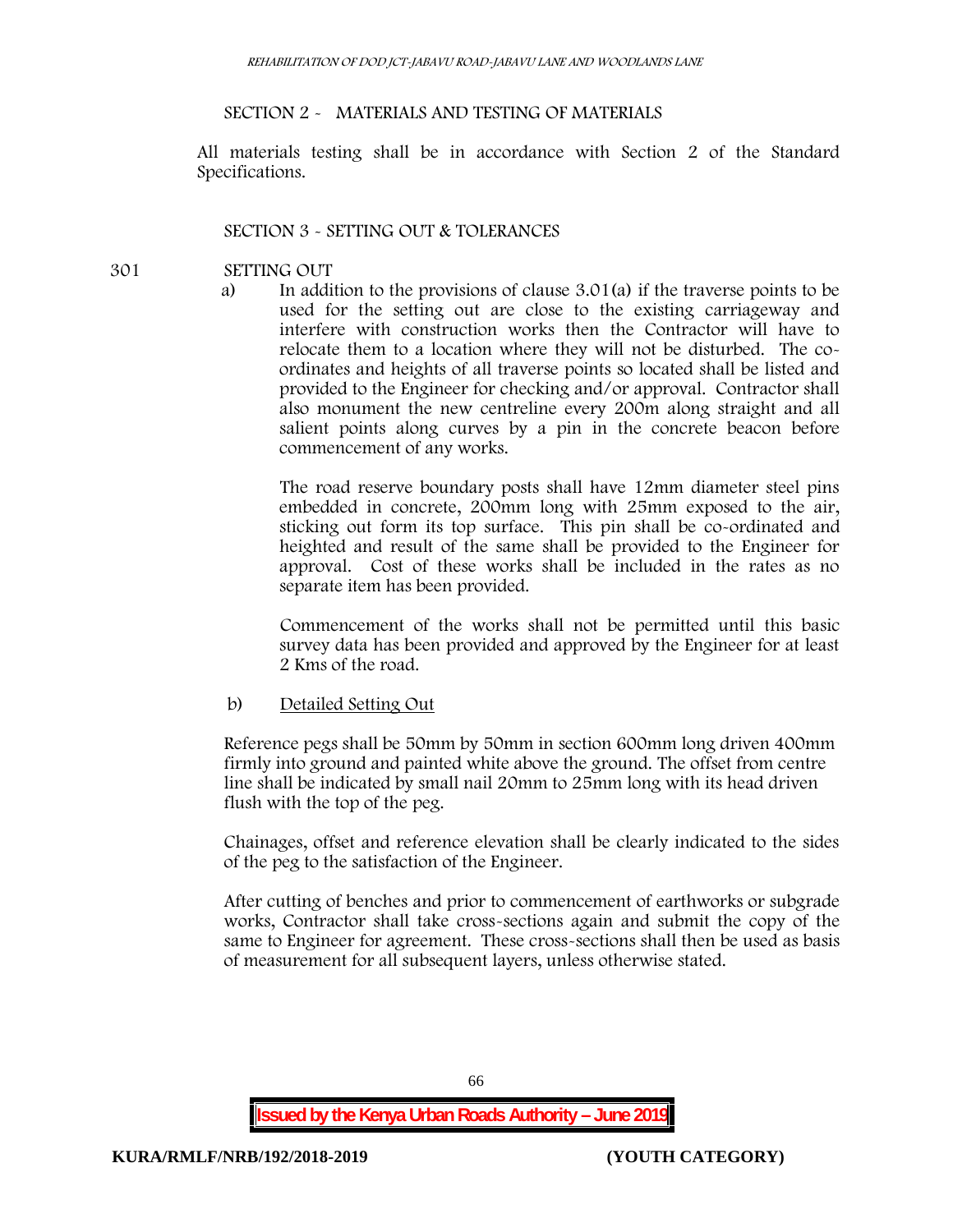## SECTION 2 - MATERIALS AND TESTING OF MATERIALS

All materials testing shall be in accordance with Section 2 of the Standard Specifications.

## SECTION 3 - SETTING OUT & TOLERANCES

### 301 SETTING OUT

a) In addition to the provisions of clause 3.01(a) if the traverse points to be used for the setting out are close to the existing carriageway and interfere with construction works then the Contractor will have to relocate them to a location where they will not be disturbed. The co-ordinates and heights of all traverse points so located shall be listed and provided to the Engineer for checking and/or approval. Contractor shall also monument the new centreline every 200m along straight and all salient points along curves by a pin in the concrete beacon before commencement of any works.

The road reserve boundary posts shall have 12mm diameter steel pins embedded in concrete, 200mm long with 25mm exposed to the air, sticking out form its top surface. This pin shall be co-ordinated and heighted and result of the same shall be provided to the Engineer for approval. Cost of these works shall be included in the rates as no separate item has been provided.

Commencement of the works shall not be permitted until this basic survey data has been provided and approved by the Engineer for at least 2 Kms of the road.

b) Detailed Setting Out

Reference pegs shall be 50mm by 50mm in section 600mm long driven 400mm firmly into ground and painted white above the ground. The offset from centre line shall be indicated by small nail 20mm to 25mm long with its head driven flush with the top of the peg.

Chainages, offset and reference elevation shall be clearly indicated to the sides of the peg to the satisfaction of the Engineer.

After cutting of benches and prior to commencement of earthworks or subgrade works, Contractor shall take cross-sections again and submit the copy of the same to Engineer for agreement. These cross-sections shall then be used as basis of measurement for all subsequent layers, unless otherwise stated.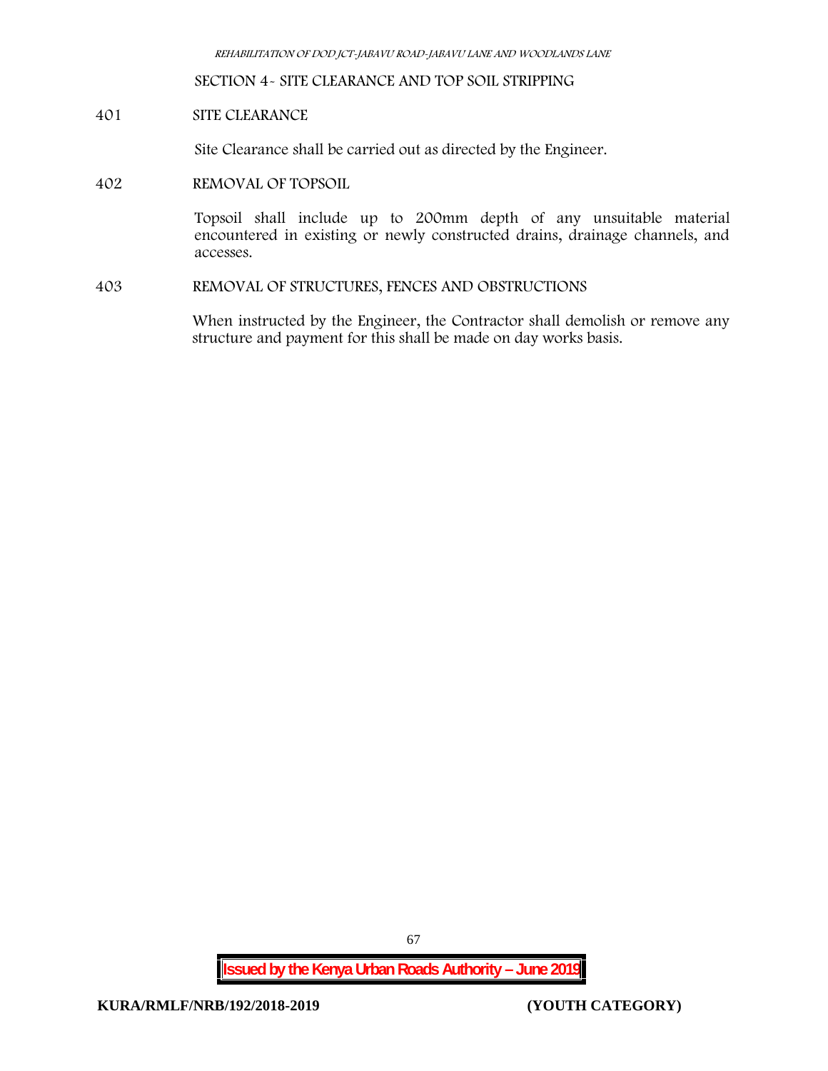## SECTION 4- SITE CLEARANCE AND TOP SOIL STRIPPING

### 401 SITE CLEARANCE

Site Clearance shall be carried out as directed by the Engineer.

### 402 REMOVAL OF TOPSOIL

Topsoil shall include up to 200mm depth of any unsuitable material encountered in existing or newly constructed drains, drainage channels, and accesses.

### 403 REMOVAL OF STRUCTURES, FENCES AND OBSTRUCTIONS

When instructed by the Engineer, the Contractor shall demolish or remove any structure and payment for this shall be made on day works basis.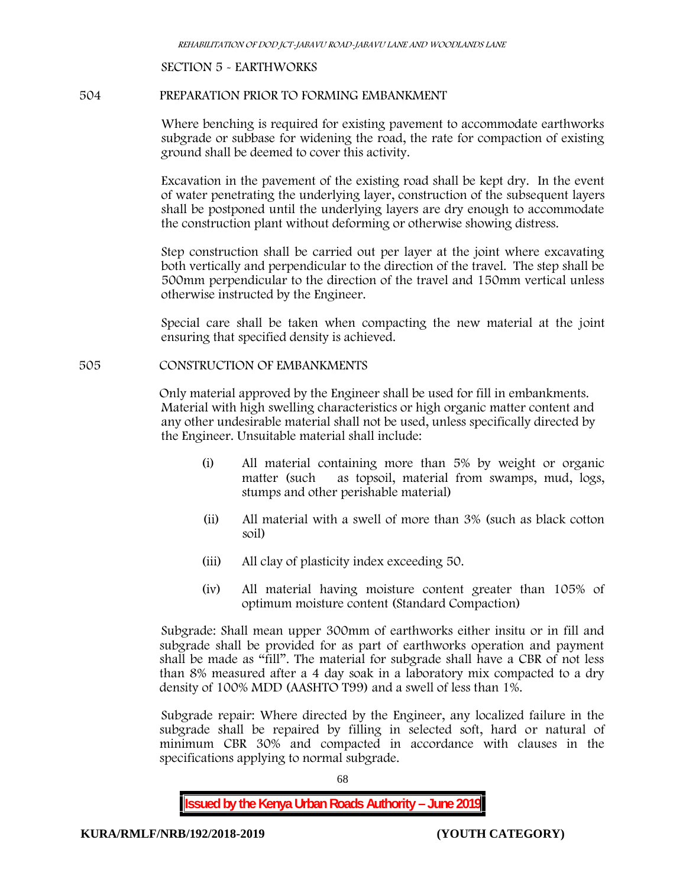SECTION 5 - EARTHWORKS

## 504 PREPARATION PRIOR TO FORMING EMBANKMENT

Where benching is required for existing pavement to accommodate earthworks subgrade or subbase for widening the road, the rate for compaction of existing ground shall be deemed to cover this activity.

Excavation in the pavement of the existing road shall be kept dry. In the event of water penetrating the underlying layer, construction of the subsequent layers shall be postponed until the underlying layers are dry enough to accommodate the construction plant without deforming or otherwise showing distress.

Step construction shall be carried out per layer at the joint where excavating both vertically and perpendicular to the direction of the travel. The step shall be 500mm perpendicular to the direction of the travel and 150mm vertical unless otherwise instructed by the Engineer.

Special care shall be taken when compacting the new material at the joint ensuring that specified density is achieved.

## 505 CONSTRUCTION OF EMBANKMENTS

Only material approved by the Engineer shall be used for fill in embankments. Material with high swelling characteristics or high organic matter content and any other undesirable material shall not be used, unless specifically directed by the Engineer. Unsuitable material shall include:

- (i) All material containing more than 5% by weight or organic matter (such as topsoil, material from swamps, mud, logs, stumps and other perishable material)
- (ii) All material with a swell of more than 3% (such as black cotton soil)
- (iii) All clay of plasticity index exceeding 50.
- (iv) All material having moisture content greater than 105% of optimum moisture content (Standard Compaction)

Subgrade: Shall mean upper 300mm of earthworks either insitu or in fill and subgrade shall be provided for as part of earthworks operation and payment shall be made as "fill". The material for subgrade shall have a CBR of not less than 8% measured after a 4 day soak in a laboratory mix compacted to a dry density of 100% MDD (AASHTO T99) and a swell of less than 1%.

Subgrade repair: Where directed by the Engineer, any localized failure in the subgrade shall be repaired by filling in selected soft, hard or natural of minimum CBR 30% and compacted in accordance with clauses in the specifications applying to normal subgrade.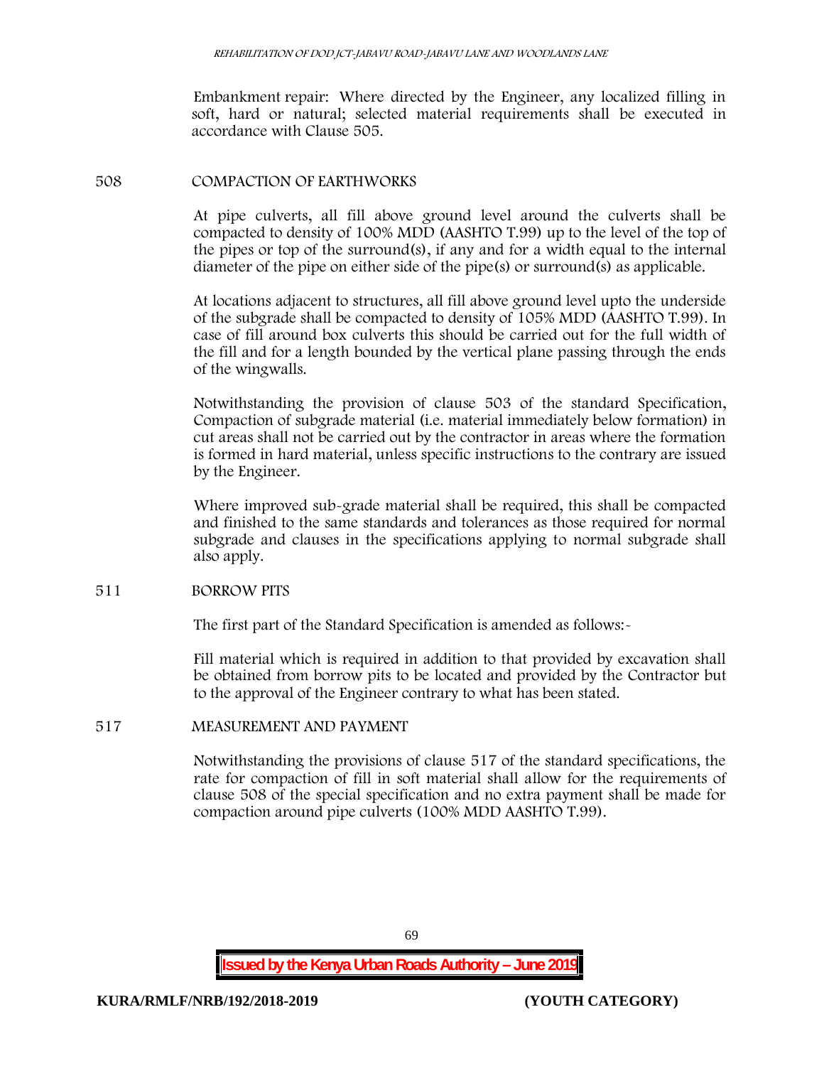Embankment repair: Where directed by the Engineer, any localized filling in soft, hard or natural; selected material requirements shall be executed in accordance with Clause 505.

## 508 COMPACTION OF EARTHWORKS

At pipe culverts, all fill above ground level around the culverts shall be compacted to density of 100% MDD (AASHTO T.99) up to the level of the top of the pipes or top of the surround(s), if any and for a width equal to the internal diameter of the pipe on either side of the pipe(s) or surround(s) as applicable.

At locations adjacent to structures, all fill above ground level upto the underside of the subgrade shall be compacted to density of 105% MDD (AASHTO T.99). In case of fill around box culverts this should be carried out for the full width of the fill and for a length bounded by the vertical plane passing through the ends of the wingwalls.

Notwithstanding the provision of clause 503 of the standard Specification, Compaction of subgrade material (i.e. material immediately below formation) in cut areas shall not be carried out by the contractor in areas where the formation is formed in hard material, unless specific instructions to the contrary are issued by the Engineer.

Where improved sub-grade material shall be required, this shall be compacted and finished to the same standards and tolerances as those required for normal subgrade and clauses in the specifications applying to normal subgrade shall also apply.

## 511 BORROW PITS

The first part of the Standard Specification is amended as follows:-

Fill material which is required in addition to that provided by excavation shall be obtained from borrow pits to be located and provided by the Contractor but to the approval of the Engineer contrary to what has been stated.

## 517 MEASUREMENT AND PAYMENT

Notwithstanding the provisions of clause 517 of the standard specifications, the rate for compaction of fill in soft material shall allow for the requirements of clause 508 of the special specification and no extra payment shall be made for compaction around pipe culverts (100% MDD AASHTO T.99).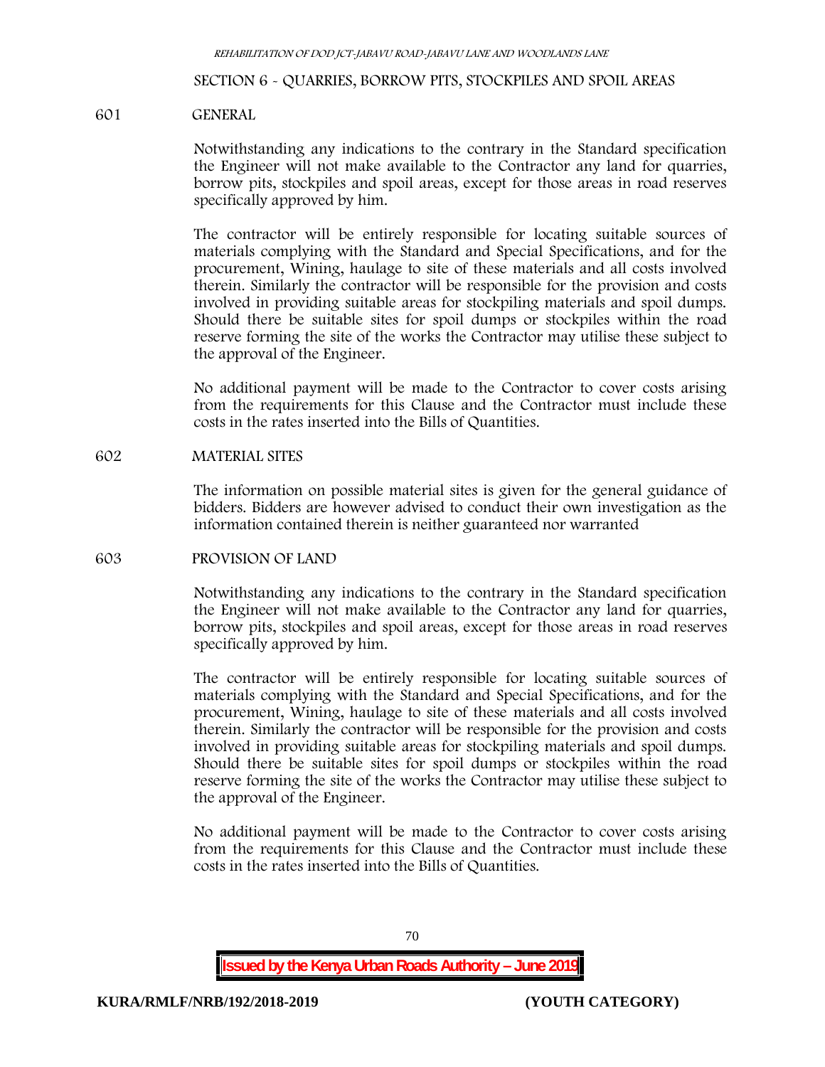## SECTION 6 - QUARRIES, BORROW PITS, STOCKPILES AND SPOIL AREAS

### 601 GENERAL

Notwithstanding any indications to the contrary in the Standard specification the Engineer will not make available to the Contractor any land for quarries, borrow pits, stockpiles and spoil areas, except for those areas in road reserves specifically approved by him.

The contractor will be entirely responsible for locating suitable sources of materials complying with the Standard and Special Specifications, and for the procurement, Wining, haulage to site of these materials and all costs involved therein. Similarly the contractor will be responsible for the provision and costs involved in providing suitable areas for stockpiling materials and spoil dumps. Should there be suitable sites for spoil dumps or stockpiles within the road reserve forming the site of the works the Contractor may utilise these subject to the approval of the Engineer.

No additional payment will be made to the Contractor to cover costs arising from the requirements for this Clause and the Contractor must include these costs in the rates inserted into the Bills of Quantities.

### 602 MATERIAL SITES

The information on possible material sites is given for the general guidance of bidders. Bidders are however advised to conduct their own investigation as the information contained therein is neither guaranteed nor warranted

### 603 PROVISION OF LAND

Notwithstanding any indications to the contrary in the Standard specification the Engineer will not make available to the Contractor any land for quarries, borrow pits, stockpiles and spoil areas, except for those areas in road reserves specifically approved by him.

The contractor will be entirely responsible for locating suitable sources of materials complying with the Standard and Special Specifications, and for the procurement, Wining, haulage to site of these materials and all costs involved therein. Similarly the contractor will be responsible for the provision and costs involved in providing suitable areas for stockpiling materials and spoil dumps. Should there be suitable sites for spoil dumps or stockpiles within the road reserve forming the site of the works the Contractor may utilise these subject to the approval of the Engineer.

No additional payment will be made to the Contractor to cover costs arising from the requirements for this Clause and the Contractor must include these costs in the rates inserted into the Bills of Quantities.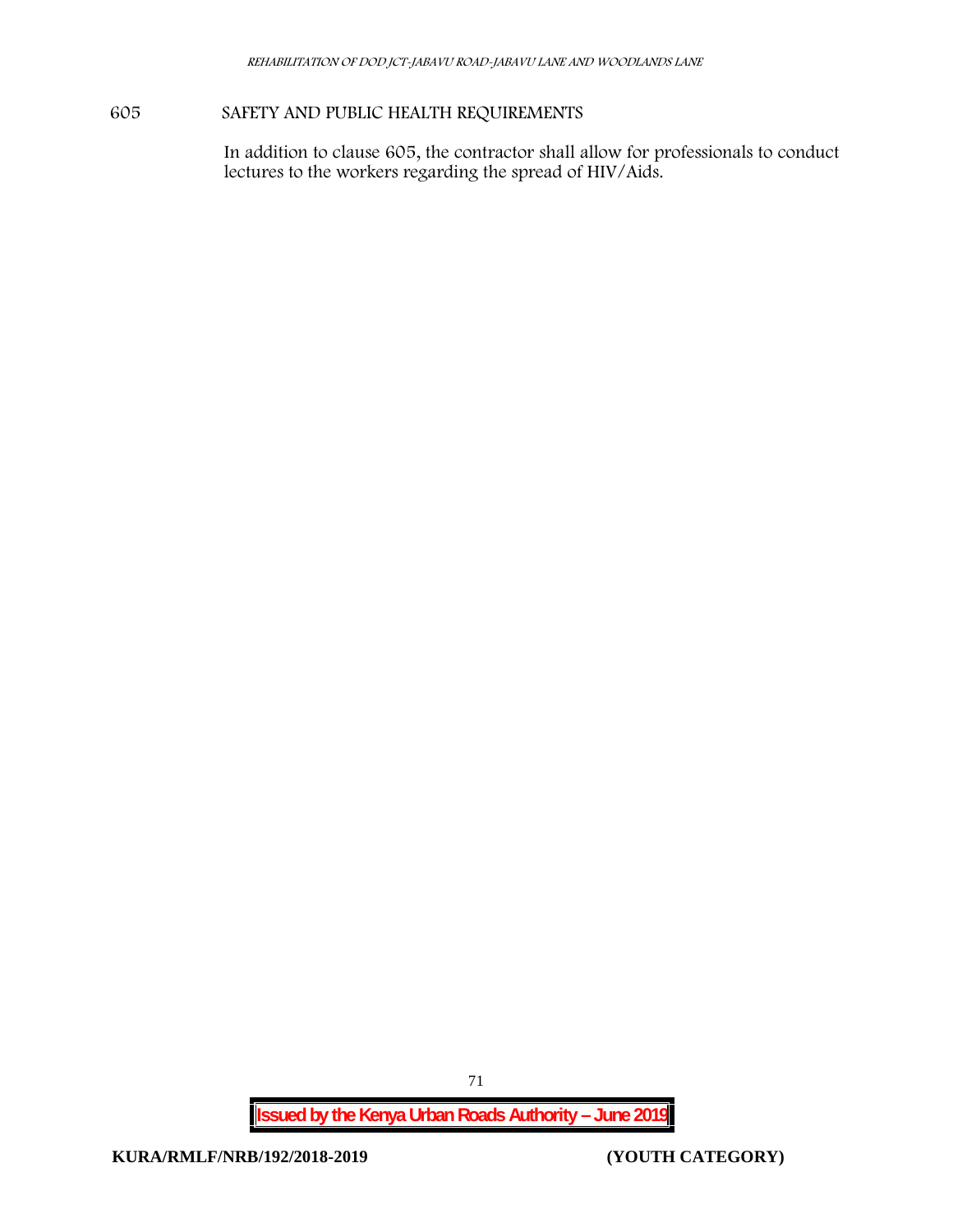## 605 SAFETY AND PUBLIC HEALTH REQUIREMENTS

In addition to clause 605, the contractor shall allow for professionals to conduct lectures to the workers regarding the spread of HIV/Aids.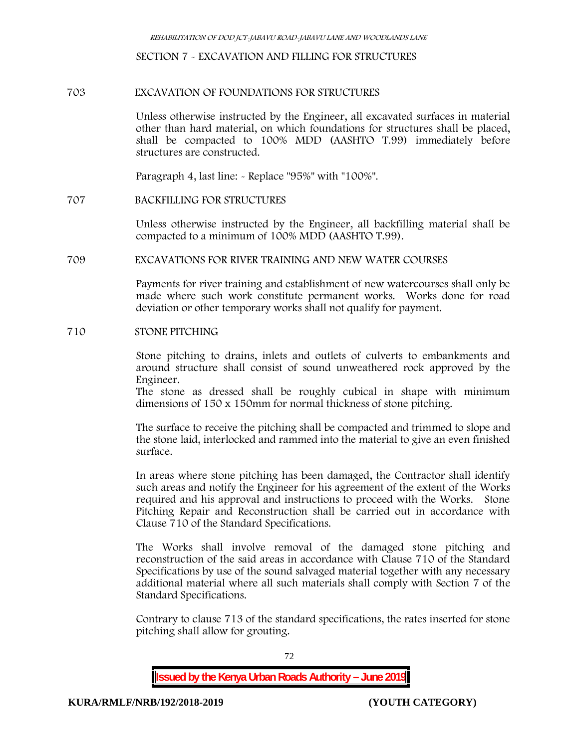## SECTION 7 - EXCAVATION AND FILLING FOR STRUCTURES

### 703 EXCAVATION OF FOUNDATIONS FOR STRUCTURES

Unless otherwise instructed by the Engineer, all excavated surfaces in material other than hard material, on which foundations for structures shall be placed, shall be compacted to 100% MDD (AASHTO T.99) immediately before structures are constructed.

Paragraph 4, last line: - Replace "95%" with "100%".

### 707 BACKFILLING FOR STRUCTURES

Unless otherwise instructed by the Engineer, all backfilling material shall be compacted to a minimum of 100% MDD (AASHTO T.99).

### 709 EXCAVATIONS FOR RIVER TRAINING AND NEW WATER COURSES

Payments for river training and establishment of new watercourses shall only be made where such work constitute permanent works. Works done for road deviation or other temporary works shall not qualify for payment.

### 710 STONE PITCHING

Stone pitching to drains, inlets and outlets of culverts to embankments and around structure shall consist of sound unweathered rock approved by the Engineer.
The stone as dressed shall be roughly cubical in shape with minimum dimensions of 150 x 150mm for normal thickness of stone pitching.

The surface to receive the pitching shall be compacted and trimmed to slope and the stone laid, interlocked and rammed into the material to give an even finished surface.

In areas where stone pitching has been damaged, the Contractor shall identify such areas and notify the Engineer for his agreement of the extent of the Works required and his approval and instructions to proceed with the Works. Stone Pitching Repair and Reconstruction shall be carried out in accordance with Clause 710 of the Standard Specifications.

The Works shall involve removal of the damaged stone pitching and reconstruction of the said areas in accordance with Clause 710 of the Standard Specifications by use of the sound salvaged material together with any necessary additional material where all such materials shall comply with Section 7 of the Standard Specifications.

Contrary to clause 713 of the standard specifications, the rates inserted for stone pitching shall allow for grouting.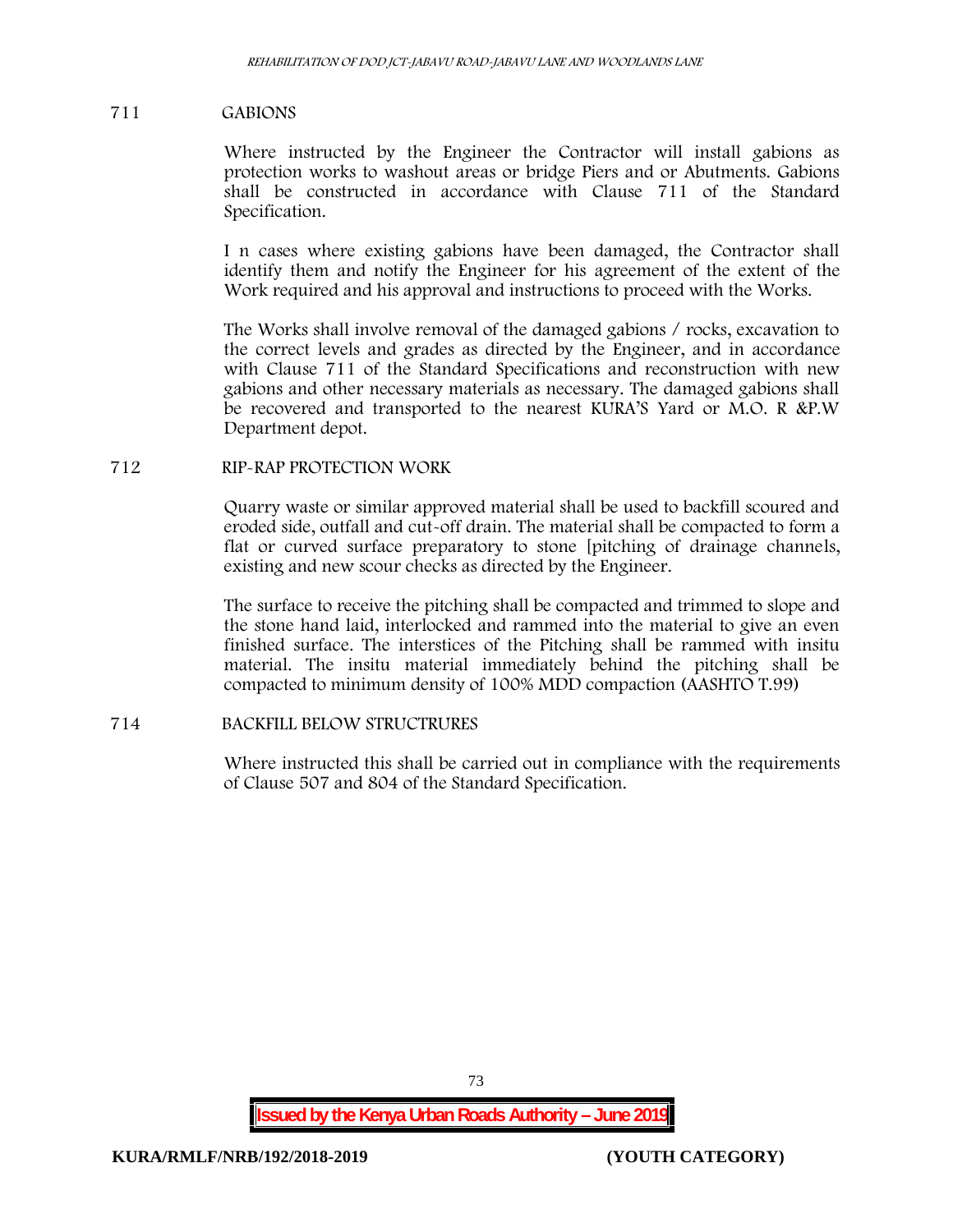## 711 GABIONS

Where instructed by the Engineer the Contractor will install gabions as protection works to washout areas or bridge Piers and or Abutments. Gabions shall be constructed in accordance with Clause 711 of the Standard Specification.

I n cases where existing gabions have been damaged, the Contractor shall identify them and notify the Engineer for his agreement of the extent of the Work required and his approval and instructions to proceed with the Works.

The Works shall involve removal of the damaged gabions / rocks, excavation to the correct levels and grades as directed by the Engineer, and in accordance with Clause 711 of the Standard Specifications and reconstruction with new gabions and other necessary materials as necessary. The damaged gabions shall be recovered and transported to the nearest KURA'S Yard or M.O. R &P.W Department depot.

## 712 RIP-RAP PROTECTION WORK

Quarry waste or similar approved material shall be used to backfill scoured and eroded side, outfall and cut-off drain. The material shall be compacted to form a flat or curved surface preparatory to stone [pitching of drainage channels, existing and new scour checks as directed by the Engineer.

The surface to receive the pitching shall be compacted and trimmed to slope and the stone hand laid, interlocked and rammed into the material to give an even finished surface. The interstices of the Pitching shall be rammed with insitu material. The insitu material immediately behind the pitching shall be compacted to minimum density of 100% MDD compaction (AASHTO T.99)

## 714 BACKFILL BELOW STRUCTRURES

Where instructed this shall be carried out in compliance with the requirements of Clause 507 and 804 of the Standard Specification.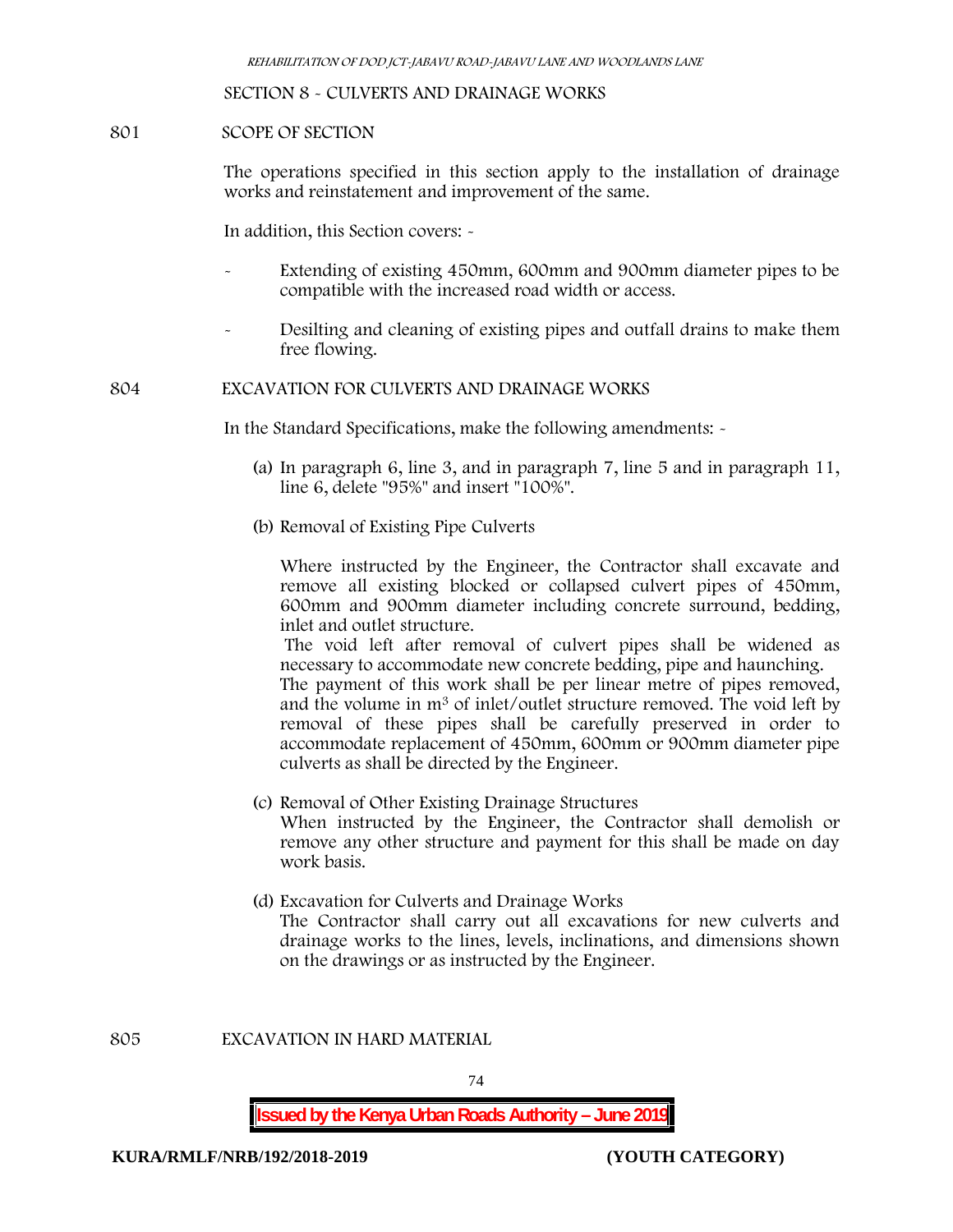## SECTION 8 - CULVERTS AND DRAINAGE WORKS

### 801 SCOPE OF SECTION

The operations specified in this section apply to the installation of drainage works and reinstatement and improvement of the same.

In addition, this Section covers: -

- Extending of existing 450mm, 600mm and 900mm diameter pipes to be compatible with the increased road width or access.
- Desilting and cleaning of existing pipes and outfall drains to make them free flowing.

### 804 EXCAVATION FOR CULVERTS AND DRAINAGE WORKS

In the Standard Specifications, make the following amendments: -

(a) In paragraph 6, line 3, and in paragraph 7, line 5 and in paragraph 11, line 6, delete "95%" and insert "100%".

(b) Removal of Existing Pipe Culverts

Where instructed by the Engineer, the Contractor shall excavate and remove all existing blocked or collapsed culvert pipes of 450mm, 600mm and 900mm diameter including concrete surround, bedding, inlet and outlet structure.

The void left after removal of culvert pipes shall be widened as necessary to accommodate new concrete bedding, pipe and haunching. The payment of this work shall be per linear metre of pipes removed, and the volume in m$^3$ of inlet/outlet structure removed. The void left by removal of these pipes shall be carefully preserved in order to accommodate replacement of 450mm, 600mm or 900mm diameter pipe culverts as shall be directed by the Engineer.

(c) Removal of Other Existing Drainage Structures

When instructed by the Engineer, the Contractor shall demolish or remove any other structure and payment for this shall be made on day work basis.

(d) Excavation for Culverts and Drainage Works

The Contractor shall carry out all excavations for new culverts and drainage works to the lines, levels, inclinations, and dimensions shown on the drawings or as instructed by the Engineer.

### 805 EXCAVATION IN HARD MATERIAL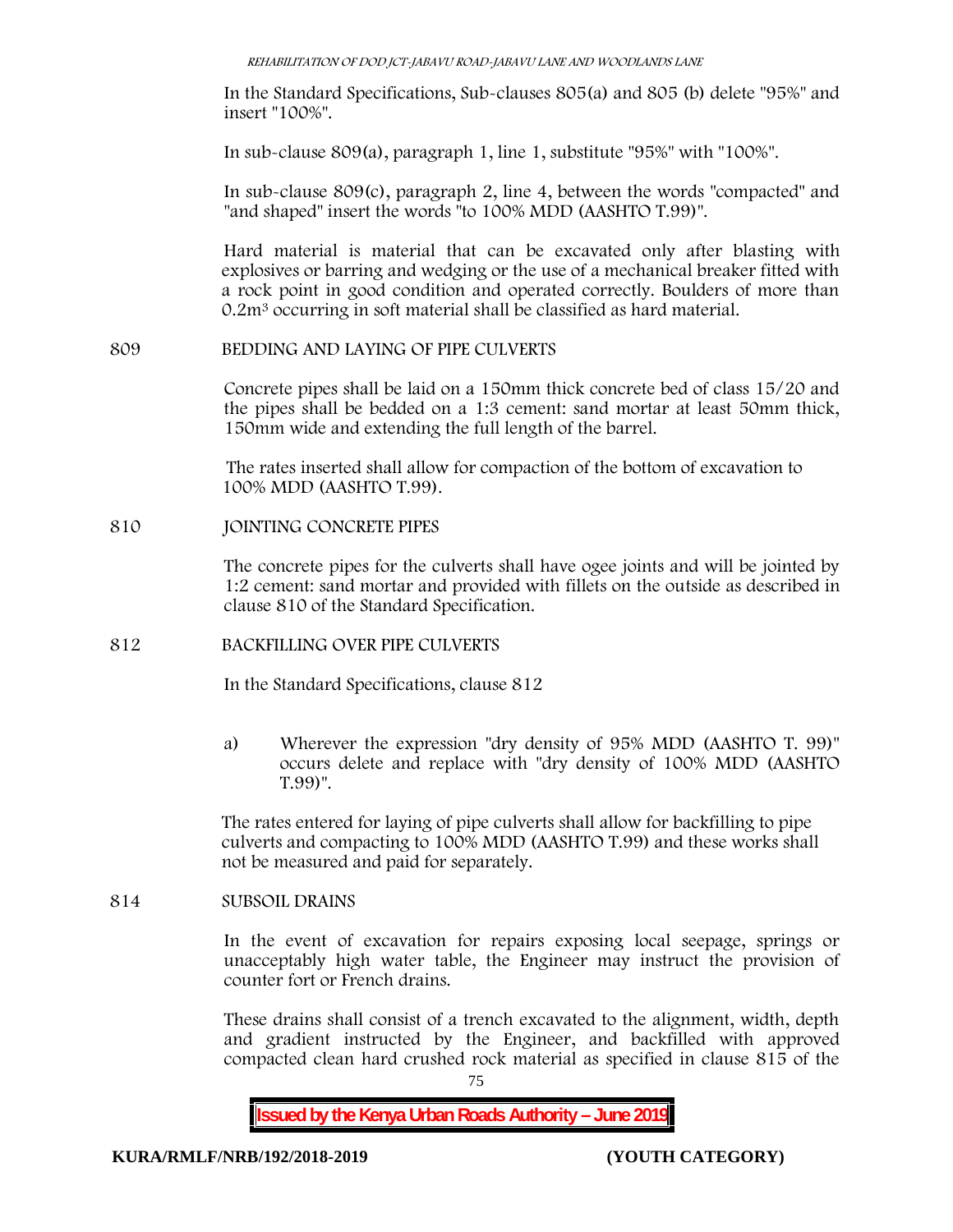In the Standard Specifications, Sub-clauses 805(a) and 805 (b) delete "95%" and insert "100%".

In sub-clause 809(a), paragraph 1, line 1, substitute "95%" with "100%".

In sub-clause 809(c), paragraph 2, line 4, between the words "compacted" and "and shaped" insert the words "to 100% MDD (AASHTO T.99)".

Hard material is material that can be excavated only after blasting with explosives or barring and wedging or the use of a mechanical breaker fitted with a rock point in good condition and operated correctly. Boulders of more than $0.2m^3$ occurring in soft material shall be classified as hard material.

## 809 BEDDING AND LAYING OF PIPE CULVERTS

Concrete pipes shall be laid on a 150mm thick concrete bed of class 15/20 and the pipes shall be bedded on a 1:3 cement: sand mortar at least 50mm thick, 150mm wide and extending the full length of the barrel.

The rates inserted shall allow for compaction of the bottom of excavation to 100% MDD (AASHTO T.99).

## 810 JOINTING CONCRETE PIPES

The concrete pipes for the culverts shall have ogee joints and will be jointed by 1:2 cement: sand mortar and provided with fillets on the outside as described in clause 810 of the Standard Specification.

## 812 BACKFILLING OVER PIPE CULVERTS

In the Standard Specifications, clause 812

a) Wherever the expression "dry density of 95% MDD (AASHTO T. 99)" occurs delete and replace with "dry density of 100% MDD (AASHTO T.99)".

The rates entered for laying of pipe culverts shall allow for backfilling to pipe culverts and compacting to 100% MDD (AASHTO T.99) and these works shall not be measured and paid for separately.

## 814 SUBSOIL DRAINS

In the event of excavation for repairs exposing local seepage, springs or unacceptably high water table, the Engineer may instruct the provision of counter fort or French drains.

These drains shall consist of a trench excavated to the alignment, width, depth and gradient instructed by the Engineer, and backfilled with approved compacted clean hard crushed rock material as specified in clause 815 of the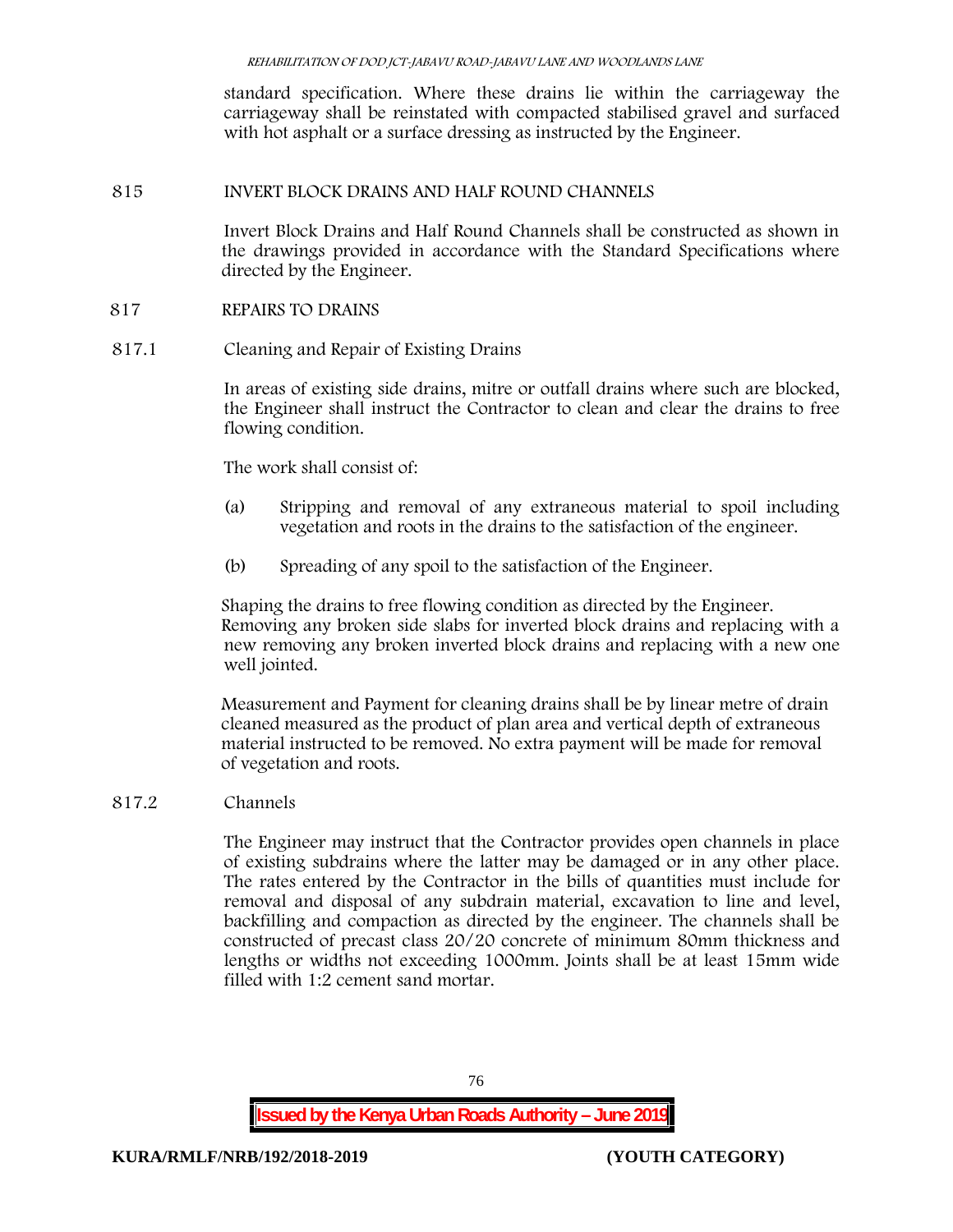standard specification. Where these drains lie within the carriageway the carriageway shall be reinstated with compacted stabilised gravel and surfaced with hot asphalt or a surface dressing as instructed by the Engineer.

## 815 INVERT BLOCK DRAINS AND HALF ROUND CHANNELS

Invert Block Drains and Half Round Channels shall be constructed as shown in the drawings provided in accordance with the Standard Specifications where directed by the Engineer.

## 817 REPAIRS TO DRAINS

### 817.1 Cleaning and Repair of Existing Drains

In areas of existing side drains, mitre or outfall drains where such are blocked, the Engineer shall instruct the Contractor to clean and clear the drains to free flowing condition.

The work shall consist of:

(a) Stripping and removal of any extraneous material to spoil including vegetation and roots in the drains to the satisfaction of the engineer.

(b) Spreading of any spoil to the satisfaction of the Engineer.

Shaping the drains to free flowing condition as directed by the Engineer. Removing any broken side slabs for inverted block drains and replacing with a new removing any broken inverted block drains and replacing with a new one well jointed.

Measurement and Payment for cleaning drains shall be by linear metre of drain cleaned measured as the product of plan area and vertical depth of extraneous material instructed to be removed. No extra payment will be made for removal of vegetation and roots.

### 817.2 Channels

The Engineer may instruct that the Contractor provides open channels in place of existing subdrains where the latter may be damaged or in any other place. The rates entered by the Contractor in the bills of quantities must include for removal and disposal of any subdrain material, excavation to line and level, backfilling and compaction as directed by the engineer. The channels shall be constructed of precast class 20/20 concrete of minimum 80mm thickness and lengths or widths not exceeding 1000mm. Joints shall be at least 15mm wide filled with 1:2 cement sand mortar.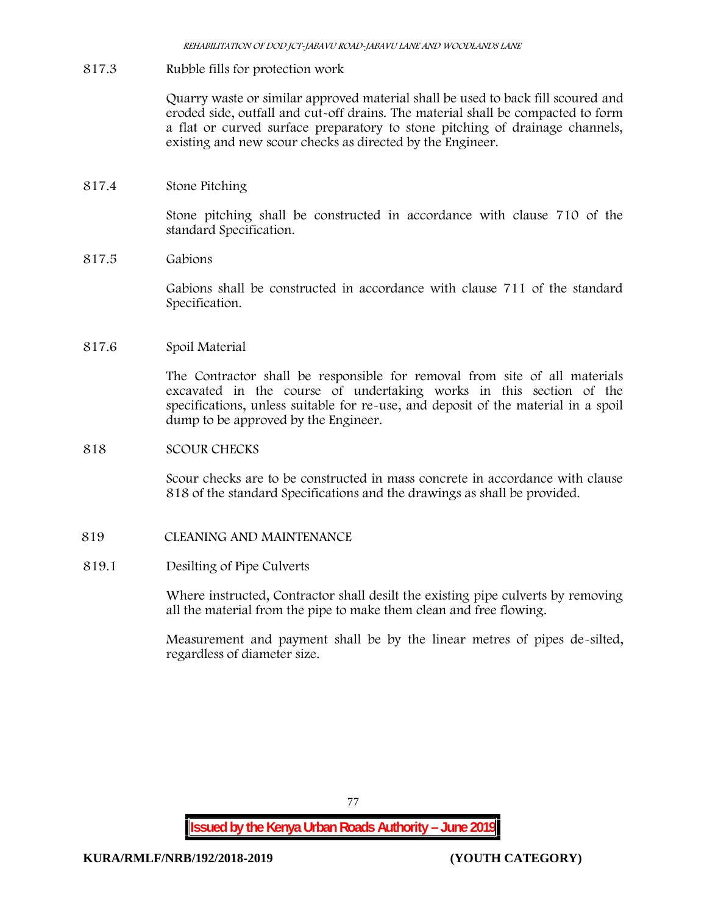817.3 Rubble fills for protection work

Quarry waste or similar approved material shall be used to back fill scoured and eroded side, outfall and cut-off drains. The material shall be compacted to form a flat or curved surface preparatory to stone pitching of drainage channels, existing and new scour checks as directed by the Engineer.

817.4 Stone Pitching

Stone pitching shall be constructed in accordance with clause 710 of the standard Specification.

817.5 Gabions

Gabions shall be constructed in accordance with clause 711 of the standard Specification.

817.6 Spoil Material

The Contractor shall be responsible for removal from site of all materials excavated in the course of undertaking works in this section of the specifications, unless suitable for re-use, and deposit of the material in a spoil dump to be approved by the Engineer.

818 SCOUR CHECKS

Scour checks are to be constructed in mass concrete in accordance with clause 818 of the standard Specifications and the drawings as shall be provided.

819 CLEANING AND MAINTENANCE

819.1 Desilting of Pipe Culverts

Where instructed, Contractor shall desilt the existing pipe culverts by removing all the material from the pipe to make them clean and free flowing.

Measurement and payment shall be by the linear metres of pipes de-silted, regardless of diameter size.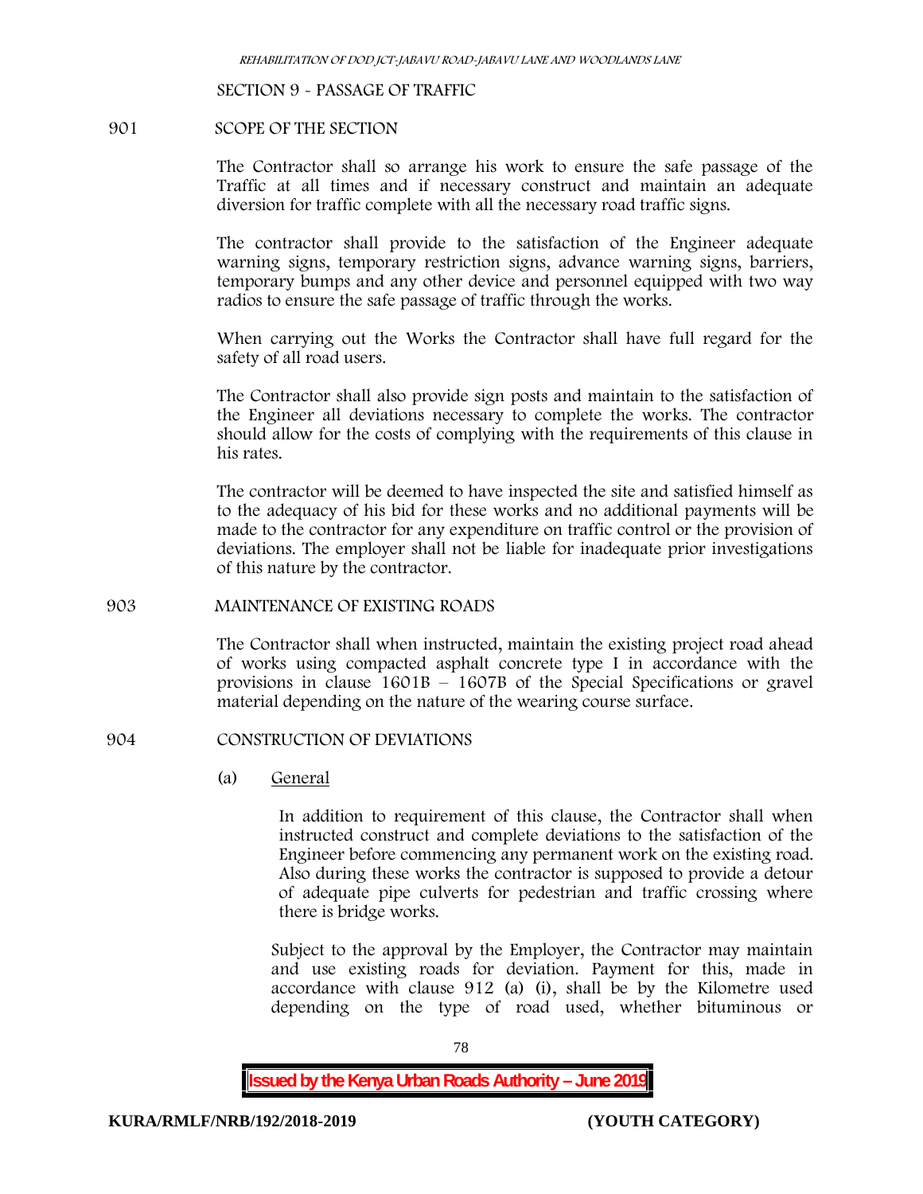SECTION 9 - PASSAGE OF TRAFFIC

901 SCOPE OF THE SECTION

The Contractor shall so arrange his work to ensure the safe passage of the Traffic at all times and if necessary construct and maintain an adequate diversion for traffic complete with all the necessary road traffic signs.

The contractor shall provide to the satisfaction of the Engineer adequate warning signs, temporary restriction signs, advance warning signs, barriers, temporary bumps and any other device and personnel equipped with two way radios to ensure the safe passage of traffic through the works.

When carrying out the Works the Contractor shall have full regard for the safety of all road users.

The Contractor shall also provide sign posts and maintain to the satisfaction of the Engineer all deviations necessary to complete the works. The contractor should allow for the costs of complying with the requirements of this clause in his rates.

The contractor will be deemed to have inspected the site and satisfied himself as to the adequacy of his bid for these works and no additional payments will be made to the contractor for any expenditure on traffic control or the provision of deviations. The employer shall not be liable for inadequate prior investigations of this nature by the contractor.

903 MAINTENANCE OF EXISTING ROADS

The Contractor shall when instructed, maintain the existing project road ahead of works using compacted asphalt concrete type I in accordance with the provisions in clause 1601B – 1607B of the Special Specifications or gravel material depending on the nature of the wearing course surface.

904 CONSTRUCTION OF DEVIATIONS

(a) General

In addition to requirement of this clause, the Contractor shall when instructed construct and complete deviations to the satisfaction of the Engineer before commencing any permanent work on the existing road. Also during these works the contractor is supposed to provide a detour of adequate pipe culverts for pedestrian and traffic crossing where there is bridge works.

Subject to the approval by the Employer, the Contractor may maintain and use existing roads for deviation. Payment for this, made in accordance with clause 912 (a) (i), shall be by the Kilometre used depending on the type of road used, whether bituminous or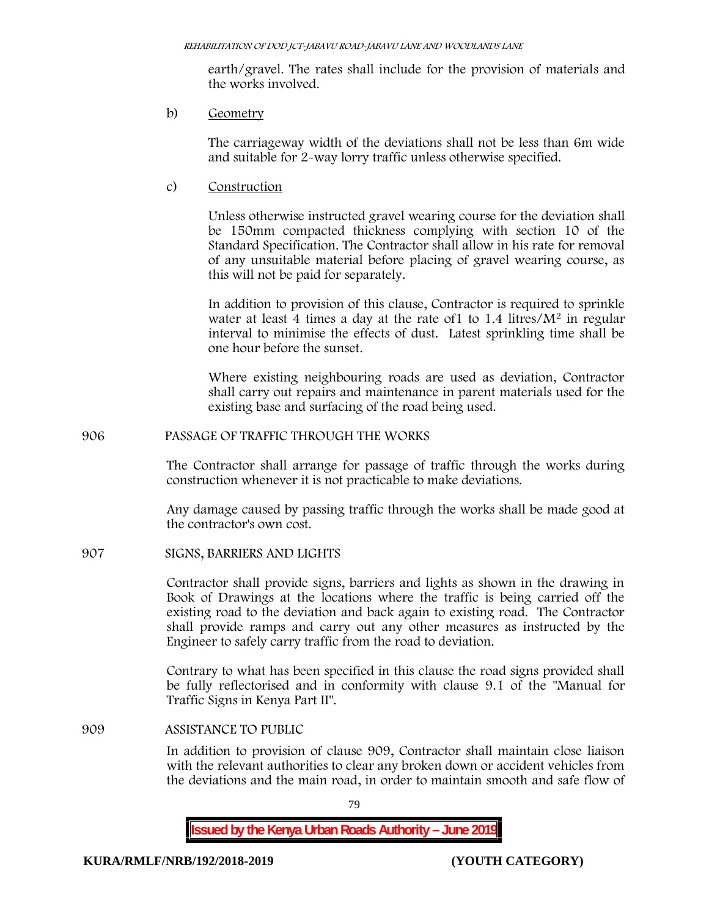earth/gravel. The rates shall include for the provision of materials and the works involved.

b) Geometry

The carriageway width of the deviations shall not be less than 6m wide and suitable for 2-way lorry traffic unless otherwise specified.

c) Construction

Unless otherwise instructed gravel wearing course for the deviation shall be 150mm compacted thickness complying with section 10 of the Standard Specification. The Contractor shall allow in his rate for removal of any unsuitable material before placing of gravel wearing course, as this will not be paid for separately.

In addition to provision of this clause, Contractor is required to sprinkle water at least 4 times a day at the rate of1 to 1.4 litres/$M^2$ in regular interval to minimise the effects of dust. Latest sprinkling time shall be one hour before the sunset.

Where existing neighbouring roads are used as deviation, Contractor shall carry out repairs and maintenance in parent materials used for the existing base and surfacing of the road being used.

## 906 PASSAGE OF TRAFFIC THROUGH THE WORKS

The Contractor shall arrange for passage of traffic through the works during construction whenever it is not practicable to make deviations.

Any damage caused by passing traffic through the works shall be made good at the contractor's own cost.

## 907 SIGNS, BARRIERS AND LIGHTS

Contractor shall provide signs, barriers and lights as shown in the drawing in Book of Drawings at the locations where the traffic is being carried off the existing road to the deviation and back again to existing road. The Contractor shall provide ramps and carry out any other measures as instructed by the Engineer to safely carry traffic from the road to deviation.

Contrary to what has been specified in this clause the road signs provided shall be fully reflectorised and in conformity with clause 9.1 of the "Manual for Traffic Signs in Kenya Part II".

## 909 ASSISTANCE TO PUBLIC

In addition to provision of clause 909, Contractor shall maintain close liaison with the relevant authorities to clear any broken down or accident vehicles from the deviations and the main road, in order to maintain smooth and safe flow of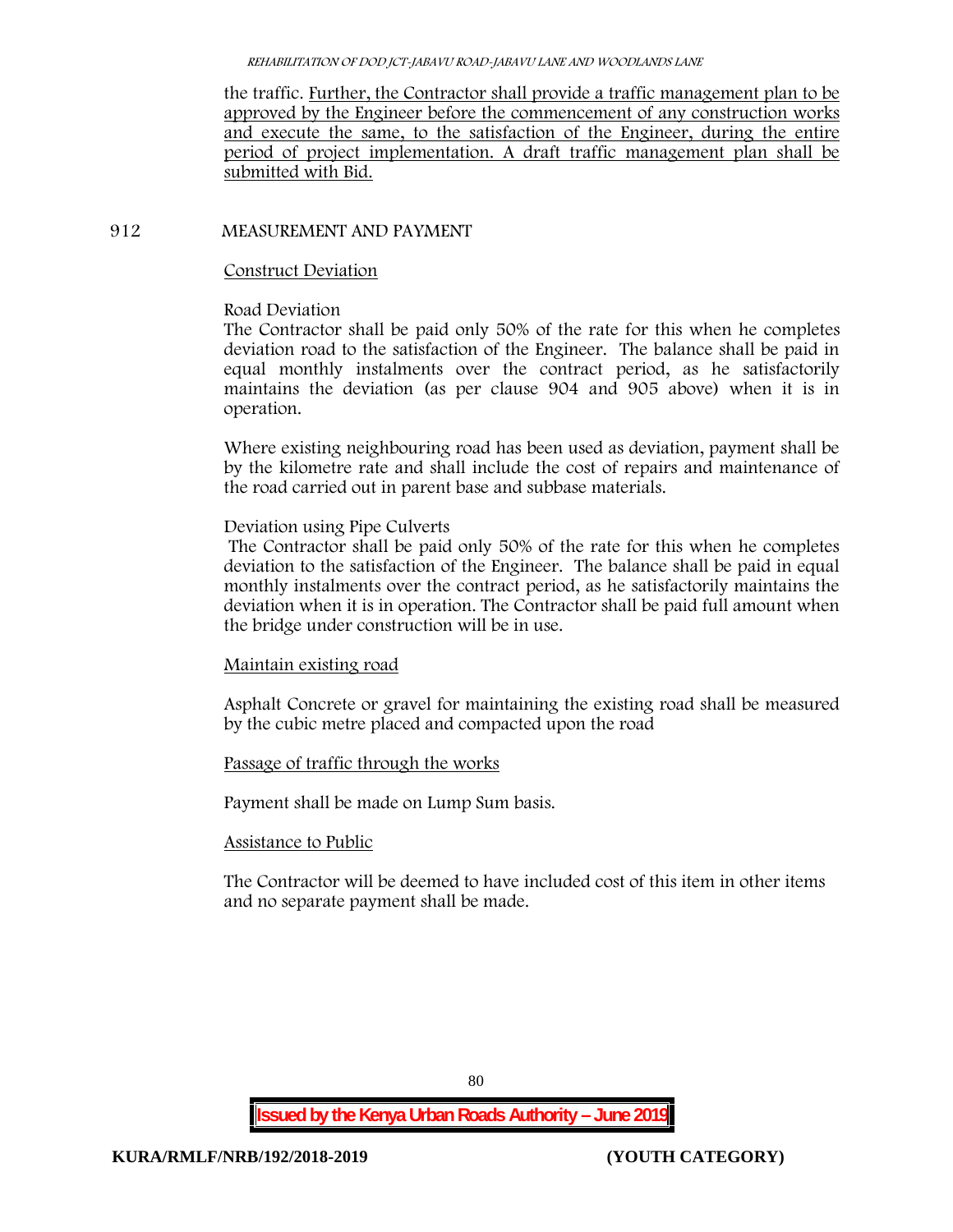the traffic. <u>Further, the Contractor shall provide a traffic management plan to be approved by the Engineer before the commencement of any construction works and execute the same, to the satisfaction of the Engineer, during the entire period of project implementation. A draft traffic management plan shall be submitted with Bid.</u>

## 912 MEASUREMENT AND PAYMENT

<u>Construct Deviation</u>

Road Deviation

The Contractor shall be paid only 50% of the rate for this when he completes deviation road to the satisfaction of the Engineer. The balance shall be paid in equal monthly instalments over the contract period, as he satisfactorily maintains the deviation (as per clause 904 and 905 above) when it is in operation.

Where existing neighbouring road has been used as deviation, payment shall be by the kilometre rate and shall include the cost of repairs and maintenance of the road carried out in parent base and subbase materials.

Deviation using Pipe Culverts

The Contractor shall be paid only 50% of the rate for this when he completes deviation to the satisfaction of the Engineer. The balance shall be paid in equal monthly instalments over the contract period, as he satisfactorily maintains the deviation when it is in operation. The Contractor shall be paid full amount when the bridge under construction will be in use.

<u>Maintain existing road</u>

Asphalt Concrete or gravel for maintaining the existing road shall be measured by the cubic metre placed and compacted upon the road

<u>Passage of traffic through the works</u>

Payment shall be made on Lump Sum basis.

<u>Assistance to Public</u>

The Contractor will be deemed to have included cost of this item in other items and no separate payment shall be made.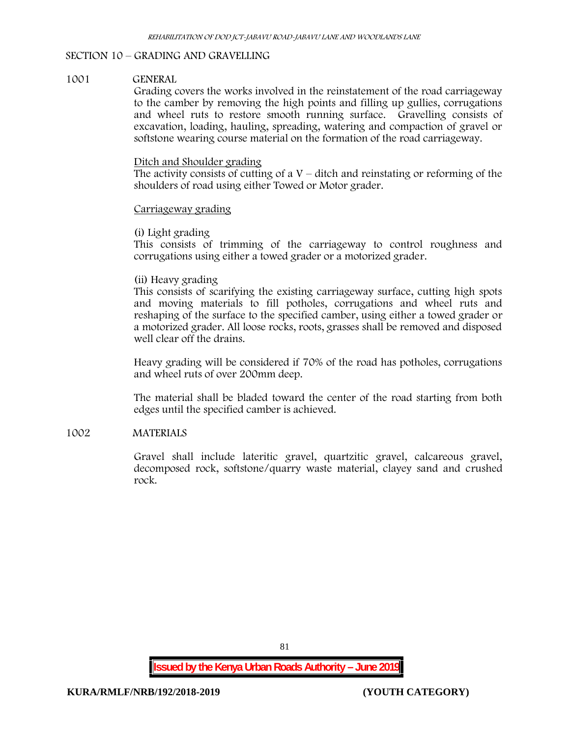## SECTION 10 – GRADING AND GRAVELLING

### 1001 GENERAL

Grading covers the works involved in the reinstatement of the road carriageway to the camber by removing the high points and filling up gullies, corrugations and wheel ruts to restore smooth running surface. Gravelling consists of excavation, loading, hauling, spreading, watering and compaction of gravel or softstone wearing course material on the formation of the road carriageway.

<u>Ditch and Shoulder grading</u>

The activity consists of cutting of a V – ditch and reinstating or reforming of the shoulders of road using either Towed or Motor grader.

<u>Carriageway grading</u>

(i) Light grading

This consists of trimming of the carriageway to control roughness and corrugations using either a towed grader or a motorized grader.

(ii) Heavy grading

This consists of scarifying the existing carriageway surface, cutting high spots and moving materials to fill potholes, corrugations and wheel ruts and reshaping of the surface to the specified camber, using either a towed grader or a motorized grader. All loose rocks, roots, grasses shall be removed and disposed well clear off the drains.

Heavy grading will be considered if 70% of the road has potholes, corrugations and wheel ruts of over 200mm deep.

The material shall be bladed toward the center of the road starting from both edges until the specified camber is achieved.

### 1002 MATERIALS

Gravel shall include lateritic gravel, quartzitic gravel, calcareous gravel, decomposed rock, softstone/quarry waste material, clayey sand and crushed rock.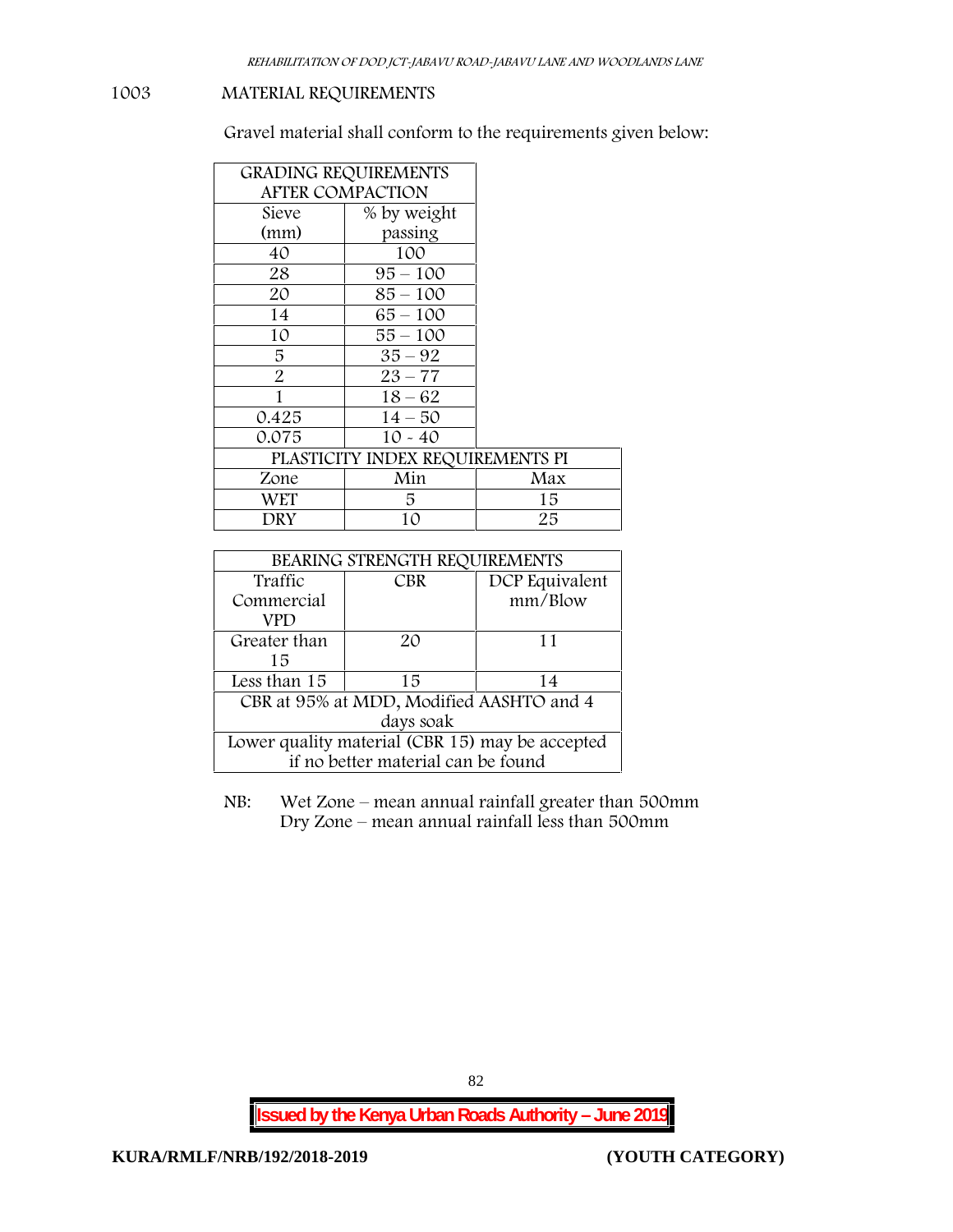## 1003 MATERIAL REQUIREMENTS

Gravel material shall conform to the requirements given below:

| GRADING REQUIREMENTS AFTER COMPACTION | | |
|---|---|---|
| Sieve (mm) | % by weight passing | |
| 40 | 100 | |
| 28 | 95 – 100 | |
| 20 | 85 – 100 | |
| 14 | 65 – 100 | |
| 10 | 55 – 100 | |
| 5 | 35 – 92 | |
| 2 | 23 – 77 | |
| 1 | 18 – 62 | |
| 0.425 | 14 – 50 | |
| 0.075 | 10 - 40 | |
| PLASTICITY INDEX REQUIREMENTS PI | | |
| Zone | Min | Max |
| WET | 5 | 15 |
| DRY | 10 | 25 |

| BEARING STRENGTH REQUIREMENTS | | |
|---|---|---|
| Traffic Commercial VPD | CBR | DCP Equivalent mm/Blow |
| Greater than 15 | 20 | 11 |
| Less than 15 | 15 | 14 |
| CBR at 95% at MDD, Modified AASHTO and 4 days soak | | |
| Lower quality material (CBR 15) may be accepted if no better material can be found | | |

NB: Wet Zone – mean annual rainfall greater than 500mm
Dry Zone – mean annual rainfall less than 500mm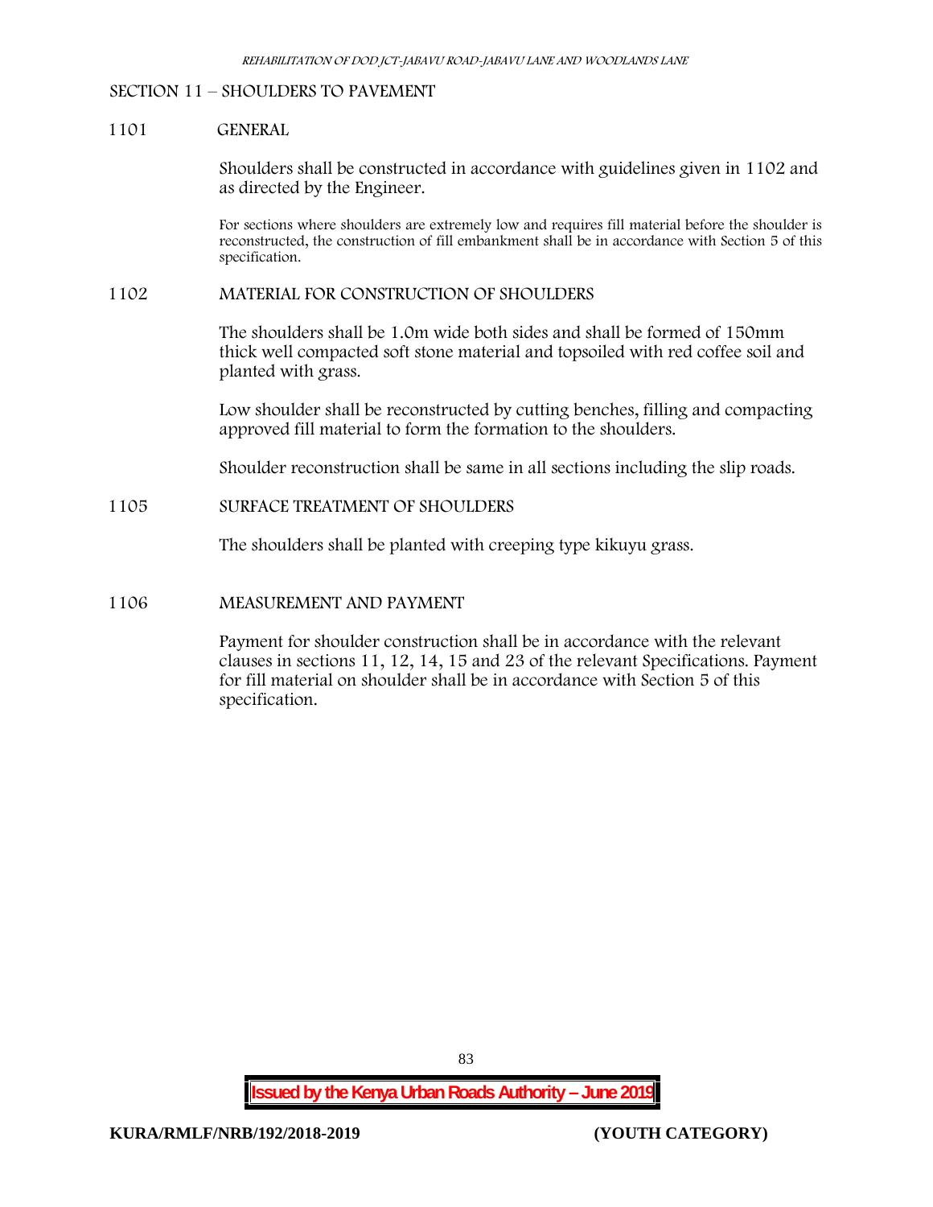## SECTION 11 – SHOULDERS TO PAVEMENT

### 1101 GENERAL

Shoulders shall be constructed in accordance with guidelines given in 1102 and as directed by the Engineer.

For sections where shoulders are extremely low and requires fill material before the shoulder is reconstructed, the construction of fill embankment shall be in accordance with Section 5 of this specification.

### 1102 MATERIAL FOR CONSTRUCTION OF SHOULDERS

The shoulders shall be 1.0m wide both sides and shall be formed of 150mm thick well compacted soft stone material and topsoiled with red coffee soil and planted with grass.

Low shoulder shall be reconstructed by cutting benches, filling and compacting approved fill material to form the formation to the shoulders.

Shoulder reconstruction shall be same in all sections including the slip roads.

### 1105 SURFACE TREATMENT OF SHOULDERS

The shoulders shall be planted with creeping type kikuyu grass.

### 1106 MEASUREMENT AND PAYMENT

Payment for shoulder construction shall be in accordance with the relevant clauses in sections 11, 12, 14, 15 and 23 of the relevant Specifications. Payment for fill material on shoulder shall be in accordance with Section 5 of this specification.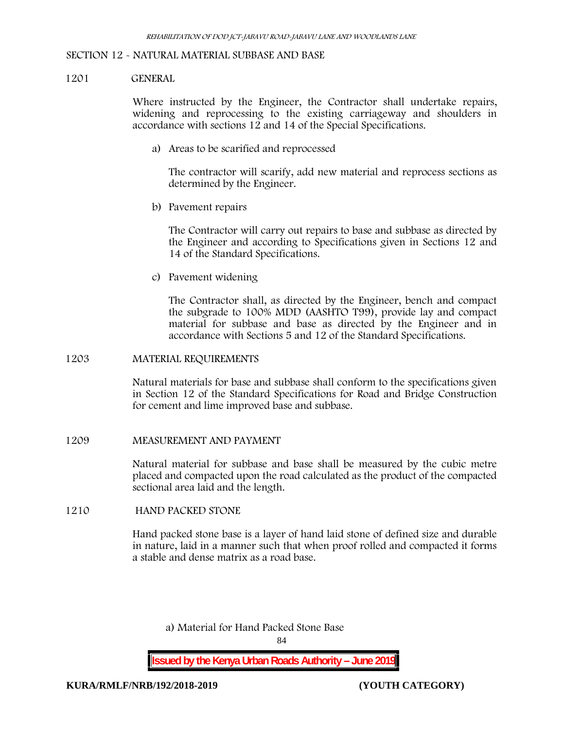## SECTION 12 - NATURAL MATERIAL SUBBASE AND BASE

### 1201 GENERAL

Where instructed by the Engineer, the Contractor shall undertake repairs, widening and reprocessing to the existing carriageway and shoulders in accordance with sections 12 and 14 of the Special Specifications.

a) Areas to be scarified and reprocessed

The contractor will scarify, add new material and reprocess sections as determined by the Engineer.

b) Pavement repairs

The Contractor will carry out repairs to base and subbase as directed by the Engineer and according to Specifications given in Sections 12 and 14 of the Standard Specifications.

c) Pavement widening

The Contractor shall, as directed by the Engineer, bench and compact the subgrade to 100% MDD (AASHTO T99), provide lay and compact material for subbase and base as directed by the Engineer and in accordance with Sections 5 and 12 of the Standard Specifications.

### 1203 MATERIAL REQUIREMENTS

Natural materials for base and subbase shall conform to the specifications given in Section 12 of the Standard Specifications for Road and Bridge Construction for cement and lime improved base and subbase.

### 1209 MEASUREMENT AND PAYMENT

Natural material for subbase and base shall be measured by the cubic metre placed and compacted upon the road calculated as the product of the compacted sectional area laid and the length.

### 1210 HAND PACKED STONE

Hand packed stone base is a layer of hand laid stone of defined size and durable in nature, laid in a manner such that when proof rolled and compacted it forms a stable and dense matrix as a road base.

a) Material for Hand Packed Stone Base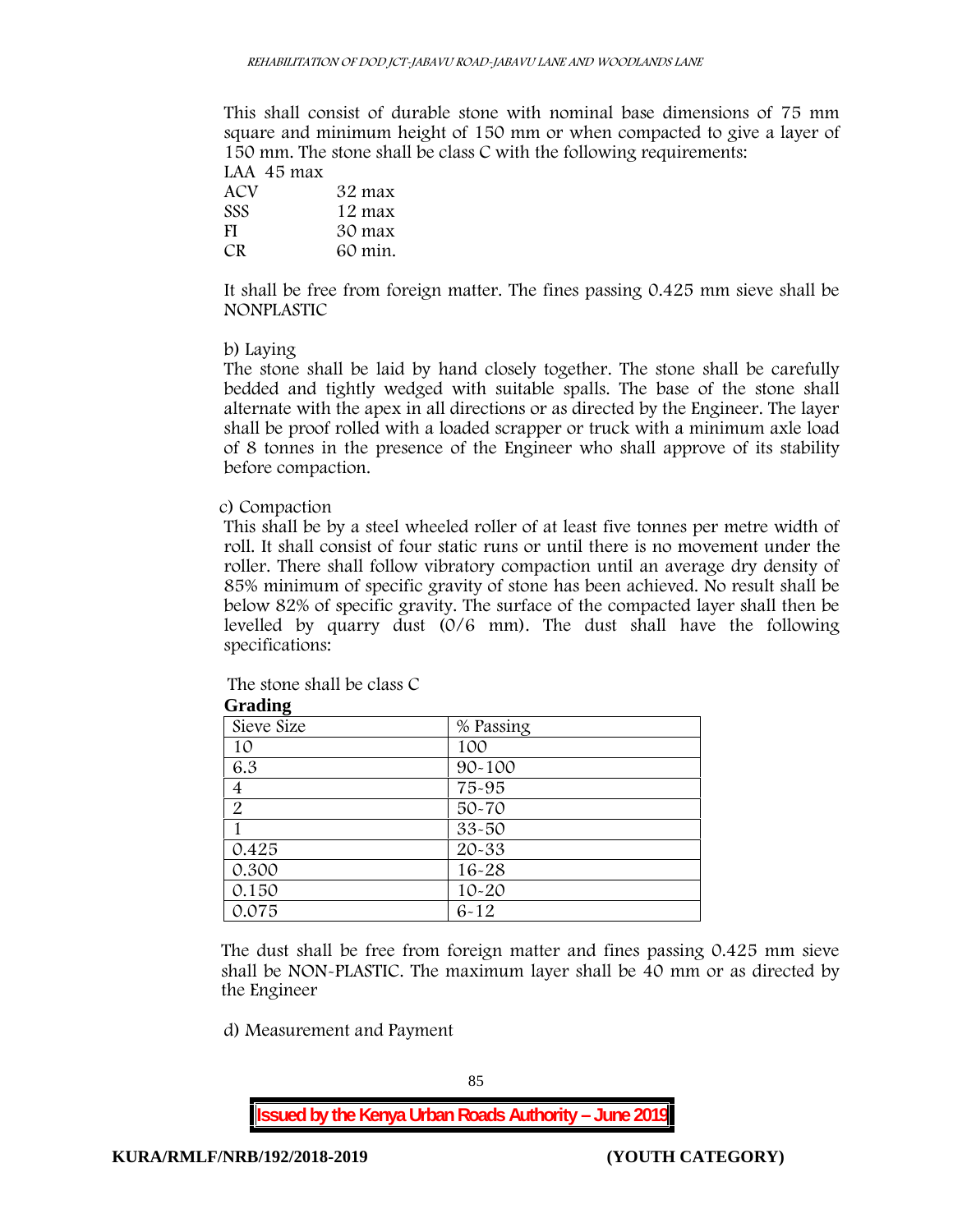This shall consist of durable stone with nominal base dimensions of 75 mm square and minimum height of 150 mm or when compacted to give a layer of 150 mm. The stone shall be class C with the following requirements:

LAA 45 max
ACV 32 max
SSS 12 max
FI 30 max
CR 60 min.

It shall be free from foreign matter. The fines passing 0.425 mm sieve shall be NONPLASTIC

b) Laying

The stone shall be laid by hand closely together. The stone shall be carefully bedded and tightly wedged with suitable spalls. The base of the stone shall alternate with the apex in all directions or as directed by the Engineer. The layer shall be proof rolled with a loaded scrapper or truck with a minimum axle load of 8 tonnes in the presence of the Engineer who shall approve of its stability before compaction.

c) Compaction

This shall be by a steel wheeled roller of at least five tonnes per metre width of roll. It shall consist of four static runs or until there is no movement under the roller. There shall follow vibratory compaction until an average dry density of 85% minimum of specific gravity of stone has been achieved. No result shall be below 82% of specific gravity. The surface of the compacted layer shall then be levelled by quarry dust (0/6 mm). The dust shall have the following specifications:

The stone shall be class C

**Grading**

| Sieve Size | % Passing |
|---|---|
| 10 | 100 |
| 6.3 | 90-100 |
| 4 | 75-95 |
| 2 | 50-70 |
| 1 | 33-50 |
| 0.425 | 20-33 |
| 0.300 | 16-28 |
| 0.150 | 10-20 |
| 0.075 | 6-12 |

The dust shall be free from foreign matter and fines passing 0.425 mm sieve shall be NON-PLASTIC. The maximum layer shall be 40 mm or as directed by the Engineer

d) Measurement and Payment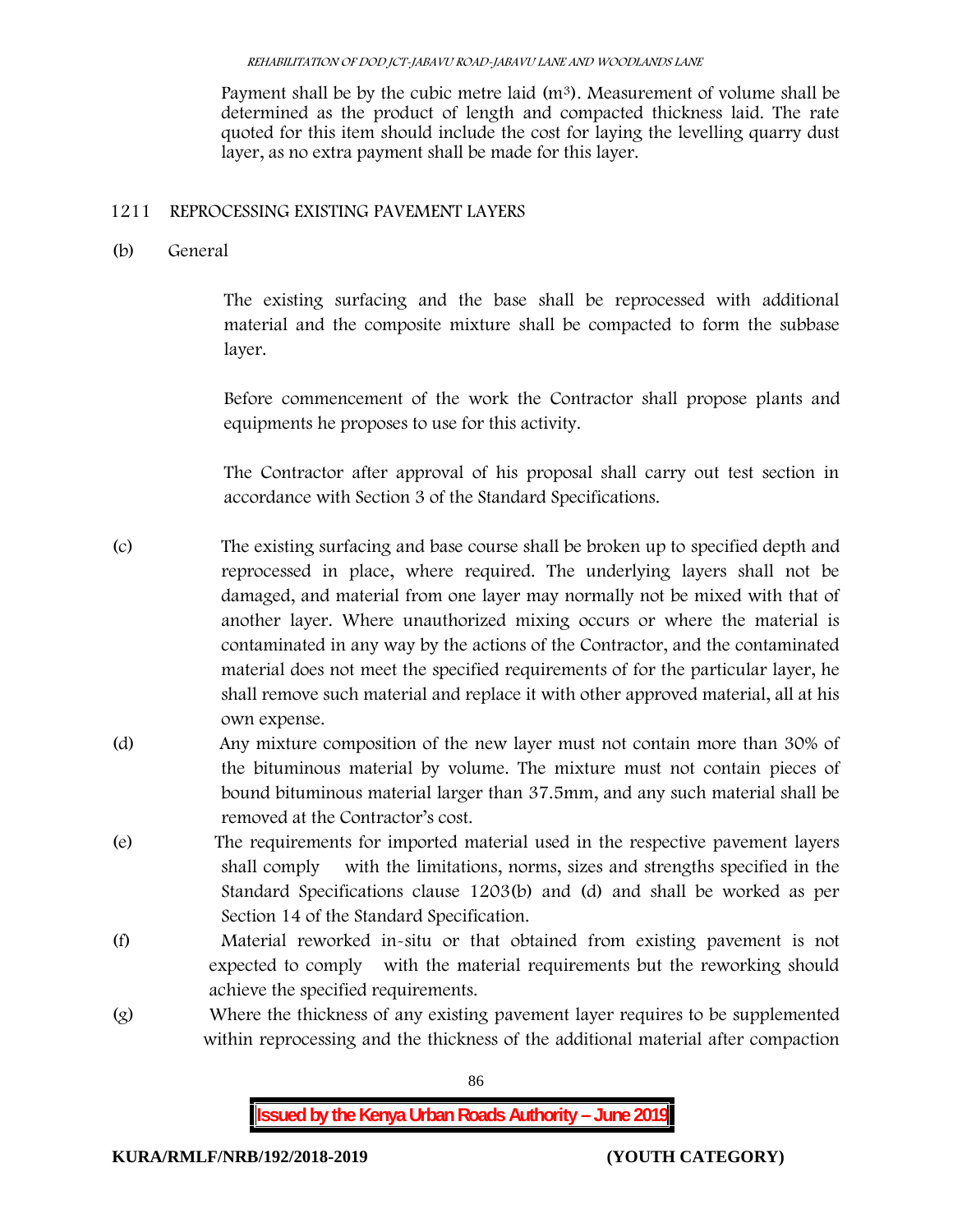Payment shall be by the cubic metre laid ($m^3$). Measurement of volume shall be determined as the product of length and compacted thickness laid. The rate quoted for this item should include the cost for laying the levelling quarry dust layer, as no extra payment shall be made for this layer.

## 1211 REPROCESSING EXISTING PAVEMENT LAYERS

(b) General

The existing surfacing and the base shall be reprocessed with additional material and the composite mixture shall be compacted to form the subbase layer.

Before commencement of the work the Contractor shall propose plants and equipments he proposes to use for this activity.

The Contractor after approval of his proposal shall carry out test section in accordance with Section 3 of the Standard Specifications.

(c) The existing surfacing and base course shall be broken up to specified depth and reprocessed in place, where required. The underlying layers shall not be damaged, and material from one layer may normally not be mixed with that of another layer. Where unauthorized mixing occurs or where the material is contaminated in any way by the actions of the Contractor, and the contaminated material does not meet the specified requirements of for the particular layer, he shall remove such material and replace it with other approved material, all at his own expense.

(d) Any mixture composition of the new layer must not contain more than 30% of the bituminous material by volume. The mixture must not contain pieces of bound bituminous material larger than 37.5mm, and any such material shall be removed at the Contractor's cost.

(e) The requirements for imported material used in the respective pavement layers shall comply with the limitations, norms, sizes and strengths specified in the Standard Specifications clause 1203(b) and (d) and shall be worked as per Section 14 of the Standard Specification.

(f) Material reworked in-situ or that obtained from existing pavement is not expected to comply with the material requirements but the reworking should achieve the specified requirements.

(g) Where the thickness of any existing pavement layer requires to be supplemented within reprocessing and the thickness of the additional material after compaction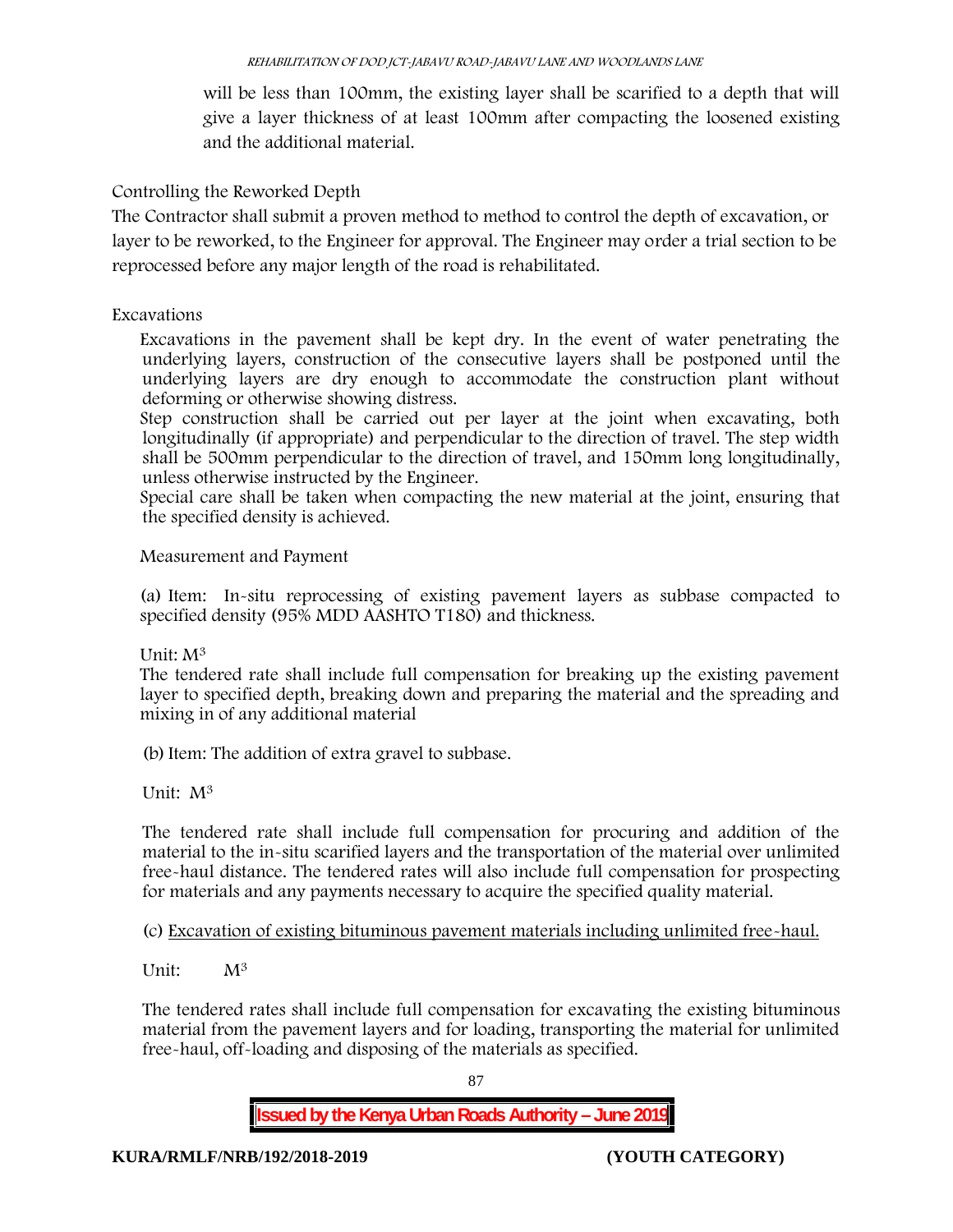will be less than 100mm, the existing layer shall be scarified to a depth that will give a layer thickness of at least 100mm after compacting the loosened existing and the additional material.

Controlling the Reworked Depth

The Contractor shall submit a proven method to method to control the depth of excavation, or layer to be reworked, to the Engineer for approval. The Engineer may order a trial section to be reprocessed before any major length of the road is rehabilitated.

Excavations

Excavations in the pavement shall be kept dry. In the event of water penetrating the underlying layers, construction of the consecutive layers shall be postponed until the underlying layers are dry enough to accommodate the construction plant without deforming or otherwise showing distress.

Step construction shall be carried out per layer at the joint when excavating, both longitudinally (if appropriate) and perpendicular to the direction of travel. The step width shall be 500mm perpendicular to the direction of travel, and 150mm long longitudinally, unless otherwise instructed by the Engineer.

Special care shall be taken when compacting the new material at the joint, ensuring that the specified density is achieved.

Measurement and Payment

(a) Item: In-situ reprocessing of existing pavement layers as subbase compacted to specified density (95% MDD AASHTO T180) and thickness.

Unit: $M^3$

The tendered rate shall include full compensation for breaking up the existing pavement layer to specified depth, breaking down and preparing the material and the spreading and mixing in of any additional material

(b) Item: The addition of extra gravel to subbase.

Unit: $M^3$

The tendered rate shall include full compensation for procuring and addition of the material to the in-situ scarified layers and the transportation of the material over unlimited free-haul distance. The tendered rates will also include full compensation for prospecting for materials and any payments necessary to acquire the specified quality material.

(c) Excavation of existing bituminous pavement materials including unlimited free-haul.

Unit: $M^3$

The tendered rates shall include full compensation for excavating the existing bituminous material from the pavement layers and for loading, transporting the material for unlimited free-haul, off-loading and disposing of the materials as specified.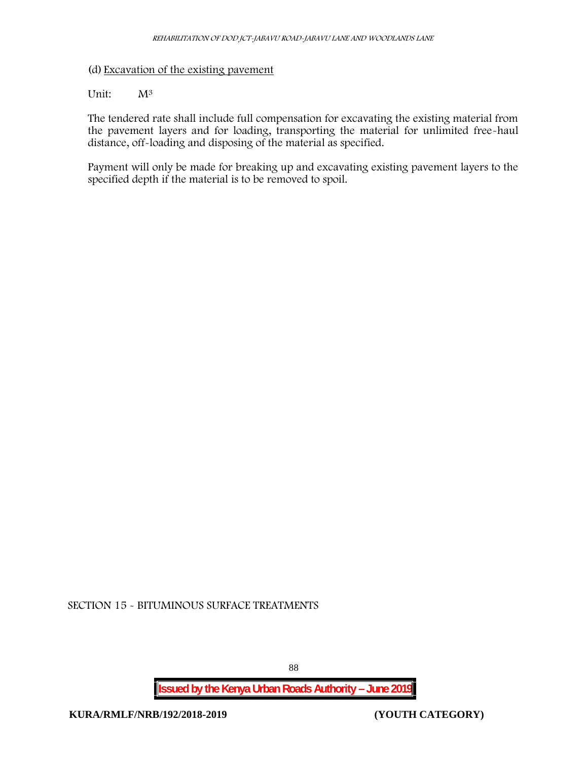(d) Excavation of the existing pavement

Unit: $M^3$

The tendered rate shall include full compensation for excavating the existing material from the pavement layers and for loading, transporting the material for unlimited free-haul distance, off-loading and disposing of the material as specified.

Payment will only be made for breaking up and excavating existing pavement layers to the specified depth if the material is to be removed to spoil.

SECTION 15 - BITUMINOUS SURFACE TREATMENTS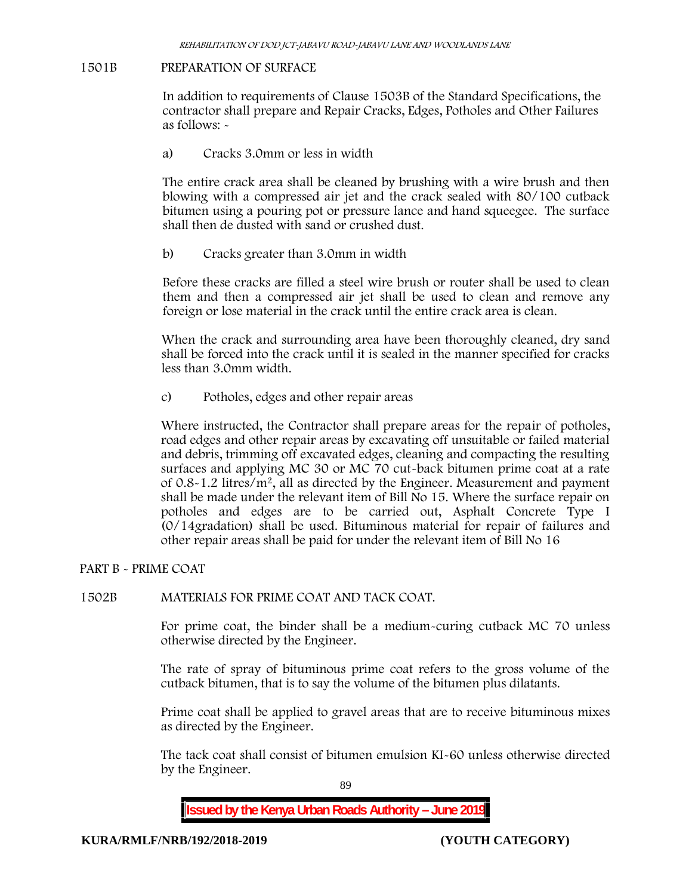## 1501B PREPARATION OF SURFACE

In addition to requirements of Clause 1503B of the Standard Specifications, the contractor shall prepare and Repair Cracks, Edges, Potholes and Other Failures as follows: -

a) Cracks 3.0mm or less in width

The entire crack area shall be cleaned by brushing with a wire brush and then blowing with a compressed air jet and the crack sealed with 80/100 cutback bitumen using a pouring pot or pressure lance and hand squeegee. The surface shall then de dusted with sand or crushed dust.

b) Cracks greater than 3.0mm in width

Before these cracks are filled a steel wire brush or router shall be used to clean them and then a compressed air jet shall be used to clean and remove any foreign or lose material in the crack until the entire crack area is clean.

When the crack and surrounding area have been thoroughly cleaned, dry sand shall be forced into the crack until it is sealed in the manner specified for cracks less than 3.0mm width.

c) Potholes, edges and other repair areas

Where instructed, the Contractor shall prepare areas for the repair of potholes, road edges and other repair areas by excavating off unsuitable or failed material and debris, trimming off excavated edges, cleaning and compacting the resulting surfaces and applying MC 30 or MC 70 cut-back bitumen prime coat at a rate of 0.8-1.2 litres/$m^2$, all as directed by the Engineer. Measurement and payment shall be made under the relevant item of Bill No 15. Where the surface repair on potholes and edges are to be carried out, Asphalt Concrete Type I (0/14gradation) shall be used. Bituminous material for repair of failures and other repair areas shall be paid for under the relevant item of Bill No 16

## PART B - PRIME COAT

## 1502B MATERIALS FOR PRIME COAT AND TACK COAT.

For prime coat, the binder shall be a medium-curing cutback MC 70 unless otherwise directed by the Engineer.

The rate of spray of bituminous prime coat refers to the gross volume of the cutback bitumen, that is to say the volume of the bitumen plus dilatants.

Prime coat shall be applied to gravel areas that are to receive bituminous mixes as directed by the Engineer.

The tack coat shall consist of bitumen emulsion KI-60 unless otherwise directed by the Engineer.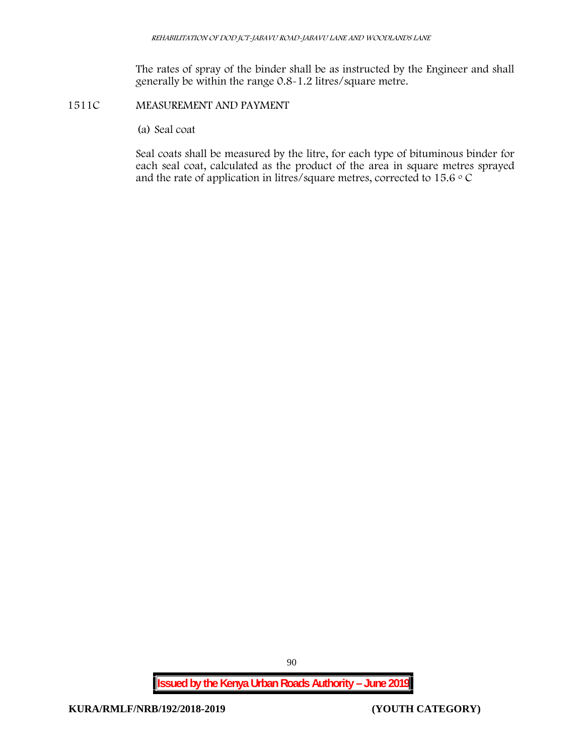The rates of spray of the binder shall be as instructed by the Engineer and shall generally be within the range 0.8-1.2 litres/square metre.

## 1511C MEASUREMENT AND PAYMENT

(a) Seal coat

Seal coats shall be measured by the litre, for each type of bituminous binder for each seal coat, calculated as the product of the area in square metres sprayed and the rate of application in litres/square metres, corrected to 15.6 $^{\circ}$C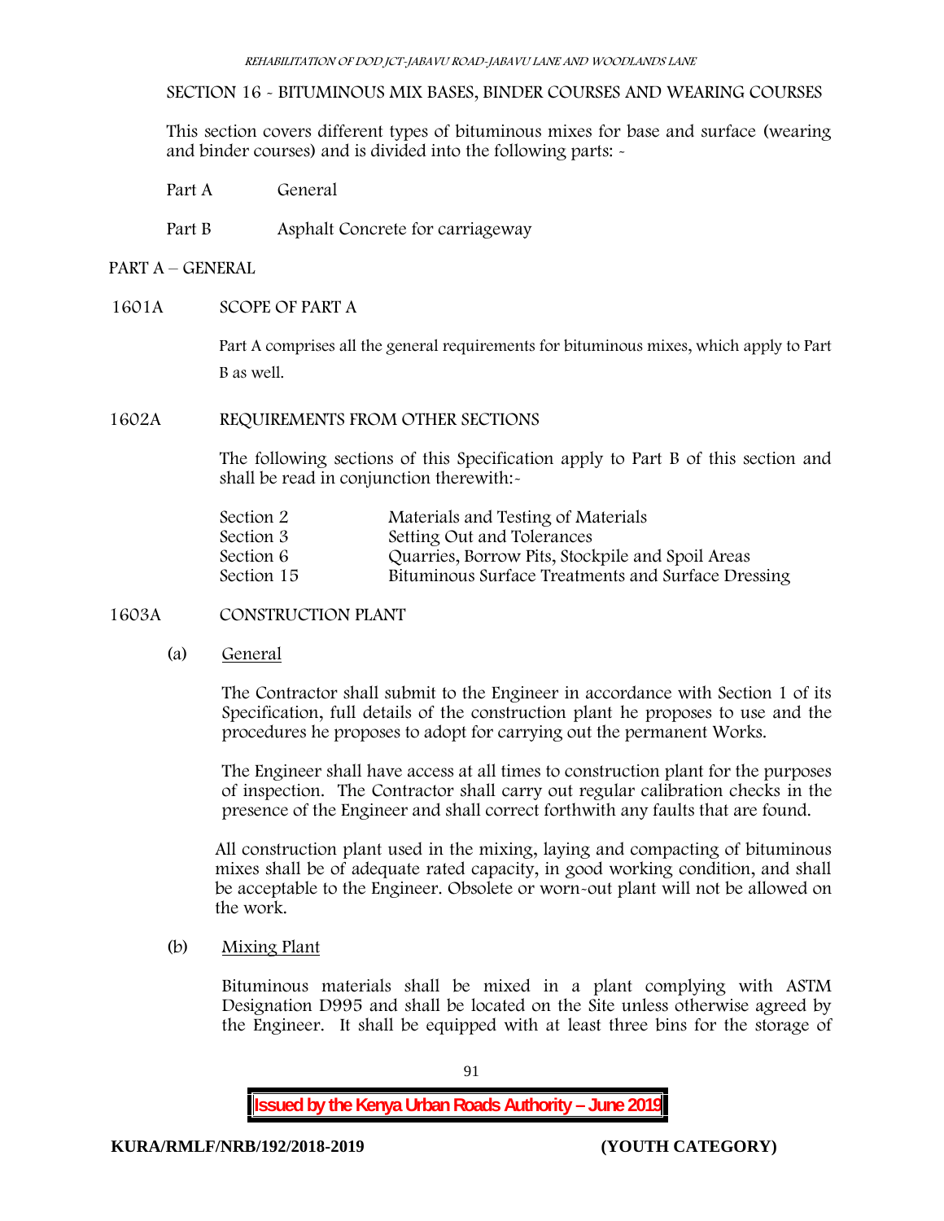## SECTION 16 - BITUMINOUS MIX BASES, BINDER COURSES AND WEARING COURSES

This section covers different types of bituminous mixes for base and surface (wearing and binder courses) and is divided into the following parts: -

Part A General

Part B Asphalt Concrete for carriageway

## PART A – GENERAL

### 1601A SCOPE OF PART A

Part A comprises all the general requirements for bituminous mixes, which apply to Part B as well.

### 1602A REQUIREMENTS FROM OTHER SECTIONS

The following sections of this Specification apply to Part B of this section and shall be read in conjunction therewith:-

| | |
|---|---|
| Section 2 | Materials and Testing of Materials |
| Section 3 | Setting Out and Tolerances |
| Section 6 | Quarries, Borrow Pits, Stockpile and Spoil Areas |
| Section 15 | Bituminous Surface Treatments and Surface Dressing |

### 1603A CONSTRUCTION PLANT

(a) General

The Contractor shall submit to the Engineer in accordance with Section 1 of its Specification, full details of the construction plant he proposes to use and the procedures he proposes to adopt for carrying out the permanent Works.

The Engineer shall have access at all times to construction plant for the purposes of inspection. The Contractor shall carry out regular calibration checks in the presence of the Engineer and shall correct forthwith any faults that are found.

All construction plant used in the mixing, laying and compacting of bituminous mixes shall be of adequate rated capacity, in good working condition, and shall be acceptable to the Engineer. Obsolete or worn-out plant will not be allowed on the work.

(b) Mixing Plant

Bituminous materials shall be mixed in a plant complying with ASTM Designation D995 and shall be located on the Site unless otherwise agreed by the Engineer. It shall be equipped with at least three bins for the storage of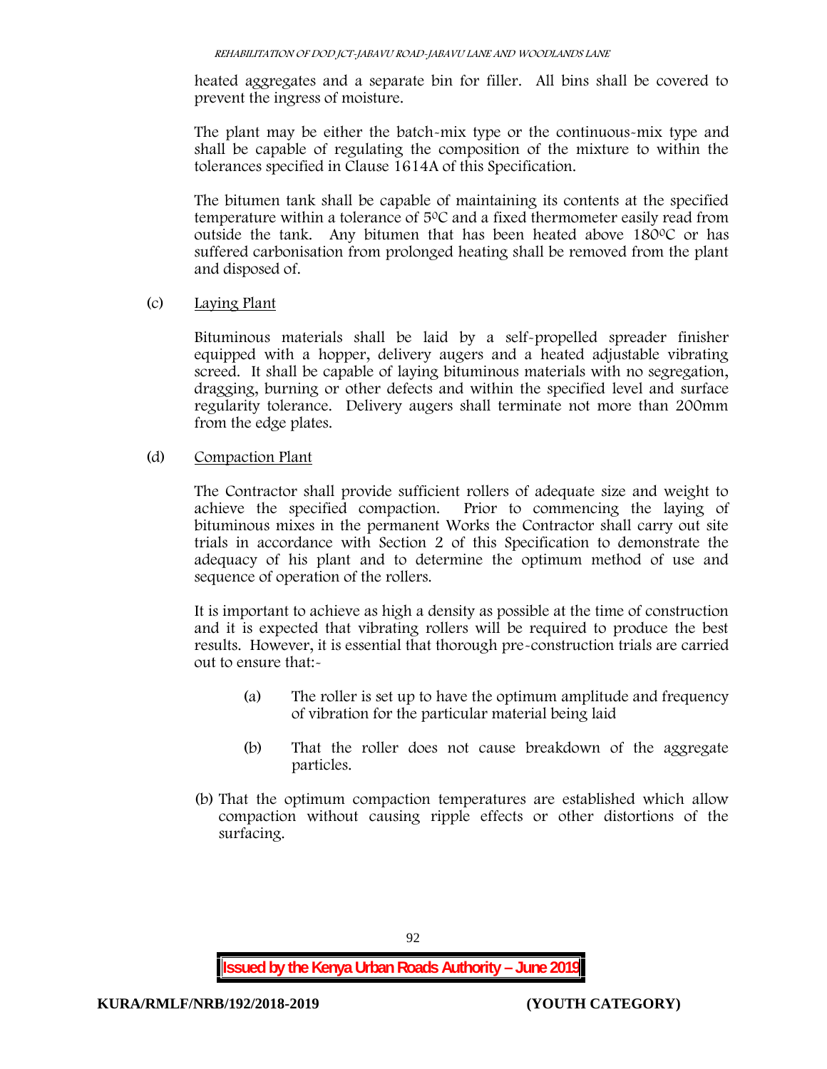heated aggregates and a separate bin for filler. All bins shall be covered to prevent the ingress of moisture.

The plant may be either the batch-mix type or the continuous-mix type and shall be capable of regulating the composition of the mixture to within the tolerances specified in Clause 1614A of this Specification.

The bitumen tank shall be capable of maintaining its contents at the specified temperature within a tolerance of 5$^{0}$C and a fixed thermometer easily read from outside the tank. Any bitumen that has been heated above 180$^{0}$C or has suffered carbonisation from prolonged heating shall be removed from the plant and disposed of.

(c) Laying Plant

Bituminous materials shall be laid by a self-propelled spreader finisher equipped with a hopper, delivery augers and a heated adjustable vibrating screed. It shall be capable of laying bituminous materials with no segregation, dragging, burning or other defects and within the specified level and surface regularity tolerance. Delivery augers shall terminate not more than 200mm from the edge plates.

(d) Compaction Plant

The Contractor shall provide sufficient rollers of adequate size and weight to achieve the specified compaction. Prior to commencing the laying of bituminous mixes in the permanent Works the Contractor shall carry out site trials in accordance with Section 2 of this Specification to demonstrate the adequacy of his plant and to determine the optimum method of use and sequence of operation of the rollers.

It is important to achieve as high a density as possible at the time of construction and it is expected that vibrating rollers will be required to produce the best results. However, it is essential that thorough pre-construction trials are carried out to ensure that:-

(a) The roller is set up to have the optimum amplitude and frequency of vibration for the particular material being laid

(b) That the roller does not cause breakdown of the aggregate particles.

(b) That the optimum compaction temperatures are established which allow compaction without causing ripple effects or other distortions of the surfacing.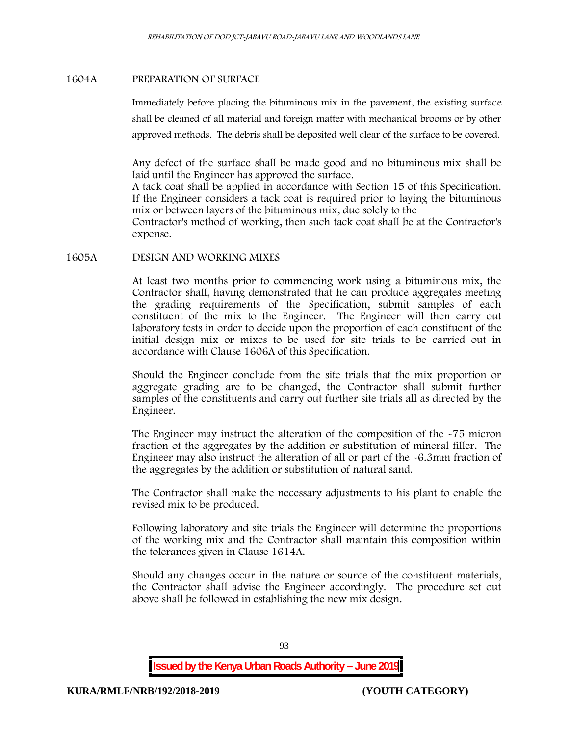## 1604A PREPARATION OF SURFACE

Immediately before placing the bituminous mix in the pavement, the existing surface shall be cleaned of all material and foreign matter with mechanical brooms or by other approved methods. The debris shall be deposited well clear of the surface to be covered.

Any defect of the surface shall be made good and no bituminous mix shall be laid until the Engineer has approved the surface.
A tack coat shall be applied in accordance with Section 15 of this Specification. If the Engineer considers a tack coat is required prior to laying the bituminous mix or between layers of the bituminous mix, due solely to the
Contractor's method of working, then such tack coat shall be at the Contractor's expense.

## 1605A DESIGN AND WORKING MIXES

At least two months prior to commencing work using a bituminous mix, the Contractor shall, having demonstrated that he can produce aggregates meeting the grading requirements of the Specification, submit samples of each constituent of the mix to the Engineer. The Engineer will then carry out laboratory tests in order to decide upon the proportion of each constituent of the initial design mix or mixes to be used for site trials to be carried out in accordance with Clause 1606A of this Specification.

Should the Engineer conclude from the site trials that the mix proportion or aggregate grading are to be changed, the Contractor shall submit further samples of the constituents and carry out further site trials all as directed by the Engineer.

The Engineer may instruct the alteration of the composition of the -75 micron fraction of the aggregates by the addition or substitution of mineral filler. The Engineer may also instruct the alteration of all or part of the -6.3mm fraction of the aggregates by the addition or substitution of natural sand.

The Contractor shall make the necessary adjustments to his plant to enable the revised mix to be produced.

Following laboratory and site trials the Engineer will determine the proportions of the working mix and the Contractor shall maintain this composition within the tolerances given in Clause 1614A.

Should any changes occur in the nature or source of the constituent materials, the Contractor shall advise the Engineer accordingly. The procedure set out above shall be followed in establishing the new mix design.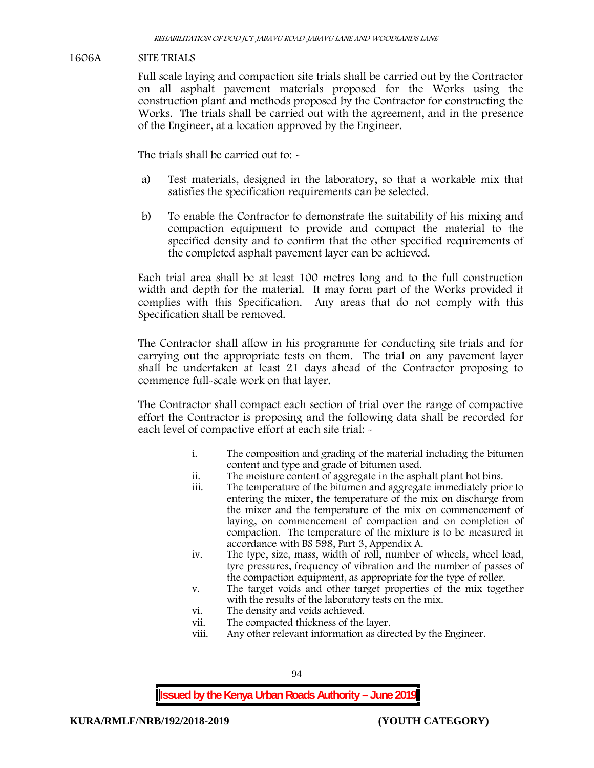## 1606A SITE TRIALS

Full scale laying and compaction site trials shall be carried out by the Contractor on all asphalt pavement materials proposed for the Works using the construction plant and methods proposed by the Contractor for constructing the Works. The trials shall be carried out with the agreement, and in the presence of the Engineer, at a location approved by the Engineer.

The trials shall be carried out to: -

a) Test materials, designed in the laboratory, so that a workable mix that satisfies the specification requirements can be selected.

b) To enable the Contractor to demonstrate the suitability of his mixing and compaction equipment to provide and compact the material to the specified density and to confirm that the other specified requirements of the completed asphalt pavement layer can be achieved.

Each trial area shall be at least 100 metres long and to the full construction width and depth for the material. It may form part of the Works provided it complies with this Specification. Any areas that do not comply with this Specification shall be removed.

The Contractor shall allow in his programme for conducting site trials and for carrying out the appropriate tests on them. The trial on any pavement layer shall be undertaken at least 21 days ahead of the Contractor proposing to commence full-scale work on that layer.

The Contractor shall compact each section of trial over the range of compactive effort the Contractor is proposing and the following data shall be recorded for each level of compactive effort at each site trial: -

i. The composition and grading of the material including the bitumen content and type and grade of bitumen used.
ii. The moisture content of aggregate in the asphalt plant hot bins.
iii. The temperature of the bitumen and aggregate immediately prior to entering the mixer, the temperature of the mix on discharge from the mixer and the temperature of the mix on commencement of laying, on commencement of compaction and on completion of compaction. The temperature of the mixture is to be measured in accordance with BS 598, Part 3, Appendix A.
iv. The type, size, mass, width of roll, number of wheels, wheel load, tyre pressures, frequency of vibration and the number of passes of the compaction equipment, as appropriate for the type of roller.
v. The target voids and other target properties of the mix together with the results of the laboratory tests on the mix.
vi. The density and voids achieved.
vii. The compacted thickness of the layer.
viii. Any other relevant information as directed by the Engineer.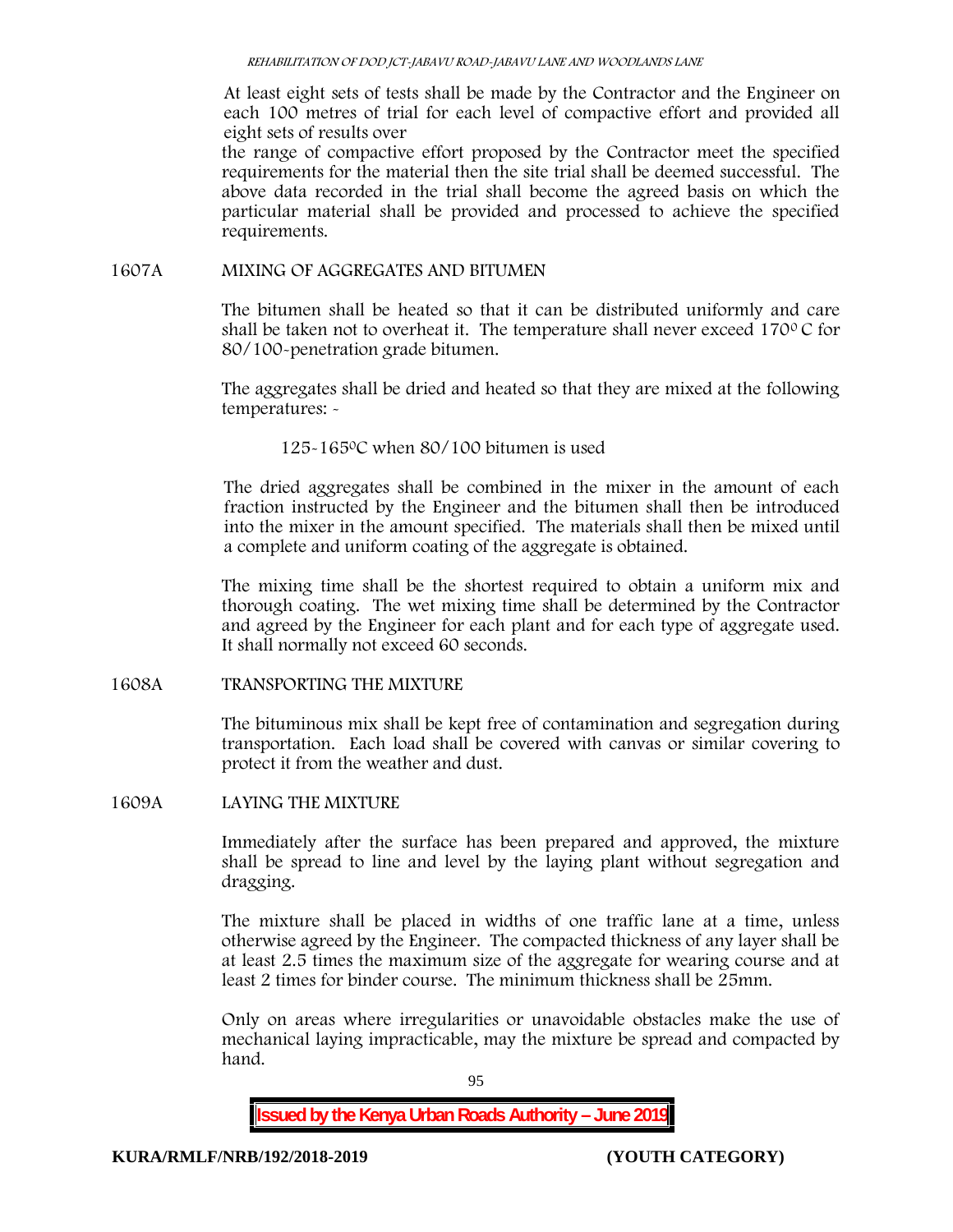At least eight sets of tests shall be made by the Contractor and the Engineer on each 100 metres of trial for each level of compactive effort and provided all eight sets of results over

the range of compactive effort proposed by the Contractor meet the specified requirements for the material then the site trial shall be deemed successful. The above data recorded in the trial shall become the agreed basis on which the particular material shall be provided and processed to achieve the specified requirements.

## 1607A MIXING OF AGGREGATES AND BITUMEN

The bitumen shall be heated so that it can be distributed uniformly and care shall be taken not to overheat it. The temperature shall never exceed 170$^0$ C for 80/100-penetration grade bitumen.

The aggregates shall be dried and heated so that they are mixed at the following temperatures: -

125-165$^0$C when 80/100 bitumen is used

The dried aggregates shall be combined in the mixer in the amount of each fraction instructed by the Engineer and the bitumen shall then be introduced into the mixer in the amount specified. The materials shall then be mixed until a complete and uniform coating of the aggregate is obtained.

The mixing time shall be the shortest required to obtain a uniform mix and thorough coating. The wet mixing time shall be determined by the Contractor and agreed by the Engineer for each plant and for each type of aggregate used. It shall normally not exceed 60 seconds.

## 1608A TRANSPORTING THE MIXTURE

The bituminous mix shall be kept free of contamination and segregation during transportation. Each load shall be covered with canvas or similar covering to protect it from the weather and dust.

## 1609A LAYING THE MIXTURE

Immediately after the surface has been prepared and approved, the mixture shall be spread to line and level by the laying plant without segregation and dragging.

The mixture shall be placed in widths of one traffic lane at a time, unless otherwise agreed by the Engineer. The compacted thickness of any layer shall be at least 2.5 times the maximum size of the aggregate for wearing course and at least 2 times for binder course. The minimum thickness shall be 25mm.

Only on areas where irregularities or unavoidable obstacles make the use of mechanical laying impracticable, may the mixture be spread and compacted by hand.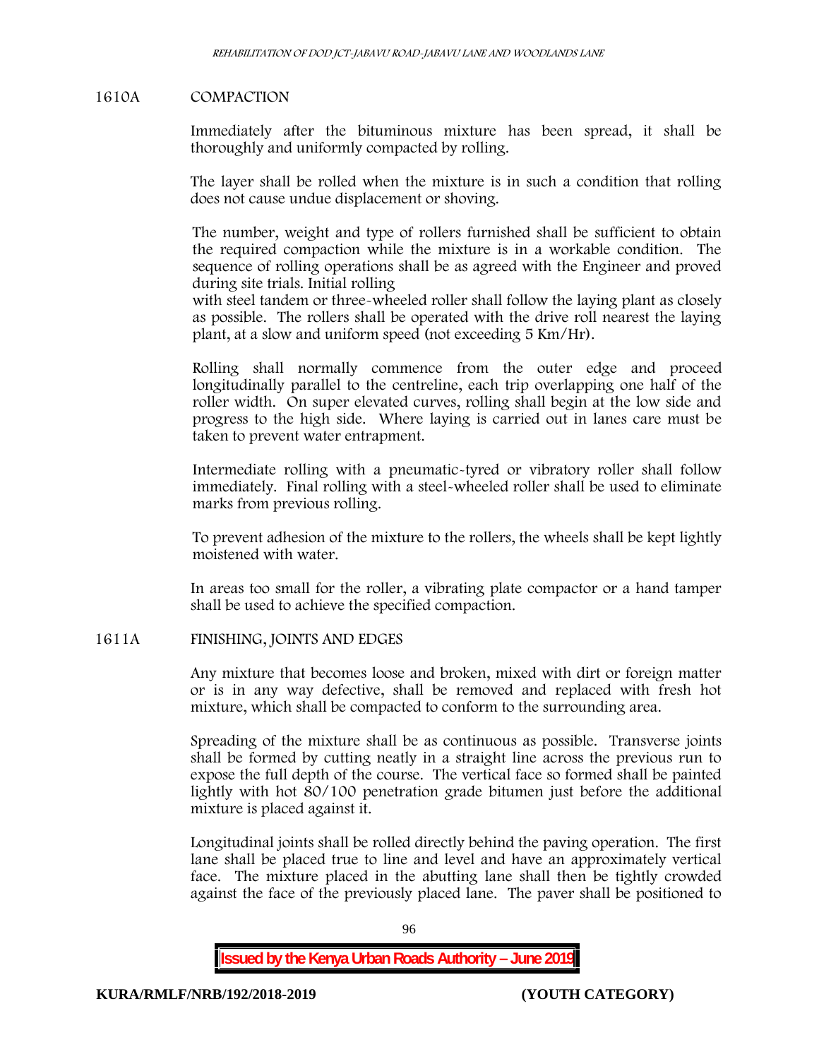## 1610A COMPACTION

Immediately after the bituminous mixture has been spread, it shall be thoroughly and uniformly compacted by rolling.

The layer shall be rolled when the mixture is in such a condition that rolling does not cause undue displacement or shoving.

The number, weight and type of rollers furnished shall be sufficient to obtain the required compaction while the mixture is in a workable condition. The sequence of rolling operations shall be as agreed with the Engineer and proved during site trials. Initial rolling with steel tandem or three-wheeled roller shall follow the laying plant as closely as possible. The rollers shall be operated with the drive roll nearest the laying plant, at a slow and uniform speed (not exceeding 5 Km/Hr).

Rolling shall normally commence from the outer edge and proceed longitudinally parallel to the centreline, each trip overlapping one half of the roller width. On super elevated curves, rolling shall begin at the low side and progress to the high side. Where laying is carried out in lanes care must be taken to prevent water entrapment.

Intermediate rolling with a pneumatic-tyred or vibratory roller shall follow immediately. Final rolling with a steel-wheeled roller shall be used to eliminate marks from previous rolling.

To prevent adhesion of the mixture to the rollers, the wheels shall be kept lightly moistened with water.

In areas too small for the roller, a vibrating plate compactor or a hand tamper shall be used to achieve the specified compaction.

## 1611A FINISHING, JOINTS AND EDGES

Any mixture that becomes loose and broken, mixed with dirt or foreign matter or is in any way defective, shall be removed and replaced with fresh hot mixture, which shall be compacted to conform to the surrounding area.

Spreading of the mixture shall be as continuous as possible. Transverse joints shall be formed by cutting neatly in a straight line across the previous run to expose the full depth of the course. The vertical face so formed shall be painted lightly with hot 80/100 penetration grade bitumen just before the additional mixture is placed against it.

Longitudinal joints shall be rolled directly behind the paving operation. The first lane shall be placed true to line and level and have an approximately vertical face. The mixture placed in the abutting lane shall then be tightly crowded against the face of the previously placed lane. The paver shall be positioned to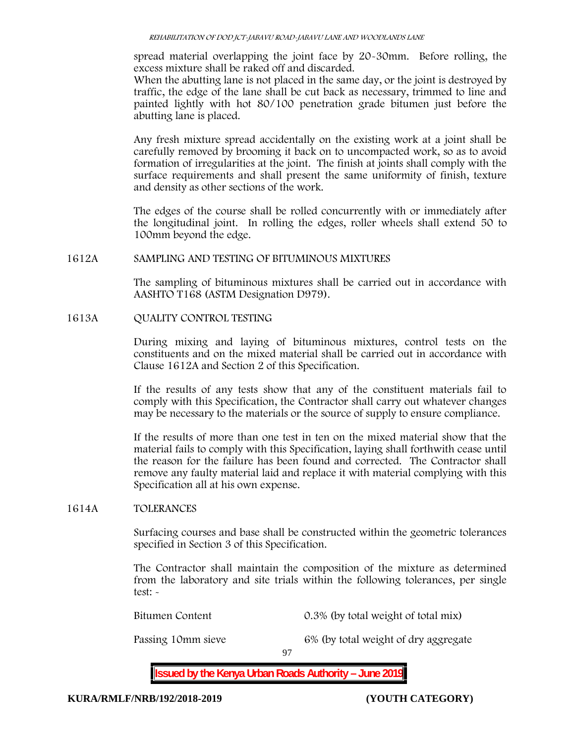spread material overlapping the joint face by 20-30mm. Before rolling, the excess mixture shall be raked off and discarded.

When the abutting lane is not placed in the same day, or the joint is destroyed by traffic, the edge of the lane shall be cut back as necessary, trimmed to line and painted lightly with hot 80/100 penetration grade bitumen just before the abutting lane is placed.

Any fresh mixture spread accidentally on the existing work at a joint shall be carefully removed by brooming it back on to uncompacted work, so as to avoid formation of irregularities at the joint. The finish at joints shall comply with the surface requirements and shall present the same uniformity of finish, texture and density as other sections of the work.

The edges of the course shall be rolled concurrently with or immediately after the longitudinal joint. In rolling the edges, roller wheels shall extend 50 to 100mm beyond the edge.

## 1612A SAMPLING AND TESTING OF BITUMINOUS MIXTURES

The sampling of bituminous mixtures shall be carried out in accordance with AASHTO T168 (ASTM Designation D979).

## 1613A QUALITY CONTROL TESTING

During mixing and laying of bituminous mixtures, control tests on the constituents and on the mixed material shall be carried out in accordance with Clause 1612A and Section 2 of this Specification.

If the results of any tests show that any of the constituent materials fail to comply with this Specification, the Contractor shall carry out whatever changes may be necessary to the materials or the source of supply to ensure compliance.

If the results of more than one test in ten on the mixed material show that the material fails to comply with this Specification, laying shall forthwith cease until the reason for the failure has been found and corrected. The Contractor shall remove any faulty material laid and replace it with material complying with this Specification all at his own expense.

## 1614A TOLERANCES

Surfacing courses and base shall be constructed within the geometric tolerances specified in Section 3 of this Specification.

The Contractor shall maintain the composition of the mixture as determined from the laboratory and site trials within the following tolerances, per single test: -

| | |
|---|---|
| Bitumen Content | 0.3% (by total weight of total mix) |
| Passing 10mm sieve | 6% (by total weight of dry aggregate |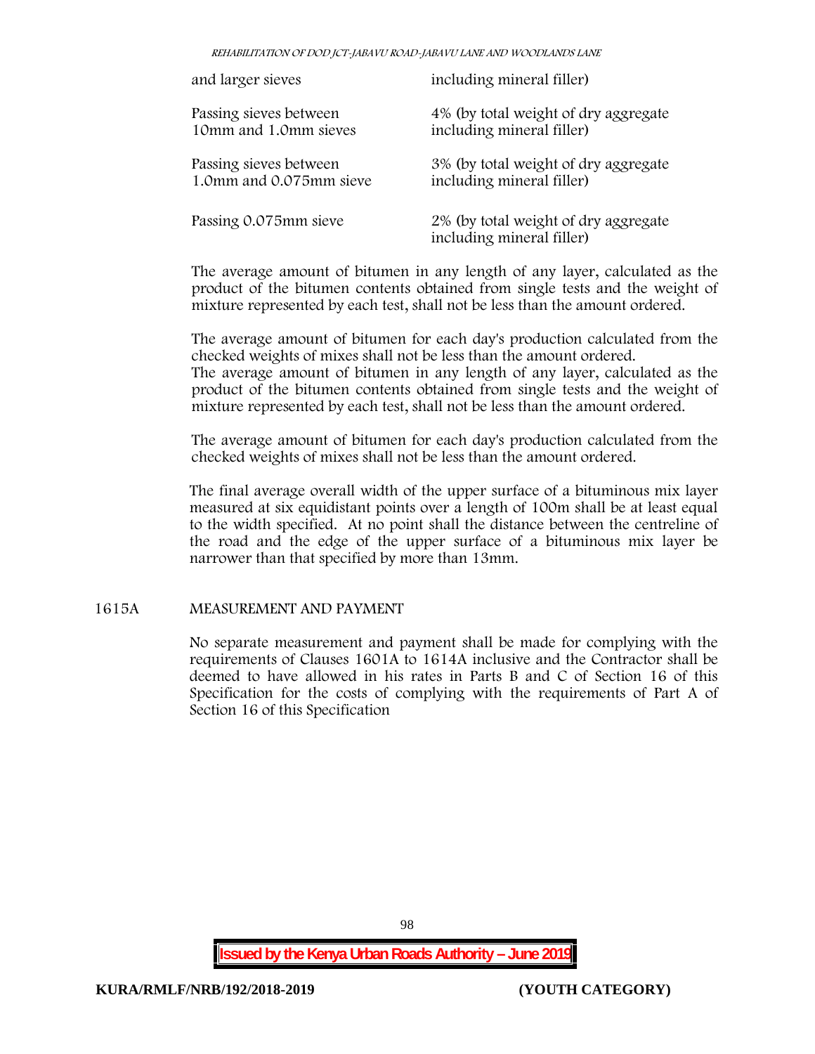| | |
|---|---|
| and larger sieves | including mineral filler) |
| Passing sieves between 10mm and 1.0mm sieves | 4% (by total weight of dry aggregate including mineral filler) |
| Passing sieves between 1.0mm and 0.075mm sieve | 3% (by total weight of dry aggregate including mineral filler) |
| Passing 0.075mm sieve | 2% (by total weight of dry aggregate including mineral filler) |

The average amount of bitumen in any length of any layer, calculated as the product of the bitumen contents obtained from single tests and the weight of mixture represented by each test, shall not be less than the amount ordered.

The average amount of bitumen for each day's production calculated from the checked weights of mixes shall not be less than the amount ordered.
The average amount of bitumen in any length of any layer, calculated as the product of the bitumen contents obtained from single tests and the weight of mixture represented by each test, shall not be less than the amount ordered.

The average amount of bitumen for each day's production calculated from the checked weights of mixes shall not be less than the amount ordered.

The final average overall width of the upper surface of a bituminous mix layer measured at six equidistant points over a length of 100m shall be at least equal to the width specified. At no point shall the distance between the centreline of the road and the edge of the upper surface of a bituminous mix layer be narrower than that specified by more than 13mm.

## 1615A MEASUREMENT AND PAYMENT

No separate measurement and payment shall be made for complying with the requirements of Clauses 1601A to 1614A inclusive and the Contractor shall be deemed to have allowed in his rates in Parts B and C of Section 16 of this Specification for the costs of complying with the requirements of Part A of Section 16 of this Specification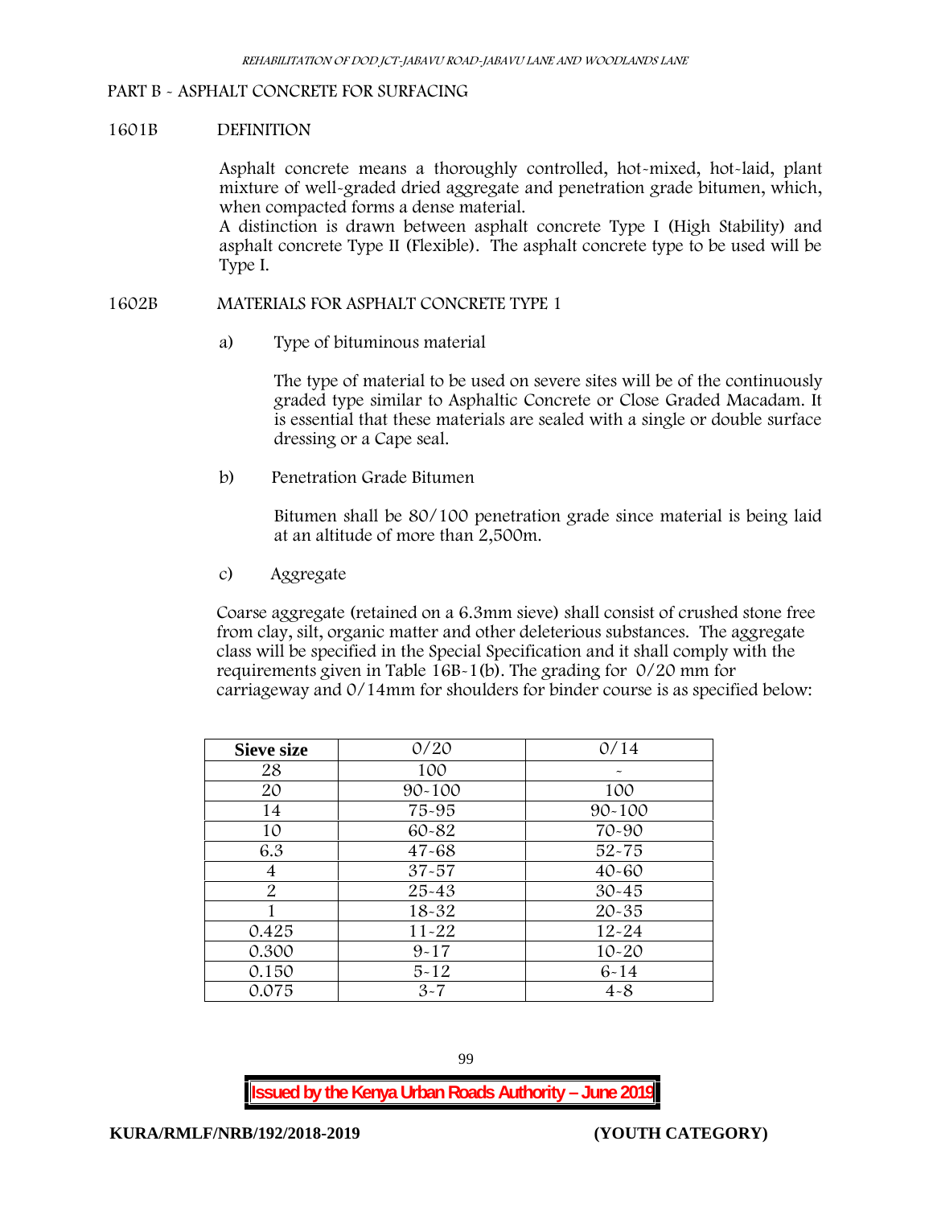## PART B - ASPHALT CONCRETE FOR SURFACING

### 1601B DEFINITION

Asphalt concrete means a thoroughly controlled, hot-mixed, hot-laid, plant mixture of well-graded dried aggregate and penetration grade bitumen, which, when compacted forms a dense material.
A distinction is drawn between asphalt concrete Type I (High Stability) and asphalt concrete Type II (Flexible). The asphalt concrete type to be used will be Type I.

### 1602B MATERIALS FOR ASPHALT CONCRETE TYPE 1

a) Type of bituminous material

The type of material to be used on severe sites will be of the continuously graded type similar to Asphaltic Concrete or Close Graded Macadam. It is essential that these materials are sealed with a single or double surface dressing or a Cape seal.

b) Penetration Grade Bitumen

Bitumen shall be 80/100 penetration grade since material is being laid at an altitude of more than 2,500m.

c) Aggregate

Coarse aggregate (retained on a 6.3mm sieve) shall consist of crushed stone free from clay, silt, organic matter and other deleterious substances. The aggregate class will be specified in the Special Specification and it shall comply with the requirements given in Table 16B-1(b). The grading for 0/20 mm for carriageway and 0/14mm for shoulders for binder course is as specified below:

| Sieve size | 0/20 | 0/14 |
|---|---|---|
| 28 | 100 | - |
| 20 | 90-100 | 100 |
| 14 | 75-95 | 90-100 |
| 10 | 60-82 | 70-90 |
| 6.3 | 47-68 | 52-75 |
| 4 | 37-57 | 40-60 |
| 2 | 25-43 | 30-45 |
| 1 | 18-32 | 20-35 |
| 0.425 | 11-22 | 12-24 |
| 0.300 | 9-17 | 10-20 |
| 0.150 | 5-12 | 6-14 |
| 0.075 | 3-7 | 4-8 |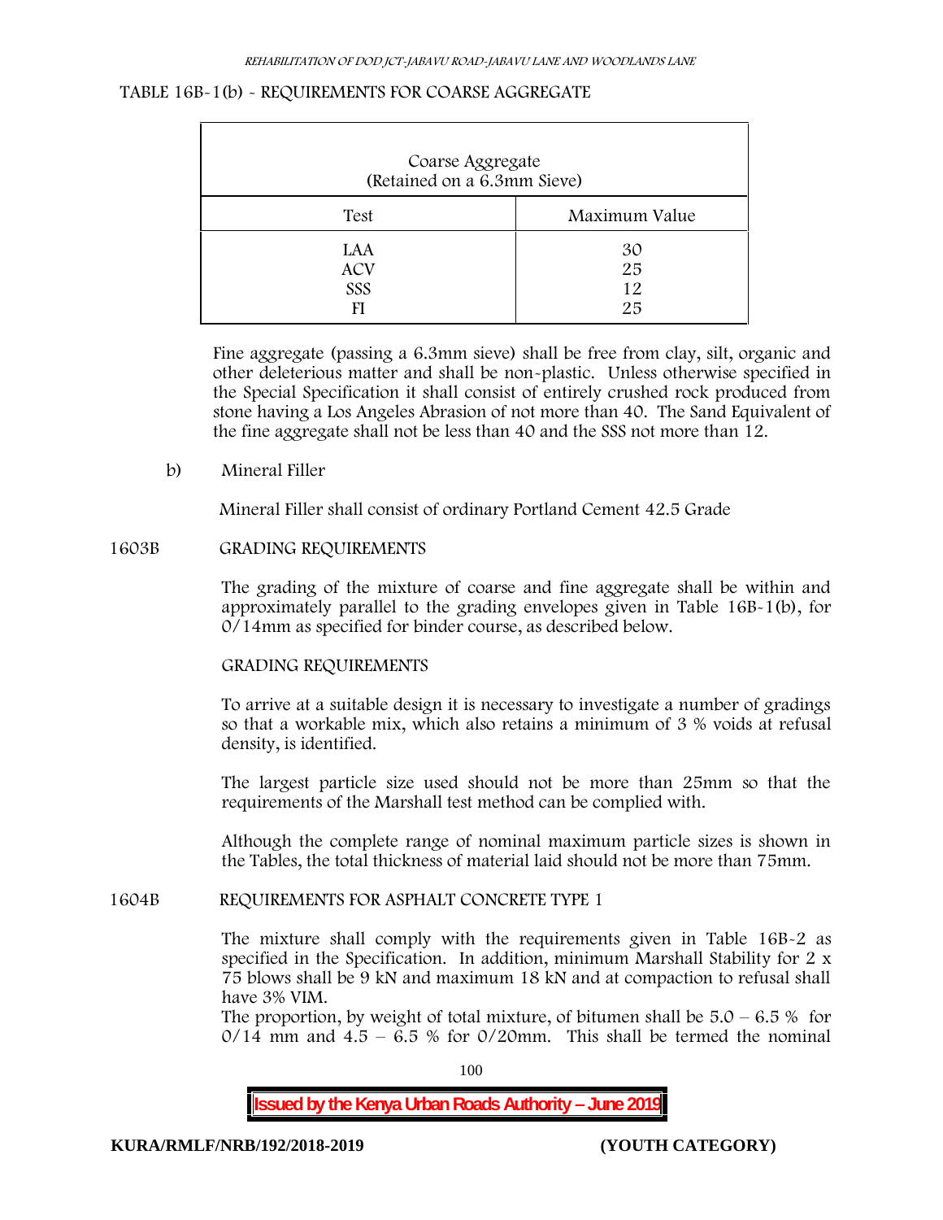TABLE 16B-1(b) - REQUIREMENTS FOR COARSE AGGREGATE

| Coarse Aggregate (Retained on a 6.3mm Sieve) | |
|---|---|
| Test | Maximum Value |
| LAA | 30 |
| ACV | 25 |
| SSS | 12 |
| FI | 25 |

Fine aggregate (passing a 6.3mm sieve) shall be free from clay, silt, organic and other deleterious matter and shall be non-plastic. Unless otherwise specified in the Special Specification it shall consist of entirely crushed rock produced from stone having a Los Angeles Abrasion of not more than 40. The Sand Equivalent of the fine aggregate shall not be less than 40 and the SSS not more than 12.

b) Mineral Filler

Mineral Filler shall consist of ordinary Portland Cement 42.5 Grade

## 1603B GRADING REQUIREMENTS

The grading of the mixture of coarse and fine aggregate shall be within and approximately parallel to the grading envelopes given in Table 16B-1(b), for 0/14mm as specified for binder course, as described below.

GRADING REQUIREMENTS

To arrive at a suitable design it is necessary to investigate a number of gradings so that a workable mix, which also retains a minimum of 3 % voids at refusal density, is identified.

The largest particle size used should not be more than 25mm so that the requirements of the Marshall test method can be complied with.

Although the complete range of nominal maximum particle sizes is shown in the Tables, the total thickness of material laid should not be more than 75mm.

## 1604B REQUIREMENTS FOR ASPHALT CONCRETE TYPE 1

The mixture shall comply with the requirements given in Table 16B-2 as specified in the Specification. In addition, minimum Marshall Stability for 2 x 75 blows shall be 9 kN and maximum 18 kN and at compaction to refusal shall have 3% VIM.

The proportion, by weight of total mixture, of bitumen shall be 5.0 – 6.5 % for 0/14 mm and 4.5 – 6.5 % for 0/20mm. This shall be termed the nominal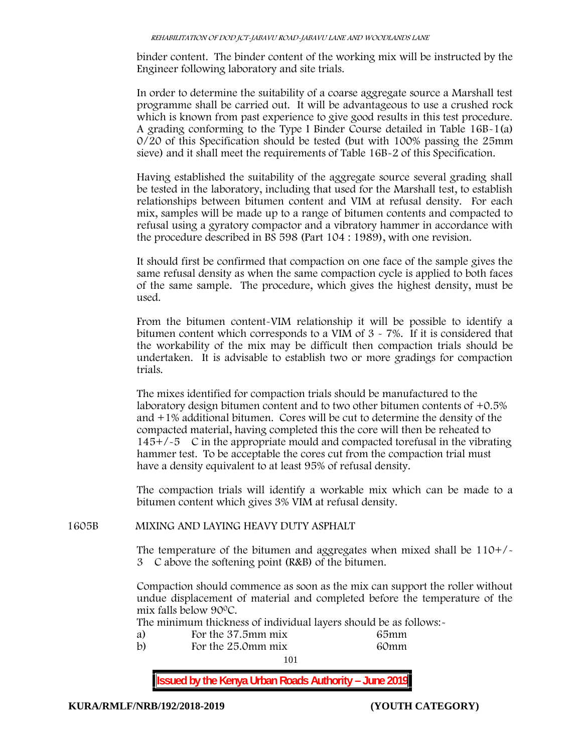binder content. The binder content of the working mix will be instructed by the Engineer following laboratory and site trials.

In order to determine the suitability of a coarse aggregate source a Marshall test programme shall be carried out. It will be advantageous to use a crushed rock which is known from past experience to give good results in this test procedure. A grading conforming to the Type I Binder Course detailed in Table 16B-1(a) 0/20 of this Specification should be tested (but with 100% passing the 25mm sieve) and it shall meet the requirements of Table 16B-2 of this Specification.

Having established the suitability of the aggregate source several grading shall be tested in the laboratory, including that used for the Marshall test, to establish relationships between bitumen content and VIM at refusal density. For each mix, samples will be made up to a range of bitumen contents and compacted to refusal using a gyratory compactor and a vibratory hammer in accordance with the procedure described in BS 598 (Part 104 : 1989), with one revision.

It should first be confirmed that compaction on one face of the sample gives the same refusal density as when the same compaction cycle is applied to both faces of the same sample. The procedure, which gives the highest density, must be used.

From the bitumen content-VIM relationship it will be possible to identify a bitumen content which corresponds to a VIM of 3 - 7%. If it is considered that the workability of the mix may be difficult then compaction trials should be undertaken. It is advisable to establish two or more gradings for compaction trials.

The mixes identified for compaction trials should be manufactured to the laboratory design bitumen content and to two other bitumen contents of +0.5% and +1% additional bitumen. Cores will be cut to determine the density of the compacted material, having completed this the core will then be reheated to 145+/-5 C in the appropriate mould and compacted torefusal in the vibrating hammer test. To be acceptable the cores cut from the compaction trial must have a density equivalent to at least 95% of refusal density.

The compaction trials will identify a workable mix which can be made to a bitumen content which gives 3% VIM at refusal density.

## 1605B MIXING AND LAYING HEAVY DUTY ASPHALT

The temperature of the bitumen and aggregates when mixed shall be 110+/- 3 C above the softening point (R&B) of the bitumen.

Compaction should commence as soon as the mix can support the roller without undue displacement of material and completed before the temperature of the mix falls below 90°C.

The minimum thickness of individual layers should be as follows:-

| | | |
|---|---|---|
| a) | For the 37.5mm mix | 65mm |
| b) | For the 25.0mm mix | 60mm |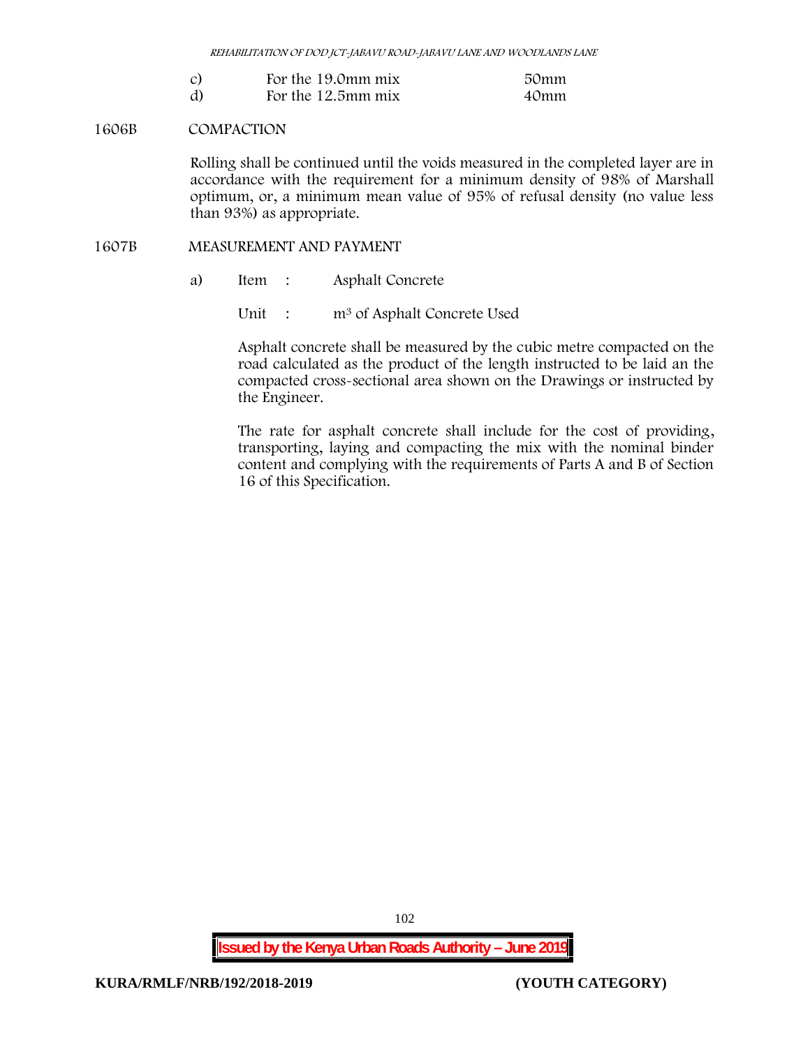| | | |
|---|---|---|
| c) | For the 19.0mm mix | 50mm |
| d) | For the 12.5mm mix | 40mm |

### 1606B COMPACTION

Rolling shall be continued until the voids measured in the completed layer are in accordance with the requirement for a minimum density of 98% of Marshall optimum, or, a minimum mean value of 95% of refusal density (no value less than 93%) as appropriate.

### 1607B MEASUREMENT AND PAYMENT

a) Item : Asphalt Concrete

Unit : $m^3$ of Asphalt Concrete Used

Asphalt concrete shall be measured by the cubic metre compacted on the road calculated as the product of the length instructed to be laid an the compacted cross-sectional area shown on the Drawings or instructed by the Engineer.

The rate for asphalt concrete shall include for the cost of providing, transporting, laying and compacting the mix with the nominal binder content and complying with the requirements of Parts A and B of Section 16 of this Specification.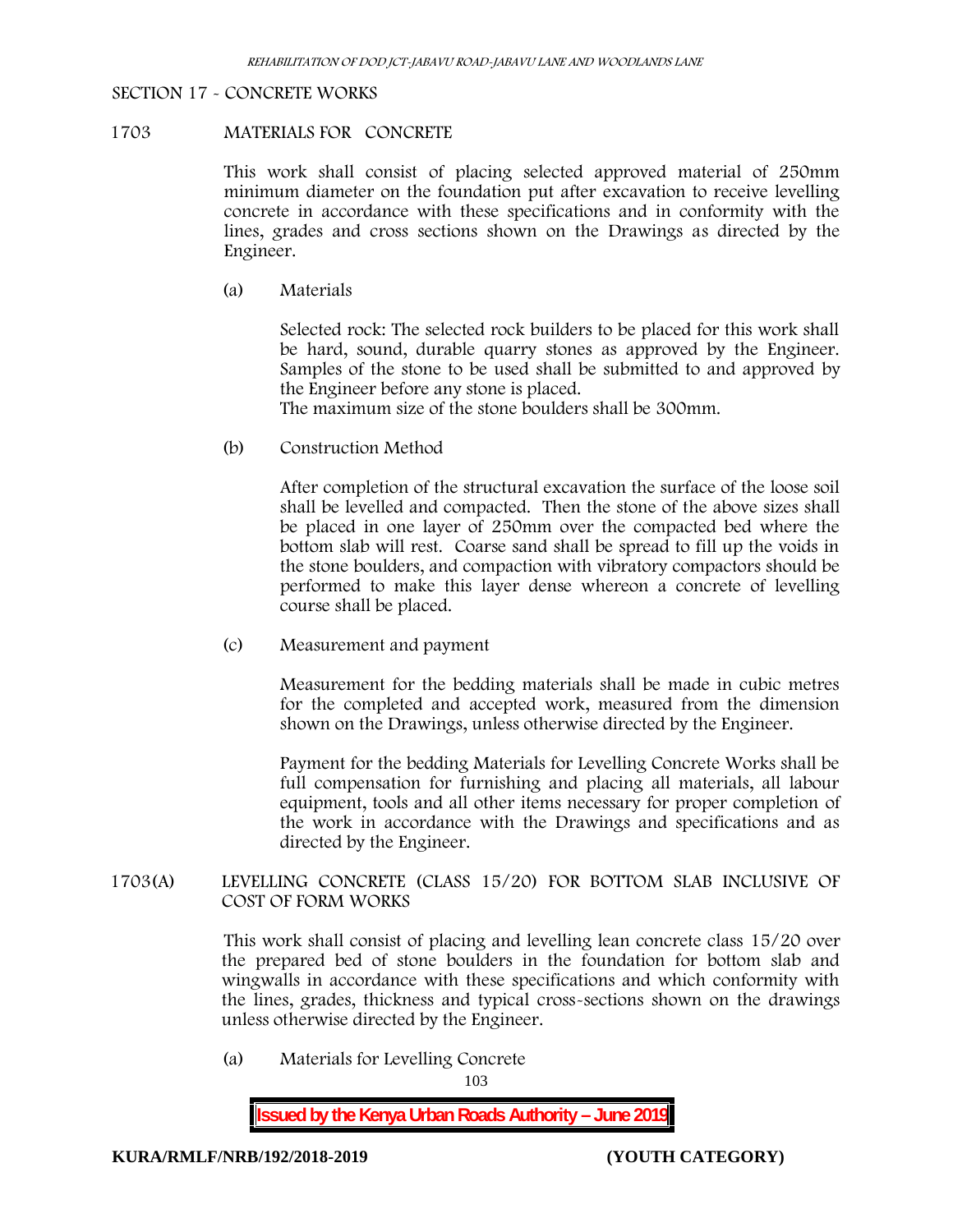SECTION 17 - CONCRETE WORKS

1703 MATERIALS FOR CONCRETE

This work shall consist of placing selected approved material of 250mm minimum diameter on the foundation put after excavation to receive levelling concrete in accordance with these specifications and in conformity with the lines, grades and cross sections shown on the Drawings as directed by the Engineer.

(a) Materials

Selected rock: The selected rock builders to be placed for this work shall be hard, sound, durable quarry stones as approved by the Engineer. Samples of the stone to be used shall be submitted to and approved by the Engineer before any stone is placed.
The maximum size of the stone boulders shall be 300mm.

(b) Construction Method

After completion of the structural excavation the surface of the loose soil shall be levelled and compacted. Then the stone of the above sizes shall be placed in one layer of 250mm over the compacted bed where the bottom slab will rest. Coarse sand shall be spread to fill up the voids in the stone boulders, and compaction with vibratory compactors should be performed to make this layer dense whereon a concrete of levelling course shall be placed.

(c) Measurement and payment

Measurement for the bedding materials shall be made in cubic metres for the completed and accepted work, measured from the dimension shown on the Drawings, unless otherwise directed by the Engineer.

Payment for the bedding Materials for Levelling Concrete Works shall be full compensation for furnishing and placing all materials, all labour equipment, tools and all other items necessary for proper completion of the work in accordance with the Drawings and specifications and as directed by the Engineer.

1703(A) LEVELLING CONCRETE (CLASS 15/20) FOR BOTTOM SLAB INCLUSIVE OF COST OF FORM WORKS

This work shall consist of placing and levelling lean concrete class 15/20 over the prepared bed of stone boulders in the foundation for bottom slab and wingwalls in accordance with these specifications and which conformity with the lines, grades, thickness and typical cross-sections shown on the drawings unless otherwise directed by the Engineer.

(a) Materials for Levelling Concrete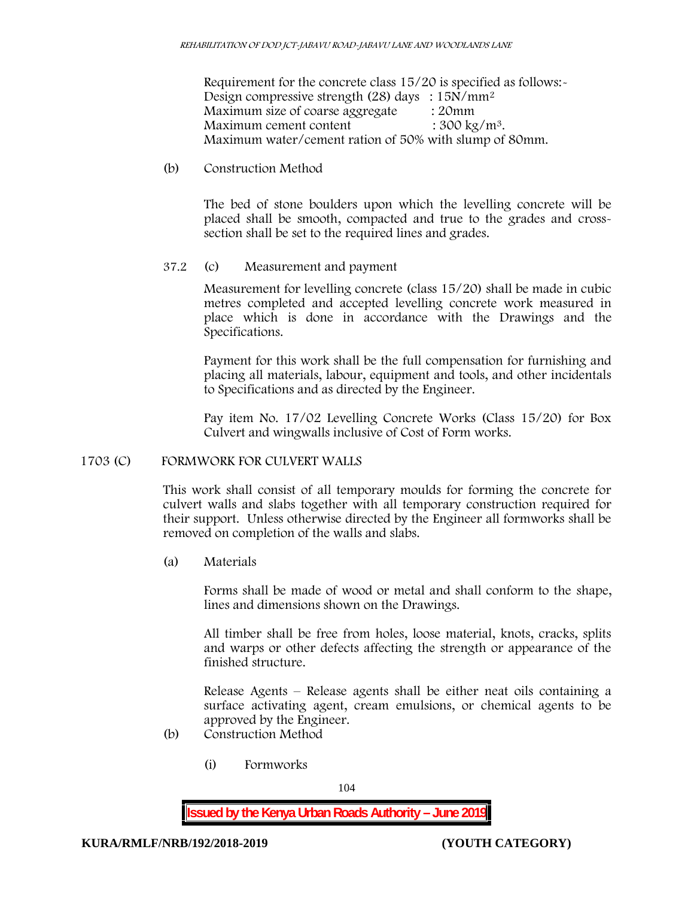Requirement for the concrete class 15/20 is specified as follows:-
Design compressive strength (28) days : 15N/mm²
Maximum size of coarse aggregate : 20mm
Maximum cement content : 300 kg/m³.
Maximum water/cement ration of 50% with slump of 80mm.

(b) Construction Method

The bed of stone boulders upon which the levelling concrete will be placed shall be smooth, compacted and true to the grades and cross-section shall be set to the required lines and grades.

37.2 (c) Measurement and payment

Measurement for levelling concrete (class 15/20) shall be made in cubic metres completed and accepted levelling concrete work measured in place which is done in accordance with the Drawings and the Specifications.

Payment for this work shall be the full compensation for furnishing and placing all materials, labour, equipment and tools, and other incidentals to Specifications and as directed by the Engineer.

Pay item No. 17/02 Levelling Concrete Works (Class 15/20) for Box Culvert and wingwalls inclusive of Cost of Form works.

## 1703 (C) FORMWORK FOR CULVERT WALLS

This work shall consist of all temporary moulds for forming the concrete for culvert walls and slabs together with all temporary construction required for their support. Unless otherwise directed by the Engineer all formworks shall be removed on completion of the walls and slabs.

(a) Materials

Forms shall be made of wood or metal and shall conform to the shape, lines and dimensions shown on the Drawings.

All timber shall be free from holes, loose material, knots, cracks, splits and warps or other defects affecting the strength or appearance of the finished structure.

Release Agents – Release agents shall be either neat oils containing a surface activating agent, cream emulsions, or chemical agents to be approved by the Engineer.

(b) Construction Method

(i) Formworks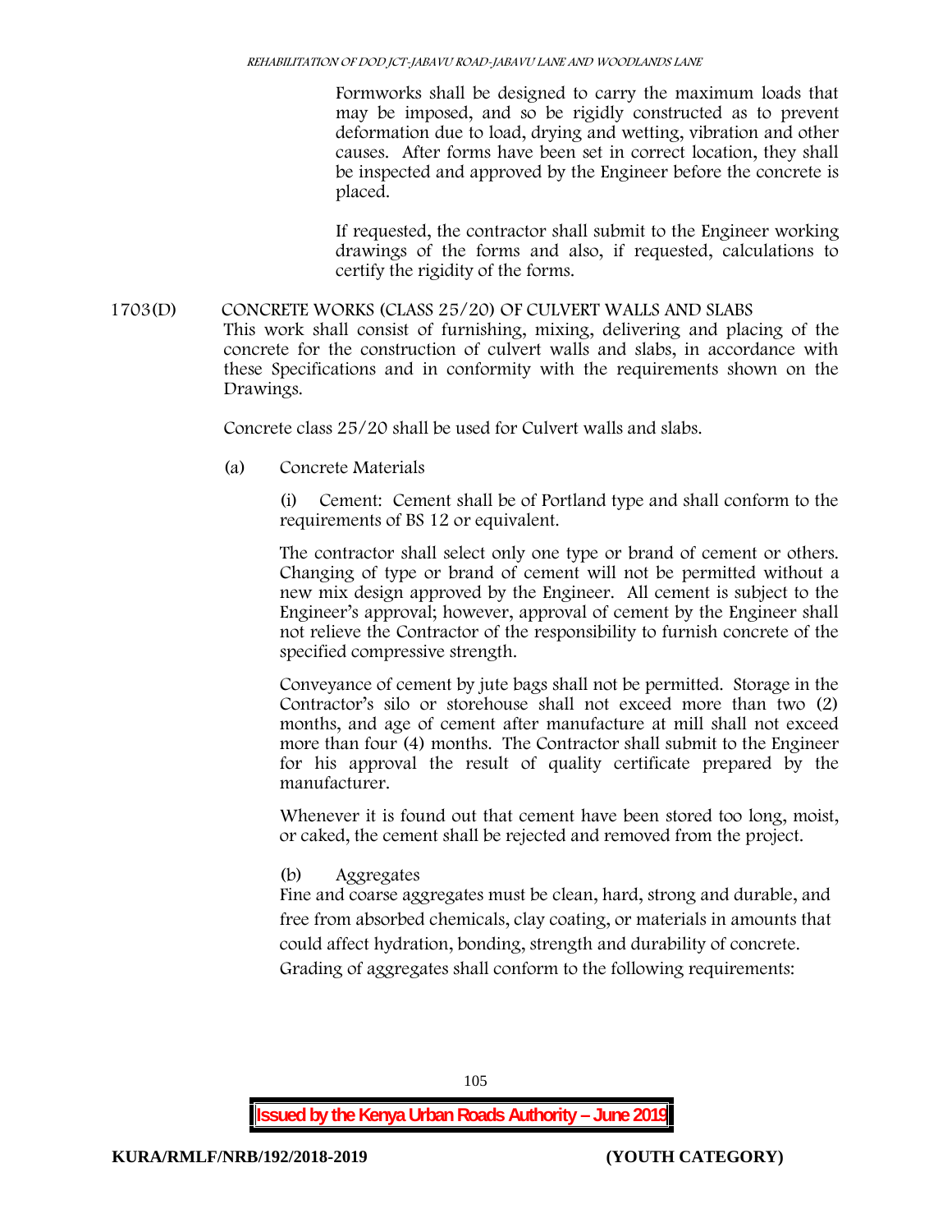Formworks shall be designed to carry the maximum loads that may be imposed, and so be rigidly constructed as to prevent deformation due to load, drying and wetting, vibration and other causes. After forms have been set in correct location, they shall be inspected and approved by the Engineer before the concrete is placed.

If requested, the contractor shall submit to the Engineer working drawings of the forms and also, if requested, calculations to certify the rigidity of the forms.

## 1703(D) CONCRETE WORKS (CLASS 25/20) OF CULVERT WALLS AND SLABS

This work shall consist of furnishing, mixing, delivering and placing of the concrete for the construction of culvert walls and slabs, in accordance with these Specifications and in conformity with the requirements shown on the Drawings.

Concrete class 25/20 shall be used for Culvert walls and slabs.

(a) Concrete Materials

(i) Cement: Cement shall be of Portland type and shall conform to the requirements of BS 12 or equivalent.

The contractor shall select only one type or brand of cement or others. Changing of type or brand of cement will not be permitted without a new mix design approved by the Engineer. All cement is subject to the Engineer's approval; however, approval of cement by the Engineer shall not relieve the Contractor of the responsibility to furnish concrete of the specified compressive strength.

Conveyance of cement by jute bags shall not be permitted. Storage in the Contractor's silo or storehouse shall not exceed more than two (2) months, and age of cement after manufacture at mill shall not exceed more than four (4) months. The Contractor shall submit to the Engineer for his approval the result of quality certificate prepared by the manufacturer.

Whenever it is found out that cement have been stored too long, moist, or caked, the cement shall be rejected and removed from the project.

(b) Aggregates

Fine and coarse aggregates must be clean, hard, strong and durable, and free from absorbed chemicals, clay coating, or materials in amounts that could affect hydration, bonding, strength and durability of concrete.

Grading of aggregates shall conform to the following requirements: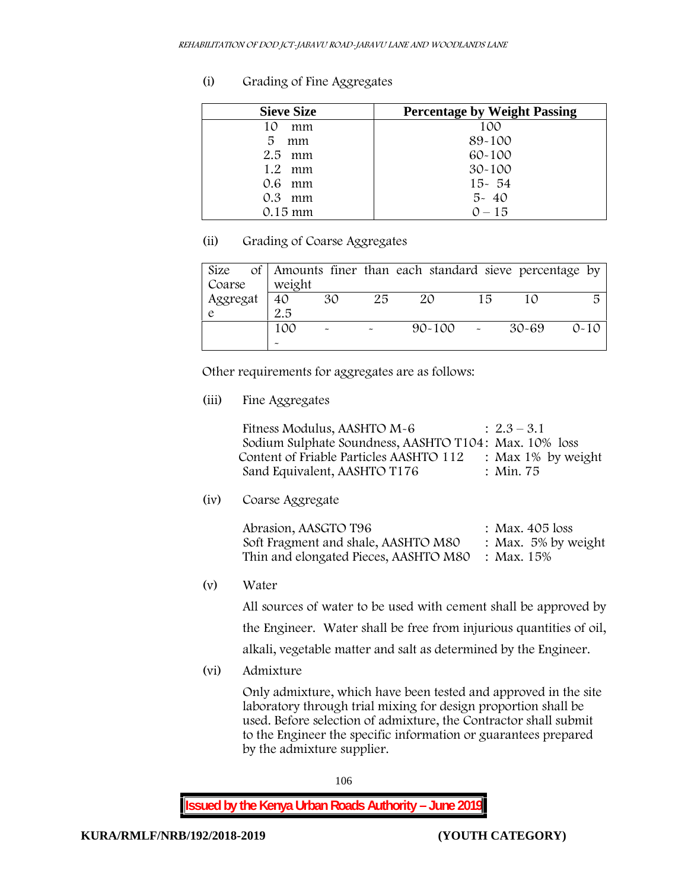(i) Grading of Fine Aggregates

| Sieve Size | Percentage by Weight Passing |
|---|---|
| 10 mm | 100 |
| 5 mm | 89-100 |
| 2.5 mm | 60-100 |
| 1.2 mm | 30-100 |
| 0.6 mm | 15- 54 |
| 0.3 mm | 5- 40 |
| 0.15 mm | 0 – 15 |

(ii) Grading of Coarse Aggregates

| Size of Coarse Aggregate | Amounts finer than each standard sieve percentage by weight | | | | | | |
|---|---|---|---|---|---|---|---|
| | 40 2.5 | 30 | 25 | 20 | 15 | 10 | 5 |
| | 100 - | - | - | 90-100 | - | 30-69 | 0-10 |

Other requirements for aggregates are as follows:

(iii) Fine Aggregates

Fitness Modulus, AASHTO M-6 : 2.3 – 3.1
Sodium Sulphate Soundness, AASHTO T104: Max. 10% loss
Content of Friable Particles AASHTO 112 : Max 1% by weight
Sand Equivalent, AASHTO T176 : Min. 75

(iv) Coarse Aggregate

Abrasion, AASGTO T96 : Max. 405 loss
Soft Fragment and shale, AASHTO M80 : Max. 5% by weight
Thin and elongated Pieces, AASHTO M80 : Max. 15%

(v) Water

All sources of water to be used with cement shall be approved by the Engineer. Water shall be free from injurious quantities of oil, alkali, vegetable matter and salt as determined by the Engineer.

(vi) Admixture

Only admixture, which have been tested and approved in the site laboratory through trial mixing for design proportion shall be used. Before selection of admixture, the Contractor shall submit to the Engineer the specific information or guarantees prepared by the admixture supplier.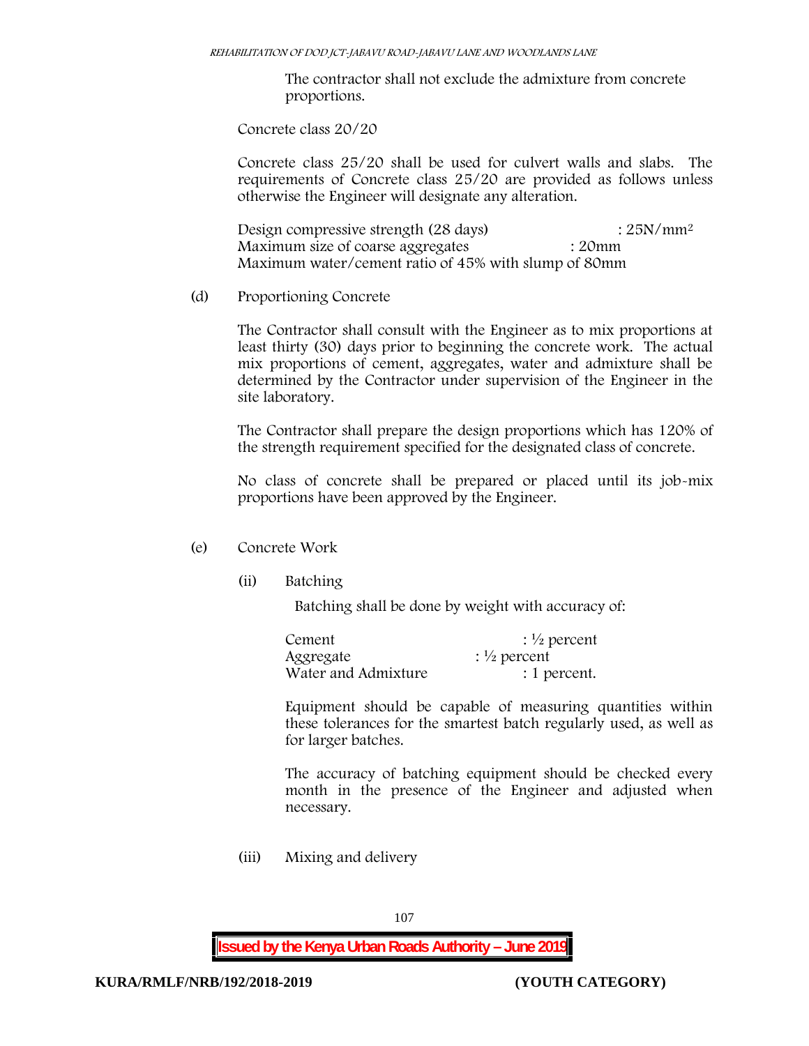The contractor shall not exclude the admixture from concrete proportions.

Concrete class 20/20

Concrete class 25/20 shall be used for culvert walls and slabs. The requirements of Concrete class 25/20 are provided as follows unless otherwise the Engineer will designate any alteration.

Design compressive strength (28 days) : $25N/mm^2$
Maximum size of coarse aggregates : 20mm
Maximum water/cement ratio of 45% with slump of 80mm

(d) Proportioning Concrete

The Contractor shall consult with the Engineer as to mix proportions at least thirty (30) days prior to beginning the concrete work. The actual mix proportions of cement, aggregates, water and admixture shall be determined by the Contractor under supervision of the Engineer in the site laboratory.

The Contractor shall prepare the design proportions which has 120% of the strength requirement specified for the designated class of concrete.

No class of concrete shall be prepared or placed until its job-mix proportions have been approved by the Engineer.

(e) Concrete Work

(ii) Batching

Batching shall be done by weight with accuracy of:

Cement : ½ percent
Aggregate : ½ percent
Water and Admixture : 1 percent.

Equipment should be capable of measuring quantities within these tolerances for the smartest batch regularly used, as well as for larger batches.

The accuracy of batching equipment should be checked every month in the presence of the Engineer and adjusted when necessary.

(iii) Mixing and delivery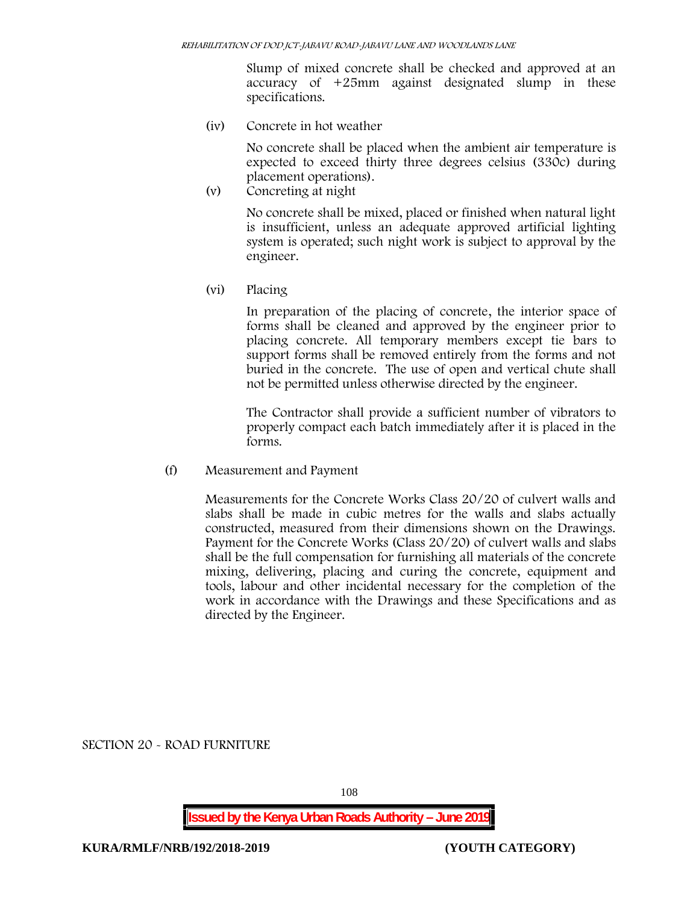Slump of mixed concrete shall be checked and approved at an accuracy of +25mm against designated slump in these specifications.

(iv) Concrete in hot weather

No concrete shall be placed when the ambient air temperature is expected to exceed thirty three degrees celsius (33oc) during placement operations).

(v) Concreting at night

No concrete shall be mixed, placed or finished when natural light is insufficient, unless an adequate approved artificial lighting system is operated; such night work is subject to approval by the engineer.

(vi) Placing

In preparation of the placing of concrete, the interior space of forms shall be cleaned and approved by the engineer prior to placing concrete. All temporary members except tie bars to support forms shall be removed entirely from the forms and not buried in the concrete. The use of open and vertical chute shall not be permitted unless otherwise directed by the engineer.

The Contractor shall provide a sufficient number of vibrators to properly compact each batch immediately after it is placed in the forms.

(f) Measurement and Payment

Measurements for the Concrete Works Class 20/20 of culvert walls and slabs shall be made in cubic metres for the walls and slabs actually constructed, measured from their dimensions shown on the Drawings. Payment for the Concrete Works (Class 20/20) of culvert walls and slabs shall be the full compensation for furnishing all materials of the concrete mixing, delivering, placing and curing the concrete, equipment and tools, labour and other incidental necessary for the completion of the work in accordance with the Drawings and these Specifications and as directed by the Engineer.

SECTION 20 - ROAD FURNITURE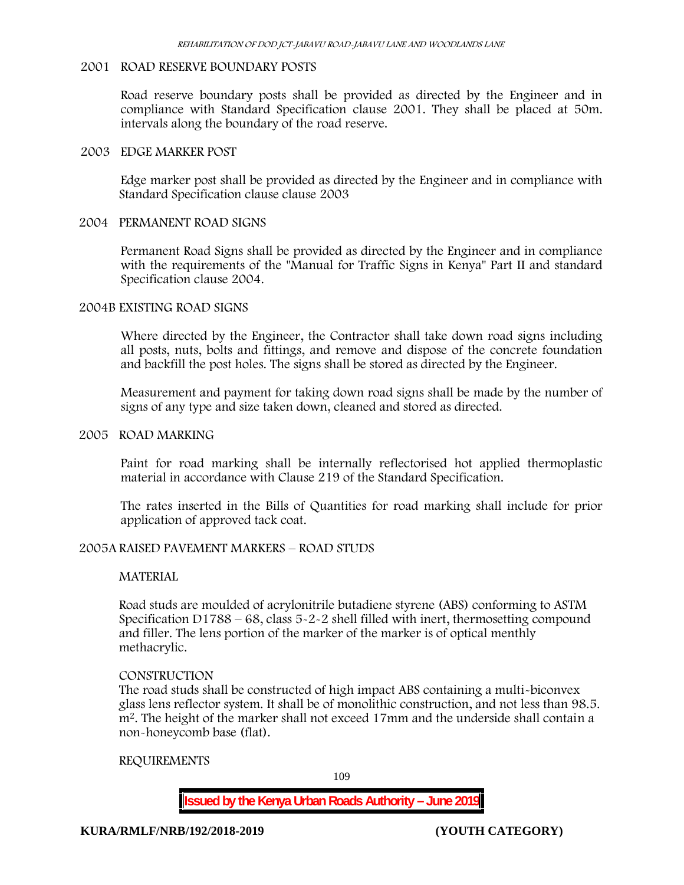## 2001 ROAD RESERVE BOUNDARY POSTS

Road reserve boundary posts shall be provided as directed by the Engineer and in compliance with Standard Specification clause 2001. They shall be placed at 50m. intervals along the boundary of the road reserve.

## 2003 EDGE MARKER POST

Edge marker post shall be provided as directed by the Engineer and in compliance with Standard Specification clause clause 2003

## 2004 PERMANENT ROAD SIGNS

Permanent Road Signs shall be provided as directed by the Engineer and in compliance with the requirements of the "Manual for Traffic Signs in Kenya" Part II and standard Specification clause 2004.

## 2004B EXISTING ROAD SIGNS

Where directed by the Engineer, the Contractor shall take down road signs including all posts, nuts, bolts and fittings, and remove and dispose of the concrete foundation and backfill the post holes. The signs shall be stored as directed by the Engineer.

Measurement and payment for taking down road signs shall be made by the number of signs of any type and size taken down, cleaned and stored as directed.

## 2005 ROAD MARKING

Paint for road marking shall be internally reflectorised hot applied thermoplastic material in accordance with Clause 219 of the Standard Specification.

The rates inserted in the Bills of Quantities for road marking shall include for prior application of approved tack coat.

## 2005A RAISED PAVEMENT MARKERS – ROAD STUDS

### MATERIAL

Road studs are moulded of acrylonitrile butadiene styrene (ABS) conforming to ASTM Specification D1788 – 68, class 5-2-2 shell filled with inert, thermosetting compound and filler. The lens portion of the marker of the marker is of optical menthly methacrylic.

### CONSTRUCTION

The road studs shall be constructed of high impact ABS containing a multi-biconvex glass lens reflector system. It shall be of monolithic construction, and not less than 98.5. $m^2$. The height of the marker shall not exceed 17mm and the underside shall contain a non-honeycomb base (flat).

### REQUIREMENTS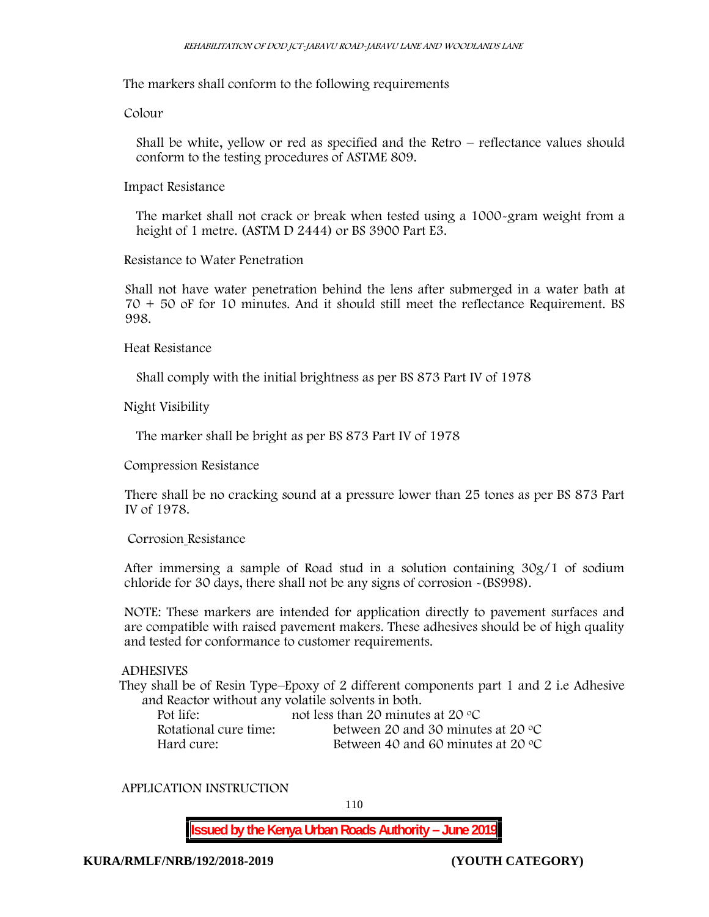The markers shall conform to the following requirements

Colour

Shall be white, yellow or red as specified and the Retro – reflectance values should conform to the testing procedures of ASTME 809.

Impact Resistance

The market shall not crack or break when tested using a 1000-gram weight from a height of 1 metre. (ASTM D 2444) or BS 3900 Part E3.

Resistance to Water Penetration

Shall not have water penetration behind the lens after submerged in a water bath at 70 + 50 oF for 10 minutes. And it should still meet the reflectance Requirement. BS 998.

Heat Resistance

Shall comply with the initial brightness as per BS 873 Part IV of 1978

Night Visibility

The marker shall be bright as per BS 873 Part IV of 1978

Compression Resistance

There shall be no cracking sound at a pressure lower than 25 tones as per BS 873 Part IV of 1978.

Corrosion Resistance

After immersing a sample of Road stud in a solution containing 30g/1 of sodium chloride for 30 days, there shall not be any signs of corrosion -(BS998).

NOTE: These markers are intended for application directly to pavement surfaces and are compatible with raised pavement makers. These adhesives should be of high quality and tested for conformance to customer requirements.

ADHESIVES

They shall be of Resin Type–Epoxy of 2 different components part 1 and 2 i.e Adhesive and Reactor without any volatile solvents in both.

Pot life: not less than 20 minutes at 20 °C

Rotational cure time: between 20 and 30 minutes at 20 °C

Hard cure: Between 40 and 60 minutes at 20 °C

APPLICATION INSTRUCTION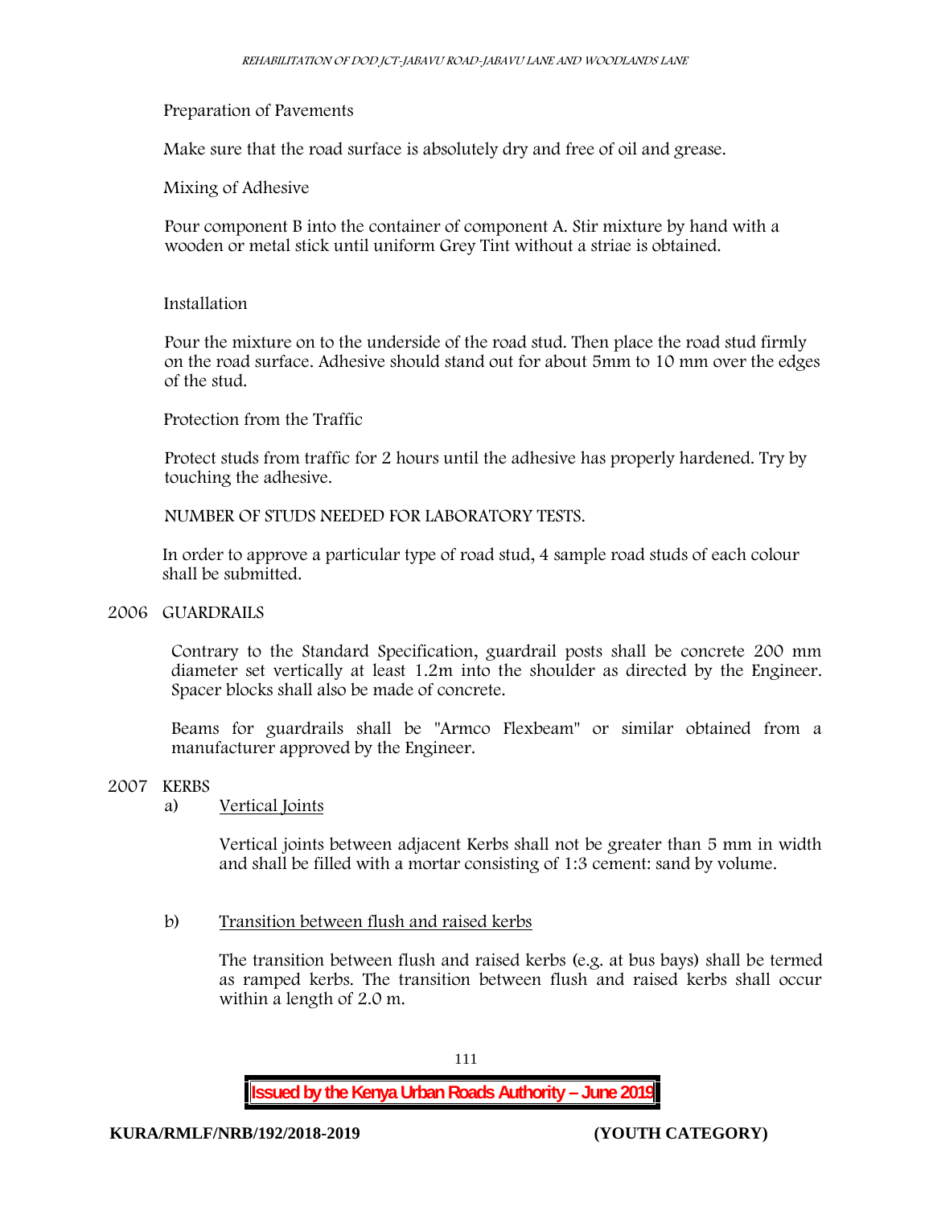Preparation of Pavements

Make sure that the road surface is absolutely dry and free of oil and grease.

Mixing of Adhesive

Pour component B into the container of component A. Stir mixture by hand with a wooden or metal stick until uniform Grey Tint without a striae is obtained.

Installation

Pour the mixture on to the underside of the road stud. Then place the road stud firmly on the road surface. Adhesive should stand out for about 5mm to 10 mm over the edges of the stud.

Protection from the Traffic

Protect studs from traffic for 2 hours until the adhesive has properly hardened. Try by touching the adhesive.

NUMBER OF STUDS NEEDED FOR LABORATORY TESTS.

In order to approve a particular type of road stud, 4 sample road studs of each colour shall be submitted.

## 2006 GUARDRAILS

Contrary to the Standard Specification, guardrail posts shall be concrete 200 mm diameter set vertically at least 1.2m into the shoulder as directed by the Engineer. Spacer blocks shall also be made of concrete.

Beams for guardrails shall be "Armco Flexbeam" or similar obtained from a manufacturer approved by the Engineer.

## 2007 KERBS

a) Vertical Joints

Vertical joints between adjacent Kerbs shall not be greater than 5 mm in width and shall be filled with a mortar consisting of 1:3 cement: sand by volume.

b) Transition between flush and raised kerbs

The transition between flush and raised kerbs (e.g. at bus bays) shall be termed as ramped kerbs. The transition between flush and raised kerbs shall occur within a length of 2.0 m.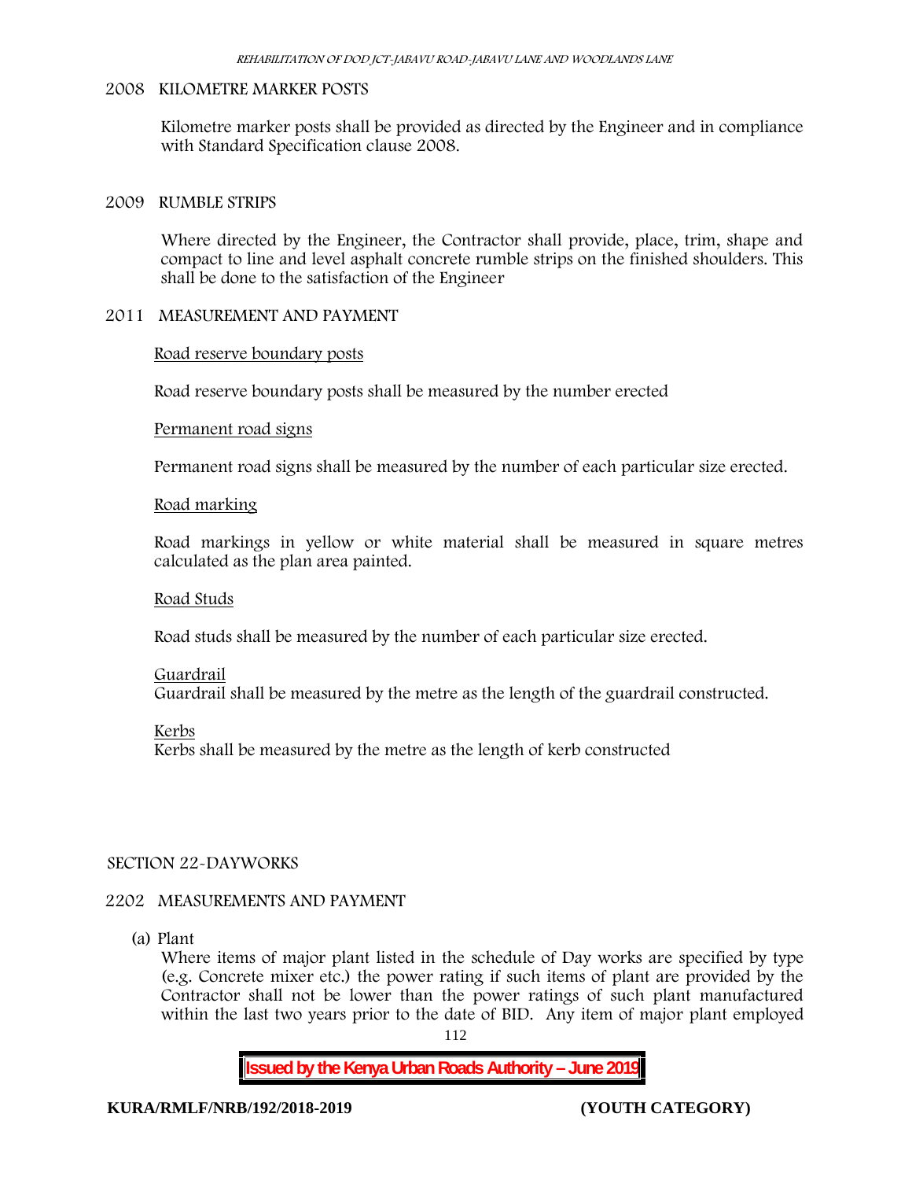## 2008 KILOMETRE MARKER POSTS

Kilometre marker posts shall be provided as directed by the Engineer and in compliance with Standard Specification clause 2008.

## 2009 RUMBLE STRIPS

Where directed by the Engineer, the Contractor shall provide, place, trim, shape and compact to line and level asphalt concrete rumble strips on the finished shoulders. This shall be done to the satisfaction of the Engineer

## 2011 MEASUREMENT AND PAYMENT

Road reserve boundary posts

Road reserve boundary posts shall be measured by the number erected

Permanent road signs

Permanent road signs shall be measured by the number of each particular size erected.

Road marking

Road markings in yellow or white material shall be measured in square metres calculated as the plan area painted.

Road Studs

Road studs shall be measured by the number of each particular size erected.

Guardrail
Guardrail shall be measured by the metre as the length of the guardrail constructed.

Kerbs
Kerbs shall be measured by the metre as the length of kerb constructed

# SECTION 22-DAYWORKS

## 2202 MEASUREMENTS AND PAYMENT

(a) Plant
Where items of major plant listed in the schedule of Day works are specified by type (e.g. Concrete mixer etc.) the power rating if such items of plant are provided by the Contractor shall not be lower than the power ratings of such plant manufactured within the last two years prior to the date of BID. Any item of major plant employed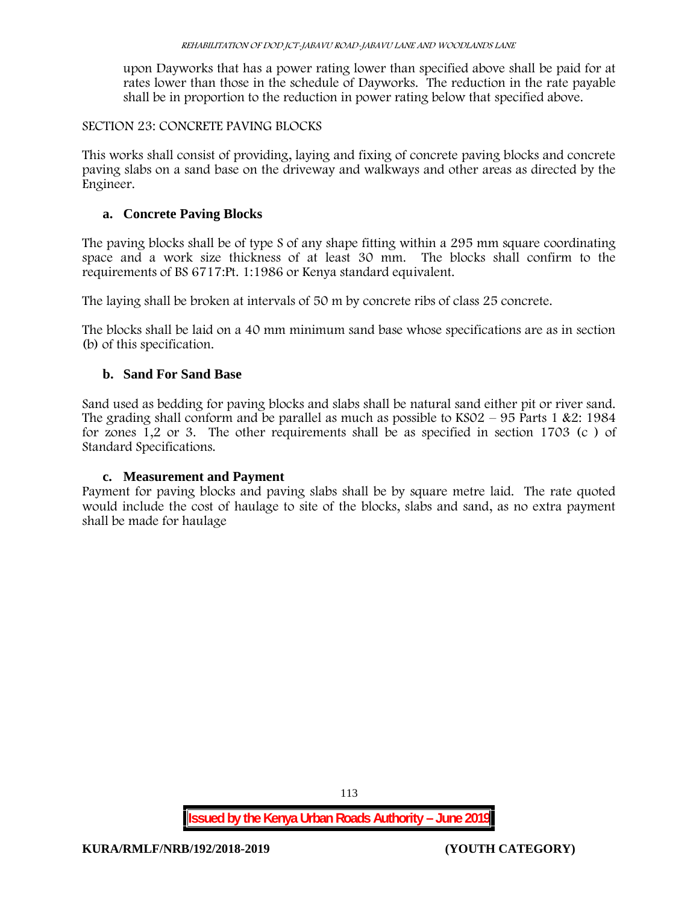upon Dayworks that has a power rating lower than specified above shall be paid for at rates lower than those in the schedule of Dayworks. The reduction in the rate payable shall be in proportion to the reduction in power rating below that specified above.

SECTION 23: CONCRETE PAVING BLOCKS

This works shall consist of providing, laying and fixing of concrete paving blocks and concrete paving slabs on a sand base on the driveway and walkways and other areas as directed by the Engineer.

### a. Concrete Paving Blocks

The paving blocks shall be of type S of any shape fitting within a 295 mm square coordinating space and a work size thickness of at least 30 mm. The blocks shall confirm to the requirements of BS 6717:Pt. 1:1986 or Kenya standard equivalent.

The laying shall be broken at intervals of 50 m by concrete ribs of class 25 concrete.

The blocks shall be laid on a 40 mm minimum sand base whose specifications are as in section (b) of this specification.

### b. Sand For Sand Base

Sand used as bedding for paving blocks and slabs shall be natural sand either pit or river sand. The grading shall conform and be parallel as much as possible to KS02 – 95 Parts 1 &2: 1984 for zones 1,2 or 3. The other requirements shall be as specified in section 1703 (c ) of Standard Specifications.

### c. Measurement and Payment

Payment for paving blocks and paving slabs shall be by square metre laid. The rate quoted would include the cost of haulage to site of the blocks, slabs and sand, as no extra payment shall be made for haulage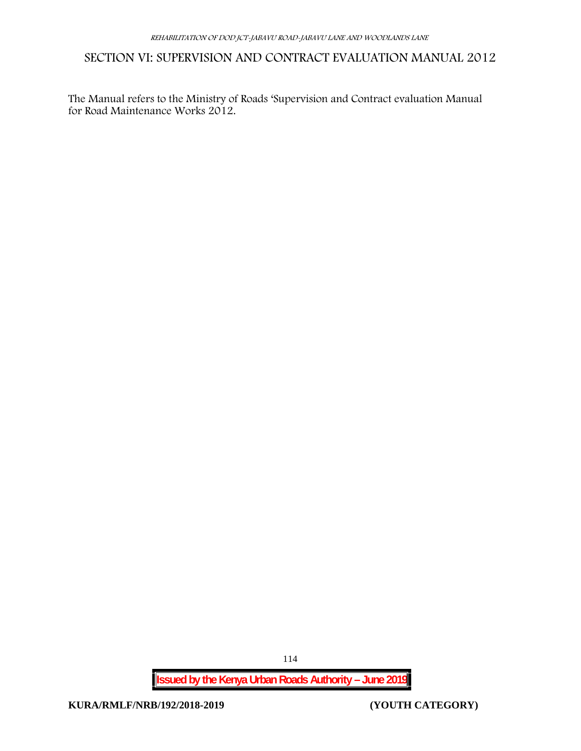# SECTION VI: SUPERVISION AND CONTRACT EVALUATION MANUAL 2012

The Manual refers to the Ministry of Roads 'Supervision and Contract evaluation Manual for Road Maintenance Works 2012.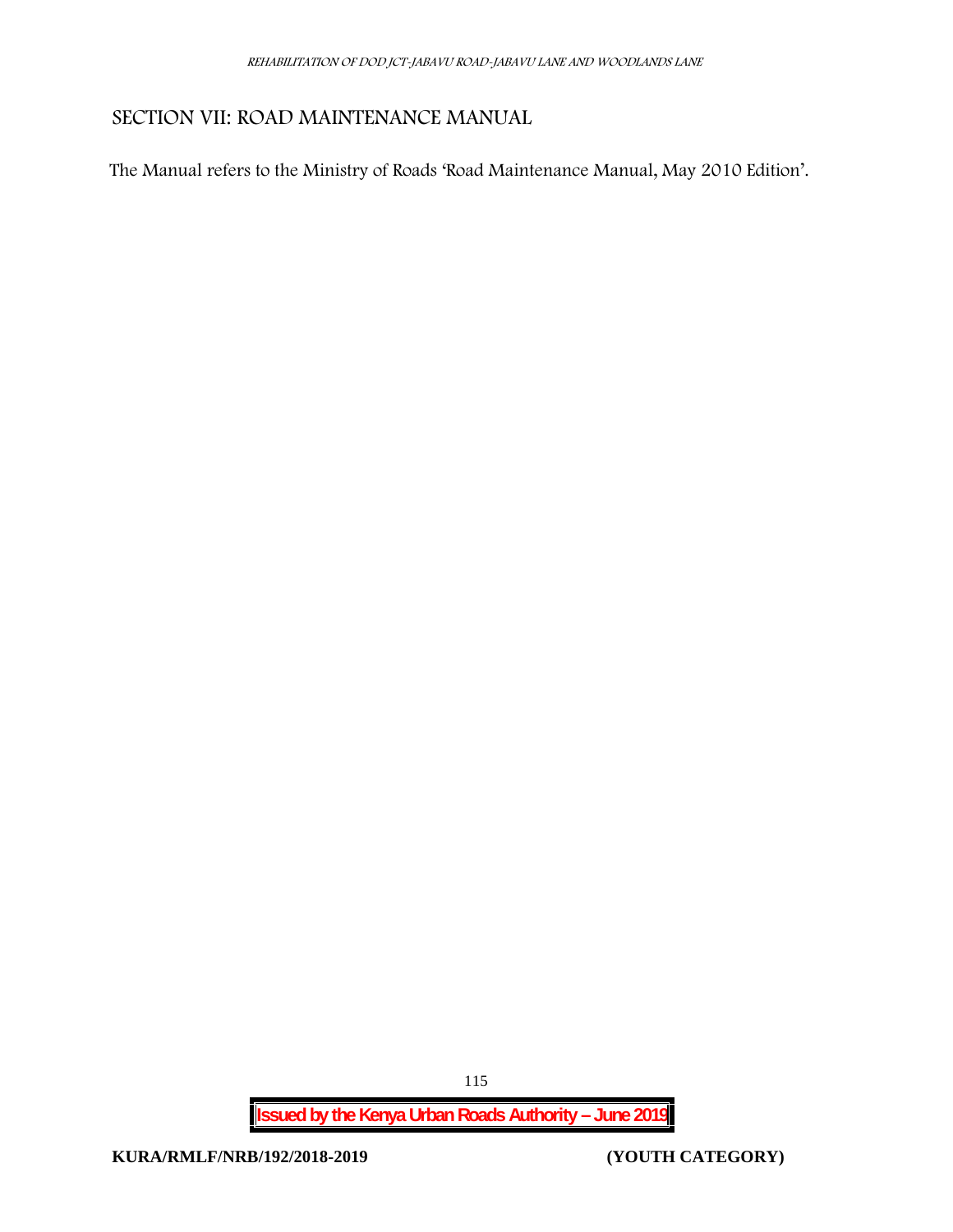# SECTION VII: ROAD MAINTENANCE MANUAL

The Manual refers to the Ministry of Roads 'Road Maintenance Manual, May 2010 Edition'.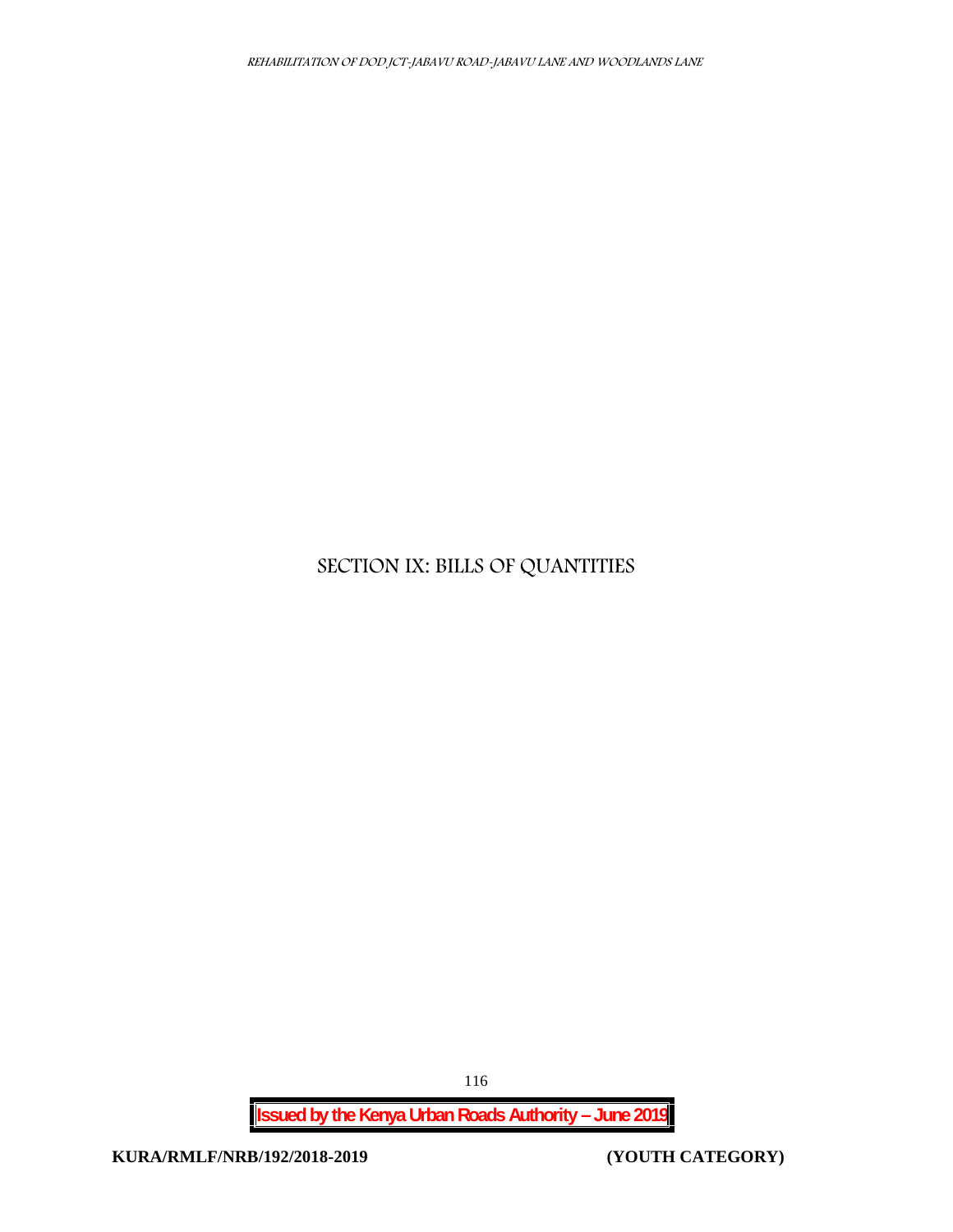# SECTION IX: BILLS OF QUANTITIES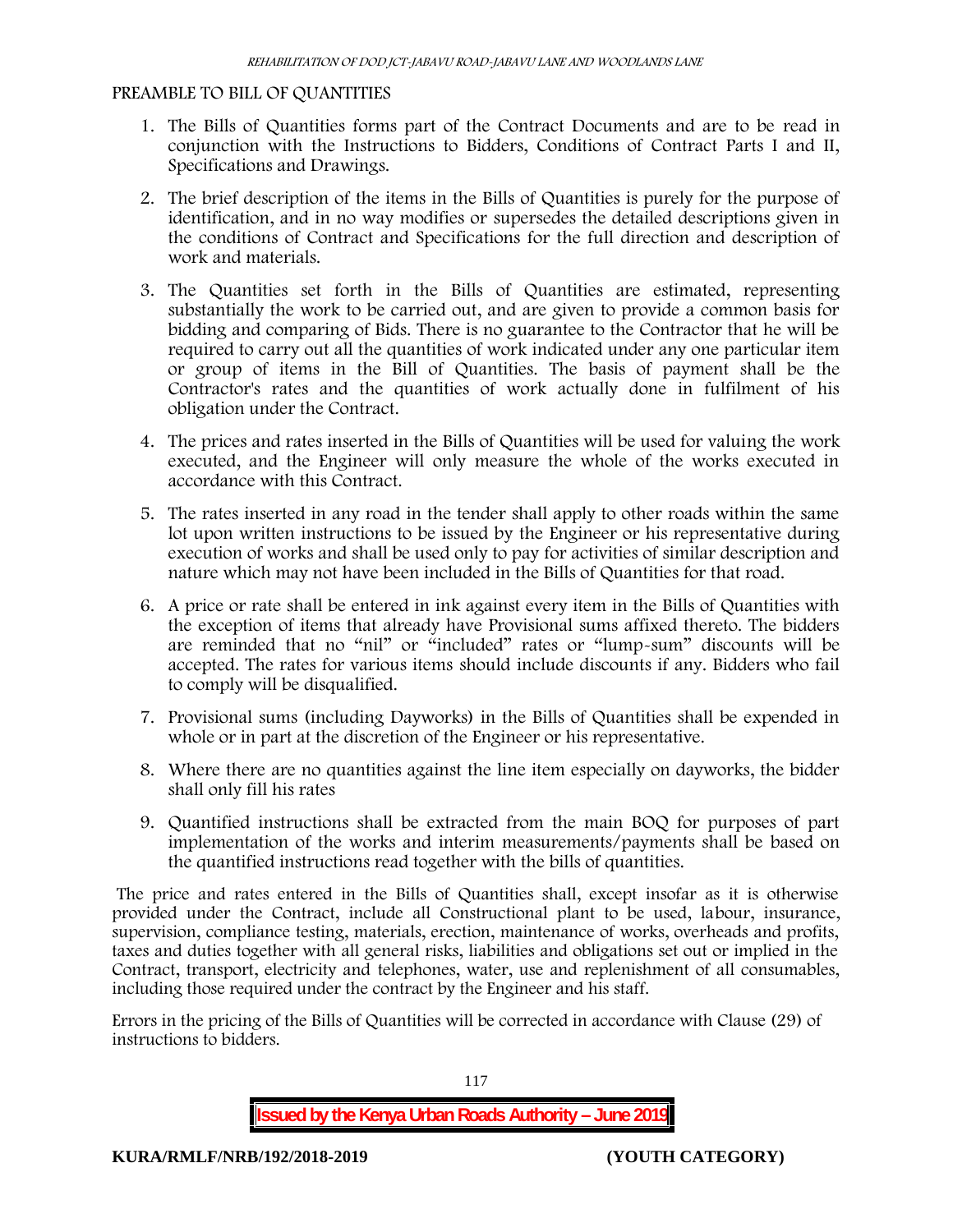PREAMBLE TO BILL OF QUANTITIES

1. The Bills of Quantities forms part of the Contract Documents and are to be read in conjunction with the Instructions to Bidders, Conditions of Contract Parts I and II, Specifications and Drawings.

2. The brief description of the items in the Bills of Quantities is purely for the purpose of identification, and in no way modifies or supersedes the detailed descriptions given in the conditions of Contract and Specifications for the full direction and description of work and materials.

3. The Quantities set forth in the Bills of Quantities are estimated, representing substantially the work to be carried out, and are given to provide a common basis for bidding and comparing of Bids. There is no guarantee to the Contractor that he will be required to carry out all the quantities of work indicated under any one particular item or group of items in the Bill of Quantities. The basis of payment shall be the Contractor's rates and the quantities of work actually done in fulfilment of his obligation under the Contract.

4. The prices and rates inserted in the Bills of Quantities will be used for valuing the work executed, and the Engineer will only measure the whole of the works executed in accordance with this Contract.

5. The rates inserted in any road in the tender shall apply to other roads within the same lot upon written instructions to be issued by the Engineer or his representative during execution of works and shall be used only to pay for activities of similar description and nature which may not have been included in the Bills of Quantities for that road.

6. A price or rate shall be entered in ink against every item in the Bills of Quantities with the exception of items that already have Provisional sums affixed thereto. The bidders are reminded that no "nil" or "included" rates or "lump-sum" discounts will be accepted. The rates for various items should include discounts if any. Bidders who fail to comply will be disqualified.

7. Provisional sums (including Dayworks) in the Bills of Quantities shall be expended in whole or in part at the discretion of the Engineer or his representative.

8. Where there are no quantities against the line item especially on dayworks, the bidder shall only fill his rates

9. Quantified instructions shall be extracted from the main BOQ for purposes of part implementation of the works and interim measurements/payments shall be based on the quantified instructions read together with the bills of quantities.

The price and rates entered in the Bills of Quantities shall, except insofar as it is otherwise provided under the Contract, include all Constructional plant to be used, labour, insurance, supervision, compliance testing, materials, erection, maintenance of works, overheads and profits, taxes and duties together with all general risks, liabilities and obligations set out or implied in the Contract, transport, electricity and telephones, water, use and replenishment of all consumables, including those required under the contract by the Engineer and his staff.

Errors in the pricing of the Bills of Quantities will be corrected in accordance with Clause (29) of instructions to bidders.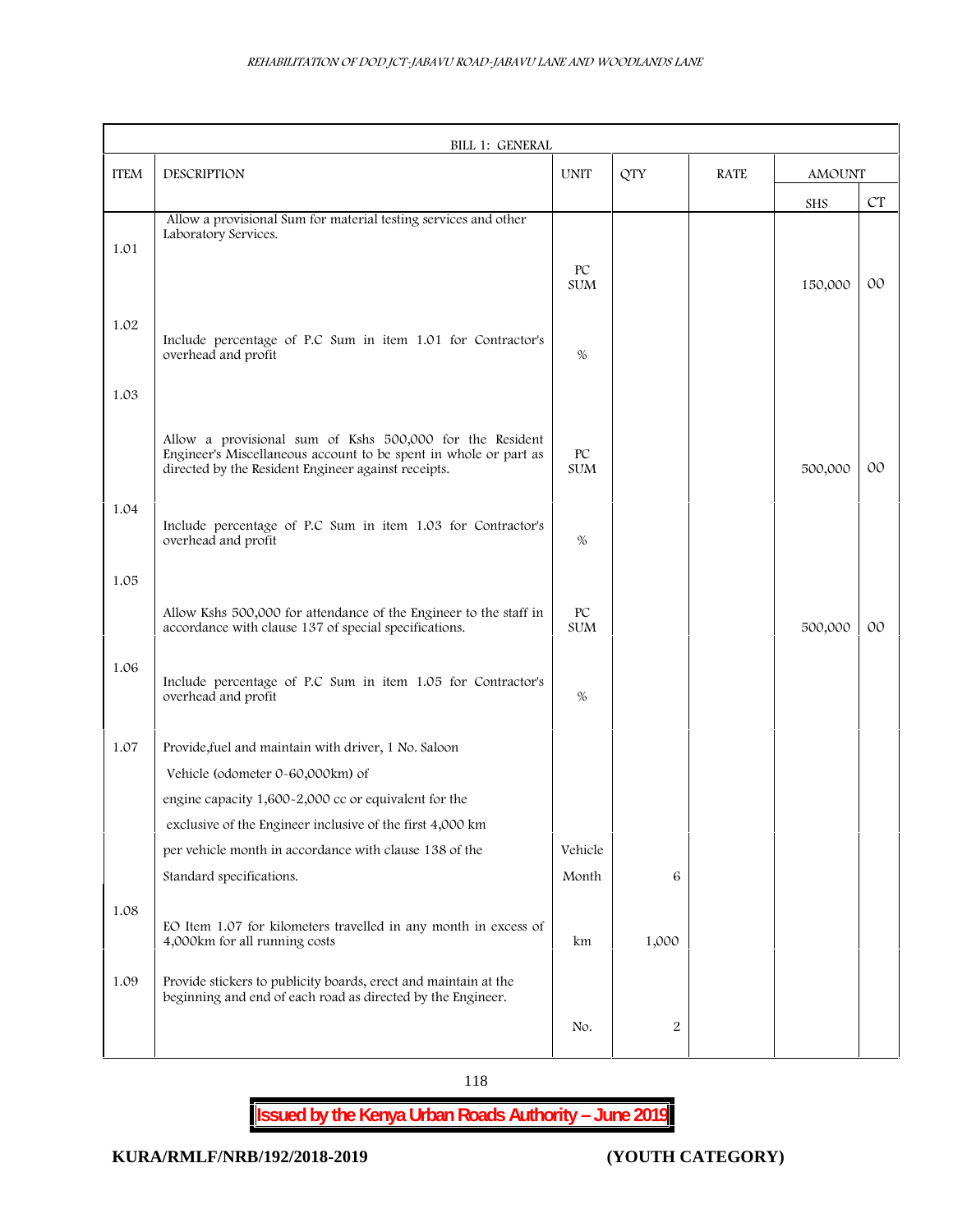| BILL 1: GENERAL | | | | | | |
|---|---|---|---|---|---|---|
| ITEM | DESCRIPTION | UNIT | QTY | RATE | AMOUNT | |
| | | | | | SHS | CT |
| 1.01 | Allow a provisional Sum for material testing services and other Laboratory Services. | PC SUM | | | 150,000 | 00 |
| 1.02 | Include percentage of P.C Sum in item 1.01 for Contractor's overhead and profit | % | | | | |
| 1.03 | Allow a provisional sum of Kshs 500,000 for the Resident Engineer's Miscellaneous account to be spent in whole or part as directed by the Resident Engineer against receipts. | PC SUM | | | 500,000 | 00 |
| 1.04 | Include percentage of P.C Sum in item 1.03 for Contractor's overhead and profit | % | | | | |
| 1.05 | Allow Kshs 500,000 for attendance of the Engineer to the staff in accordance with clause 137 of special specifications. | PC SUM | | | 500,000 | 00 |
| 1.06 | Include percentage of P.C Sum in item 1.05 for Contractor's overhead and profit | % | | | | |
| 1.07 | Provide,fuel and maintain with driver, 1 No. Saloon Vehicle (odometer 0-60,000km) of engine capacity 1,600-2,000 cc or equivalent for the exclusive of the Engineer inclusive of the first 4,000 km per vehicle month in accordance with clause 138 of the Standard specifications. | Vehicle Month | 6 | | | |
| 1.08 | EO Item 1.07 for kilometers travelled in any month in excess of 4,000km for all running costs | km | 1,000 | | | |
| 1.09 | Provide stickers to publicity boards, erect and maintain at the beginning and end of each road as directed by the Engineer. | No. | 2 | | | |

**Issued by the Kenya Urban Roads Authority – June 2019**

**KURA/RMLF/NRB/192/2018-2019 (YOUTH CATEGORY)**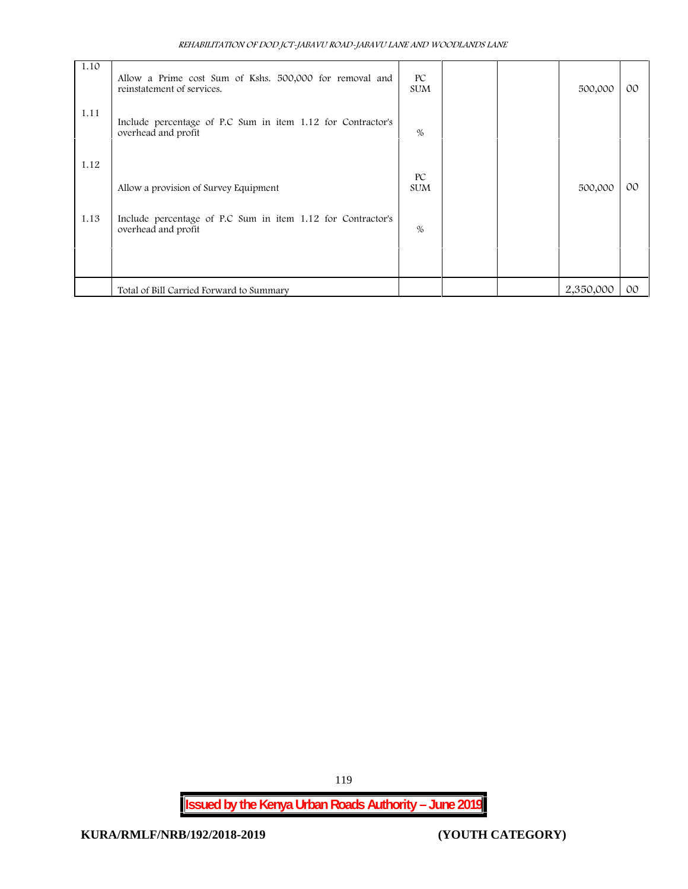| | | | | | | |
|---|---|---|---|---|---|---|
| 1.10 | Allow a Prime cost Sum of Kshs. 500,000 for removal and reinstatement of services. | PC SUM | | | 500,000 | 00 |
| 1.11 | Include percentage of P.C Sum in item 1.12 for Contractor's overhead and profit | % | | | | |
| 1.12 | Allow a provision of Survey Equipment | PC SUM | | | 500,000 | 00 |
| 1.13 | Include percentage of P.C Sum in item 1.12 for Contractor's overhead and profit | % | | | | |
| | | | | | | |
| | Total of Bill Carried Forward to Summary | | | | 2,350,000 | 00 |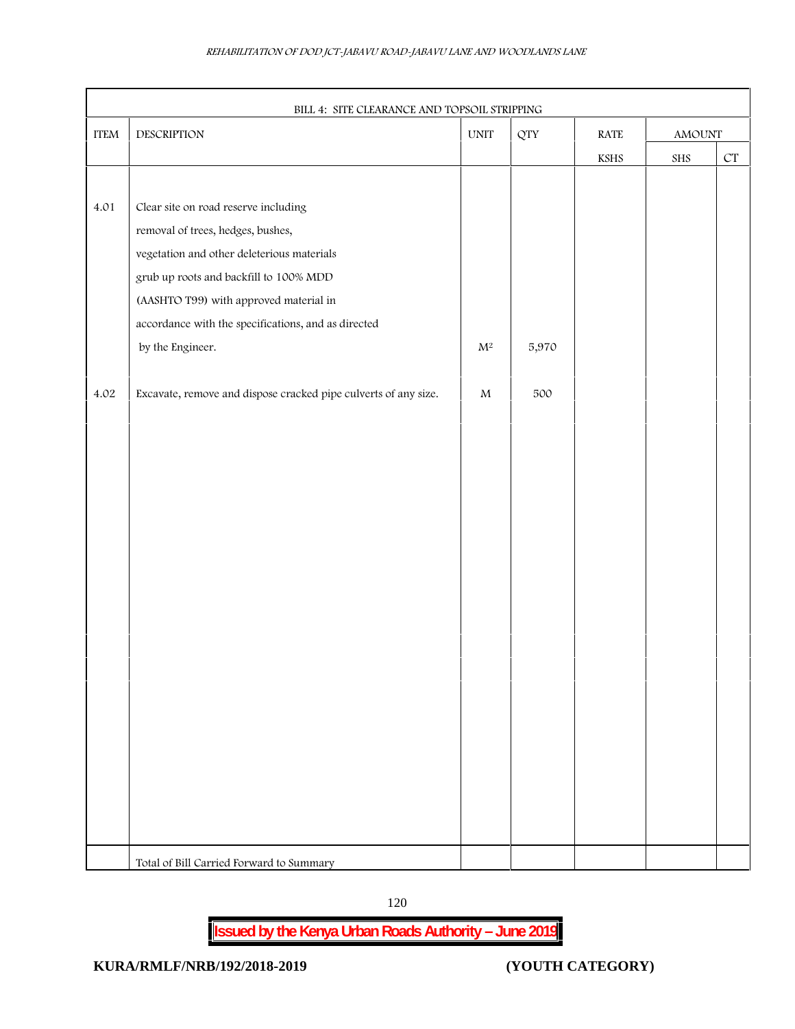| BILL 4: SITE CLEARANCE AND TOPSOIL STRIPPING | | | | | | |
|---|---|---|---|---|---|---|
| ITEM | DESCRIPTION | UNIT | QTY | RATE | AMOUNT | |
| | | | | KSHS | SHS | CT |
| 4.01 | Clear site on road reserve including removal of trees, hedges, bushes, vegetation and other deleterious materials grub up roots and backfill to 100% MDD (AASHTO T99) with approved material in accordance with the specifications, and as directed by the Engineer. | $M^2$ | 5,970 | | | |
| 4.02 | Excavate, remove and dispose cracked pipe culverts of any size. | M | 500 | | | |
| | Total of Bill Carried Forward to Summary | | | | | |

**Issued by the Kenya Urban Roads Authority – June 2019**

**KURA/RMLF/NRB/192/2018-2019** **(YOUTH CATEGORY)**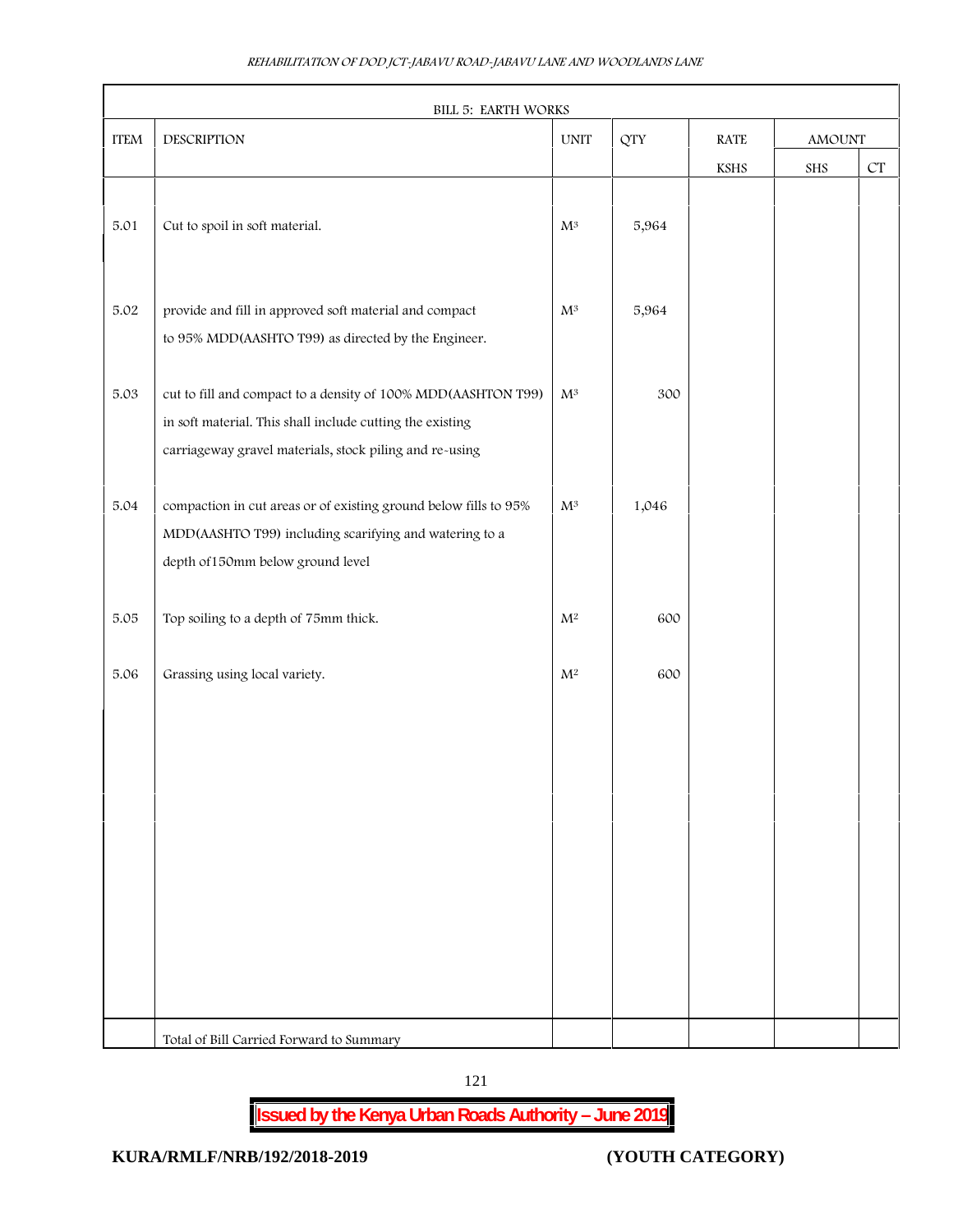| BILL 5: EARTH WORKS | | | | | | |
|---|---|---|---|---|---|---|
| ITEM | DESCRIPTION | UNIT | QTY | RATE | AMOUNT | |
| | | | | KSHS | SHS | CT |
| 5.01 | Cut to spoil in soft material. | $M^3$ | 5,964 | | | |
| 5.02 | provide and fill in approved soft material and compact to 95% MDD(AASHTO T99) as directed by the Engineer. | $M^3$ | 5,964 | | | |
| 5.03 | cut to fill and compact to a density of 100% MDD(AASHTON T99) in soft material. This shall include cutting the existing carriageway gravel materials, stock piling and re-using | $M^3$ | 300 | | | |
| 5.04 | compaction in cut areas or of existing ground below fills to 95% MDD(AASHTO T99) including scarifying and watering to a depth of150mm below ground level | $M^3$ | 1,046 | | | |
| 5.05 | Top soiling to a depth of 75mm thick. | $M^2$ | 600 | | | |
| 5.06 | Grassing using local variety. | $M^2$ | 600 | | | |
| | Total of Bill Carried Forward to Summary | | | | | |

**Issued by the Kenya Urban Roads Authority – June 2019**

**KURA/RMLF/NRB/192/2018-2019** **(YOUTH CATEGORY)**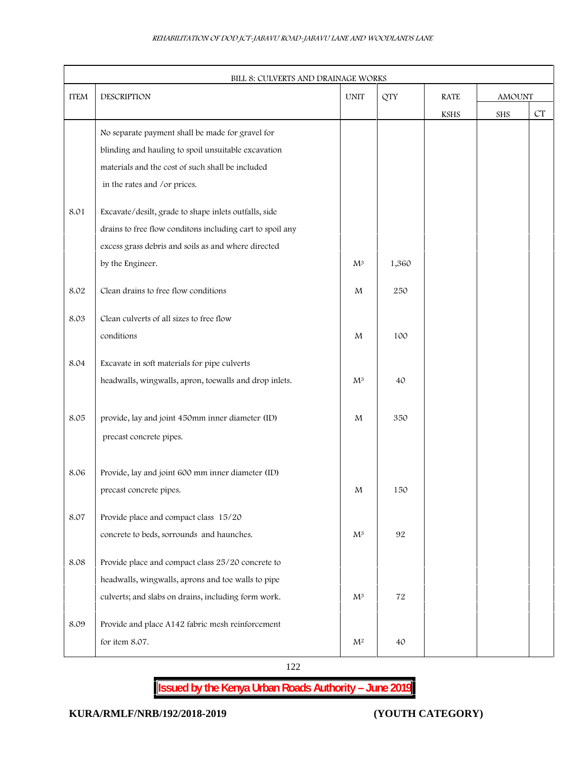| BILL 8: CULVERTS AND DRAINAGE WORKS | | | | | | |
|---|---|---|---|---|---|---|
| ITEM | DESCRIPTION | UNIT | QTY | RATE | AMOUNT | |
| | | | | KSHS | SHS | CT |
| | No separate payment shall be made for gravel for blinding and hauling to spoil unsuitable excavation materials and the cost of such shall be included in the rates and /or prices. | | | | | |
| 8.01 | Excavate/desilt, grade to shape inlets outfalls, side drains to free flow conditons including cart to spoil any excess grass debris and soils as and where directed by the Engineer. | $M^3$ | 1,360 | | | |
| 8.02 | Clean drains to free flow conditions | M | 250 | | | |
| 8.03 | Clean culverts of all sizes to free flow conditions | M | 100 | | | |
| 8.04 | Excavate in soft materials for pipe culverts headwalls, wingwalls, apron, toewalls and drop inlets. | $M^3$ | 40 | | | |
| 8.05 | provide, lay and joint 450mm inner diameter (ID) precast concrete pipes. | M | 350 | | | |
| 8.06 | Provide, lay and joint 600 mm inner diameter (ID) precast concrete pipes. | M | 150 | | | |
| 8.07 | Provide place and compact class 15/20 concrete to beds, sorrounds and haunches. | $M^3$ | 92 | | | |
| 8.08 | Provide place and compact class 25/20 concrete to headwalls, wingwalls, aprons and toe walls to pipe culverts; and slabs on drains, including form work. | $M^3$ | 72 | | | |
| 8.09 | Provide and place A142 fabric mesh reinforcement for item 8.07. | $M^2$ | 40 | | | |

**Issued by the Kenya Urban Roads Authority – June 2019**

**KURA/RMLF/NRB/192/2018-2019** **(YOUTH CATEGORY)**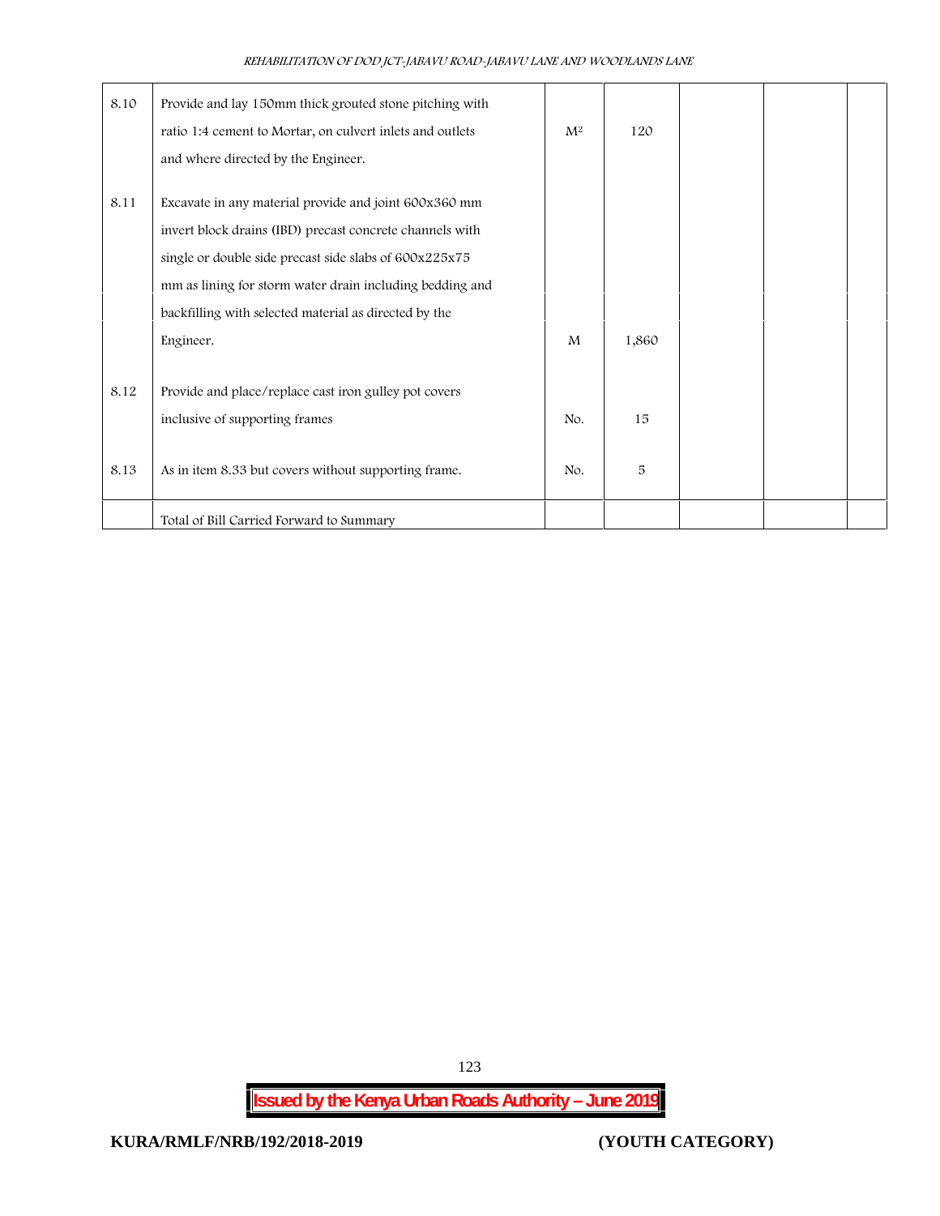| | | | | | | |
|---|---|---|---|---|---|---|
| 8.10 | Provide and lay 150mm thick grouted stone pitching with ratio 1:4 cement to Mortar, on culvert inlets and outlets and where directed by the Engineer. | $M^2$ | 120 | | | |
| 8.11 | Excavate in any material provide and joint 600x360 mm invert block drains (IBD) precast concrete channels with single or double side precast side slabs of 600x225x75 mm as lining for storm water drain including bedding and backfilling with selected material as directed by the Engineer. | M | 1,860 | | | |
| 8.12 | Provide and place/replace cast iron gulley pot covers inclusive of supporting frames | No. | 15 | | | |
| 8.13 | As in item 8.33 but covers without supporting frame. | No. | 5 | | | |
| | Total of Bill Carried Forward to Summary | | | | | |

**Issued by the Kenya Urban Roads Authority – June 2019**

**KURA/RMLF/NRB/192/2018-2019** **(YOUTH CATEGORY)**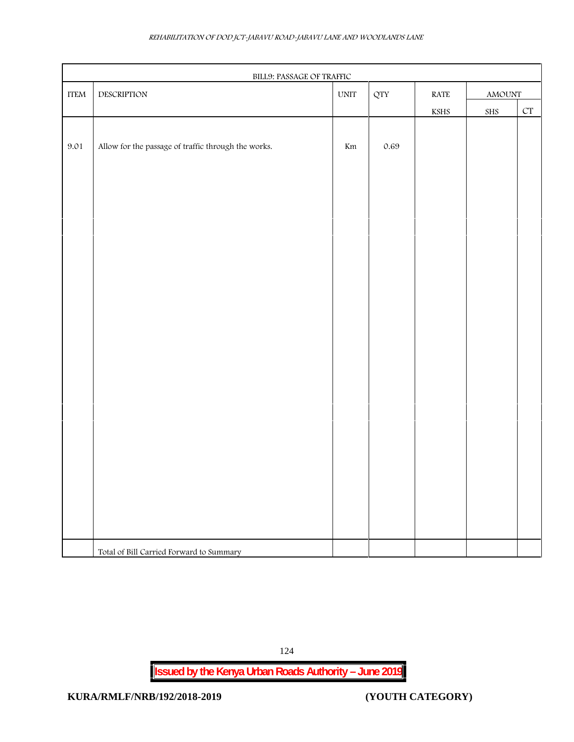| BILL9: PASSAGE OF TRAFFIC | | | | | | |
|---|---|---|---|---|---|---|
| ITEM | DESCRIPTION | UNIT | QTY | RATE | AMOUNT | |
| | | | | KSHS | SHS | CT |
| 9.01 | Allow for the passage of traffic through the works. | Km | 0.69 | | | |
| | Total of Bill Carried Forward to Summary | | | | | |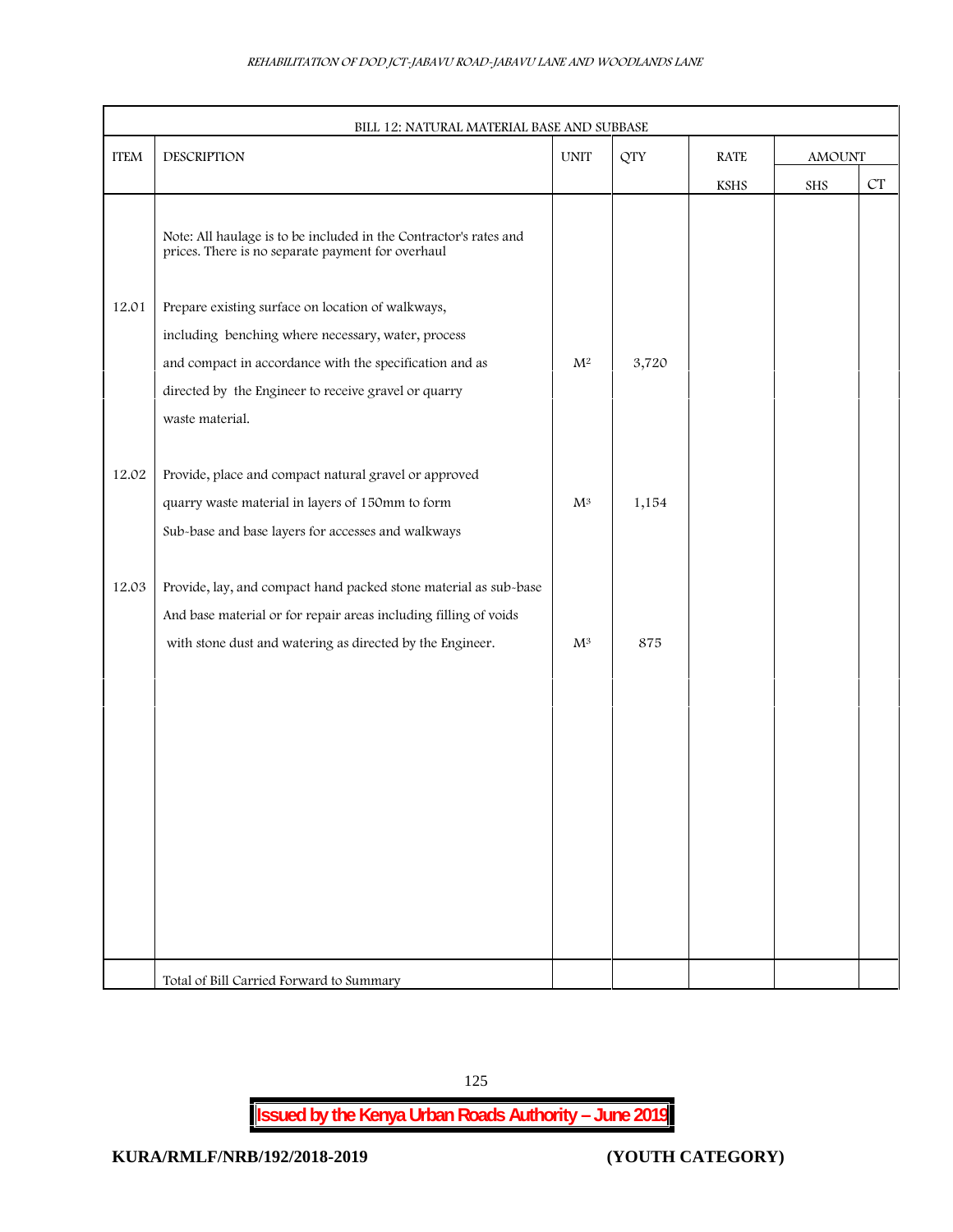| BILL 12: NATURAL MATERIAL BASE AND SUBBASE | | | | | | |
|---|---|---|---|---|---|---|
| ITEM | DESCRIPTION | UNIT | QTY | RATE | AMOUNT | |
| | | | | KSHS | SHS | CT |
| | Note: All haulage is to be included in the Contractor's rates and prices. There is no separate payment for overhaul | | | | | |
| 12.01 | Prepare existing surface on location of walkways, including benching where necessary, water, process and compact in accordance with the specification and as directed by the Engineer to receive gravel or quarry waste material. | $M^2$ | 3,720 | | | |
| 12.02 | Provide, place and compact natural gravel or approved quarry waste material in layers of 150mm to form Sub-base and base layers for accesses and walkways | $M^3$ | 1,154 | | | |
| 12.03 | Provide, lay, and compact hand packed stone material as sub-base And base material or for repair areas including filling of voids with stone dust and watering as directed by the Engineer. | $M^3$ | 875 | | | |
| | Total of Bill Carried Forward to Summary | | | | | |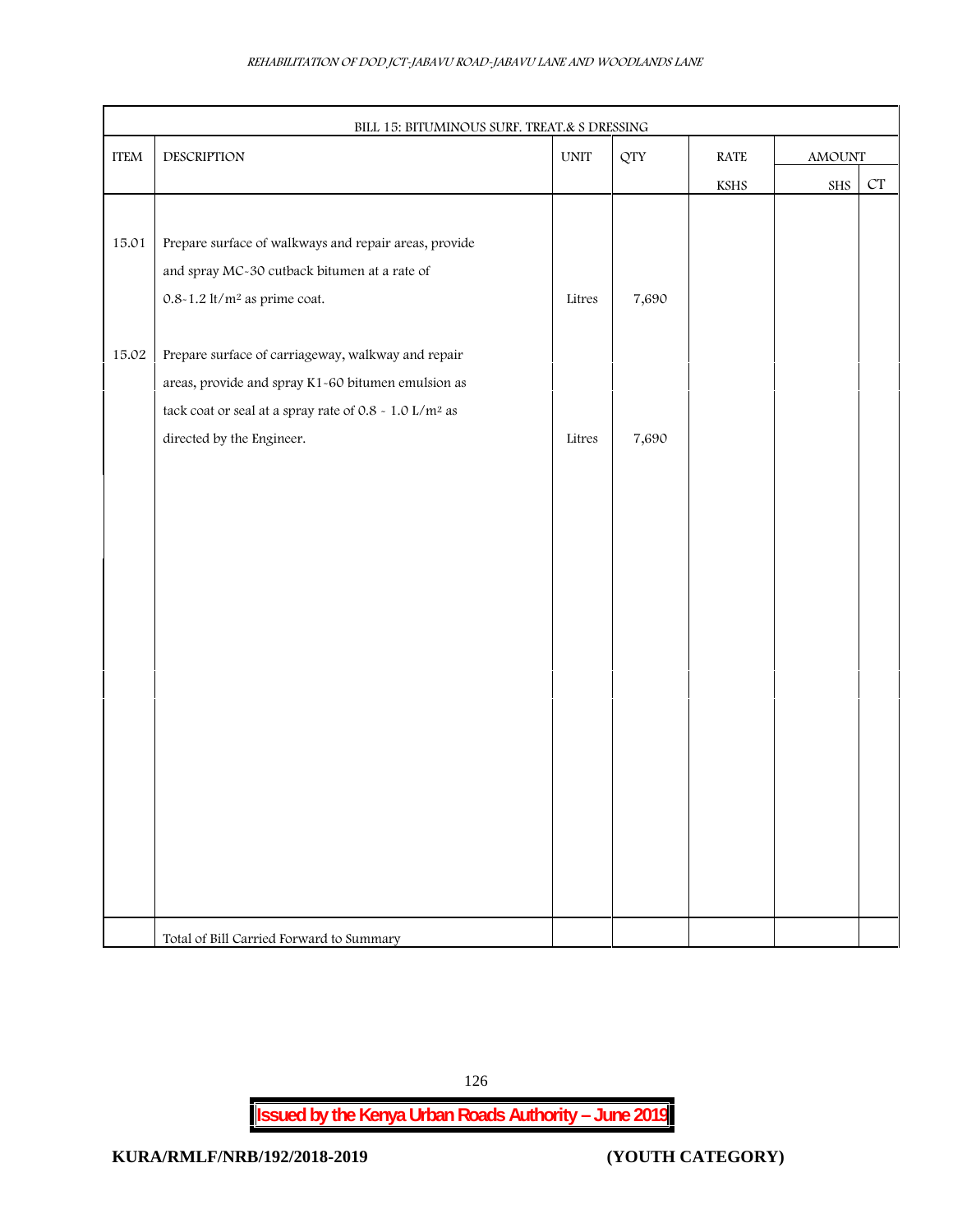| BILL 15: BITUMINOUS SURF. TREAT.& S DRESSING | | | | | | |
|---|---|---|---|---|---|---|
| ITEM | DESCRIPTION | UNIT | QTY | RATE | AMOUNT | |
| | | | | KSHS | SHS | CT |
| 15.01 | Prepare surface of walkways and repair areas, provide and spray MC-30 cutback bitumen at a rate of 0.8-1.2 lt/m² as prime coat. | Litres | 7,690 | | | |
| 15.02 | Prepare surface of carriageway, walkway and repair areas, provide and spray K1-60 bitumen emulsion as tack coat or seal at a spray rate of 0.8 - 1.0 L/m² as directed by the Engineer. | Litres | 7,690 | | | |
| | Total of Bill Carried Forward to Summary | | | | | |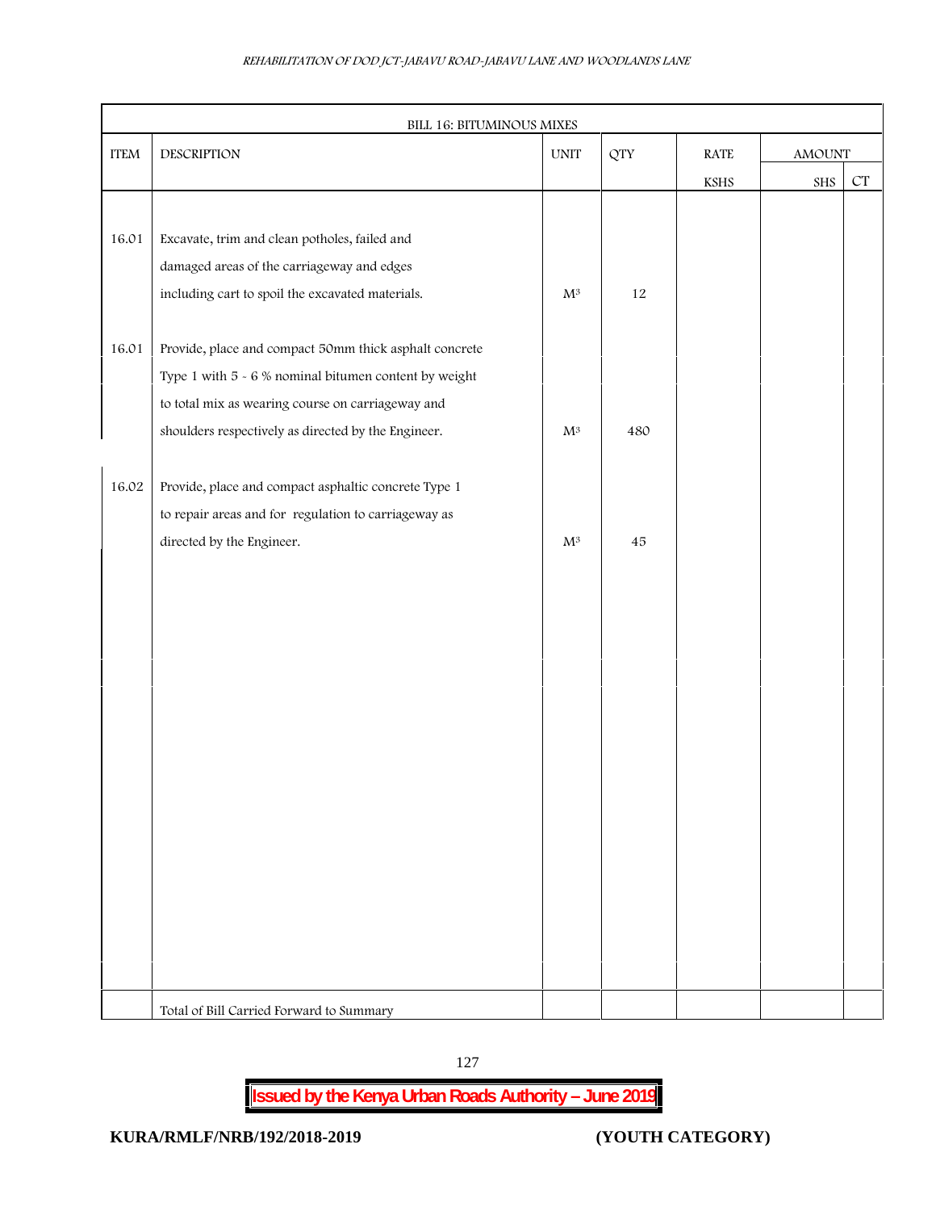| BILL 16: BITUMINOUS MIXES | | | | | | |
|---|---|---|---|---|---|---|
| ITEM | DESCRIPTION | UNIT | QTY | RATE | AMOUNT | |
| | | | | KSHS | SHS | CT |
| 16.01 | Excavate, trim and clean potholes, failed and damaged areas of the carriageway and edges including cart to spoil the excavated materials. | $M^3$ | 12 | | | |
| 16.01 | Provide, place and compact 50mm thick asphalt concrete Type 1 with 5 - 6 % nominal bitumen content by weight to total mix as wearing course on carriageway and shoulders respectively as directed by the Engineer. | $M^3$ | 480 | | | |
| 16.02 | Provide, place and compact asphaltic concrete Type 1 to repair areas and for regulation to carriageway as directed by the Engineer. | $M^3$ | 45 | | | |
| | Total of Bill Carried Forward to Summary | | | | | |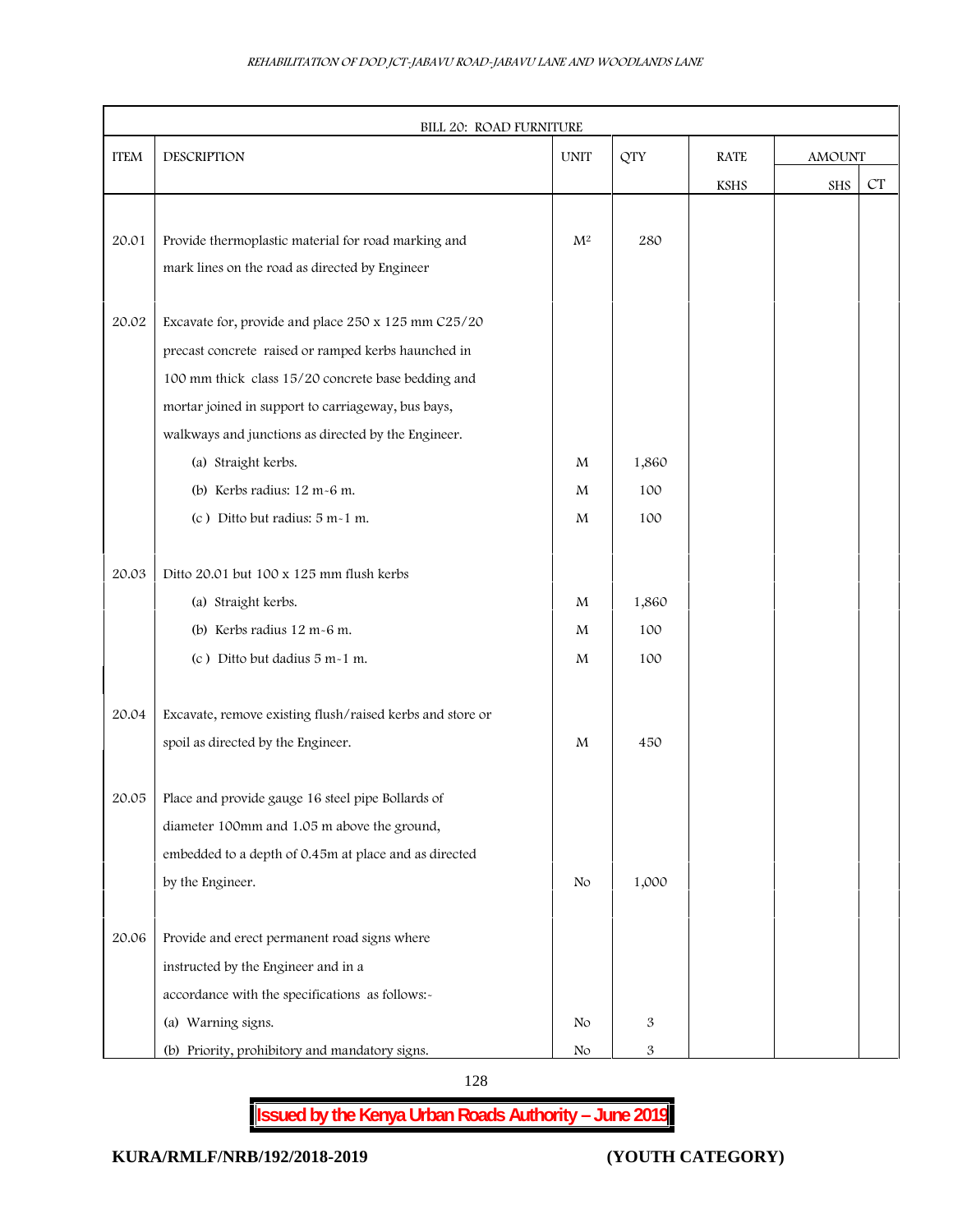| BILL 20: ROAD FURNITURE | | | | | | |
|---|---|---|---|---|---|---|
| ITEM | DESCRIPTION | UNIT | QTY | RATE | AMOUNT | |
| | | | | KSHS | SHS | CT |
| 20.01 | Provide thermoplastic material for road marking and mark lines on the road as directed by Engineer | $M^2$ | 280 | | | |
| 20.02 | Excavate for, provide and place 250 x 125 mm C25/20 precast concrete raised or ramped kerbs haunched in 100 mm thick class 15/20 concrete base bedding and mortar joined in support to carriageway, bus bays, walkways and junctions as directed by the Engineer. | | | | | |
| | (a) Straight kerbs. | M | 1,860 | | | |
| | (b) Kerbs radius: 12 m-6 m. | M | 100 | | | |
| | (c ) Ditto but radius: 5 m-1 m. | M | 100 | | | |
| 20.03 | Ditto 20.01 but 100 x 125 mm flush kerbs | | | | | |
| | (a) Straight kerbs. | M | 1,860 | | | |
| | (b) Kerbs radius 12 m-6 m. | M | 100 | | | |
| | (c ) Ditto but dadius 5 m-1 m. | M | 100 | | | |
| 20.04 | Excavate, remove existing flush/raised kerbs and store or spoil as directed by the Engineer. | M | 450 | | | |
| 20.05 | Place and provide gauge 16 steel pipe Bollards of diameter 100mm and 1.05 m above the ground, embedded to a depth of 0.45m at place and as directed by the Engineer. | No | 1,000 | | | |
| 20.06 | Provide and erect permanent road signs where instructed by the Engineer and in a accordance with the specifications as follows:- | | | | | |
| | (a) Warning signs. | No | 3 | | | |
| | (b) Priority, prohibitory and mandatory signs. | No | 3 | | | |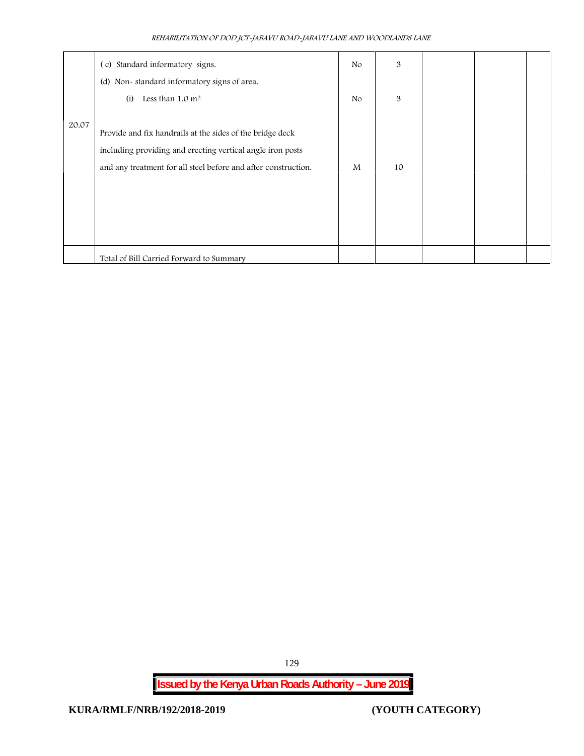| | | | | | | |
|---|---|---|---|---|---|---|
| | ( c) Standard informatory signs. | No | 3 | | | |
| | (d) Non- standard informatory signs of area. | | | | | |
| | (i) Less than 1.0 $m^2$. | No | 3 | | | |
| 20.07 | Provide and fix handrails at the sides of the bridge deck including providing and erecting vertical angle iron posts and any treatment for all steel before and after construction. | M | 10 | | | |
| | Total of Bill Carried Forward to Summary | | | | | |

**Issued by the Kenya Urban Roads Authority – June 2019**

**KURA/RMLF/NRB/192/2018-2019** **(YOUTH CATEGORY)**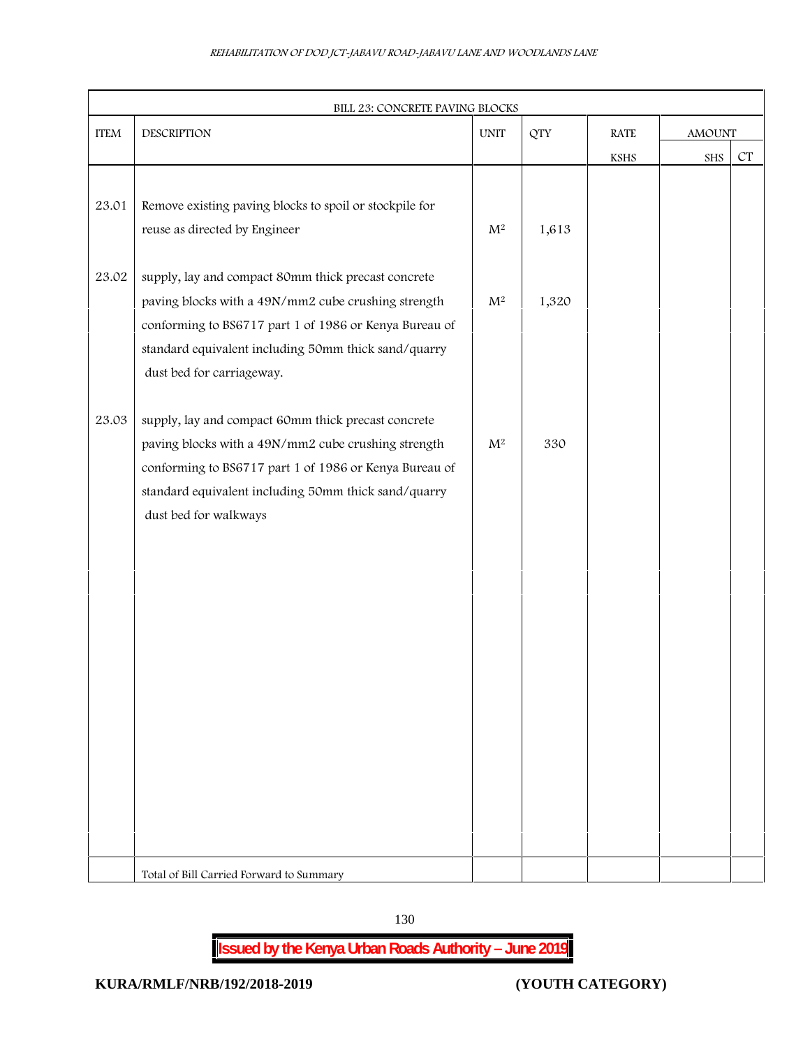| BILL 23: CONCRETE PAVING BLOCKS | | | | | | |
|---|---|---|---|---|---|---|
| ITEM | DESCRIPTION | UNIT | QTY | RATE | AMOUNT | |
| | | | | KSHS | SHS | CT |
| 23.01 | Remove existing paving blocks to spoil or stockpile for reuse as directed by Engineer | $M^2$ | 1,613 | | | |
| 23.02 | supply, lay and compact 80mm thick precast concrete paving blocks with a 49N/mm2 cube crushing strength conforming to BS6717 part 1 of 1986 or Kenya Bureau of standard equivalent including 50mm thick sand/quarry dust bed for carriageway. | $M^2$ | 1,320 | | | |
| 23.03 | supply, lay and compact 60mm thick precast concrete paving blocks with a 49N/mm2 cube crushing strength conforming to BS6717 part 1 of 1986 or Kenya Bureau of standard equivalent including 50mm thick sand/quarry dust bed for walkways | $M^2$ | 330 | | | |
| | Total of Bill Carried Forward to Summary | | | | | |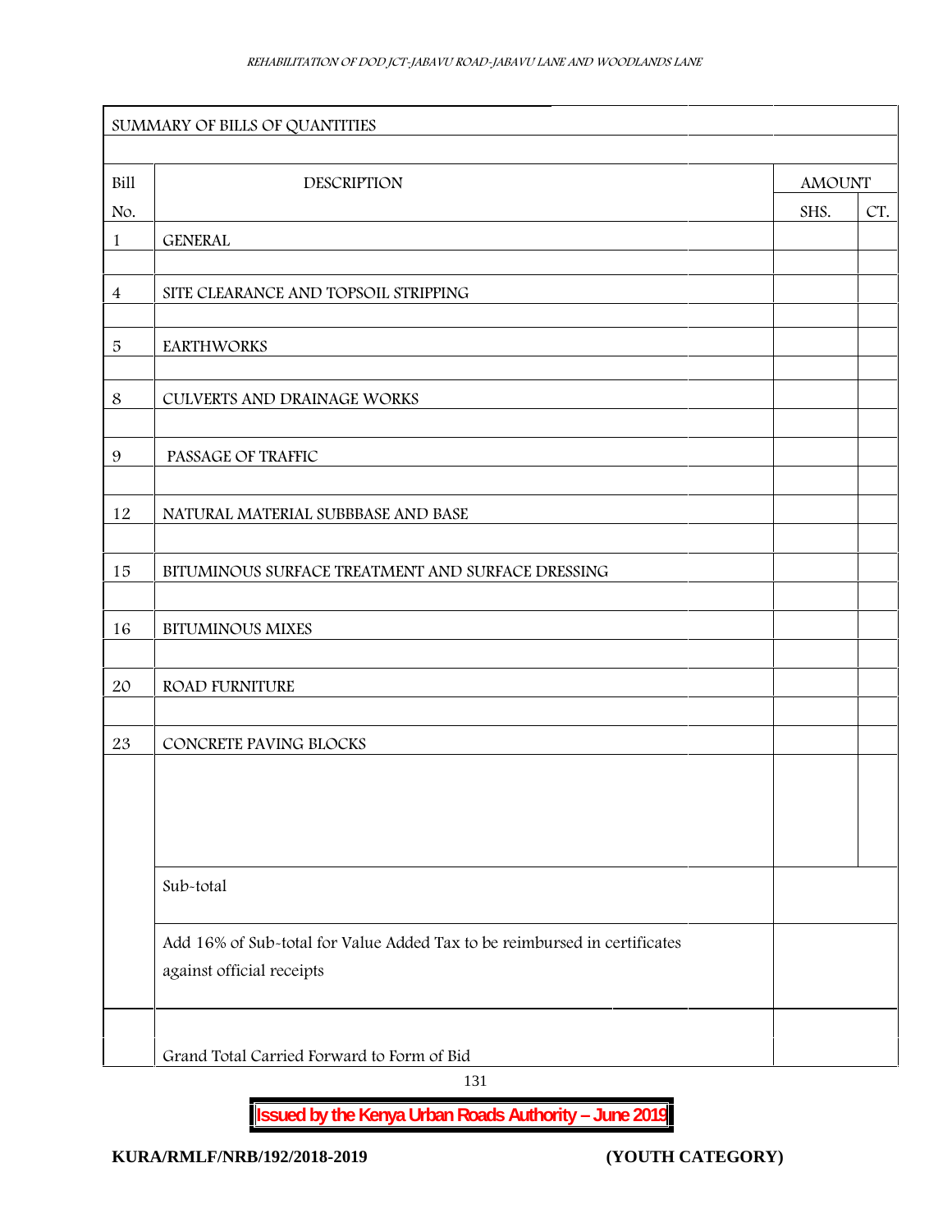| SUMMARY OF BILLS OF QUANTITIES | | | |
|---|---|---|---|
| **Bill No.** | **DESCRIPTION** | **AMOUNT** | |
| | | **SHS.** | **CT.** |
| 1 | GENERAL | | |
| 4 | SITE CLEARANCE AND TOPSOIL STRIPPING | | |
| 5 | EARTHWORKS | | |
| 8 | CULVERTS AND DRAINAGE WORKS | | |
| 9 | PASSAGE OF TRAFFIC | | |
| 12 | NATURAL MATERIAL SUBBBASE AND BASE | | |
| 15 | BITUMINOUS SURFACE TREATMENT AND SURFACE DRESSING | | |
| 16 | BITUMINOUS MIXES | | |
| 20 | ROAD FURNITURE | | |
| 23 | CONCRETE PAVING BLOCKS | | |
| | Sub-total | | |
| | Add 16% of Sub-total for Value Added Tax to be reimbursed in certificates against official receipts | | |
| | Grand Total Carried Forward to Form of Bid | | |

**Issued by the Kenya Urban Roads Authority – June 2019**

**KURA/RMLF/NRB/192/2018-2019** **(YOUTH CATEGORY)**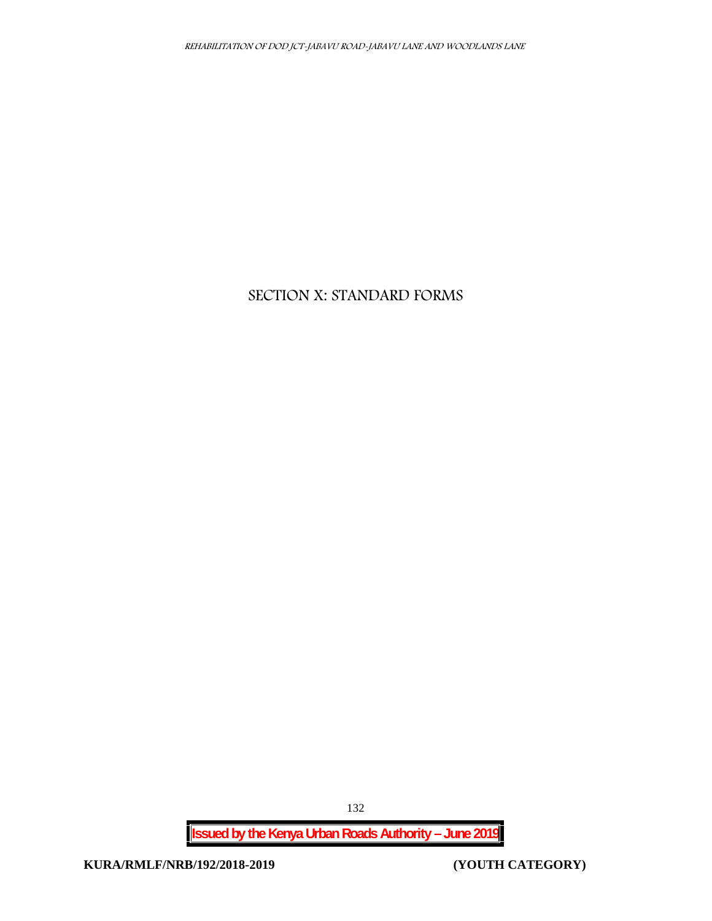# SECTION X: STANDARD FORMS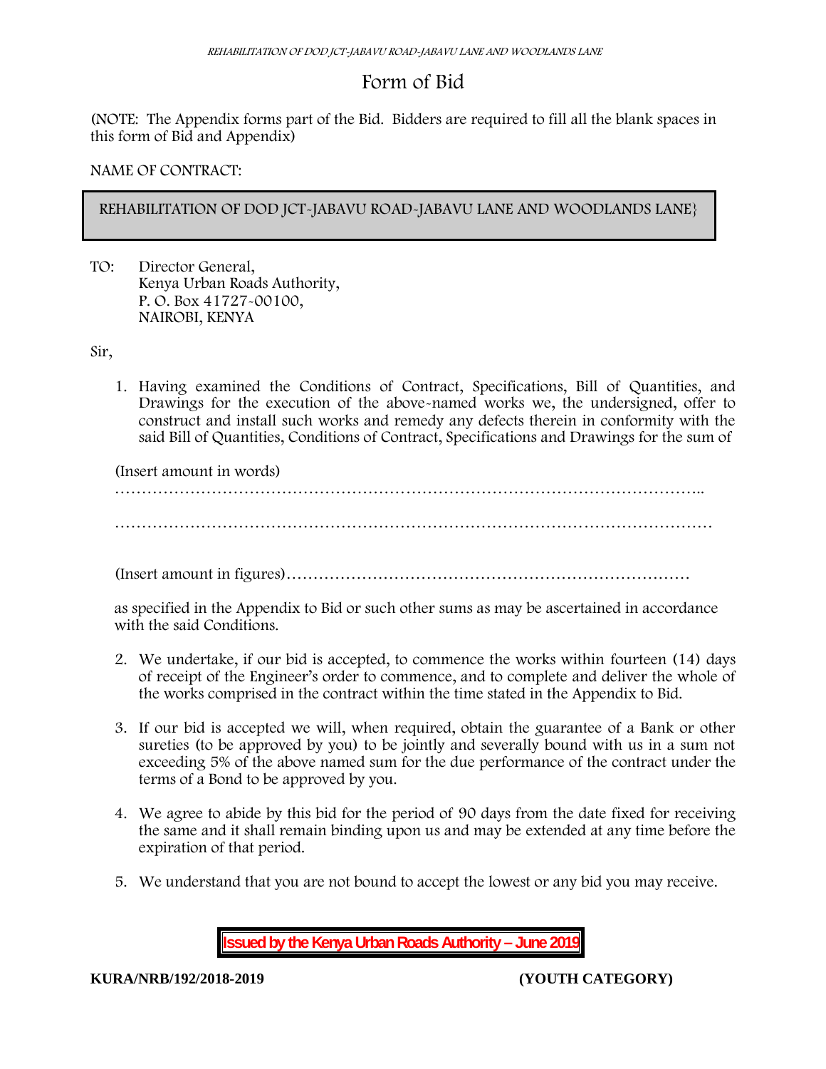# Form of Bid

(NOTE: The Appendix forms part of the Bid. Bidders are required to fill all the blank spaces in this form of Bid and Appendix)

NAME OF CONTRACT:

REHABILITATION OF DOD JCT-JABAVU ROAD-JABAVU LANE AND WOODLANDS LANE}

TO: Director General,
Kenya Urban Roads Authority,
P. O. Box 41727-00100,
NAIROBI, KENYA

Sir,

1. Having examined the Conditions of Contract, Specifications, Bill of Quantities, and Drawings for the execution of the above-named works we, the undersigned, offer to construct and install such works and remedy any defects therein in conformity with the said Bill of Quantities, Conditions of Contract, Specifications and Drawings for the sum of

   (Insert amount in words)
   ………………………………………………………………………………………………..

   ………………………………………………………………………………………………

   (Insert amount in figures)…………………………………………………………………

   as specified in the Appendix to Bid or such other sums as may be ascertained in accordance with the said Conditions.

2. We undertake, if our bid is accepted, to commence the works within fourteen (14) days of receipt of the Engineer's order to commence, and to complete and deliver the whole of the works comprised in the contract within the time stated in the Appendix to Bid.

3. If our bid is accepted we will, when required, obtain the guarantee of a Bank or other sureties (to be approved by you) to be jointly and severally bound with us in a sum not exceeding 5% of the above named sum for the due performance of the contract under the terms of a Bond to be approved by you.

4. We agree to abide by this bid for the period of 90 days from the date fixed for receiving the same and it shall remain binding upon us and may be extended at any time before the expiration of that period.

5. We understand that you are not bound to accept the lowest or any bid you may receive.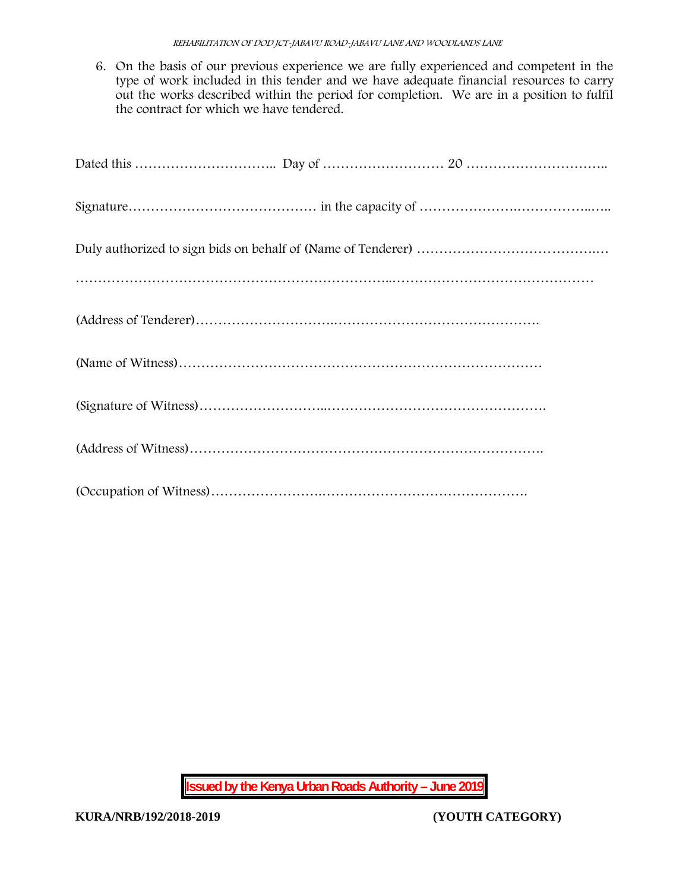6. On the basis of our previous experience we are fully experienced and competent in the type of work included in this tender and we have adequate financial resources to carry out the works described within the period for completion. We are in a position to fulfil the contract for which we have tendered.

Dated this ………………………….. Day of ……………………… 20 …………………………..

Signature…………………………………… in the capacity of …………………..……………..…..

Duly authorized to sign bids on behalf of (Name of Tenderer) ……………………………….…

…………………………………………………………..………………………………………

(Address of Tenderer)…………………………..……………………………………….

(Name of Witness)………………………………………………………………………

(Signature of Witness)………………………..………………………………………….

(Address of Witness)…………………………………………………………………….

(Occupation of Witness)…………………….……………………………………….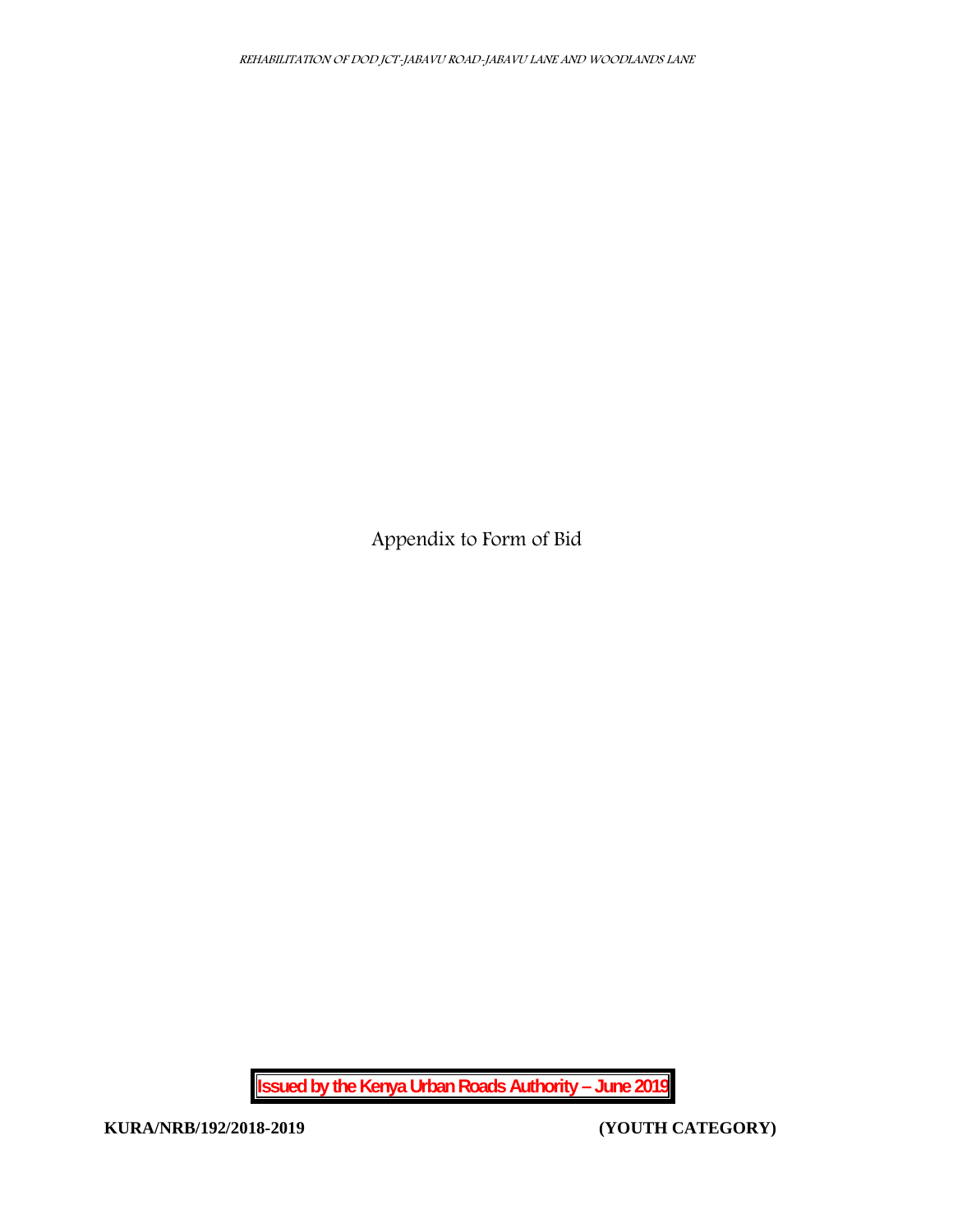# Appendix to Form of Bid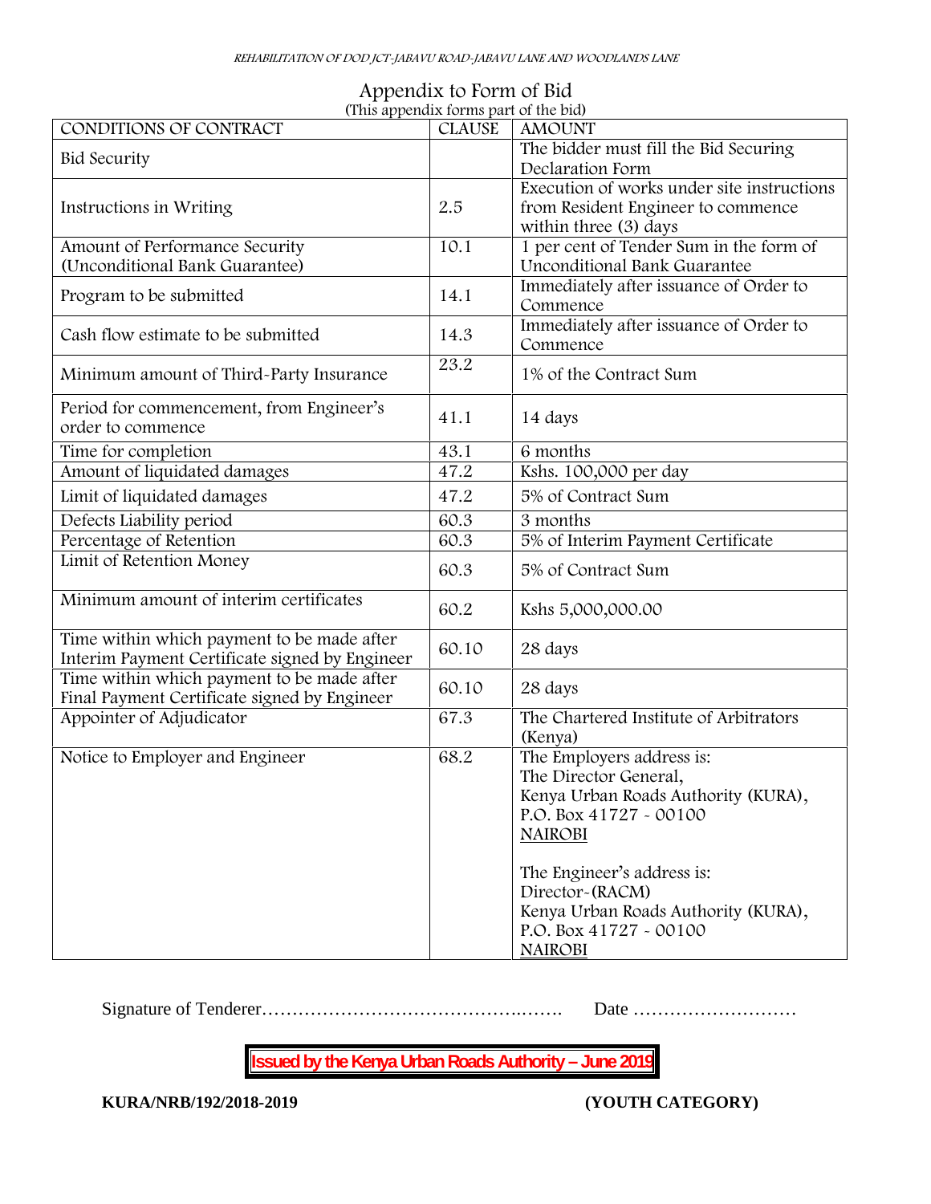# Appendix to Form of Bid

(This appendix forms part of the bid)

| CONDITIONS OF CONTRACT | CLAUSE | AMOUNT |
|---|---|---|
| Bid Security | | The bidder must fill the Bid Securing Declaration Form |
| Instructions in Writing | 2.5 | Execution of works under site instructions from Resident Engineer to commence within three (3) days |
| Amount of Performance Security (Unconditional Bank Guarantee) | 10.1 | 1 per cent of Tender Sum in the form of Unconditional Bank Guarantee |
| Program to be submitted | 14.1 | Immediately after issuance of Order to Commence |
| Cash flow estimate to be submitted | 14.3 | Immediately after issuance of Order to Commence |
| Minimum amount of Third-Party Insurance | 23.2 | 1% of the Contract Sum |
| Period for commencement, from Engineer's order to commence | 41.1 | 14 days |
| Time for completion | 43.1 | 6 months |
| Amount of liquidated damages | 47.2 | Kshs. 100,000 per day |
| Limit of liquidated damages | 47.2 | 5% of Contract Sum |
| Defects Liability period | 60.3 | 3 months |
| Percentage of Retention | 60.3 | 5% of Interim Payment Certificate |
| Limit of Retention Money | 60.3 | 5% of Contract Sum |
| Minimum amount of interim certificates | 60.2 | Kshs 5,000,000.00 |
| Time within which payment to be made after Interim Payment Certificate signed by Engineer | 60.10 | 28 days |
| Time within which payment to be made after Final Payment Certificate signed by Engineer | 60.10 | 28 days |
| Appointer of Adjudicator | 67.3 | The Chartered Institute of Arbitrators (Kenya) |
| Notice to Employer and Engineer | 68.2 | The Employers address is:<br>The Director General,<br>Kenya Urban Roads Authority (KURA),<br>P.O. Box 41727 - 00100<br>NAIROBI<br><br>The Engineer's address is:<br>Director-(RACM)<br>Kenya Urban Roads Authority (KURA),<br>P.O. Box 41727 - 00100<br>NAIROBI |

Signature of Tenderer…………………………………….……. Date ………………………

**Issued by the Kenya Urban Roads Authority – June 2019**

**KURA/NRB/192/2018-2019** **(YOUTH CATEGORY)**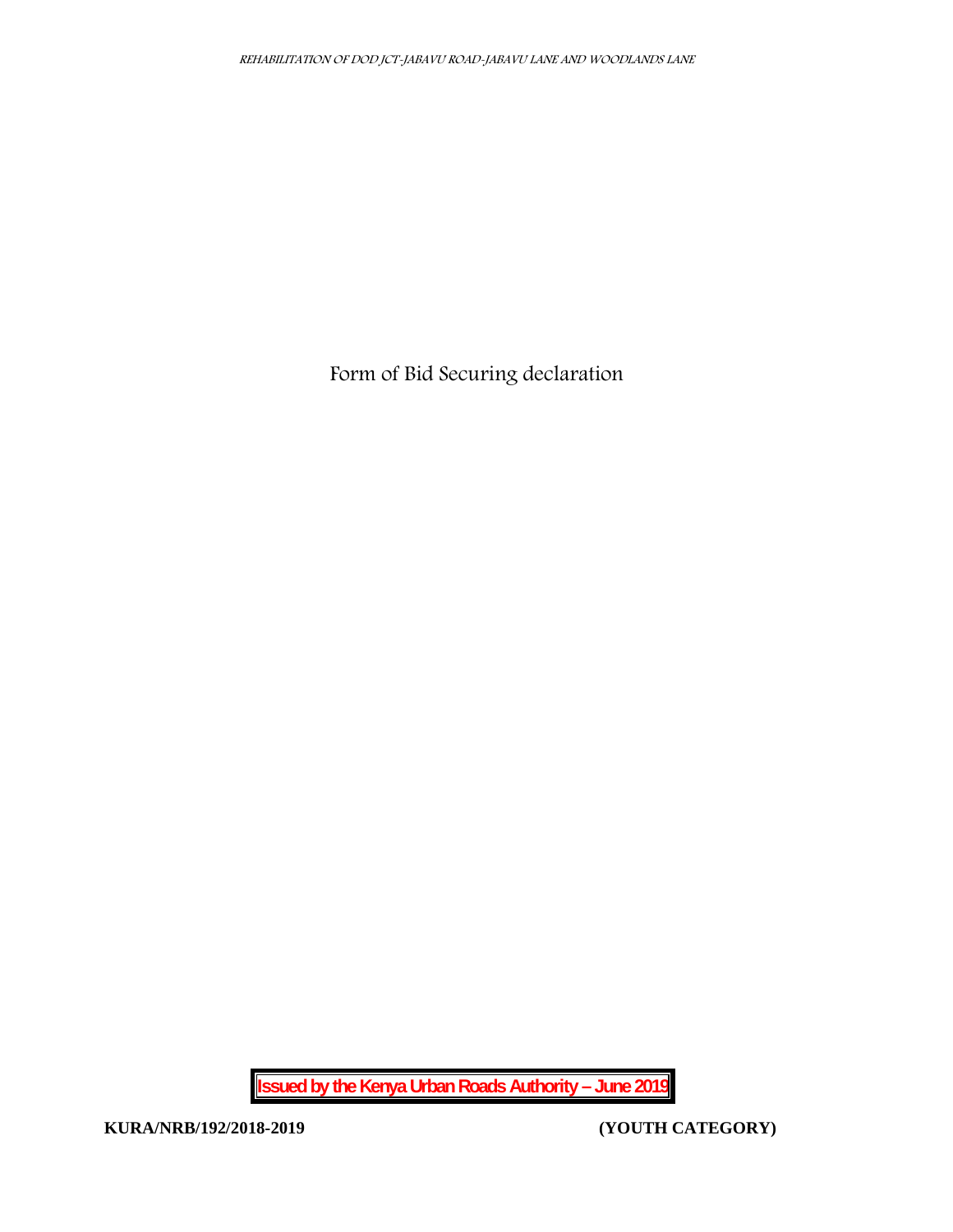Form of Bid Securing declaration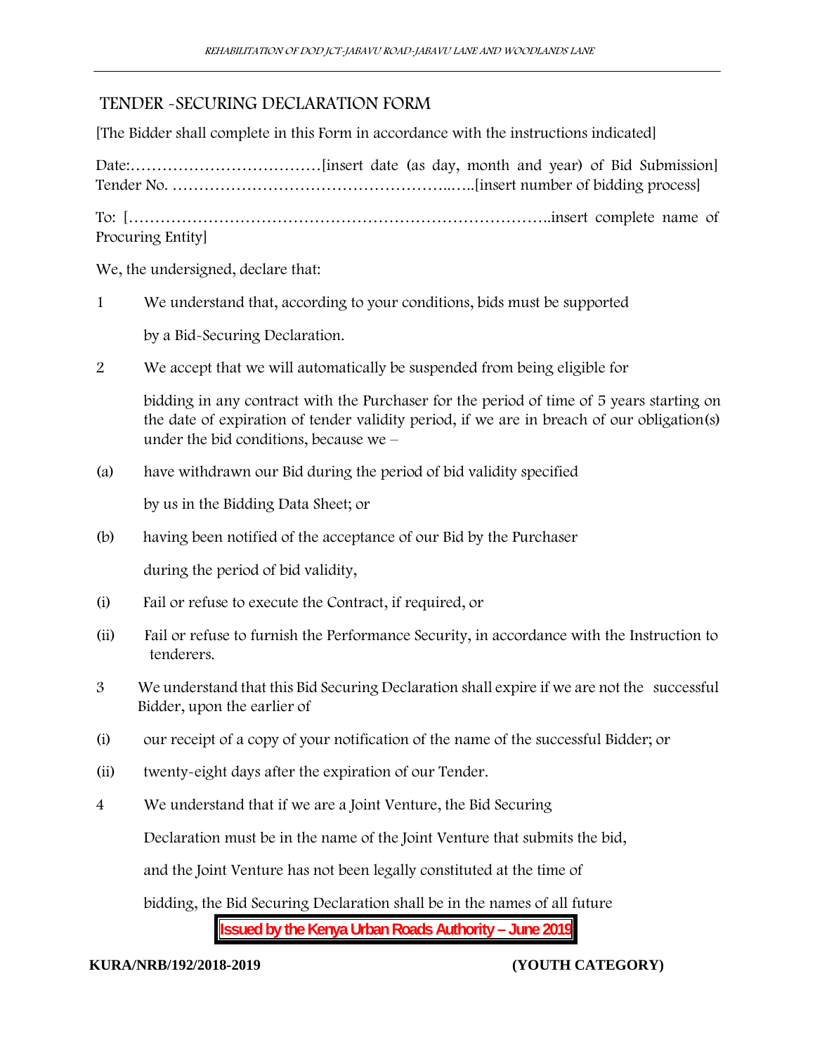## TENDER -SECURING DECLARATION FORM

[The Bidder shall complete in this Form in accordance with the instructions indicated]

Date:………………………………[insert date (as day, month and year) of Bid Submission]
Tender No. …………………………………………..…..[insert number of bidding process]

To: […………………………………………………………………..insert complete name of Procuring Entity]

We, the undersigned, declare that:

1 We understand that, according to your conditions, bids must be supported by a Bid-Securing Declaration.

2 We accept that we will automatically be suspended from being eligible for bidding in any contract with the Purchaser for the period of time of 5 years starting on the date of expiration of tender validity period, if we are in breach of our obligation(s) under the bid conditions, because we –

(a) have withdrawn our Bid during the period of bid validity specified by us in the Bidding Data Sheet; or

(b) having been notified of the acceptance of our Bid by the Purchaser during the period of bid validity,

(i) Fail or refuse to execute the Contract, if required, or

(ii) Fail or refuse to furnish the Performance Security, in accordance with the Instruction to tenderers.

3 We understand that this Bid Securing Declaration shall expire if we are not the successful Bidder, upon the earlier of

(i) our receipt of a copy of your notification of the name of the successful Bidder; or

(ii) twenty-eight days after the expiration of our Tender.

4 We understand that if we are a Joint Venture, the Bid Securing Declaration must be in the name of the Joint Venture that submits the bid, and the Joint Venture has not been legally constituted at the time of bidding, the Bid Securing Declaration shall be in the names of all future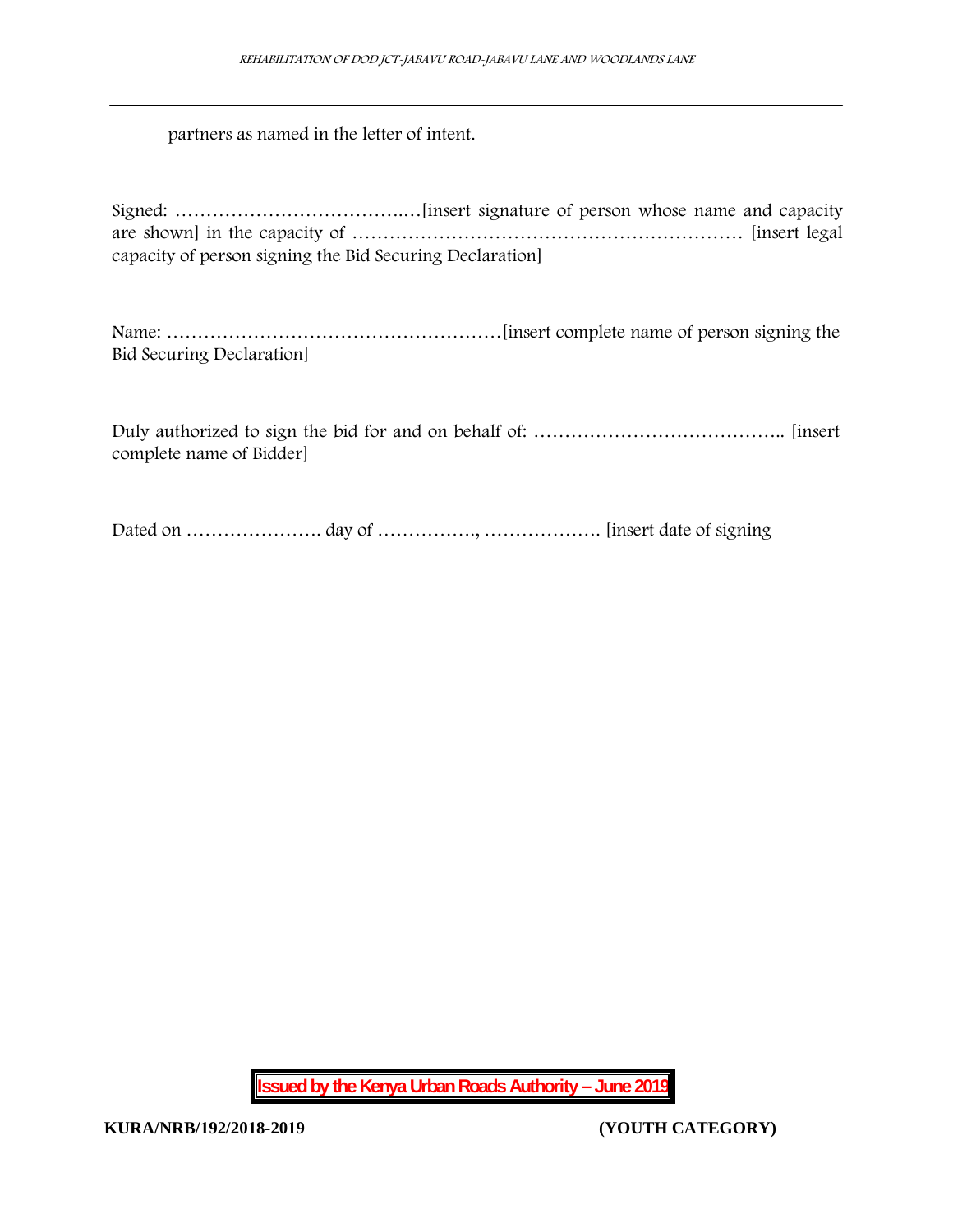partners as named in the letter of intent.

Signed: ……………………………….…[insert signature of person whose name and capacity are shown] in the capacity of ……………………………………………………… [insert legal capacity of person signing the Bid Securing Declaration]

Name: ………………………………………………[insert complete name of person signing the Bid Securing Declaration]

Duly authorized to sign the bid for and on behalf of: ………………………………….. [insert complete name of Bidder]

Dated on …………………. day of ……………., ………………. [insert date of signing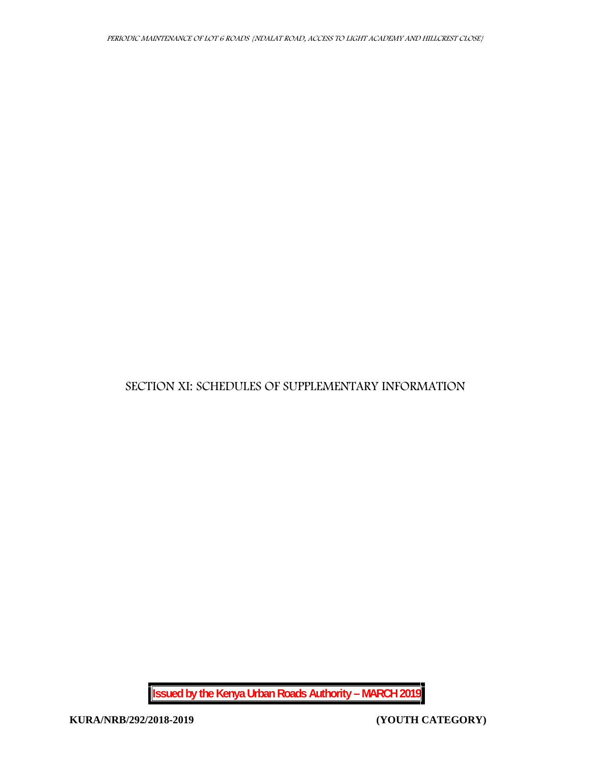# SECTION XI: SCHEDULES OF SUPPLEMENTARY INFORMATION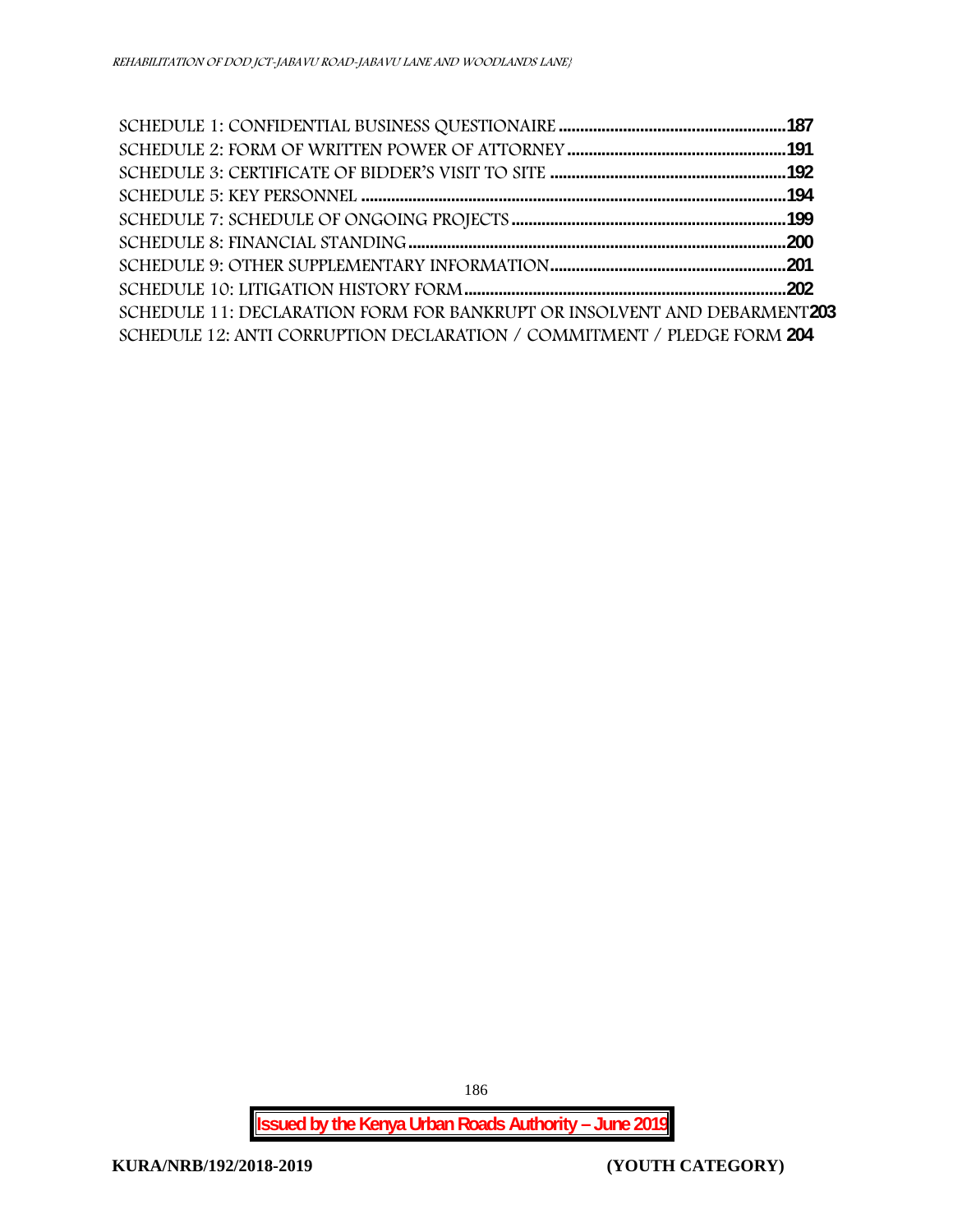SCHEDULE 1: CONFIDENTIAL BUSINESS QUESTIONAIRE ..................................................... 187
SCHEDULE 2: FORM OF WRITTEN POWER OF ATTORNEY ................................................... 191
SCHEDULE 3: CERTIFICATE OF BIDDER'S VISIT TO SITE ..................................................... 192
SCHEDULE 5: KEY PERSONNEL ................................................................................................ 194
SCHEDULE 7: SCHEDULE OF ONGOING PROJECTS ............................................................. 199
SCHEDULE 8: FINANCIAL STANDING ..................................................................................... 200
SCHEDULE 9: OTHER SUPPLEMENTARY INFORMATION ..................................................... 201
SCHEDULE 10: LITIGATION HISTORY FORM .......................................................................... 202
SCHEDULE 11: DECLARATION FORM FOR BANKRUPT OR INSOLVENT AND DEBARMENT 203
SCHEDULE 12: ANTI CORRUPTION DECLARATION / COMMITMENT / PLEDGE FORM 204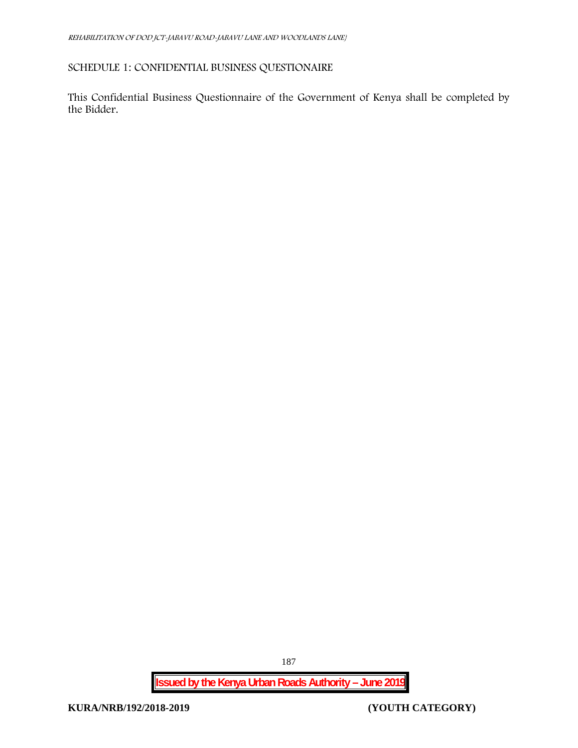## SCHEDULE 1: CONFIDENTIAL BUSINESS QUESTIONAIRE

This Confidential Business Questionnaire of the Government of Kenya shall be completed by the Bidder.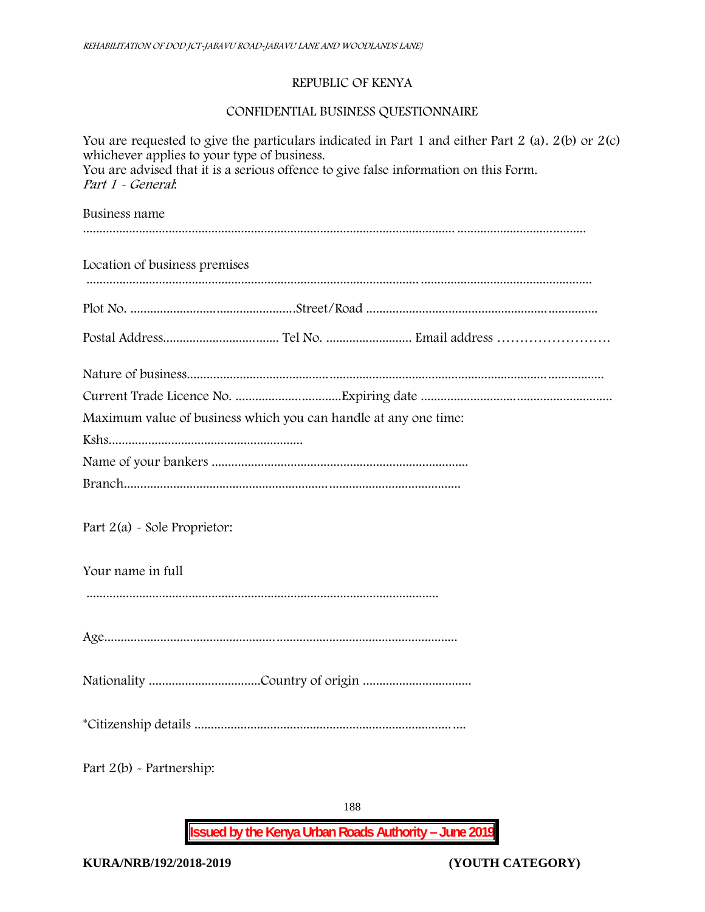REPUBLIC OF KENYA

CONFIDENTIAL BUSINESS QUESTIONNAIRE

You are requested to give the particulars indicated in Part 1 and either Part 2 (a). 2(b) or 2(c) whichever applies to your type of business.
You are advised that it is a serious offence to give false information on this Form.
*Part 1 - General*:

Business name
..................................................................................................................................................

Location of business premises
..................................................................................................................................................

Plot No. .................................................Street/Road .....................................................................

Postal Address.................................. Tel No. ......................... Email address ……………………

Nature of business..............................................................................................................................

Current Trade Licence No. ................................Expiring date .........................................................

Maximum value of business which you can handle at any one time:

Kshs..........................................................

Name of your bankers ............................................................................

Branch.....................................................................................................

Part 2(a) - Sole Proprietor:

Your name in full
..........................................................................................................

Age.........................................................................................................................

Nationality .................................Country of origin ................................

*Citizenship details ..............................................................................

Part 2(b) - Partnership: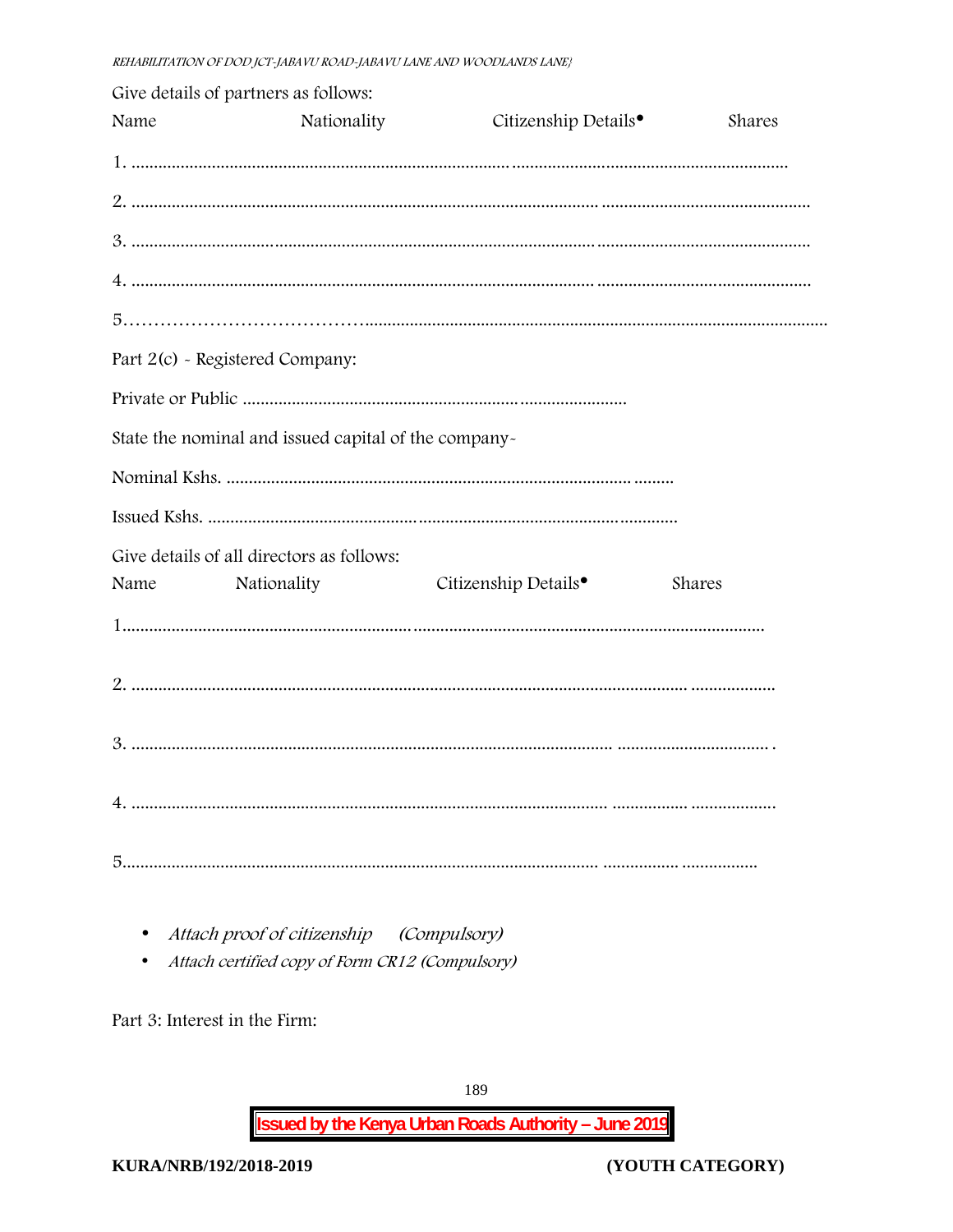Give details of partners as follows:

Name Nationality Citizenship Details• Shares

1. ................................................................................................................................................................

2. ................................................................................................................................................................

3. ................................................................................................................................................................

4. ................................................................................................................................................................

5……………………………………......................................................................................................................

Part 2(c) - Registered Company:

Private or Public .........................................................................................

State the nominal and issued capital of the company-

Nominal Kshs. ..............................................................................................

Issued Kshs. ..................................................................................................

Give details of all directors as follows:

Name Nationality Citizenship Details• Shares

1...............................................................................................................................................

2. .............................................................................................................................................

3. ............................................................................................................................................ .

4. .............................................................................................................................................

5.............................................................................................................................................

- *Attach proof of citizenship (Compulsory)*
- *Attach certified copy of Form CR12 (Compulsory)*

Part 3: Interest in the Firm: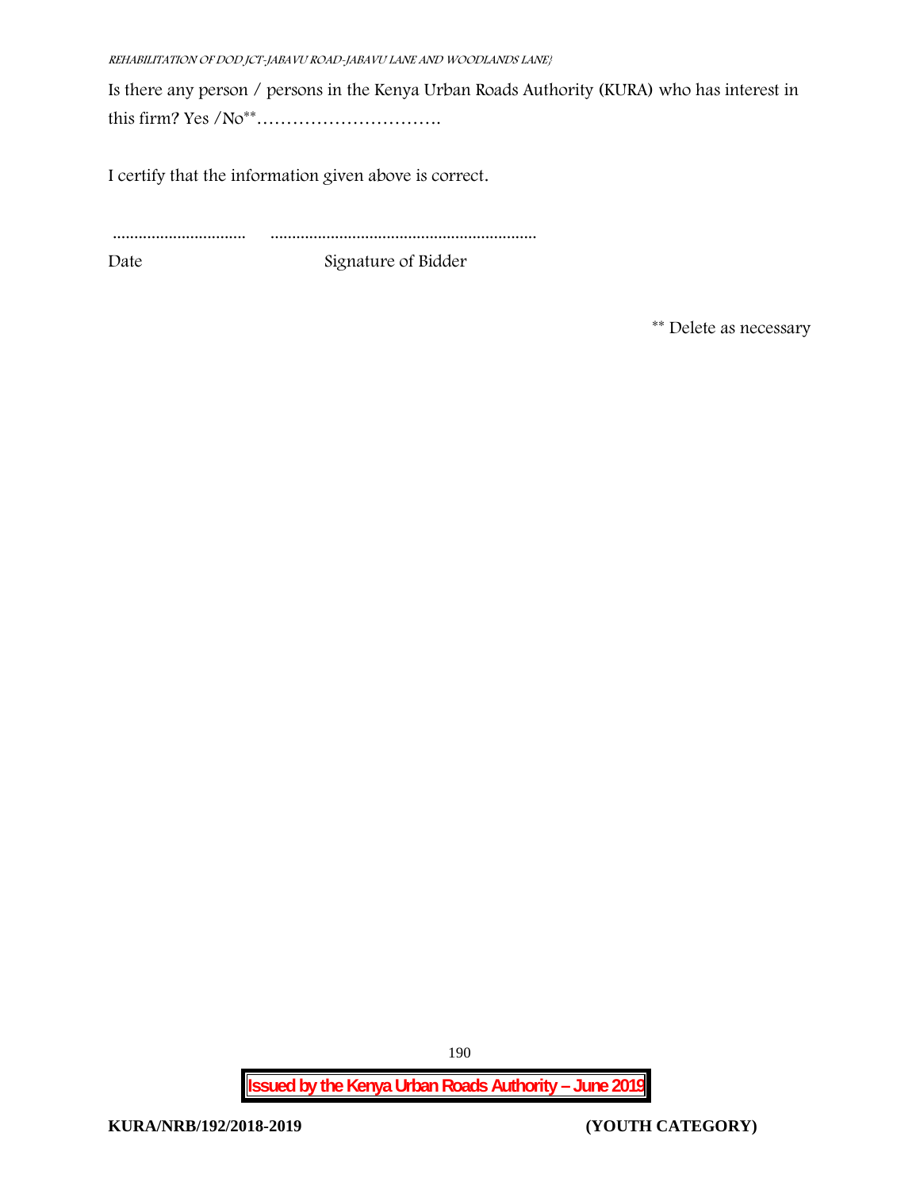Is there any person / persons in the Kenya Urban Roads Authority (KURA) who has interest in this firm? Yes /No** …………………………….

I certify that the information given above is correct.

............................... ..............................................................

Date Signature of Bidder

** Delete as necessary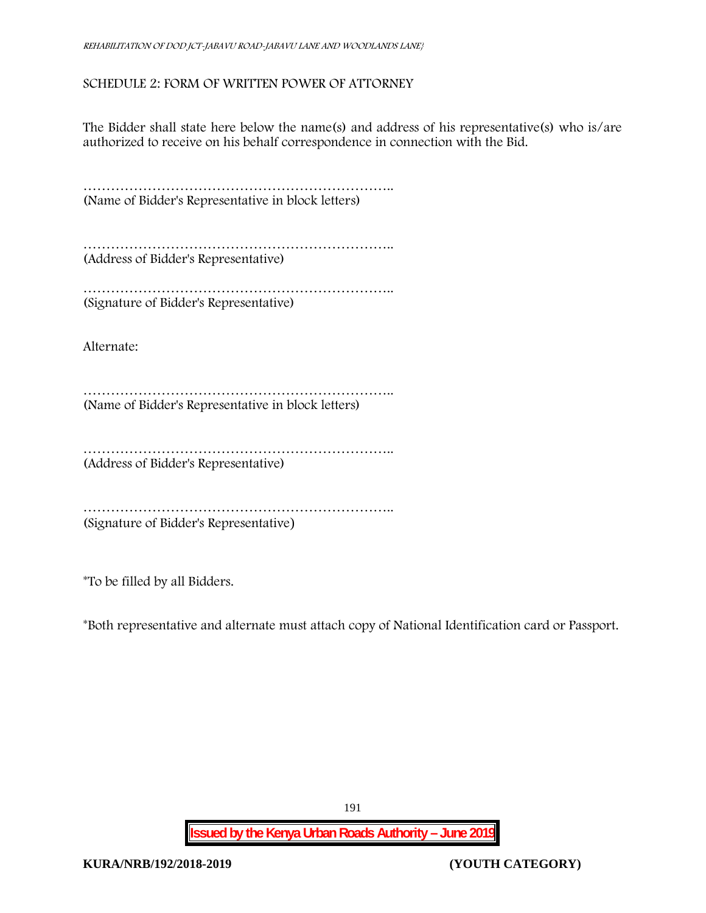## SCHEDULE 2: FORM OF WRITTEN POWER OF ATTORNEY

The Bidder shall state here below the name(s) and address of his representative(s) who is/are authorized to receive on his behalf correspondence in connection with the Bid.

……………………………………………………………..
(Name of Bidder's Representative in block letters)

……………………………………………………………..
(Address of Bidder's Representative)

……………………………………………………………..
(Signature of Bidder's Representative)

Alternate:

……………………………………………………………..
(Name of Bidder's Representative in block letters)

……………………………………………………………..
(Address of Bidder's Representative)

……………………………………………………………..
(Signature of Bidder's Representative)

*To be filled by all Bidders.

*Both representative and alternate must attach copy of National Identification card or Passport.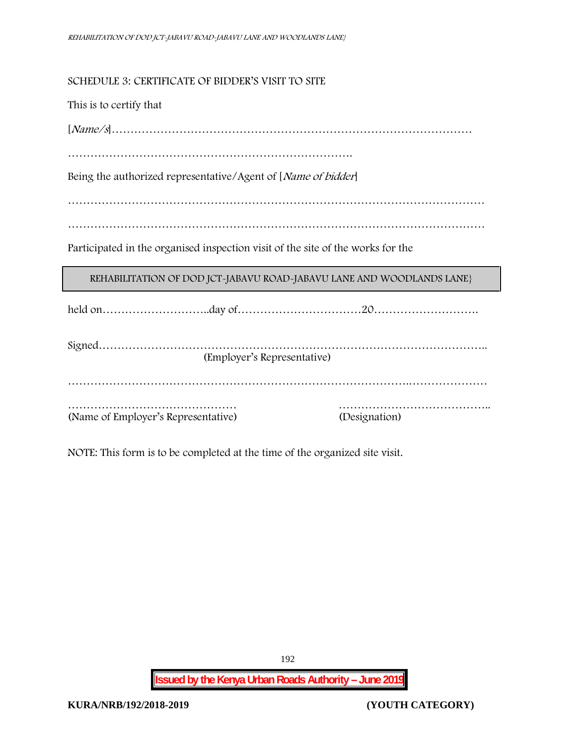## SCHEDULE 3: CERTIFICATE OF BIDDER'S VISIT TO SITE

This is to certify that

[*Name/s*]……………………………………………………………………………………

………………………………………………………………….

Being the authorized representative/Agent of [*Name of bidder*]

…………………………………………………………………………………………………

…………………………………………………………………………………………………

Participated in the organised inspection visit of the site of the works for the

| REHABILITATION OF DOD JCT-JABAVU ROAD-JABAVU LANE AND WOODLANDS LANE} |
|---|

held on………………………..day of……………………………20……………………….

Signed…………………………………………………………………………………………..
(Employer's Representative)

…………………………………………………………………………….…………………

……………………………………… (Name of Employer's Representative)

………………………………….. (Designation)

NOTE: This form is to be completed at the time of the organized site visit.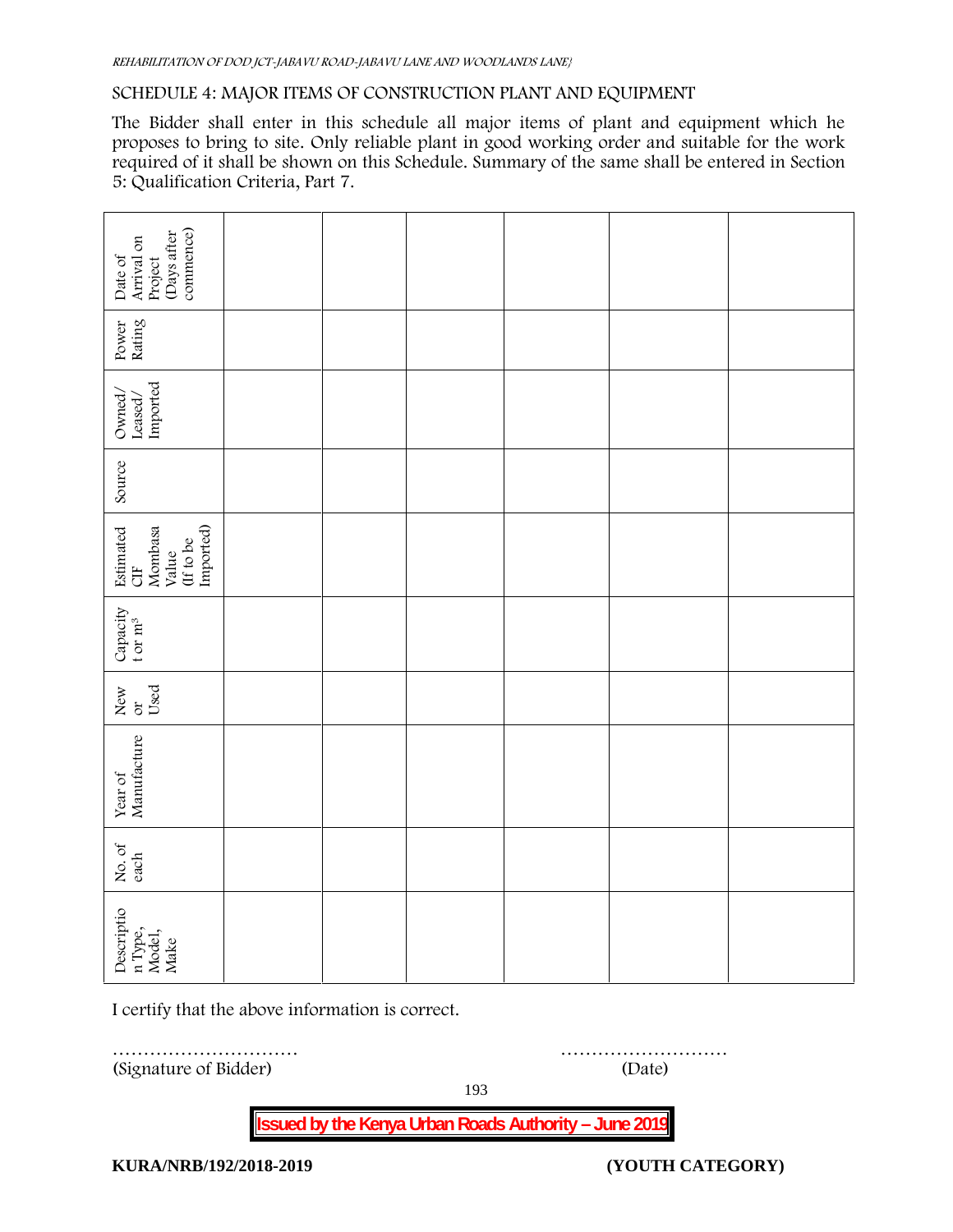SCHEDULE 4: MAJOR ITEMS OF CONSTRUCTION PLANT AND EQUIPMENT

The Bidder shall enter in this schedule all major items of plant and equipment which he proposes to bring to site. Only reliable plant in good working order and suitable for the work required of it shall be shown on this Schedule. Summary of the same shall be entered in Section 5: Qualification Criteria, Part 7.

| Description Type, Model, Make | No. of each | Year of Manufacture | New or Used | Capacity t or $m^3$ | Estimated CIF Mombasa Value (If to be Imported) | Source | Owned/ Leased/ Imported | Power Rating | Date of Arrival on Project (Days after commence) |
|---|---|---|---|---|---|---|---|---|---|
| | | | | | | | | | |
| | | | | | | | | | |
| | | | | | | | | | |
| | | | | | | | | | |
| | | | | | | | | | |
| | | | | | | | | | |

I certify that the above information is correct.

………………………… ………………………
(Signature of Bidder) (Date)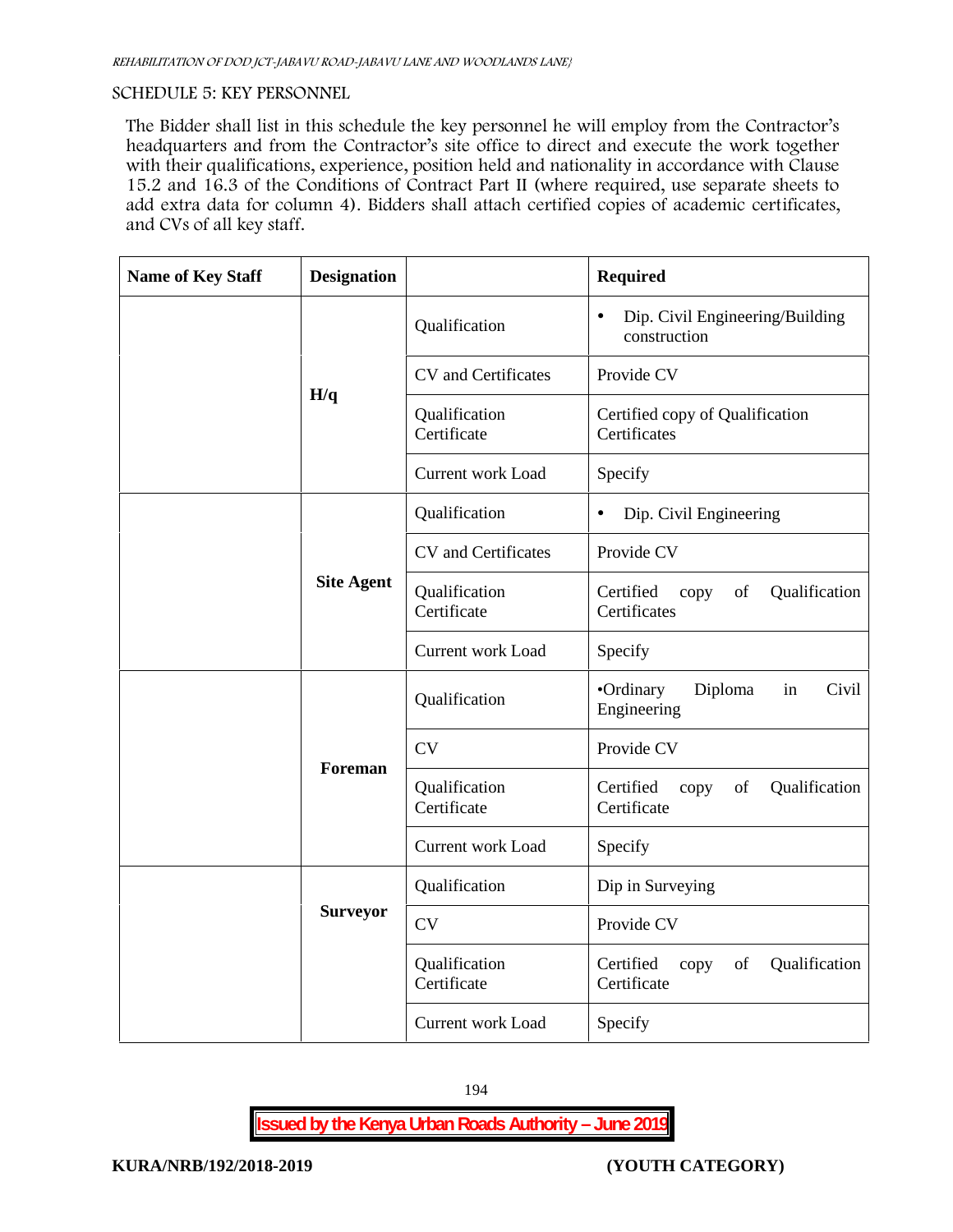SCHEDULE 5: KEY PERSONNEL

The Bidder shall list in this schedule the key personnel he will employ from the Contractor's headquarters and from the Contractor's site office to direct and execute the work together with their qualifications, experience, position held and nationality in accordance with Clause 15.2 and 16.3 of the Conditions of Contract Part II (where required, use separate sheets to add extra data for column 4). Bidders shall attach certified copies of academic certificates, and CVs of all key staff.

| Name of Key Staff | Designation | | Required |
|---|---|---|---|
| | H/q | Qualification | • Dip. Civil Engineering/Building construction |
| | | CV and Certificates | Provide CV |
| | | Qualification Certificate | Certified copy of Qualification Certificates |
| | | Current work Load | Specify |
| | Site Agent | Qualification | • Dip. Civil Engineering |
| | | CV and Certificates | Provide CV |
| | | Qualification Certificate | Certified copy of Qualification Certificates |
| | | Current work Load | Specify |
| | Foreman | Qualification | •Ordinary Diploma in Civil Engineering |
| | | CV | Provide CV |
| | | Qualification Certificate | Certified copy of Qualification Certificate |
| | | Current work Load | Specify |
| | Surveyor | Qualification | Dip in Surveying |
| | | CV | Provide CV |
| | | Qualification Certificate | Certified copy of Qualification Certificate |
| | | Current work Load | Specify |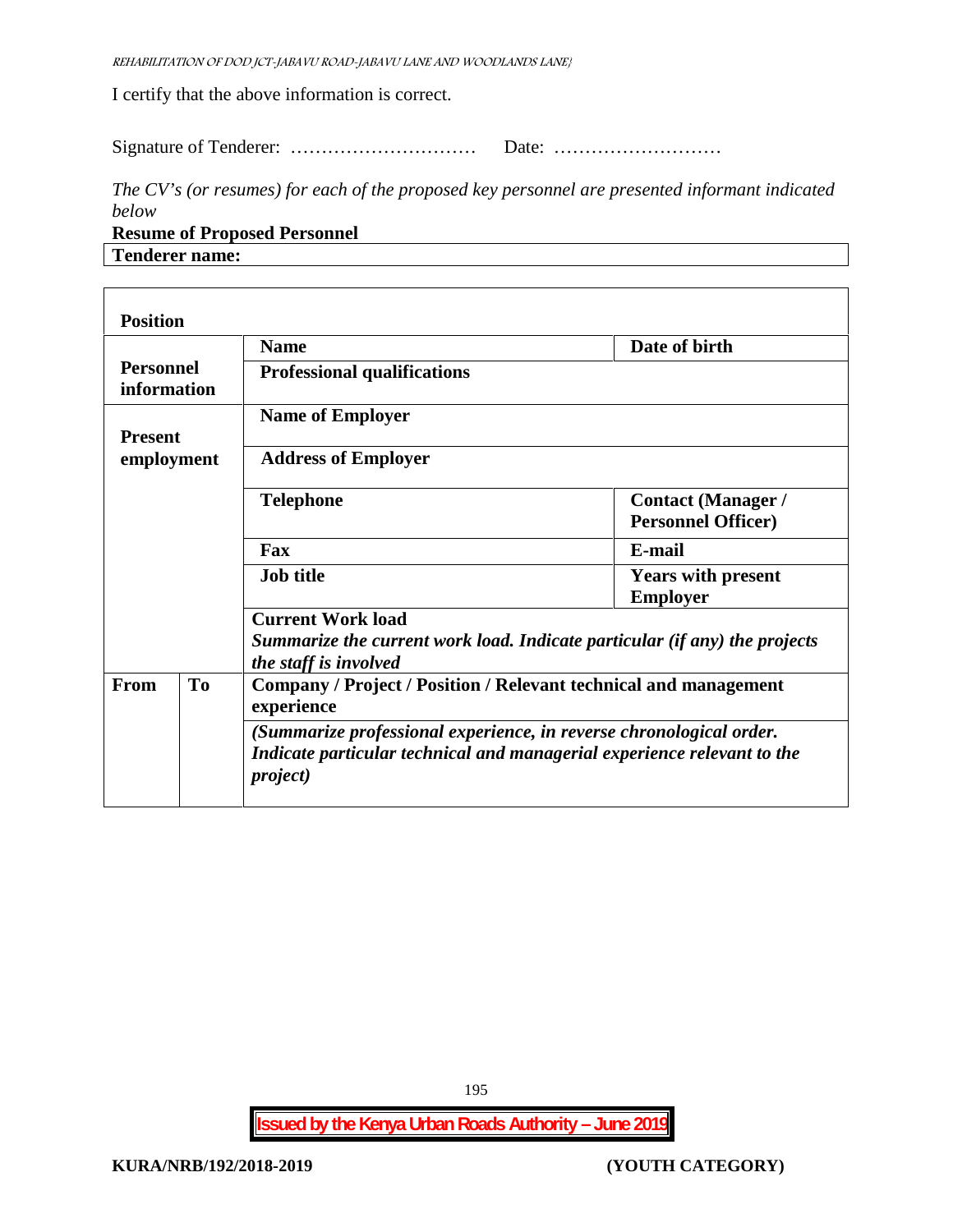I certify that the above information is correct.

Signature of Tenderer: ………………………… Date: ………………………

*The CV's (or resumes) for each of the proposed key personnel are presented informant indicated below*

**Resume of Proposed Personnel**

| **Tenderer name:** |
|---|

| **Position** | | | |
|---|---|---|---|
| **Personnel information** | | **Name** | **Date of birth** |
| | | **Professional qualifications** | |
| **Present employment** | | **Name of Employer** | |
| | | **Address of Employer** | |
| | | **Telephone** | **Contact (Manager / Personnel Officer)** |
| | | **Fax** | **E-mail** |
| | | **Job title** | **Years with present Employer** |
| | | **Current Work load** *Summarize the current work load. Indicate particular (if any) the projects the staff is involved* | |
| **From** | **To** | **Company / Project / Position / Relevant technical and management experience** | |
| | | ***(Summarize professional experience, in reverse chronological order. Indicate particular technical and managerial experience relevant to the project)*** | |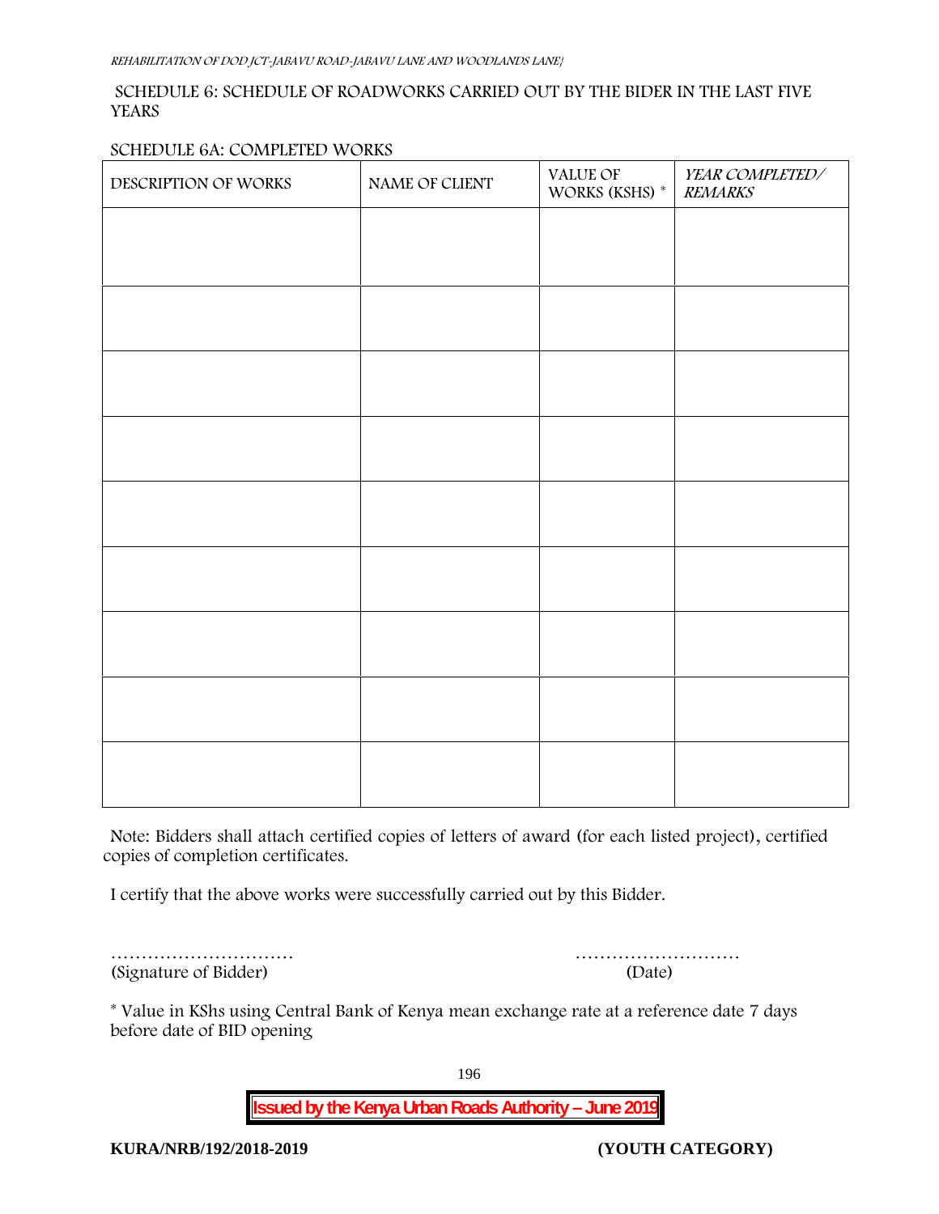## SCHEDULE 6: SCHEDULE OF ROADWORKS CARRIED OUT BY THE BIDER IN THE LAST FIVE YEARS

### SCHEDULE 6A: COMPLETED WORKS

| DESCRIPTION OF WORKS | NAME OF CLIENT | VALUE OF WORKS (KSHS) * | *YEAR COMPLETED/ REMARKS* |
|---|---|---|---|
| | | | |
| | | | |
| | | | |
| | | | |
| | | | |
| | | | |
| | | | |
| | | | |
| | | | |

Note: Bidders shall attach certified copies of letters of award (for each listed project), certified copies of completion certificates.

I certify that the above works were successfully carried out by this Bidder.

………………………… (Signature of Bidder)

……………………… (Date)

* Value in KShs using Central Bank of Kenya mean exchange rate at a reference date 7 days before date of BID opening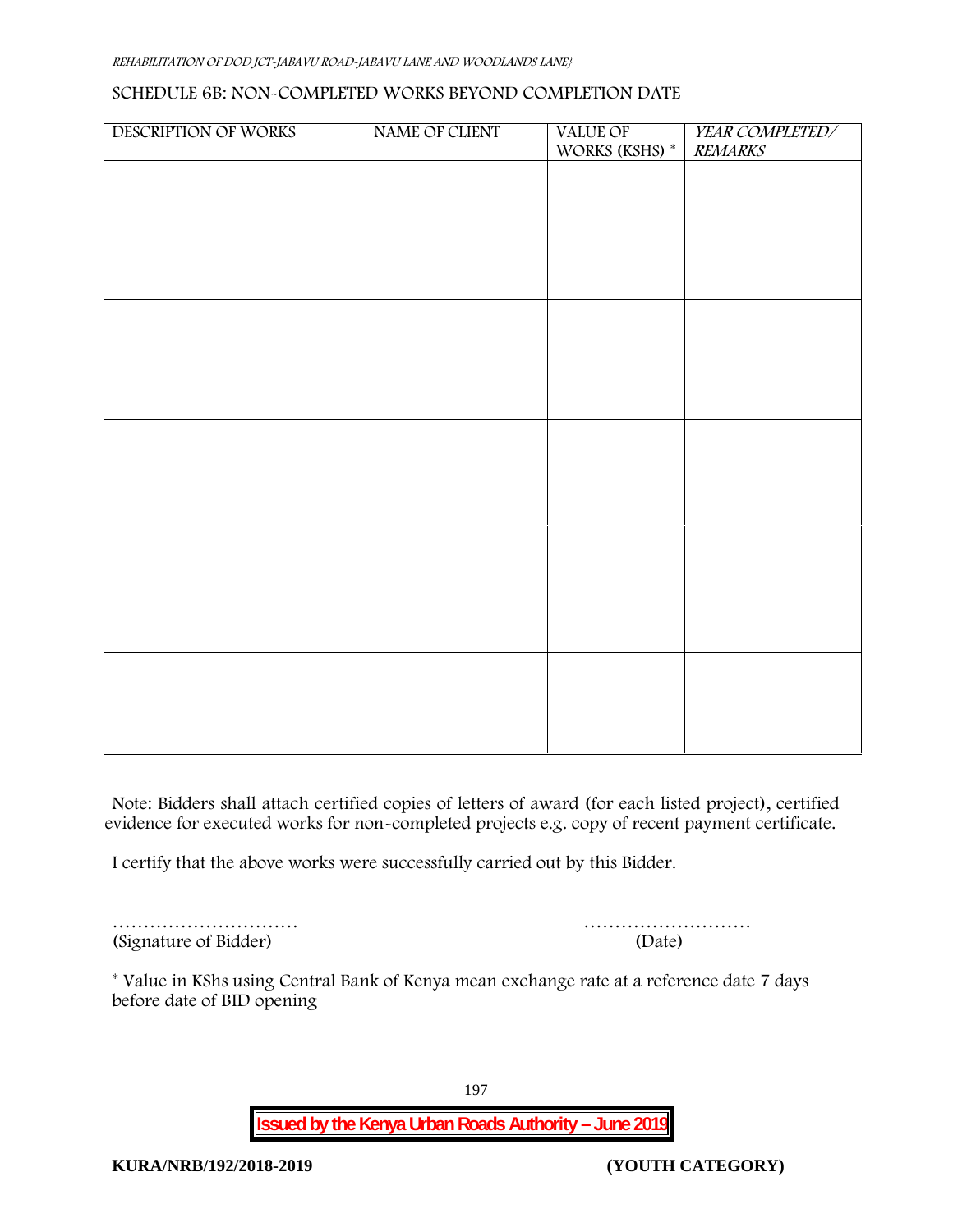## SCHEDULE 6B: NON-COMPLETED WORKS BEYOND COMPLETION DATE

| DESCRIPTION OF WORKS | NAME OF CLIENT | VALUE OF WORKS (KSHS) * | *YEAR COMPLETED/ REMARKS* |
|---|---|---|---|
| | | | |
| | | | |
| | | | |
| | | | |
| | | | |

Note: Bidders shall attach certified copies of letters of award (for each listed project), certified evidence for executed works for non-completed projects e.g. copy of recent payment certificate.

I certify that the above works were successfully carried out by this Bidder.

………………………… (Signature of Bidder)

……………………… (Date)

* Value in KShs using Central Bank of Kenya mean exchange rate at a reference date 7 days before date of BID opening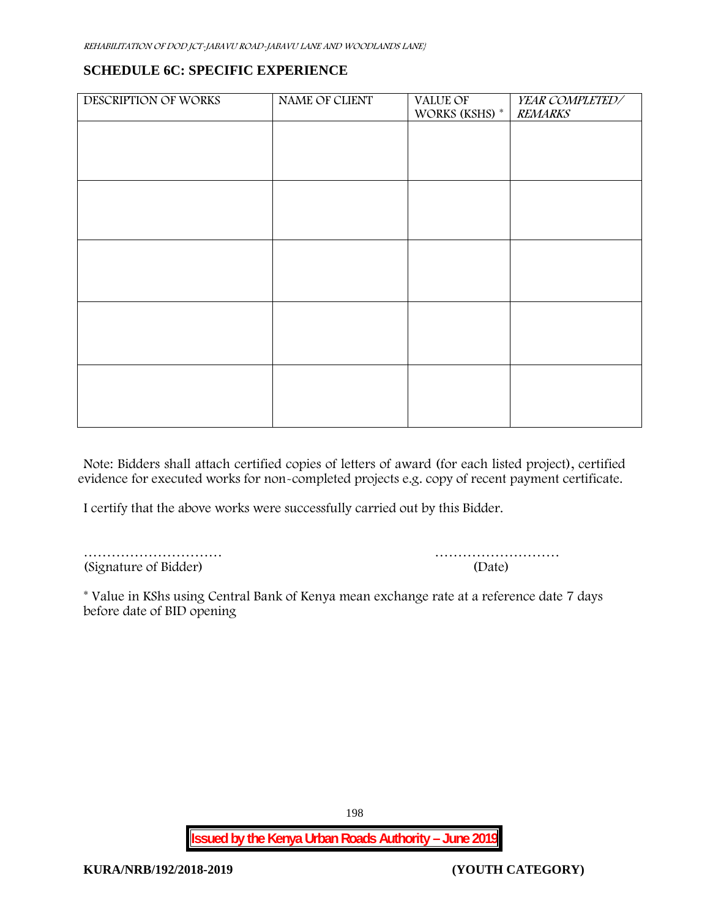## SCHEDULE 6C: SPECIFIC EXPERIENCE

| DESCRIPTION OF WORKS | NAME OF CLIENT | VALUE OF WORKS (KSHS) * | *YEAR COMPLETED/ REMARKS* |
|---|---|---|---|
| | | | |
| | | | |
| | | | |
| | | | |
| | | | |

Note: Bidders shall attach certified copies of letters of award (for each listed project), certified evidence for executed works for non-completed projects e.g. copy of recent payment certificate.

I certify that the above works were successfully carried out by this Bidder.

………………………… &nbsp;&nbsp;&nbsp;&nbsp;&nbsp;&nbsp;&nbsp;&nbsp;&nbsp;&nbsp;&nbsp;&nbsp;&nbsp;&nbsp;&nbsp;&nbsp;&nbsp;&nbsp;&nbsp;&nbsp; ………………………
(Signature of Bidder) &nbsp;&nbsp;&nbsp;&nbsp;&nbsp;&nbsp;&nbsp;&nbsp;&nbsp;&nbsp;&nbsp;&nbsp;&nbsp;&nbsp;&nbsp;&nbsp;&nbsp;&nbsp;&nbsp;&nbsp; (Date)

* Value in KShs using Central Bank of Kenya mean exchange rate at a reference date 7 days before date of BID opening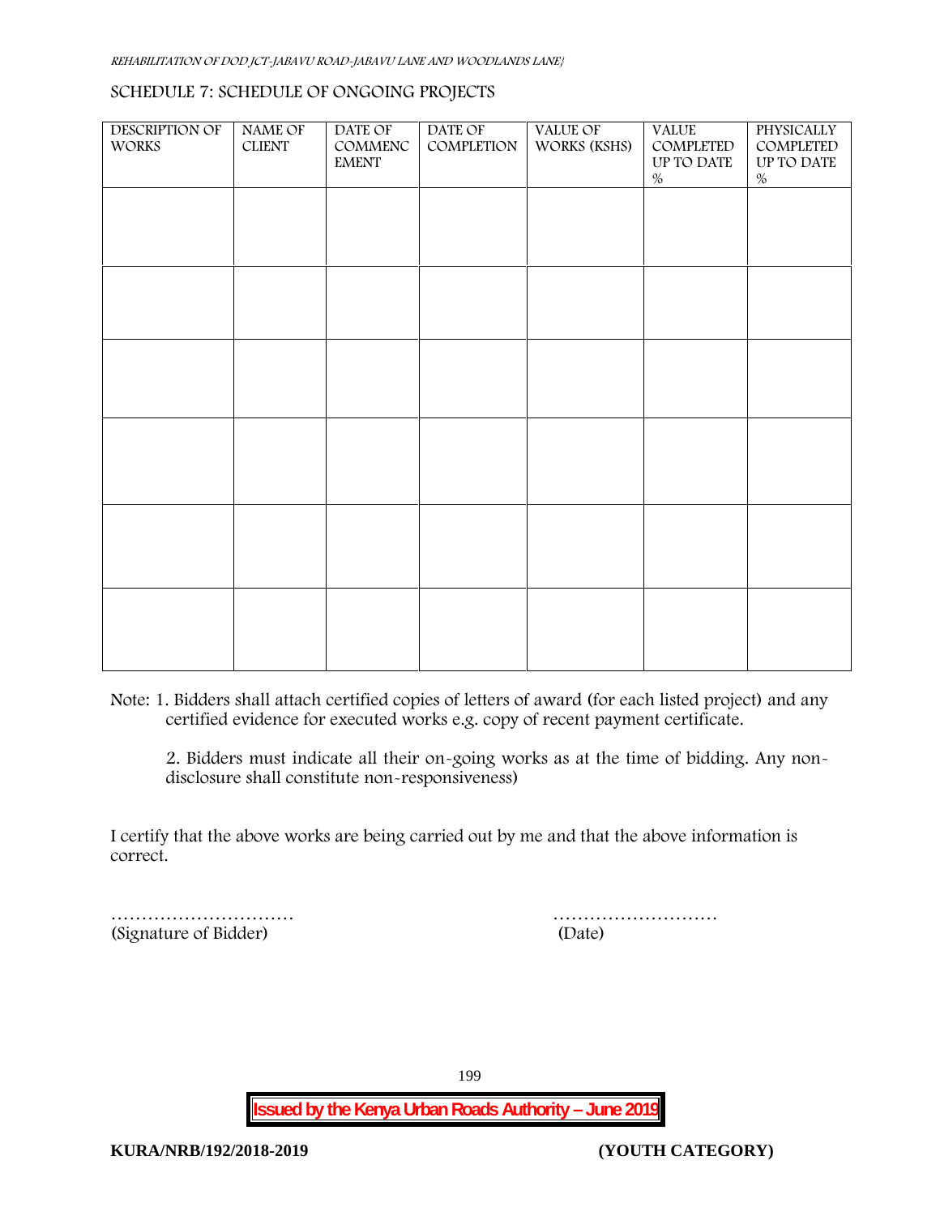## SCHEDULE 7: SCHEDULE OF ONGOING PROJECTS

| DESCRIPTION OF WORKS | NAME OF CLIENT | DATE OF COMMENCEMENT | DATE OF COMPLETION | VALUE OF WORKS (KSHS) | VALUE COMPLETED UP TO DATE % | PHYSICALLY COMPLETED UP TO DATE % |
|---|---|---|---|---|---|---|
| | | | | | | |
| | | | | | | |
| | | | | | | |
| | | | | | | |
| | | | | | | |
| | | | | | | |

Note: 1. Bidders shall attach certified copies of letters of award (for each listed project) and any certified evidence for executed works e.g. copy of recent payment certificate.

2. Bidders must indicate all their on-going works as at the time of bidding. Any non-disclosure shall constitute non-responsiveness)

I certify that the above works are being carried out by me and that the above information is correct.

………………………… (Signature of Bidder)

……………………… (Date)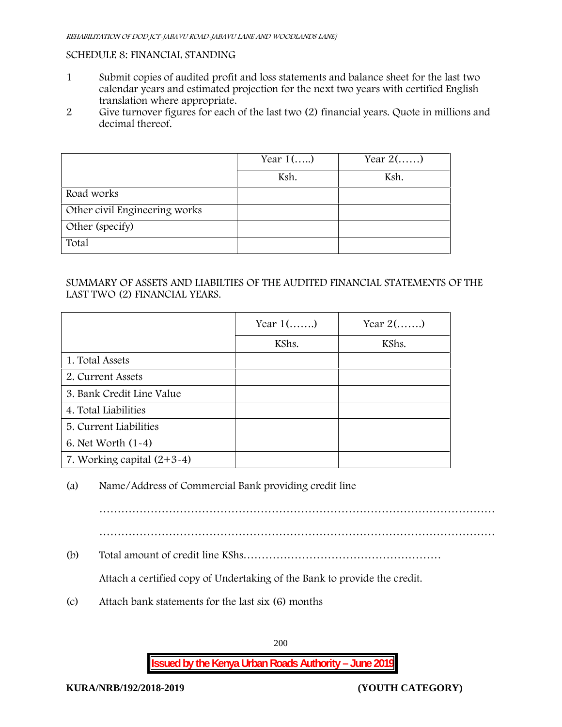## SCHEDULE 8: FINANCIAL STANDING

1. Submit copies of audited profit and loss statements and balance sheet for the last two calendar years and estimated projection for the next two years with certified English translation where appropriate.
2. Give turnover figures for each of the last two (2) financial years. Quote in millions and decimal thereof.

| | Year 1(…..) | Year 2(……) |
|---|---|---|
| | Ksh. | Ksh. |
| Road works | | |
| Other civil Engineering works | | |
| Other (specify) | | |
| Total | | |

SUMMARY OF ASSETS AND LIABILTIES OF THE AUDITED FINANCIAL STATEMENTS OF THE LAST TWO (2) FINANCIAL YEARS.

| | Year 1(…….) | Year 2(…….) |
|---|---|---|
| | KShs. | KShs. |
| 1. Total Assets | | |
| 2. Current Assets | | |
| 3. Bank Credit Line Value | | |
| 4. Total Liabilities | | |
| 5. Current Liabilities | | |
| 6. Net Worth (1-4) | | |
| 7. Working capital (2+3-4) | | |

(a) Name/Address of Commercial Bank providing credit line

……………………………………………………………………………………………

……………………………………………………………………………………………

(b) Total amount of credit line KShs………………………………………………

Attach a certified copy of Undertaking of the Bank to provide the credit.

(c) Attach bank statements for the last six (6) months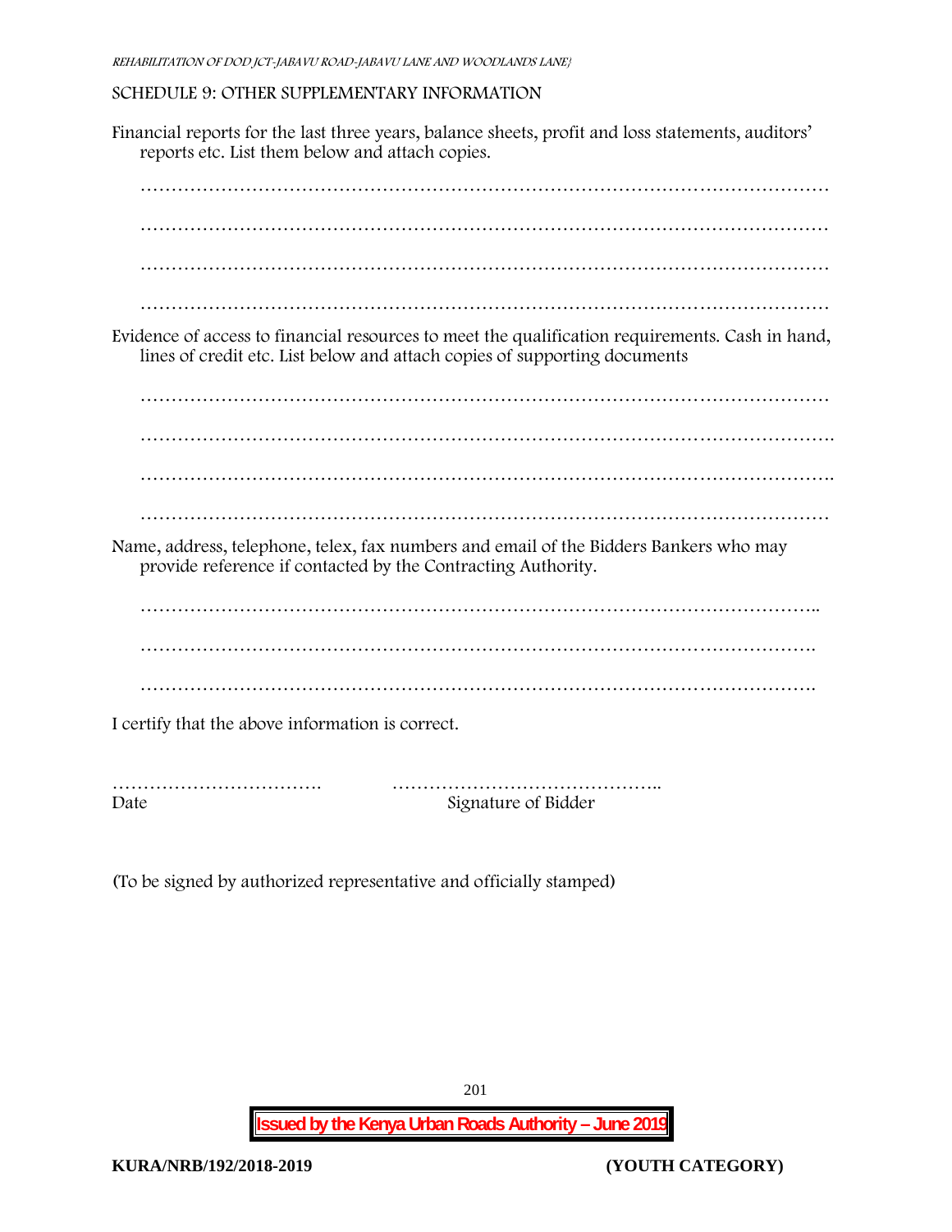## SCHEDULE 9: OTHER SUPPLEMENTARY INFORMATION

Financial reports for the last three years, balance sheets, profit and loss statements, auditors' reports etc. List them below and attach copies.

…………………………………………………………………………………………………

…………………………………………………………………………………………………

…………………………………………………………………………………………………

…………………………………………………………………………………………………

Evidence of access to financial resources to meet the qualification requirements. Cash in hand, lines of credit etc. List below and attach copies of supporting documents

…………………………………………………………………………………………………

………………………………………………………………………………………………….

………………………………………………………………………………………………….

…………………………………………………………………………………………………

Name, address, telephone, telex, fax numbers and email of the Bidders Bankers who may provide reference if contacted by the Contracting Authority.

………………………………………………………………………………………………..

……………………………………………………………………………………………….

……………………………………………………………………………………………….

I certify that the above information is correct.

……………………………. ……………………………………..

Date Signature of Bidder

(To be signed by authorized representative and officially stamped)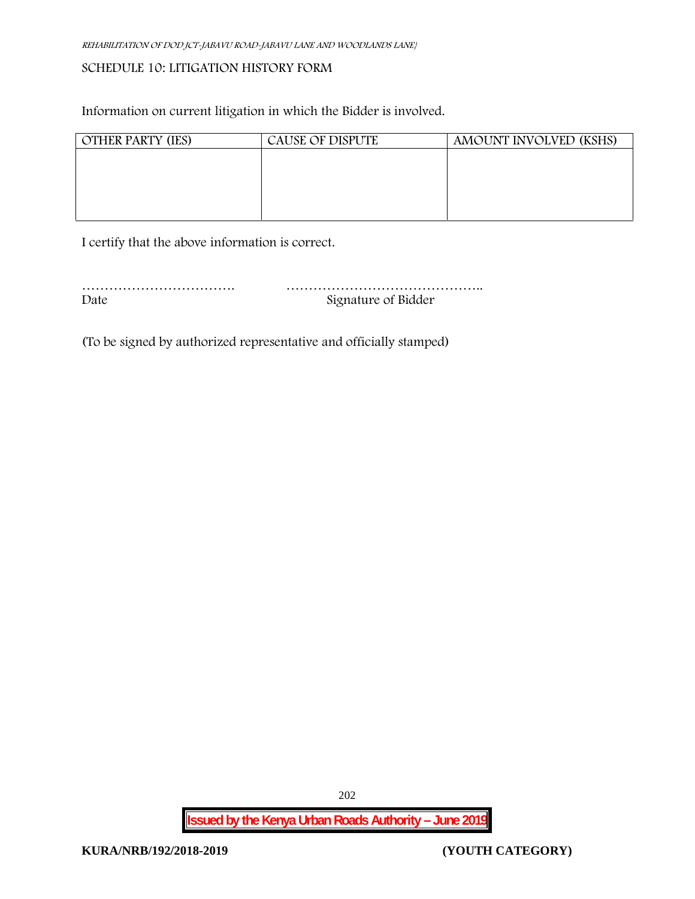## SCHEDULE 10: LITIGATION HISTORY FORM

Information on current litigation in which the Bidder is involved.

| OTHER PARTY (IES) | CAUSE OF DISPUTE | AMOUNT INVOLVED (KSHS) |
|---|---|---|
| | | |

I certify that the above information is correct.

……………………………. ……………………………………..

Date Signature of Bidder

(To be signed by authorized representative and officially stamped)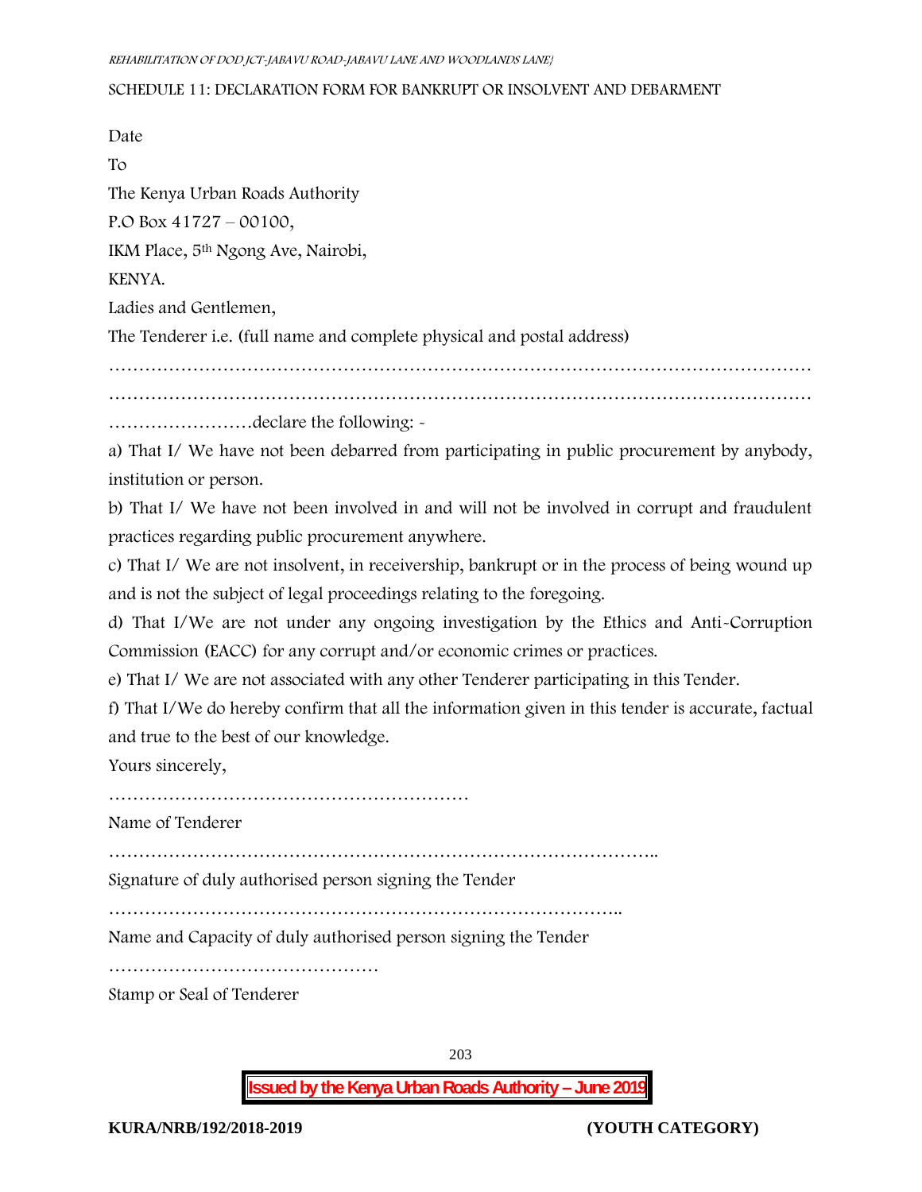SCHEDULE 11: DECLARATION FORM FOR BANKRUPT OR INSOLVENT AND DEBARMENT

Date

To

The Kenya Urban Roads Authority

P.O Box 41727 – 00100,

IKM Place, 5th Ngong Ave, Nairobi,

KENYA.

Ladies and Gentlemen,

The Tenderer i.e. (full name and complete physical and postal address)

……………………………………………………………………………………………………
……………………………………………………………………………………………………
……………………declare the following: -

a) That I/ We have not been debarred from participating in public procurement by anybody, institution or person.

b) That I/ We have not been involved in and will not be involved in corrupt and fraudulent practices regarding public procurement anywhere.

c) That I/ We are not insolvent, in receivership, bankrupt or in the process of being wound up and is not the subject of legal proceedings relating to the foregoing.

d) That I/We are not under any ongoing investigation by the Ethics and Anti-Corruption Commission (EACC) for any corrupt and/or economic crimes or practices.

e) That I/ We are not associated with any other Tenderer participating in this Tender.

f) That I/We do hereby confirm that all the information given in this tender is accurate, factual and true to the best of our knowledge.

Yours sincerely,

……………………………………………………

Name of Tenderer

………………………………………………………………………………..

Signature of duly authorised person signing the Tender

…………………………………………………………………………..

Name and Capacity of duly authorised person signing the Tender

………………………………………

Stamp or Seal of Tenderer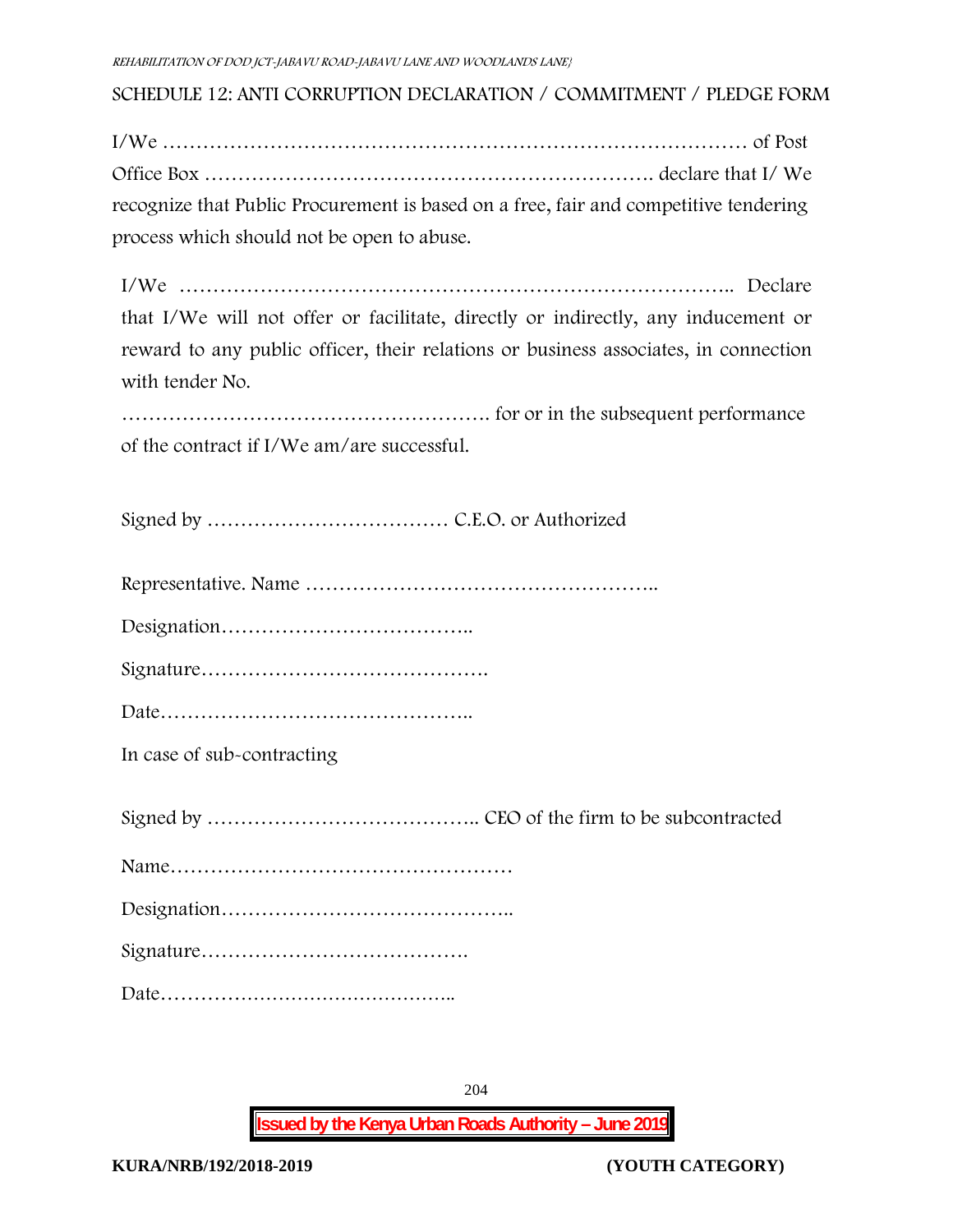## SCHEDULE 12: ANTI CORRUPTION DECLARATION / COMMITMENT / PLEDGE FORM

I/We ………………………………………………………………………………… of Post Office Box ………………………………………………………. declare that I/ We recognize that Public Procurement is based on a free, fair and competitive tendering process which should not be open to abuse.

I/We ……………………………………………………………………….. Declare that I/We will not offer or facilitate, directly or indirectly, any inducement or reward to any public officer, their relations or business associates, in connection with tender No.

………………………………………………. for or in the subsequent performance of the contract if I/We am/are successful.

Signed by ……………………………… C.E.O. or Authorized

Representative. Name ……………………………………………..

Designation………………………………..

Signature…………………………………….

Date………………………………………..

In case of sub-contracting

Signed by ………………………………….. CEO of the firm to be subcontracted

Name……………………………………………

Designation……………………………………..

Signature………………………………….

Date………………………………………..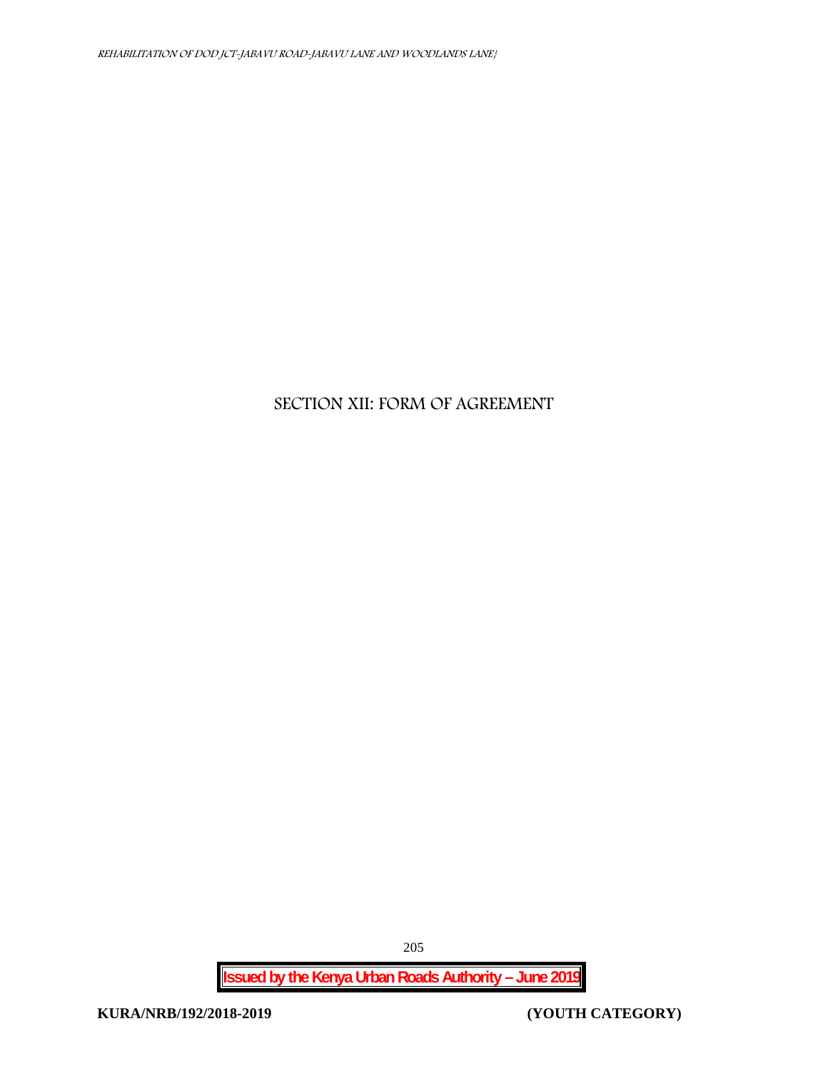# SECTION XII: FORM OF AGREEMENT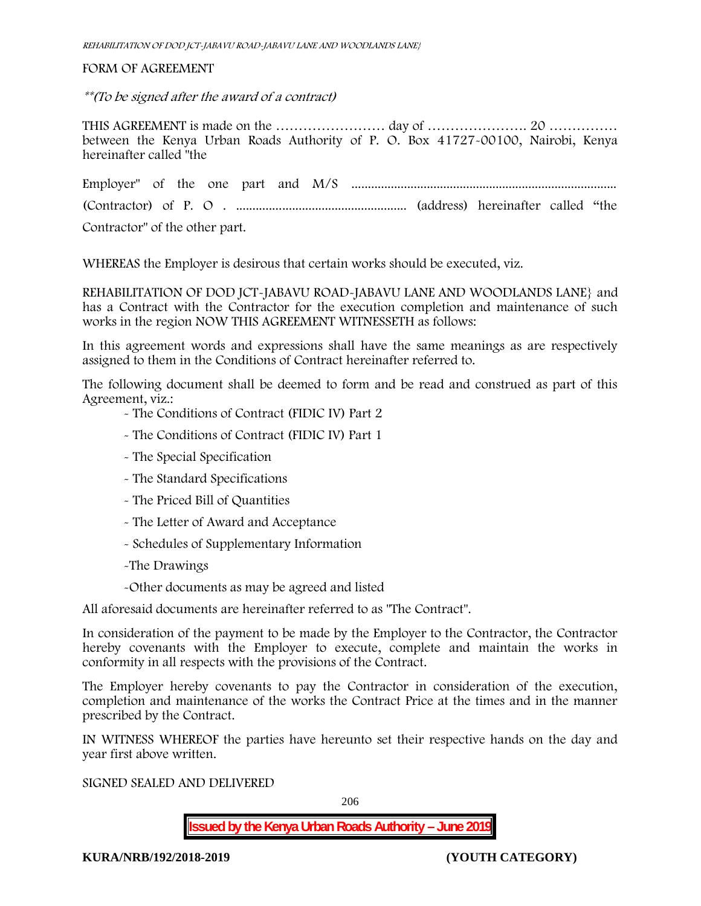FORM OF AGREEMENT

*\*\*(To be signed after the award of a contract)*

THIS AGREEMENT is made on the …………………… day of …………………. 20 …………… between the Kenya Urban Roads Authority of P. O. Box 41727-00100, Nairobi, Kenya hereinafter called "the

Employer" of the one part and M/S ..........................................................................

(Contractor) of P. O . .................................................... (address) hereinafter called "the Contractor" of the other part.

WHEREAS the Employer is desirous that certain works should be executed, viz.

REHABILITATION OF DOD JCT-JABAVU ROAD-JABAVU LANE AND WOODLANDS LANE} and has a Contract with the Contractor for the execution completion and maintenance of such works in the region NOW THIS AGREEMENT WITNESSETH as follows:

In this agreement words and expressions shall have the same meanings as are respectively assigned to them in the Conditions of Contract hereinafter referred to.

The following document shall be deemed to form and be read and construed as part of this Agreement, viz.:

- The Conditions of Contract (FIDIC IV) Part 2
- The Conditions of Contract (FIDIC IV) Part 1
- The Special Specification
- The Standard Specifications
- The Priced Bill of Quantities
- The Letter of Award and Acceptance
- Schedules of Supplementary Information
- The Drawings
- Other documents as may be agreed and listed

All aforesaid documents are hereinafter referred to as "The Contract".

In consideration of the payment to be made by the Employer to the Contractor, the Contractor hereby covenants with the Employer to execute, complete and maintain the works in conformity in all respects with the provisions of the Contract.

The Employer hereby covenants to pay the Contractor in consideration of the execution, completion and maintenance of the works the Contract Price at the times and in the manner prescribed by the Contract.

IN WITNESS WHEREOF the parties have hereunto set their respective hands on the day and year first above written.

SIGNED SEALED AND DELIVERED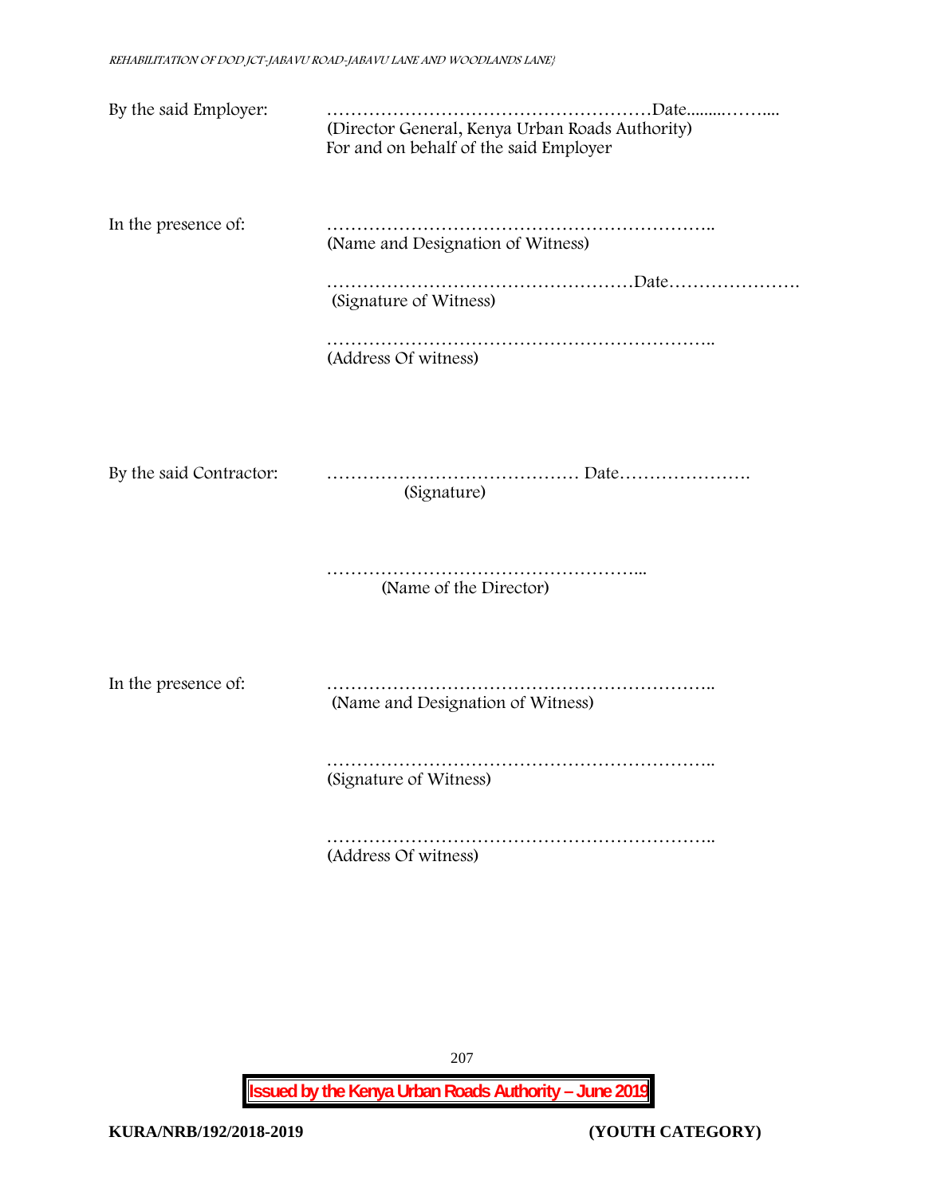By the said Employer: ………………………………………………Date………….…....
(Director General, Kenya Urban Roads Authority)
For and on behalf of the said Employer

In the presence of: ………………………………………………………..
(Name and Designation of Witness)

……………………………………………Date………………….
(Signature of Witness)

………………………………………………………..
(Address Of witness)

By the said Contractor: …………………………………… Date………………….
(Signature)

……………………………………………...
(Name of the Director)

In the presence of: ………………………………………………………..
(Name and Designation of Witness)

………………………………………………………..
(Signature of Witness)

………………………………………………………..
(Address Of witness)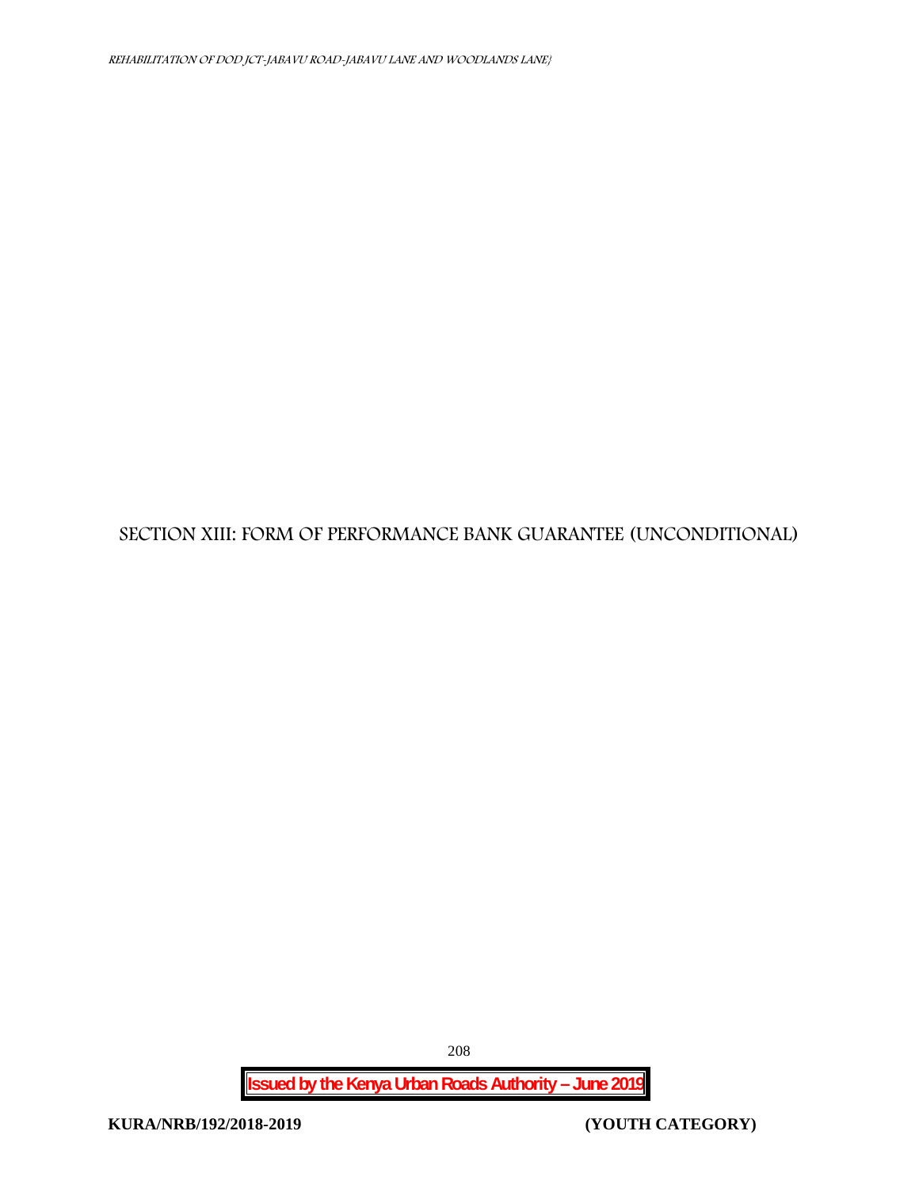# SECTION XIII: FORM OF PERFORMANCE BANK GUARANTEE (UNCONDITIONAL)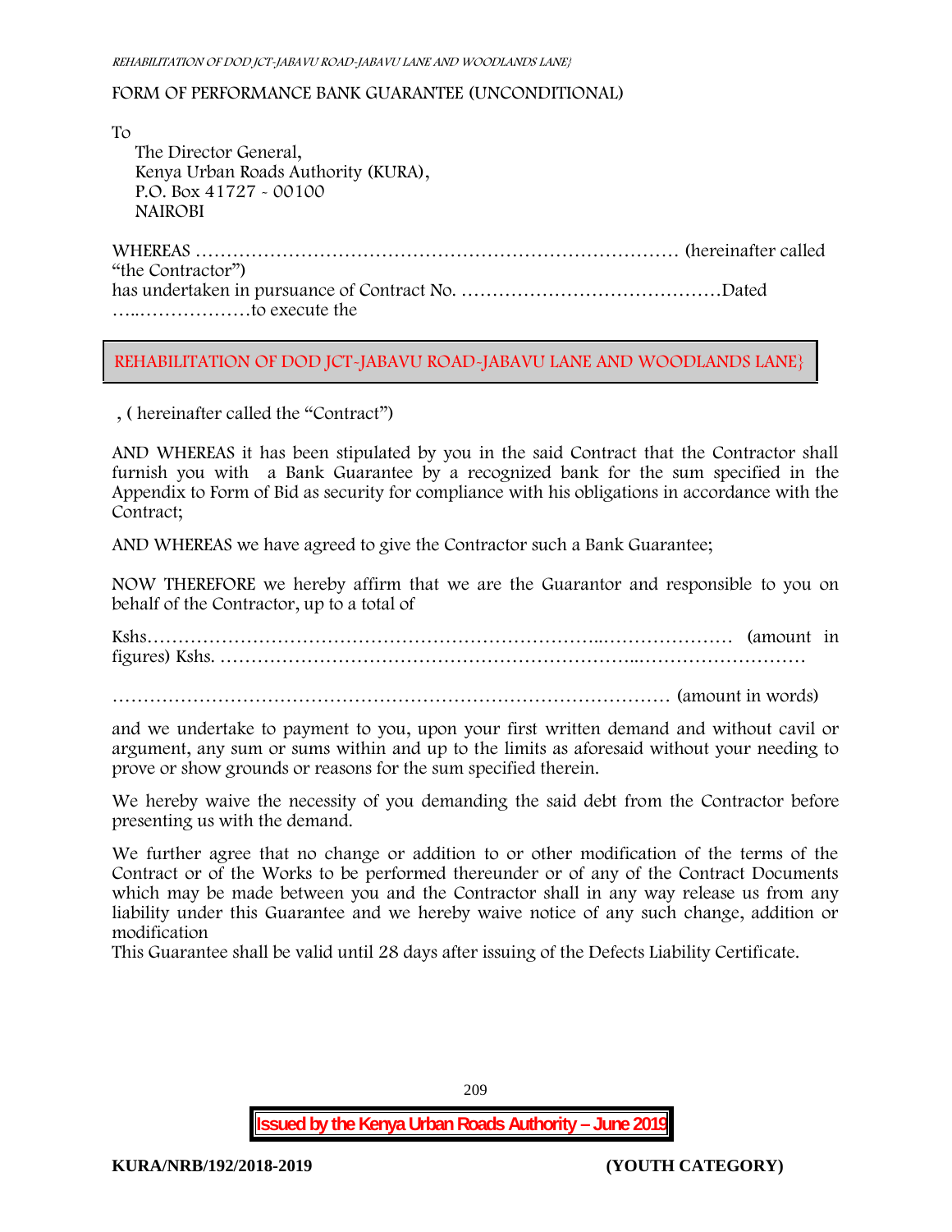FORM OF PERFORMANCE BANK GUARANTEE (UNCONDITIONAL)

To

The Director General,
Kenya Urban Roads Authority (KURA),
P.O. Box 41727 - 00100
NAIROBI

WHEREAS …………………………………………………………………… (hereinafter called "the Contractor")
has undertaken in pursuance of Contract No. ……………………………………Dated …..………………to execute the

REHABILITATION OF DOD JCT-JABAVU ROAD-JABAVU LANE AND WOODLANDS LANE}

, ( hereinafter called the "Contract")

AND WHEREAS it has been stipulated by you in the said Contract that the Contractor shall furnish you with a Bank Guarantee by a recognized bank for the sum specified in the Appendix to Form of Bid as security for compliance with his obligations in accordance with the Contract;

AND WHEREAS we have agreed to give the Contractor such a Bank Guarantee;

NOW THEREFORE we hereby affirm that we are the Guarantor and responsible to you on behalf of the Contractor, up to a total of

Kshs……………………………………………………………..………………… (amount in figures) Kshs. ……………………………………………………...………………………

……………………………………………………………………………… (amount in words)

and we undertake to payment to you, upon your first written demand and without cavil or argument, any sum or sums within and up to the limits as aforesaid without your needing to prove or show grounds or reasons for the sum specified therein.

We hereby waive the necessity of you demanding the said debt from the Contractor before presenting us with the demand.

We further agree that no change or addition to or other modification of the terms of the Contract or of the Works to be performed thereunder or of any of the Contract Documents which may be made between you and the Contractor shall in any way release us from any liability under this Guarantee and we hereby waive notice of any such change, addition or modification
This Guarantee shall be valid until 28 days after issuing of the Defects Liability Certificate.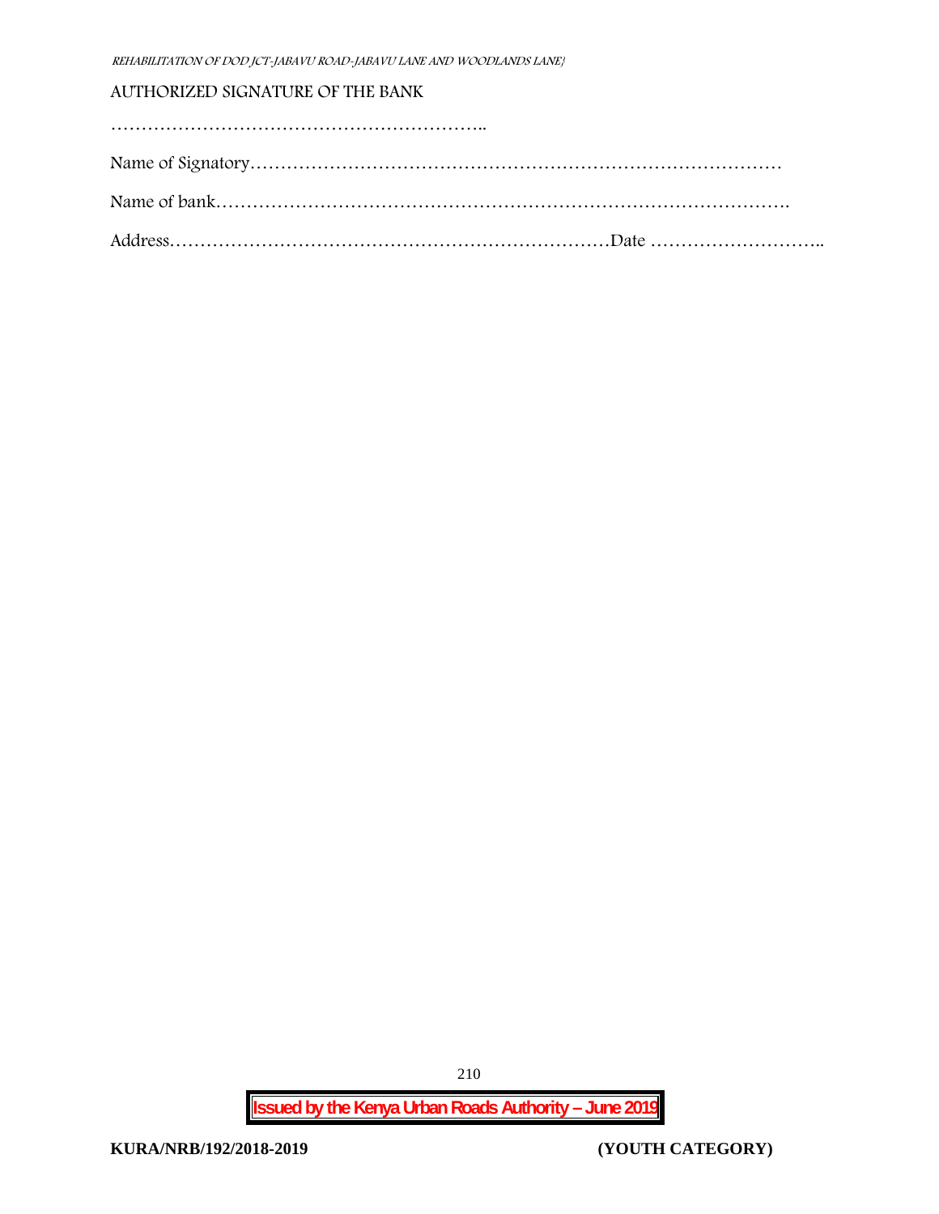AUTHORIZED SIGNATURE OF THE BANK

……………………………………………………..

Name of Signatory……………………………………………………………………………

Name of bank……………………………………………………………………………….

Address………………………………………………………………Date ………………………..